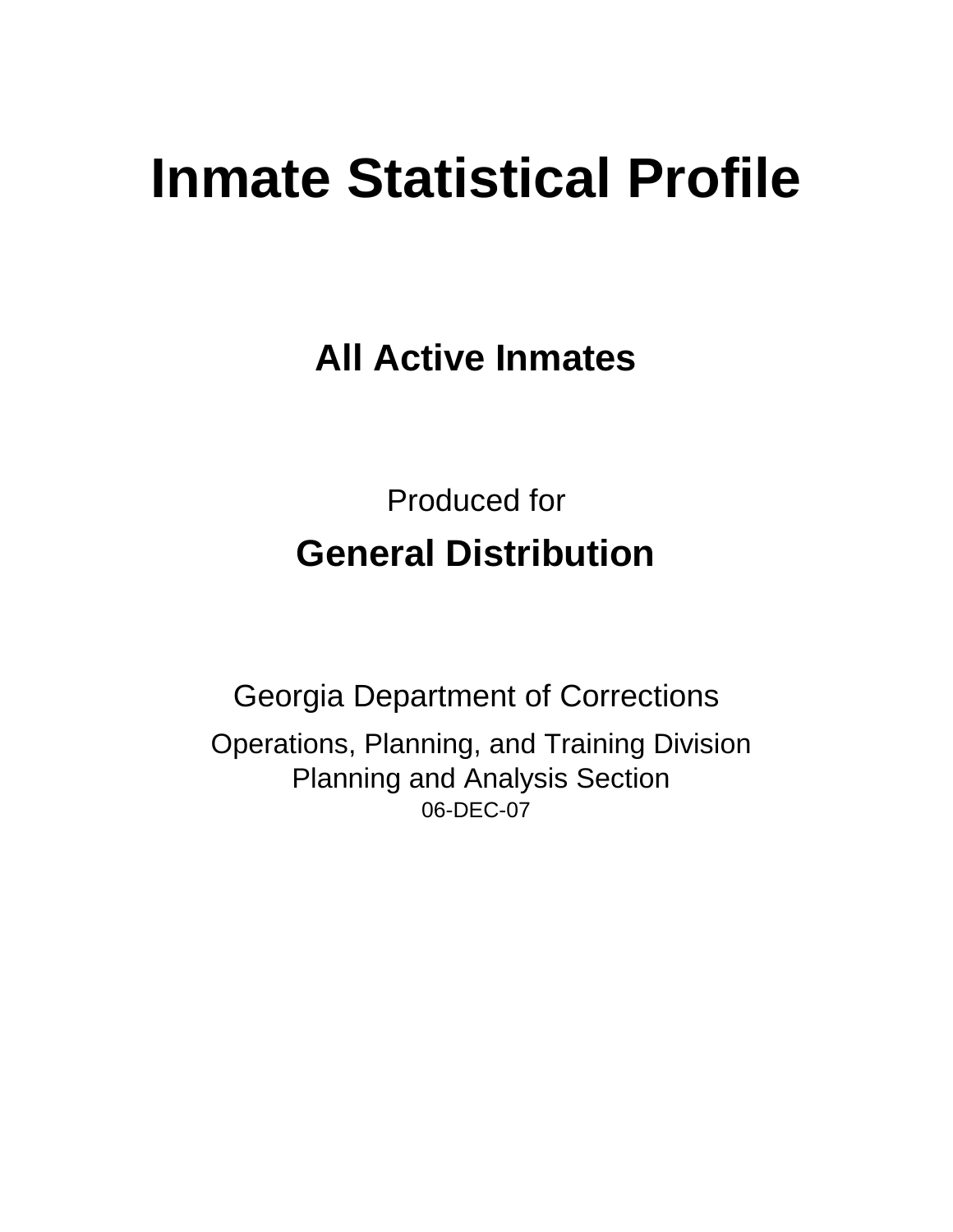# Inmate Statistical Profile

## All Active Inmates

Produced for

**General Distribution**

Georgia Department of Corrections

Operations, Planning, and Training Division
Planning and Analysis Section
06-DEC-07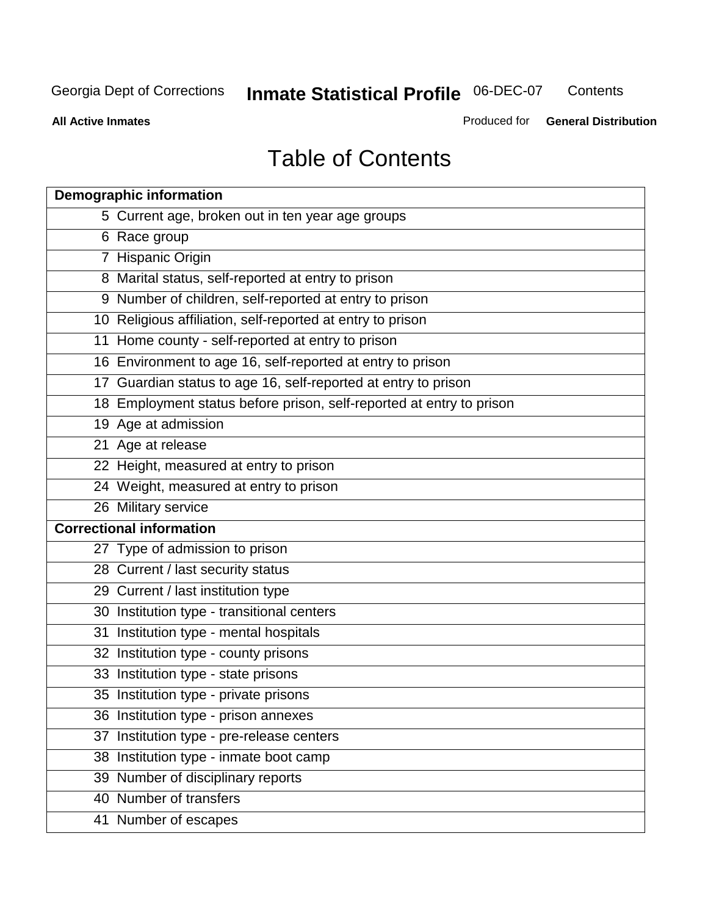# Table of Contents

| Demographic information | |
|---|---|
| 5 | Current age, broken out in ten year age groups |
| 6 | Race group |
| 7 | Hispanic Origin |
| 8 | Marital status, self-reported at entry to prison |
| 9 | Number of children, self-reported at entry to prison |
| 10 | Religious affiliation, self-reported at entry to prison |
| 11 | Home county - self-reported at entry to prison |
| 16 | Environment to age 16, self-reported at entry to prison |
| 17 | Guardian status to age 16, self-reported at entry to prison |
| 18 | Employment status before prison, self-reported at entry to prison |
| 19 | Age at admission |
| 21 | Age at release |
| 22 | Height, measured at entry to prison |
| 24 | Weight, measured at entry to prison |
| 26 | Military service |
| **Correctional information** | |
| 27 | Type of admission to prison |
| 28 | Current / last security status |
| 29 | Current / last institution type |
| 30 | Institution type - transitional centers |
| 31 | Institution type - mental hospitals |
| 32 | Institution type - county prisons |
| 33 | Institution type - state prisons |
| 35 | Institution type - private prisons |
| 36 | Institution type - prison annexes |
| 37 | Institution type - pre-release centers |
| 38 | Institution type - inmate boot camp |
| 39 | Number of disciplinary reports |
| 40 | Number of transfers |
| 41 | Number of escapes |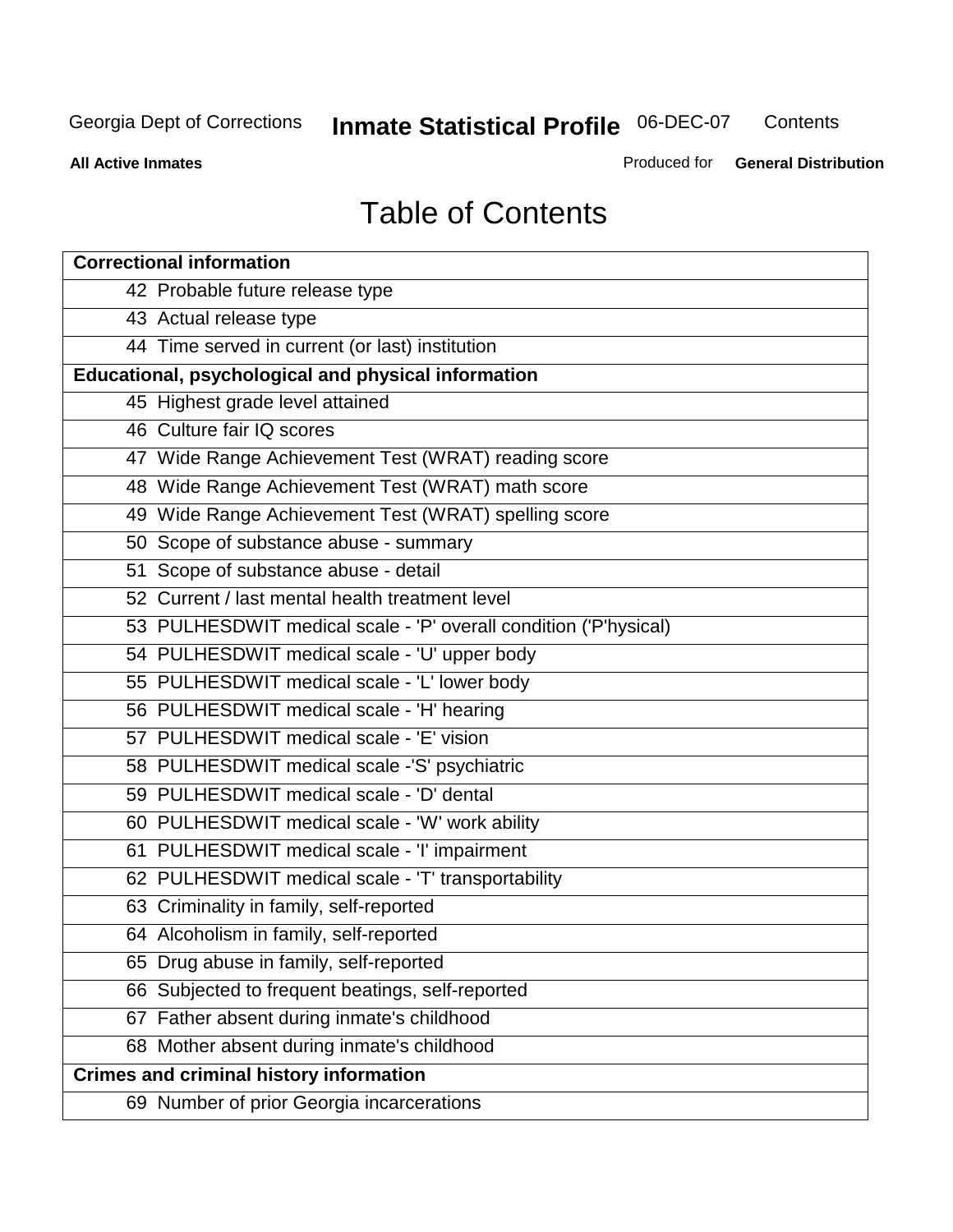# Table of Contents

| Correctional information |
|---|
| 42 Probable future release type |
| 43 Actual release type |
| 44 Time served in current (or last) institution |
| **Educational, psychological and physical information** |
| 45 Highest grade level attained |
| 46 Culture fair IQ scores |
| 47 Wide Range Achievement Test (WRAT) reading score |
| 48 Wide Range Achievement Test (WRAT) math score |
| 49 Wide Range Achievement Test (WRAT) spelling score |
| 50 Scope of substance abuse - summary |
| 51 Scope of substance abuse - detail |
| 52 Current / last mental health treatment level |
| 53 PULHESDWIT medical scale - 'P' overall condition ('P'hysical) |
| 54 PULHESDWIT medical scale - 'U' upper body |
| 55 PULHESDWIT medical scale - 'L' lower body |
| 56 PULHESDWIT medical scale - 'H' hearing |
| 57 PULHESDWIT medical scale - 'E' vision |
| 58 PULHESDWIT medical scale -'S' psychiatric |
| 59 PULHESDWIT medical scale - 'D' dental |
| 60 PULHESDWIT medical scale - 'W' work ability |
| 61 PULHESDWIT medical scale - 'I' impairment |
| 62 PULHESDWIT medical scale - 'T' transportability |
| 63 Criminality in family, self-reported |
| 64 Alcoholism in family, self-reported |
| 65 Drug abuse in family, self-reported |
| 66 Subjected to frequent beatings, self-reported |
| 67 Father absent during inmate's childhood |
| 68 Mother absent during inmate's childhood |
| **Crimes and criminal history information** |
| 69 Number of prior Georgia incarcerations |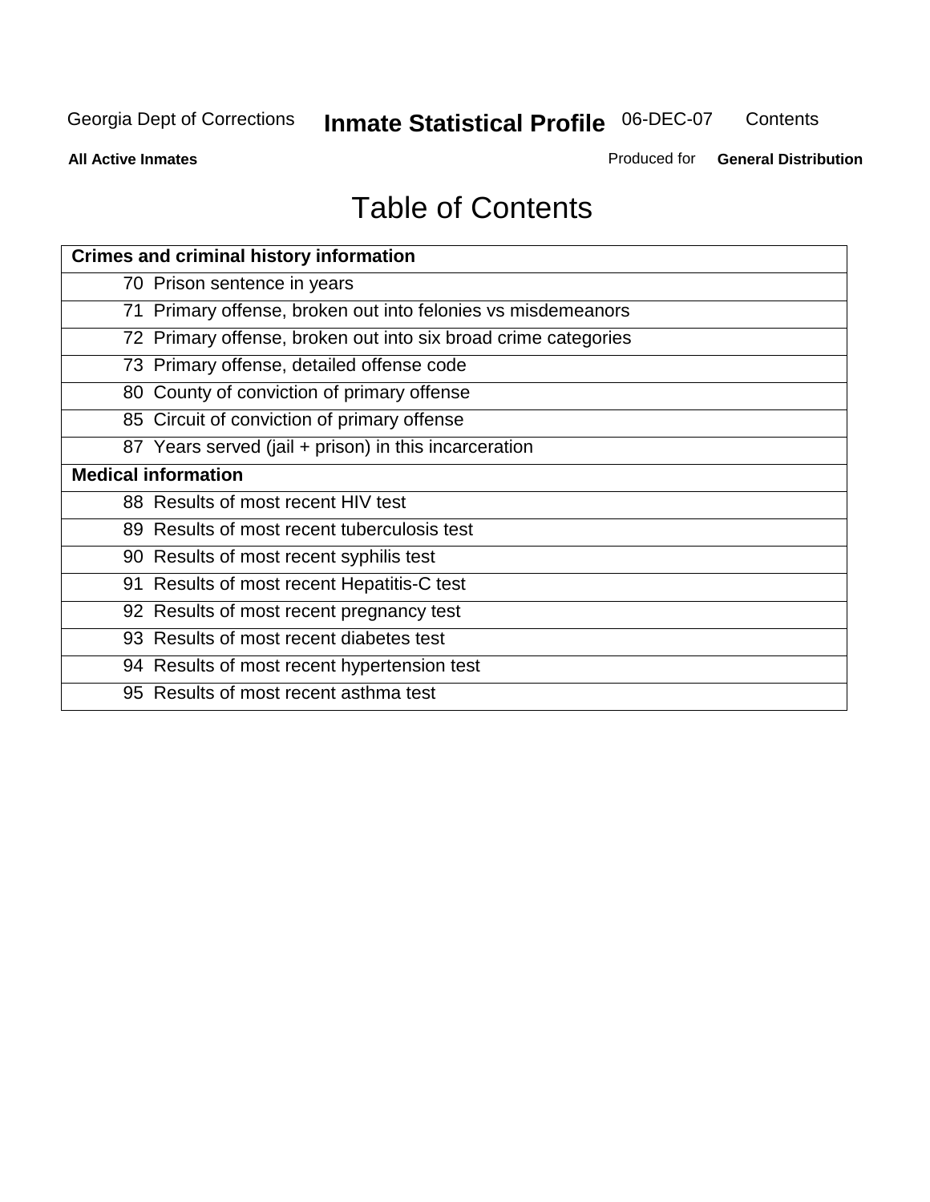# Table of Contents

| Crimes and criminal history information |
|---|
| 70 Prison sentence in years |
| 71 Primary offense, broken out into felonies vs misdemeanors |
| 72 Primary offense, broken out into six broad crime categories |
| 73 Primary offense, detailed offense code |
| 80 County of conviction of primary offense |
| 85 Circuit of conviction of primary offense |
| 87 Years served (jail + prison) in this incarceration |
| **Medical information** |
| 88 Results of most recent HIV test |
| 89 Results of most recent tuberculosis test |
| 90 Results of most recent syphilis test |
| 91 Results of most recent Hepatitis-C test |
| 92 Results of most recent pregnancy test |
| 93 Results of most recent diabetes test |
| 94 Results of most recent hypertension test |
| 95 Results of most recent asthma test |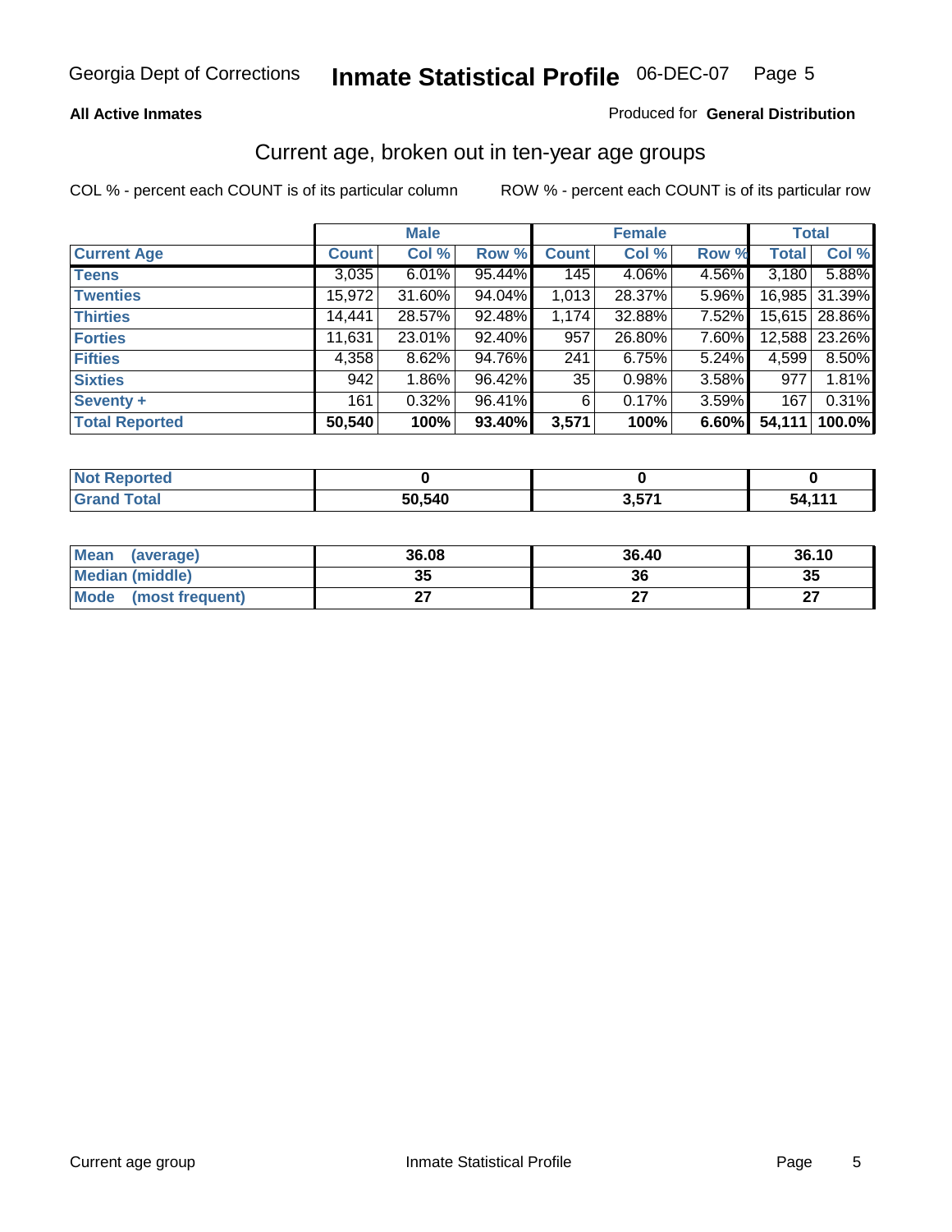**All Active Inmates**

Produced for **General Distribution**

## Current age, broken out in ten-year age groups

COL % - percent each COUNT is of its particular column

ROW % - percent each COUNT is of its particular row

| | Male | | | Female | | | Total | |
|---|---|---|---|---|---|---|---|---|
| **Current Age** | **Count** | **Col %** | **Row %** | **Count** | **Col %** | **Row %** | **Total** | **Col %** |
| **Teens** | 3,035 | 6.01% | 95.44% | 145 | 4.06% | 4.56% | 3,180 | 5.88% |
| **Twenties** | 15,972 | 31.60% | 94.04% | 1,013 | 28.37% | 5.96% | 16,985 | 31.39% |
| **Thirties** | 14,441 | 28.57% | 92.48% | 1,174 | 32.88% | 7.52% | 15,615 | 28.86% |
| **Forties** | 11,631 | 23.01% | 92.40% | 957 | 26.80% | 7.60% | 12,588 | 23.26% |
| **Fifties** | 4,358 | 8.62% | 94.76% | 241 | 6.75% | 5.24% | 4,599 | 8.50% |
| **Sixties** | 942 | 1.86% | 96.42% | 35 | 0.98% | 3.58% | 977 | 1.81% |
| **Seventy +** | 161 | 0.32% | 96.41% | 6 | 0.17% | 3.59% | 167 | 0.31% |
| **Total Reported** | **50,540** | **100%** | **93.40%** | **3,571** | **100%** | **6.60%** | **54,111** | **100.0%** |

| | Male | Female | Total |
|---|---|---|---|
| **Not Reported** | **0** | **0** | **0** |
| **Grand Total** | **50,540** | **3,571** | **54,111** |

| | Male | Female | Total |
|---|---|---|---|
| **Mean (average)** | **36.08** | **36.40** | **36.10** |
| **Median (middle)** | **35** | **36** | **35** |
| **Mode (most frequent)** | **27** | **27** | **27** |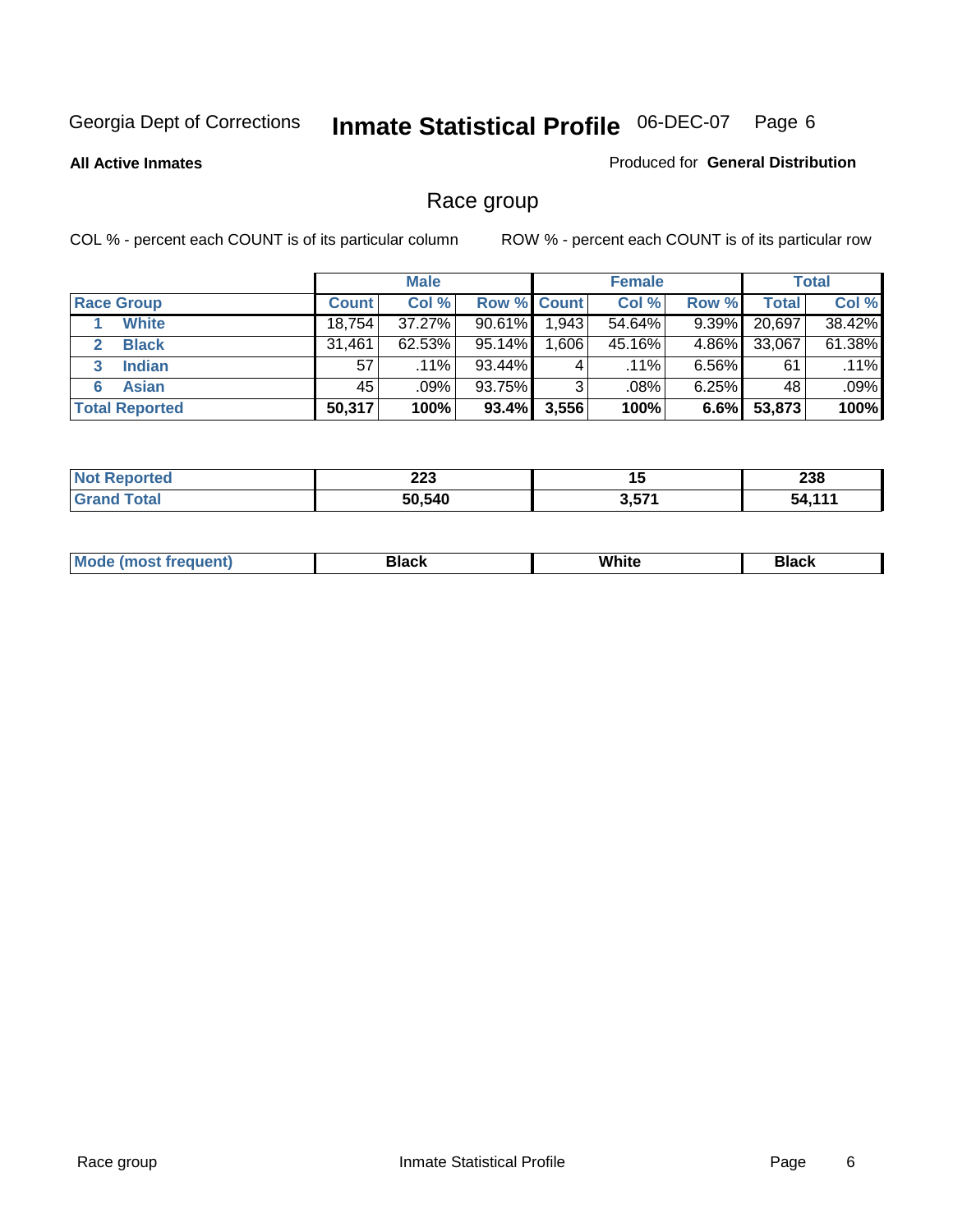Georgia Dept of Corrections **Inmate Statistical Profile** 06-DEC-07

**All Active Inmates**

Produced for **General Distribution**

## Race group

COL % - percent each COUNT is of its particular column

ROW % - percent each COUNT is of its particular row

| | Male | | | Female | | | Total | |
|---|---|---|---|---|---|---|---|---|
| **Race Group** | **Count** | **Col %** | **Row %** | **Count** | **Col %** | **Row %** | **Total** | **Col %** |
| 1 **White** | 18,754 | 37.27% | 90.61% | 1,943 | 54.64% | 9.39% | 20,697 | 38.42% |
| 2 **Black** | 31,461 | 62.53% | 95.14% | 1,606 | 45.16% | 4.86% | 33,067 | 61.38% |
| 3 **Indian** | 57 | .11% | 93.44% | 4 | .11% | 6.56% | 61 | .11% |
| 6 **Asian** | 45 | .09% | 93.75% | 3 | .08% | 6.25% | 48 | .09% |
| **Total Reported** | **50,317** | **100%** | **93.4%** | **3,556** | **100%** | **6.6%** | **53,873** | **100%** |

| | Male | Female | Total |
|---|---|---|---|
| **Not Reported** | **223** | **15** | **238** |
| **Grand Total** | **50,540** | **3,571** | **54,111** |

| | Male | Female | Total |
|---|---|---|---|
| **Mode (most frequent)** | **Black** | **White** | **Black** |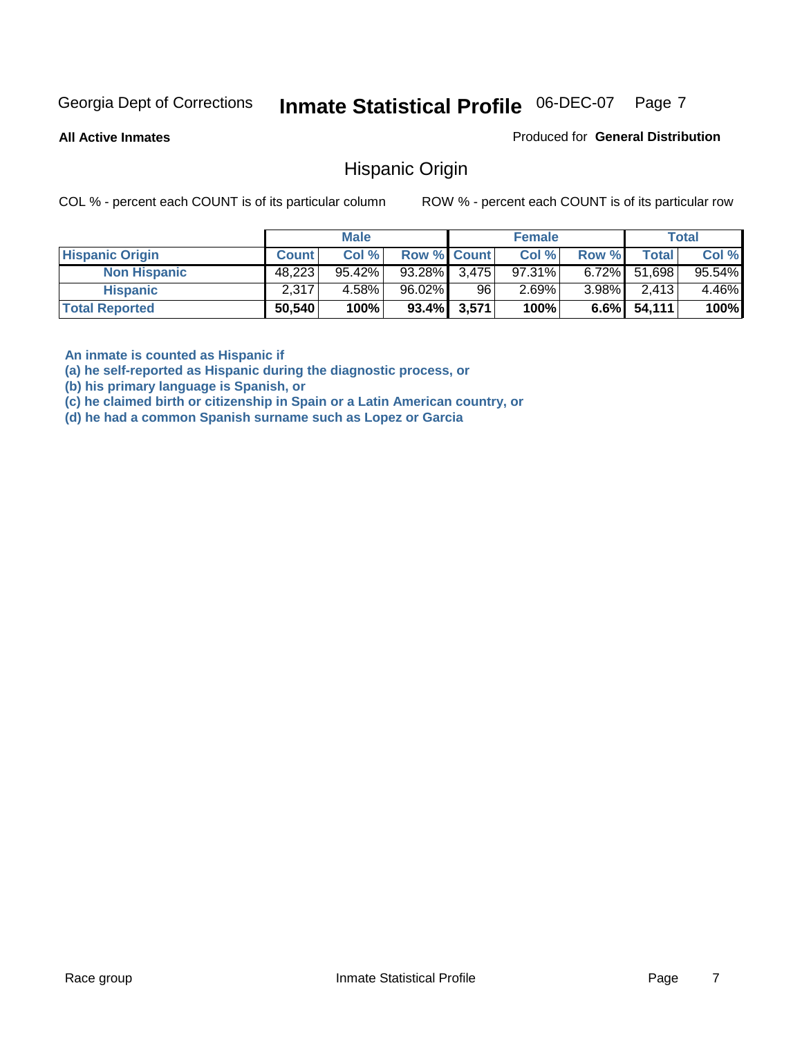Georgia Dept of Corrections **Inmate Statistical Profile** 06-DEC-07

**All Active Inmates**

Produced for **General Distribution**

## Hispanic Origin

COL % - percent each COUNT is of its particular column ROW % - percent each COUNT is of its particular row

| | Male | | | Female | | | Total | |
|---|---|---|---|---|---|---|---|---|
| **Hispanic Origin** | **Count** | **Col %** | **Row %** | **Count** | **Col %** | **Row %** | **Total** | **Col %** |
| **Non Hispanic** | 48,223 | 95.42% | 93.28% | 3,475 | 97.31% | 6.72% | 51,698 | 95.54% |
| **Hispanic** | 2,317 | 4.58% | 96.02% | 96 | 2.69% | 3.98% | 2,413 | 4.46% |
| **Total Reported** | **50,540** | **100%** | **93.4%** | **3,571** | **100%** | **6.6%** | **54,111** | **100%** |

**An inmate is counted as Hispanic if**
**(a) he self-reported as Hispanic during the diagnostic process, or**
**(b) his primary language is Spanish, or**
**(c) he claimed birth or citizenship in Spain or a Latin American country, or**
**(d) he had a common Spanish surname such as Lopez or Garcia**

Race group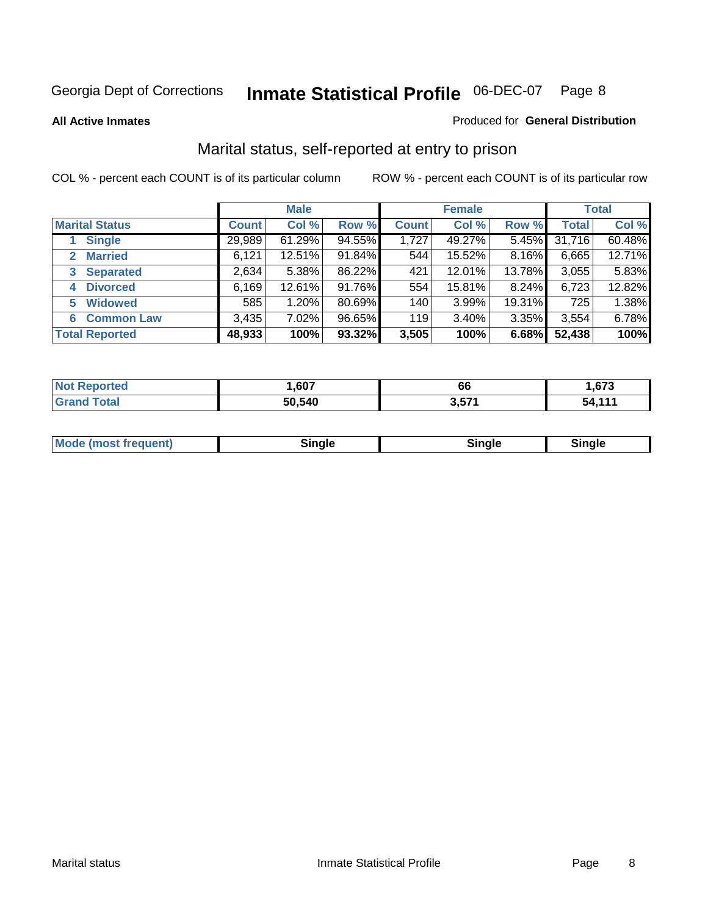Georgia Dept of Corrections **Inmate Statistical Profile** 06-DEC-07

**All Active Inmates**

Produced for **General Distribution**

## Marital status, self-reported at entry to prison

COL % - percent each COUNT is of its particular column

ROW % - percent each COUNT is of its particular row

| | Male | | | Female | | | Total | |
|---|---|---|---|---|---|---|---|---|
| **Marital Status** | **Count** | **Col %** | **Row %** | **Count** | **Col %** | **Row %** | **Total** | **Col %** |
| 1 Single | 29,989 | 61.29% | 94.55% | 1,727 | 49.27% | 5.45% | 31,716 | 60.48% |
| 2 Married | 6,121 | 12.51% | 91.84% | 544 | 15.52% | 8.16% | 6,665 | 12.71% |
| 3 Separated | 2,634 | 5.38% | 86.22% | 421 | 12.01% | 13.78% | 3,055 | 5.83% |
| 4 Divorced | 6,169 | 12.61% | 91.76% | 554 | 15.81% | 8.24% | 6,723 | 12.82% |
| 5 Widowed | 585 | 1.20% | 80.69% | 140 | 3.99% | 19.31% | 725 | 1.38% |
| 6 Common Law | 3,435 | 7.02% | 96.65% | 119 | 3.40% | 3.35% | 3,554 | 6.78% |
| **Total Reported** | **48,933** | **100%** | **93.32%** | **3,505** | **100%** | **6.68%** | **52,438** | **100%** |

| | Male | Female | Total |
|---|---|---|---|
| Not Reported | 1,607 | 66 | 1,673 |
| Grand Total | 50,540 | 3,571 | 54,111 |

| | Male | Female | Total |
|---|---|---|---|
| Mode (most frequent) | Single | Single | Single |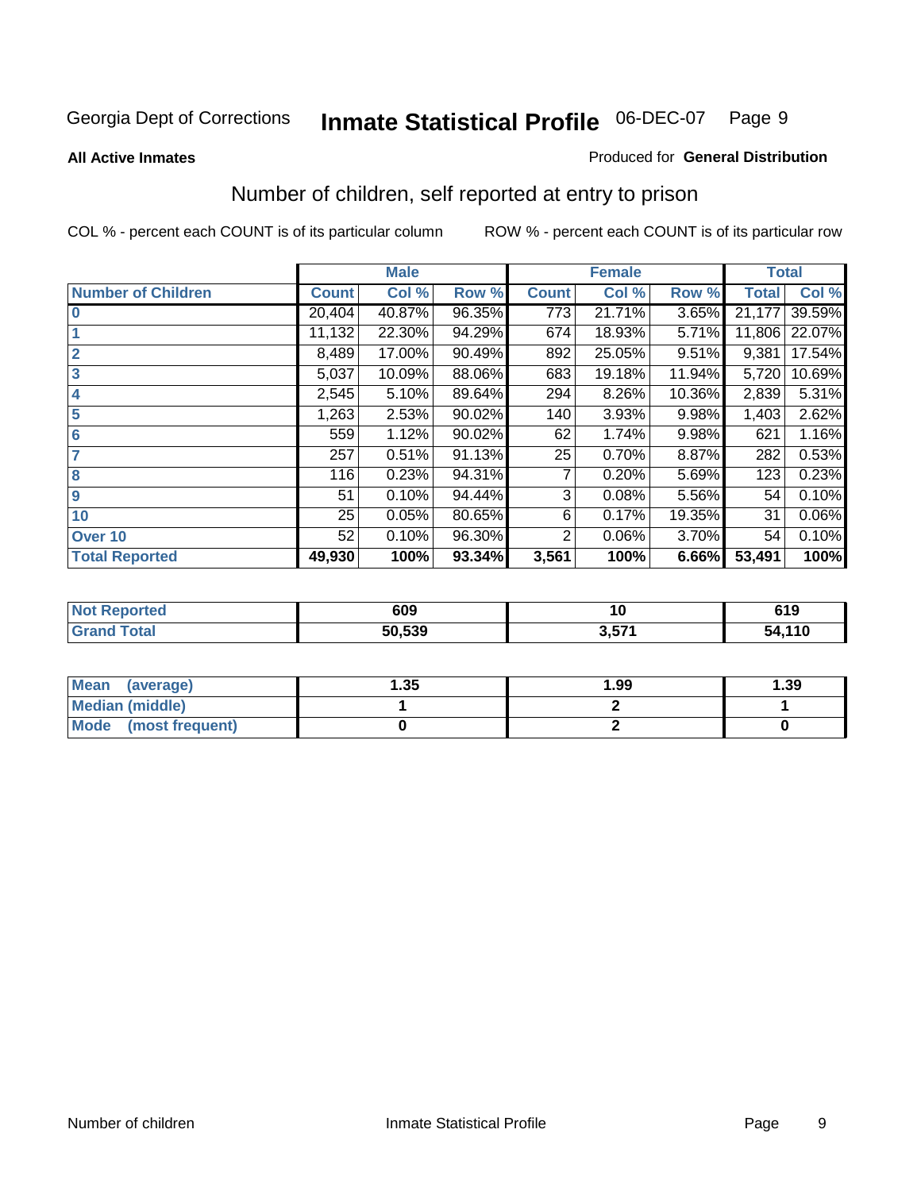Georgia Dept of Corrections **Inmate Statistical Profile** 06-DEC-07

**All Active Inmates**

Produced for **General Distribution**

## Number of children, self reported at entry to prison

COL % - percent each COUNT is of its particular column     ROW % - percent each COUNT is of its particular row

| | Male | | | Female | | | Total | |
|---|---|---|---|---|---|---|---|---|
| **Number of Children** | **Count** | **Col %** | **Row %** | **Count** | **Col %** | **Row %** | **Total** | **Col %** |
| **0** | 20,404 | 40.87% | 96.35% | 773 | 21.71% | 3.65% | 21,177 | 39.59% |
| **1** | 11,132 | 22.30% | 94.29% | 674 | 18.93% | 5.71% | 11,806 | 22.07% |
| **2** | 8,489 | 17.00% | 90.49% | 892 | 25.05% | 9.51% | 9,381 | 17.54% |
| **3** | 5,037 | 10.09% | 88.06% | 683 | 19.18% | 11.94% | 5,720 | 10.69% |
| **4** | 2,545 | 5.10% | 89.64% | 294 | 8.26% | 10.36% | 2,839 | 5.31% |
| **5** | 1,263 | 2.53% | 90.02% | 140 | 3.93% | 9.98% | 1,403 | 2.62% |
| **6** | 559 | 1.12% | 90.02% | 62 | 1.74% | 9.98% | 621 | 1.16% |
| **7** | 257 | 0.51% | 91.13% | 25 | 0.70% | 8.87% | 282 | 0.53% |
| **8** | 116 | 0.23% | 94.31% | 7 | 0.20% | 5.69% | 123 | 0.23% |
| **9** | 51 | 0.10% | 94.44% | 3 | 0.08% | 5.56% | 54 | 0.10% |
| **10** | 25 | 0.05% | 80.65% | 6 | 0.17% | 19.35% | 31 | 0.06% |
| **Over 10** | 52 | 0.10% | 96.30% | 2 | 0.06% | 3.70% | 54 | 0.10% |
| **Total Reported** | **49,930** | **100%** | **93.34%** | **3,561** | **100%** | **6.66%** | **53,491** | **100%** |

| | Male | Female | Total |
|---|---|---|---|
| **Not Reported** | **609** | **10** | **619** |
| **Grand Total** | **50,539** | **3,571** | **54,110** |

| | Male | Female | Total |
|---|---|---|---|
| **Mean (average)** | **1.35** | **1.99** | **1.39** |
| **Median (middle)** | **1** | **2** | **1** |
| **Mode (most frequent)** | **0** | **2** | **0** |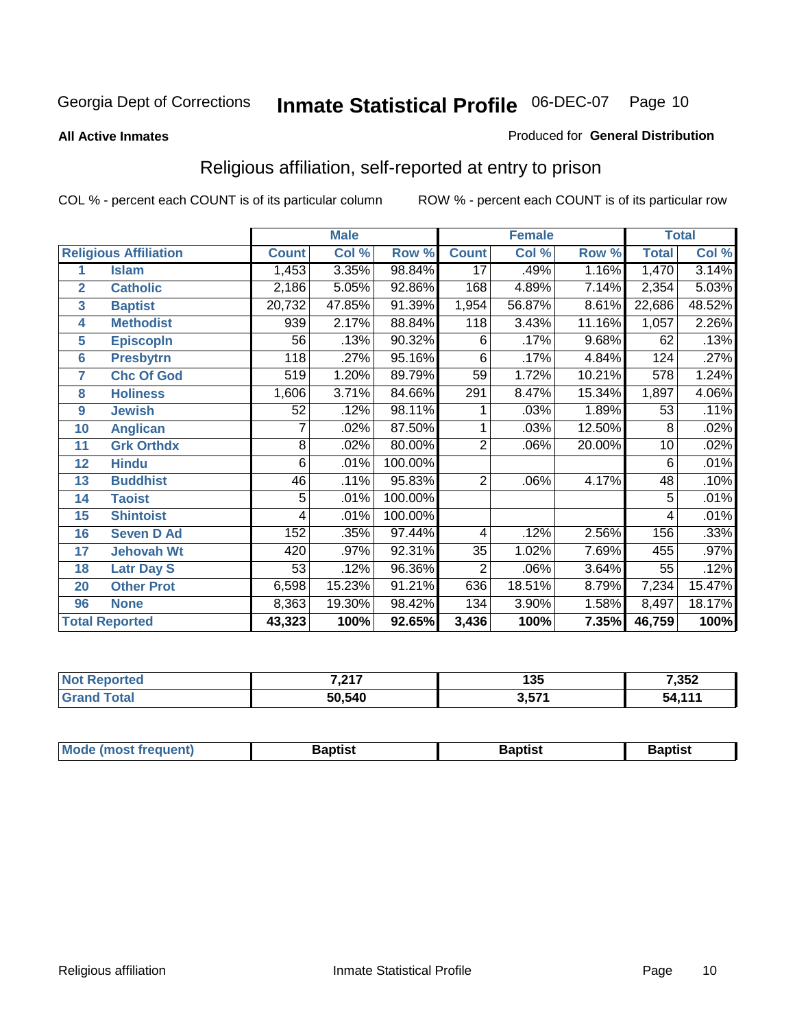Georgia Dept of Corrections **Inmate Statistical Profile** 06-DEC-07

**All Active Inmates**

Produced for **General Distribution**

## Religious affiliation, self-reported at entry to prison

COL % - percent each COUNT is of its particular column

ROW % - percent each COUNT is of its particular row

| | | Male | | | Female | | | Total | |
|---|---|---|---|---|---|---|---|---|---|
| Religious Affiliation | | Count | Col % | Row % | Count | Col % | Row % | Total | Col % |
| 1 | Islam | 1,453 | 3.35% | 98.84% | 17 | .49% | 1.16% | 1,470 | 3.14% |
| 2 | Catholic | 2,186 | 5.05% | 92.86% | 168 | 4.89% | 7.14% | 2,354 | 5.03% |
| 3 | Baptist | 20,732 | 47.85% | 91.39% | 1,954 | 56.87% | 8.61% | 22,686 | 48.52% |
| 4 | Methodist | 939 | 2.17% | 88.84% | 118 | 3.43% | 11.16% | 1,057 | 2.26% |
| 5 | Episcopln | 56 | .13% | 90.32% | 6 | .17% | 9.68% | 62 | .13% |
| 6 | Presbytrn | 118 | .27% | 95.16% | 6 | .17% | 4.84% | 124 | .27% |
| 7 | Chc Of God | 519 | 1.20% | 89.79% | 59 | 1.72% | 10.21% | 578 | 1.24% |
| 8 | Holiness | 1,606 | 3.71% | 84.66% | 291 | 8.47% | 15.34% | 1,897 | 4.06% |
| 9 | Jewish | 52 | .12% | 98.11% | 1 | .03% | 1.89% | 53 | .11% |
| 10 | Anglican | 7 | .02% | 87.50% | 1 | .03% | 12.50% | 8 | .02% |
| 11 | Grk Orthdx | 8 | .02% | 80.00% | 2 | .06% | 20.00% | 10 | .02% |
| 12 | Hindu | 6 | .01% | 100.00% | | | | 6 | .01% |
| 13 | Buddhist | 46 | .11% | 95.83% | 2 | .06% | 4.17% | 48 | .10% |
| 14 | Taoist | 5 | .01% | 100.00% | | | | 5 | .01% |
| 15 | Shintoist | 4 | .01% | 100.00% | | | | 4 | .01% |
| 16 | Seven D Ad | 152 | .35% | 97.44% | 4 | .12% | 2.56% | 156 | .33% |
| 17 | Jehovah Wt | 420 | .97% | 92.31% | 35 | 1.02% | 7.69% | 455 | .97% |
| 18 | Latr Day S | 53 | .12% | 96.36% | 2 | .06% | 3.64% | 55 | .12% |
| 20 | Other Prot | 6,598 | 15.23% | 91.21% | 636 | 18.51% | 8.79% | 7,234 | 15.47% |
| 96 | None | 8,363 | 19.30% | 98.42% | 134 | 3.90% | 1.58% | 8,497 | 18.17% |
| **Total Reported** | | **43,323** | **100%** | **92.65%** | **3,436** | **100%** | **7.35%** | **46,759** | **100%** |

| | Male | Female | Total |
|---|---|---|---|
| Not Reported | **7,217** | **135** | **7,352** |
| Grand Total | **50,540** | **3,571** | **54,111** |

| | Male | Female | Total |
|---|---|---|---|
| Mode (most frequent) | **Baptist** | **Baptist** | **Baptist** |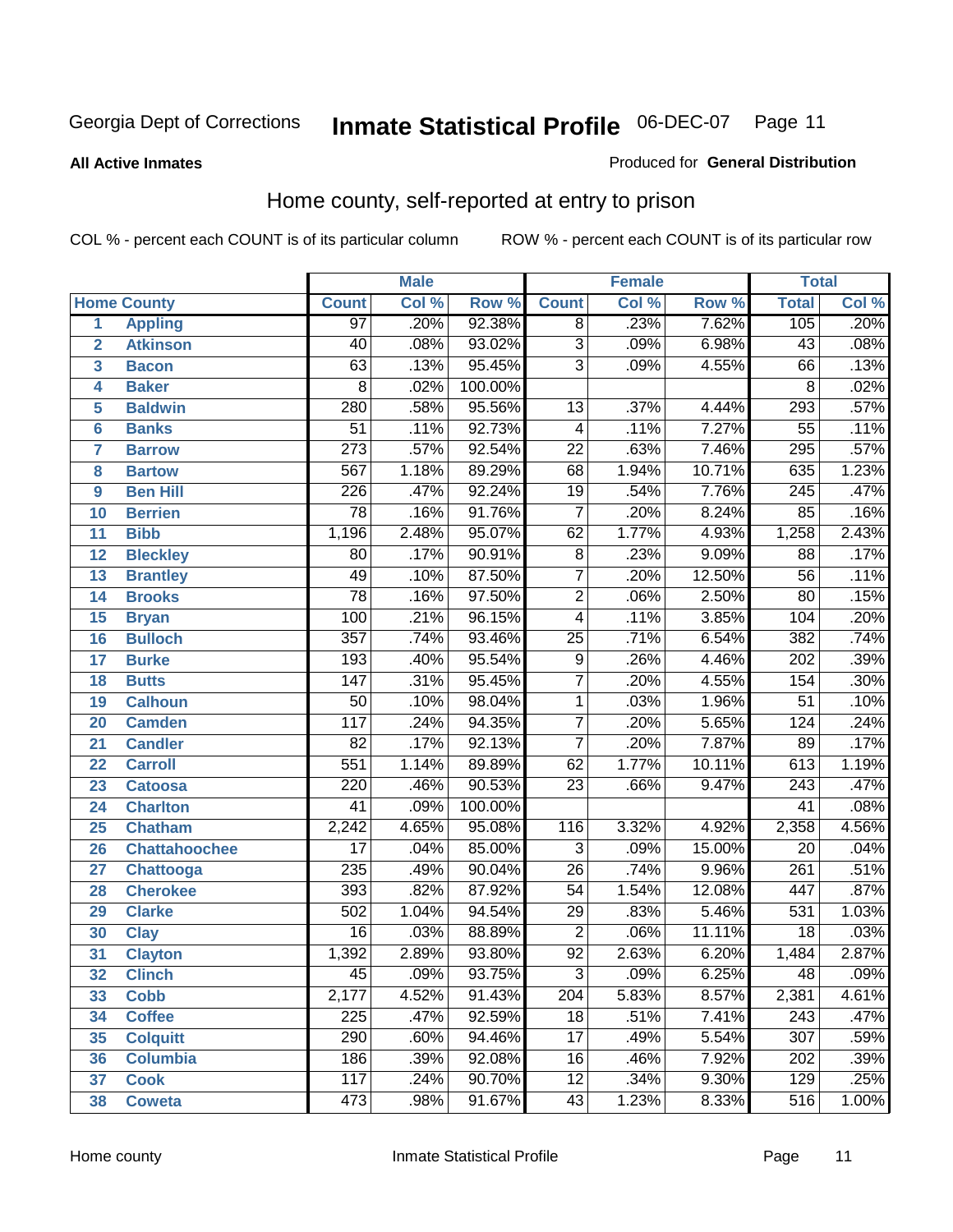Georgia Dept of Corrections **Inmate Statistical Profile** 06-DEC-07

**All Active Inmates**

Produced for **General Distribution**

## Home county, self-reported at entry to prison

COL % - percent each COUNT is of its particular column ROW % - percent each COUNT is of its particular row

| | | Male | | | Female | | | Total | |
|---|---|---|---|---|---|---|---|---|---|
| Home County | | Count | Col % | Row % | Count | Col % | Row % | Total | Col % |
| 1 | Appling | 97 | .20% | 92.38% | 8 | .23% | 7.62% | 105 | .20% |
| 2 | Atkinson | 40 | .08% | 93.02% | 3 | .09% | 6.98% | 43 | .08% |
| 3 | Bacon | 63 | .13% | 95.45% | 3 | .09% | 4.55% | 66 | .13% |
| 4 | Baker | 8 | .02% | 100.00% | | | | 8 | .02% |
| 5 | Baldwin | 280 | .58% | 95.56% | 13 | .37% | 4.44% | 293 | .57% |
| 6 | Banks | 51 | .11% | 92.73% | 4 | .11% | 7.27% | 55 | .11% |
| 7 | Barrow | 273 | .57% | 92.54% | 22 | .63% | 7.46% | 295 | .57% |
| 8 | Bartow | 567 | 1.18% | 89.29% | 68 | 1.94% | 10.71% | 635 | 1.23% |
| 9 | Ben Hill | 226 | .47% | 92.24% | 19 | .54% | 7.76% | 245 | .47% |
| 10 | Berrien | 78 | .16% | 91.76% | 7 | .20% | 8.24% | 85 | .16% |
| 11 | Bibb | 1,196 | 2.48% | 95.07% | 62 | 1.77% | 4.93% | 1,258 | 2.43% |
| 12 | Bleckley | 80 | .17% | 90.91% | 8 | .23% | 9.09% | 88 | .17% |
| 13 | Brantley | 49 | .10% | 87.50% | 7 | .20% | 12.50% | 56 | .11% |
| 14 | Brooks | 78 | .16% | 97.50% | 2 | .06% | 2.50% | 80 | .15% |
| 15 | Bryan | 100 | .21% | 96.15% | 4 | .11% | 3.85% | 104 | .20% |
| 16 | Bulloch | 357 | .74% | 93.46% | 25 | .71% | 6.54% | 382 | .74% |
| 17 | Burke | 193 | .40% | 95.54% | 9 | .26% | 4.46% | 202 | .39% |
| 18 | Butts | 147 | .31% | 95.45% | 7 | .20% | 4.55% | 154 | .30% |
| 19 | Calhoun | 50 | .10% | 98.04% | 1 | .03% | 1.96% | 51 | .10% |
| 20 | Camden | 117 | .24% | 94.35% | 7 | .20% | 5.65% | 124 | .24% |
| 21 | Candler | 82 | .17% | 92.13% | 7 | .20% | 7.87% | 89 | .17% |
| 22 | Carroll | 551 | 1.14% | 89.89% | 62 | 1.77% | 10.11% | 613 | 1.19% |
| 23 | Catoosa | 220 | .46% | 90.53% | 23 | .66% | 9.47% | 243 | .47% |
| 24 | Charlton | 41 | .09% | 100.00% | | | | 41 | .08% |
| 25 | Chatham | 2,242 | 4.65% | 95.08% | 116 | 3.32% | 4.92% | 2,358 | 4.56% |
| 26 | Chattahoochee | 17 | .04% | 85.00% | 3 | .09% | 15.00% | 20 | .04% |
| 27 | Chattooga | 235 | .49% | 90.04% | 26 | .74% | 9.96% | 261 | .51% |
| 28 | Cherokee | 393 | .82% | 87.92% | 54 | 1.54% | 12.08% | 447 | .87% |
| 29 | Clarke | 502 | 1.04% | 94.54% | 29 | .83% | 5.46% | 531 | 1.03% |
| 30 | Clay | 16 | .03% | 88.89% | 2 | .06% | 11.11% | 18 | .03% |
| 31 | Clayton | 1,392 | 2.89% | 93.80% | 92 | 2.63% | 6.20% | 1,484 | 2.87% |
| 32 | Clinch | 45 | .09% | 93.75% | 3 | .09% | 6.25% | 48 | .09% |
| 33 | Cobb | 2,177 | 4.52% | 91.43% | 204 | 5.83% | 8.57% | 2,381 | 4.61% |
| 34 | Coffee | 225 | .47% | 92.59% | 18 | .51% | 7.41% | 243 | .47% |
| 35 | Colquitt | 290 | .60% | 94.46% | 17 | .49% | 5.54% | 307 | .59% |
| 36 | Columbia | 186 | .39% | 92.08% | 16 | .46% | 7.92% | 202 | .39% |
| 37 | Cook | 117 | .24% | 90.70% | 12 | .34% | 9.30% | 129 | .25% |
| 38 | Coweta | 473 | .98% | 91.67% | 43 | 1.23% | 8.33% | 516 | 1.00% |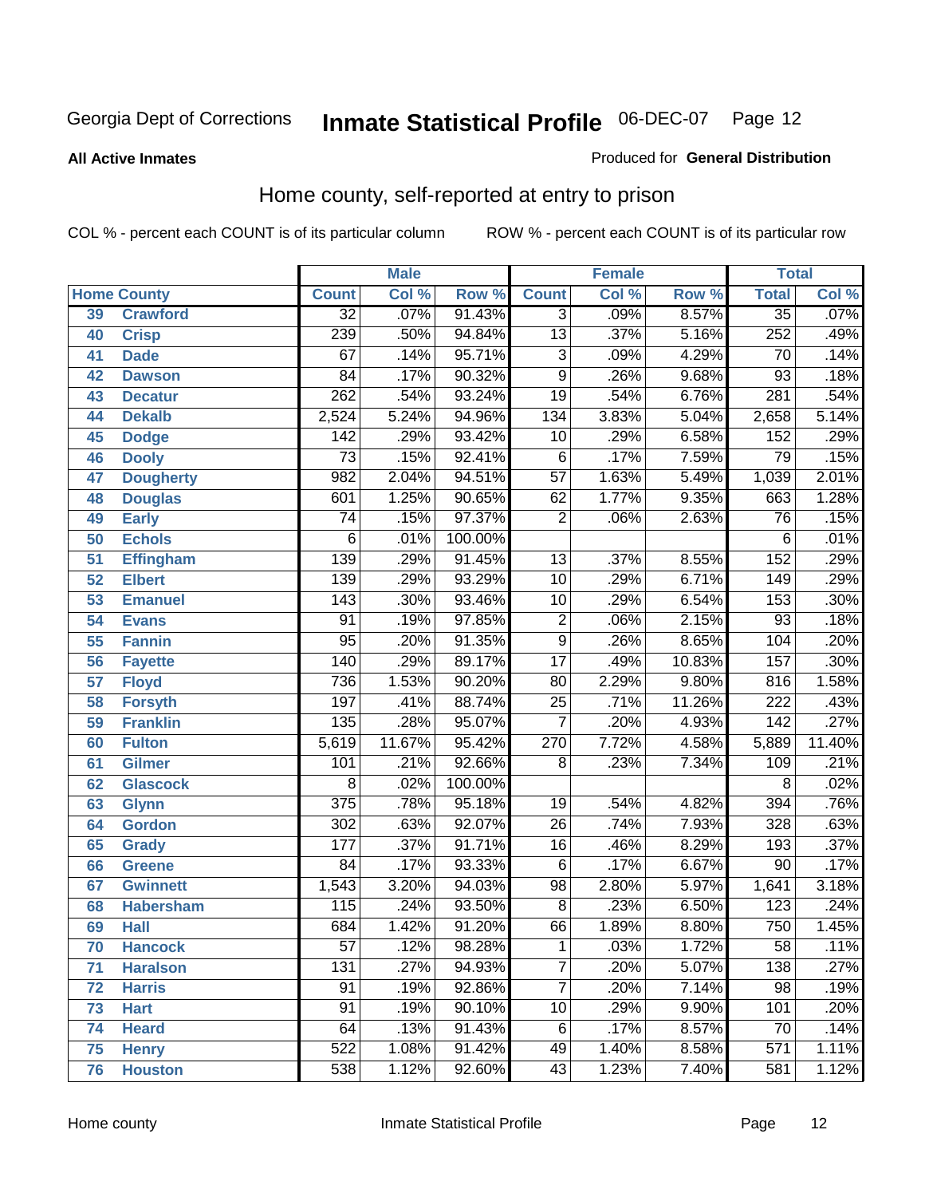Georgia Dept of Corrections **Inmate Statistical Profile** 06-DEC-07

**All Active Inmates**

Produced for **General Distribution**

## Home county, self-reported at entry to prison

COL % - percent each COUNT is of its particular column ROW % - percent each COUNT is of its particular row

| Home County | | Male | | | Female | | | Total | |
|---|---|---|---|---|---|---|---|---|---|
| | | Count | Col % | Row % | Count | Col % | Row % | Total | Col % |
| 39 | Crawford | 32 | .07% | 91.43% | 3 | .09% | 8.57% | 35 | .07% |
| 40 | Crisp | 239 | .50% | 94.84% | 13 | .37% | 5.16% | 252 | .49% |
| 41 | Dade | 67 | .14% | 95.71% | 3 | .09% | 4.29% | 70 | .14% |
| 42 | Dawson | 84 | .17% | 90.32% | 9 | .26% | 9.68% | 93 | .18% |
| 43 | Decatur | 262 | .54% | 93.24% | 19 | .54% | 6.76% | 281 | .54% |
| 44 | Dekalb | 2,524 | 5.24% | 94.96% | 134 | 3.83% | 5.04% | 2,658 | 5.14% |
| 45 | Dodge | 142 | .29% | 93.42% | 10 | .29% | 6.58% | 152 | .29% |
| 46 | Dooly | 73 | .15% | 92.41% | 6 | .17% | 7.59% | 79 | .15% |
| 47 | Dougherty | 982 | 2.04% | 94.51% | 57 | 1.63% | 5.49% | 1,039 | 2.01% |
| 48 | Douglas | 601 | 1.25% | 90.65% | 62 | 1.77% | 9.35% | 663 | 1.28% |
| 49 | Early | 74 | .15% | 97.37% | 2 | .06% | 2.63% | 76 | .15% |
| 50 | Echols | 6 | .01% | 100.00% | | | | 6 | .01% |
| 51 | Effingham | 139 | .29% | 91.45% | 13 | .37% | 8.55% | 152 | .29% |
| 52 | Elbert | 139 | .29% | 93.29% | 10 | .29% | 6.71% | 149 | .29% |
| 53 | Emanuel | 143 | .30% | 93.46% | 10 | .29% | 6.54% | 153 | .30% |
| 54 | Evans | 91 | .19% | 97.85% | 2 | .06% | 2.15% | 93 | .18% |
| 55 | Fannin | 95 | .20% | 91.35% | 9 | .26% | 8.65% | 104 | .20% |
| 56 | Fayette | 140 | .29% | 89.17% | 17 | .49% | 10.83% | 157 | .30% |
| 57 | Floyd | 736 | 1.53% | 90.20% | 80 | 2.29% | 9.80% | 816 | 1.58% |
| 58 | Forsyth | 197 | .41% | 88.74% | 25 | .71% | 11.26% | 222 | .43% |
| 59 | Franklin | 135 | .28% | 95.07% | 7 | .20% | 4.93% | 142 | .27% |
| 60 | Fulton | 5,619 | 11.67% | 95.42% | 270 | 7.72% | 4.58% | 5,889 | 11.40% |
| 61 | Gilmer | 101 | .21% | 92.66% | 8 | .23% | 7.34% | 109 | .21% |
| 62 | Glascock | 8 | .02% | 100.00% | | | | 8 | .02% |
| 63 | Glynn | 375 | .78% | 95.18% | 19 | .54% | 4.82% | 394 | .76% |
| 64 | Gordon | 302 | .63% | 92.07% | 26 | .74% | 7.93% | 328 | .63% |
| 65 | Grady | 177 | .37% | 91.71% | 16 | .46% | 8.29% | 193 | .37% |
| 66 | Greene | 84 | .17% | 93.33% | 6 | .17% | 6.67% | 90 | .17% |
| 67 | Gwinnett | 1,543 | 3.20% | 94.03% | 98 | 2.80% | 5.97% | 1,641 | 3.18% |
| 68 | Habersham | 115 | .24% | 93.50% | 8 | .23% | 6.50% | 123 | .24% |
| 69 | Hall | 684 | 1.42% | 91.20% | 66 | 1.89% | 8.80% | 750 | 1.45% |
| 70 | Hancock | 57 | .12% | 98.28% | 1 | .03% | 1.72% | 58 | .11% |
| 71 | Haralson | 131 | .27% | 94.93% | 7 | .20% | 5.07% | 138 | .27% |
| 72 | Harris | 91 | .19% | 92.86% | 7 | .20% | 7.14% | 98 | .19% |
| 73 | Hart | 91 | .19% | 90.10% | 10 | .29% | 9.90% | 101 | .20% |
| 74 | Heard | 64 | .13% | 91.43% | 6 | .17% | 8.57% | 70 | .14% |
| 75 | Henry | 522 | 1.08% | 91.42% | 49 | 1.40% | 8.58% | 571 | 1.11% |
| 76 | Houston | 538 | 1.12% | 92.60% | 43 | 1.23% | 7.40% | 581 | 1.12% |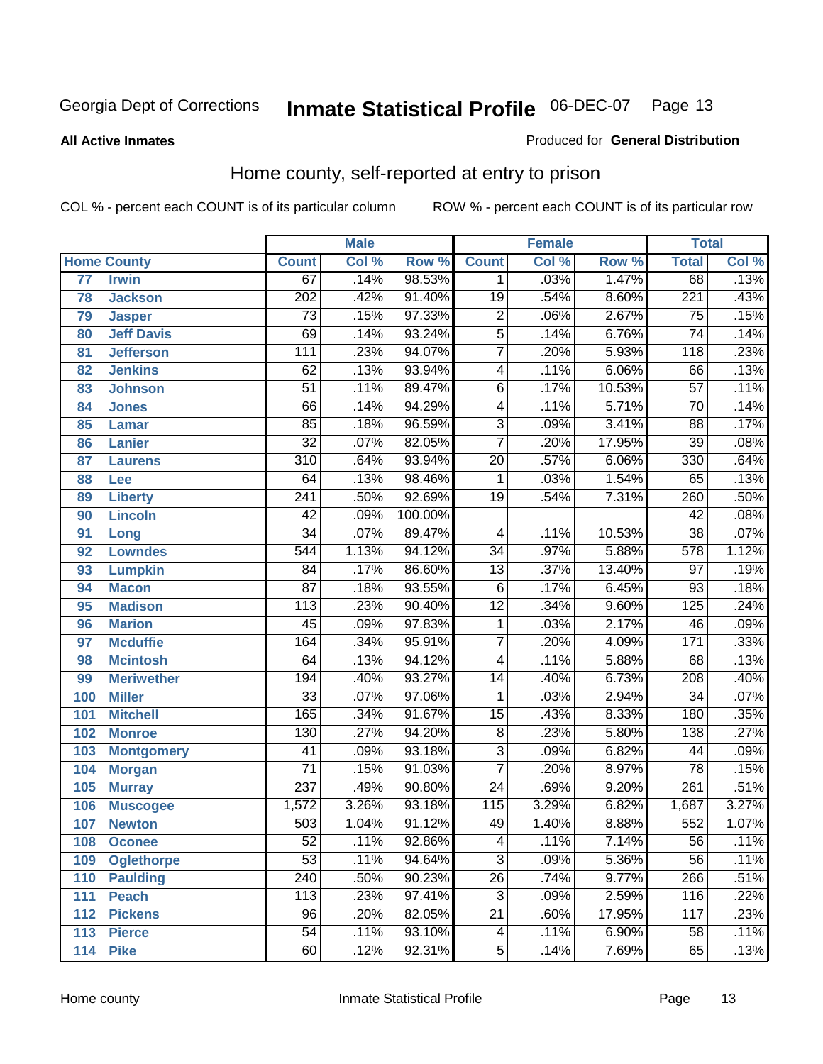Georgia Dept of Corrections **Inmate Statistical Profile** 06-DEC-07 Page 13

**All Active Inmates**

Produced for **General Distribution**

## Home county, self-reported at entry to prison

COL % - percent each COUNT is of its particular column ROW % - percent each COUNT is of its particular row

| Home County | | Male | | | Female | | | Total | |
|---|---|---|---|---|---|---|---|---|---|
| | | Count | Col % | Row % | Count | Col % | Row % | Total | Col % |
| 77 | Irwin | 67 | .14% | 98.53% | 1 | .03% | 1.47% | 68 | .13% |
| 78 | Jackson | 202 | .42% | 91.40% | 19 | .54% | 8.60% | 221 | .43% |
| 79 | Jasper | 73 | .15% | 97.33% | 2 | .06% | 2.67% | 75 | .15% |
| 80 | Jeff Davis | 69 | .14% | 93.24% | 5 | .14% | 6.76% | 74 | .14% |
| 81 | Jefferson | 111 | .23% | 94.07% | 7 | .20% | 5.93% | 118 | .23% |
| 82 | Jenkins | 62 | .13% | 93.94% | 4 | .11% | 6.06% | 66 | .13% |
| 83 | Johnson | 51 | .11% | 89.47% | 6 | .17% | 10.53% | 57 | .11% |
| 84 | Jones | 66 | .14% | 94.29% | 4 | .11% | 5.71% | 70 | .14% |
| 85 | Lamar | 85 | .18% | 96.59% | 3 | .09% | 3.41% | 88 | .17% |
| 86 | Lanier | 32 | .07% | 82.05% | 7 | .20% | 17.95% | 39 | .08% |
| 87 | Laurens | 310 | .64% | 93.94% | 20 | .57% | 6.06% | 330 | .64% |
| 88 | Lee | 64 | .13% | 98.46% | 1 | .03% | 1.54% | 65 | .13% |
| 89 | Liberty | 241 | .50% | 92.69% | 19 | .54% | 7.31% | 260 | .50% |
| 90 | Lincoln | 42 | .09% | 100.00% | | | | 42 | .08% |
| 91 | Long | 34 | .07% | 89.47% | 4 | .11% | 10.53% | 38 | .07% |
| 92 | Lowndes | 544 | 1.13% | 94.12% | 34 | .97% | 5.88% | 578 | 1.12% |
| 93 | Lumpkin | 84 | .17% | 86.60% | 13 | .37% | 13.40% | 97 | .19% |
| 94 | Macon | 87 | .18% | 93.55% | 6 | .17% | 6.45% | 93 | .18% |
| 95 | Madison | 113 | .23% | 90.40% | 12 | .34% | 9.60% | 125 | .24% |
| 96 | Marion | 45 | .09% | 97.83% | 1 | .03% | 2.17% | 46 | .09% |
| 97 | Mcduffie | 164 | .34% | 95.91% | 7 | .20% | 4.09% | 171 | .33% |
| 98 | Mcintosh | 64 | .13% | 94.12% | 4 | .11% | 5.88% | 68 | .13% |
| 99 | Meriwether | 194 | .40% | 93.27% | 14 | .40% | 6.73% | 208 | .40% |
| 100 | Miller | 33 | .07% | 97.06% | 1 | .03% | 2.94% | 34 | .07% |
| 101 | Mitchell | 165 | .34% | 91.67% | 15 | .43% | 8.33% | 180 | .35% |
| 102 | Monroe | 130 | .27% | 94.20% | 8 | .23% | 5.80% | 138 | .27% |
| 103 | Montgomery | 41 | .09% | 93.18% | 3 | .09% | 6.82% | 44 | .09% |
| 104 | Morgan | 71 | .15% | 91.03% | 7 | .20% | 8.97% | 78 | .15% |
| 105 | Murray | 237 | .49% | 90.80% | 24 | .69% | 9.20% | 261 | .51% |
| 106 | Muscogee | 1,572 | 3.26% | 93.18% | 115 | 3.29% | 6.82% | 1,687 | 3.27% |
| 107 | Newton | 503 | 1.04% | 91.12% | 49 | 1.40% | 8.88% | 552 | 1.07% |
| 108 | Oconee | 52 | .11% | 92.86% | 4 | .11% | 7.14% | 56 | .11% |
| 109 | Oglethorpe | 53 | .11% | 94.64% | 3 | .09% | 5.36% | 56 | .11% |
| 110 | Paulding | 240 | .50% | 90.23% | 26 | .74% | 9.77% | 266 | .51% |
| 111 | Peach | 113 | .23% | 97.41% | 3 | .09% | 2.59% | 116 | .22% |
| 112 | Pickens | 96 | .20% | 82.05% | 21 | .60% | 17.95% | 117 | .23% |
| 113 | Pierce | 54 | .11% | 93.10% | 4 | .11% | 6.90% | 58 | .11% |
| 114 | Pike | 60 | .12% | 92.31% | 5 | .14% | 7.69% | 65 | .13% |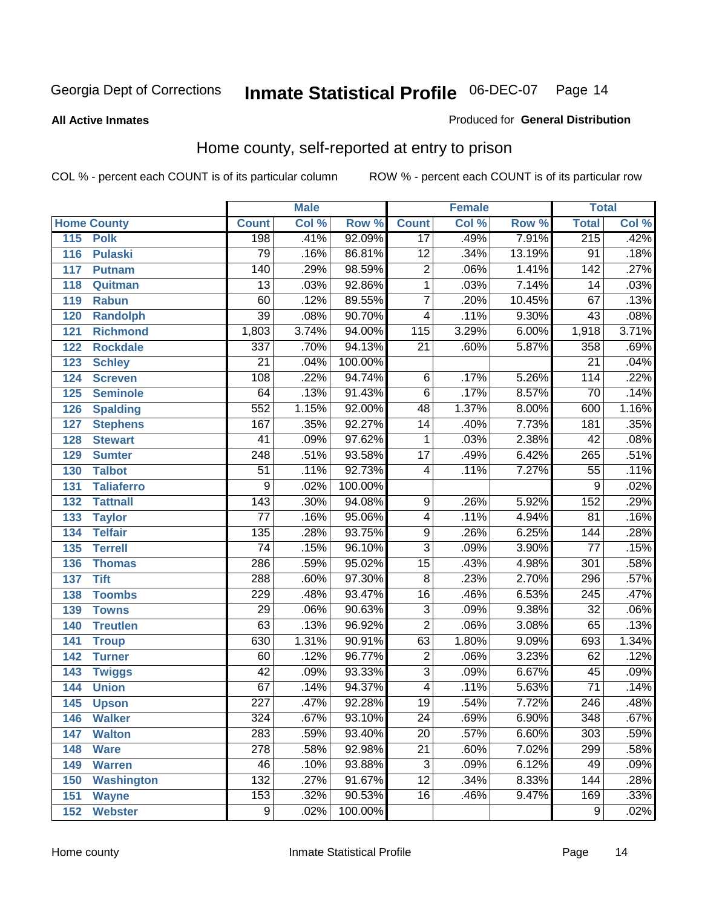Georgia Dept of Corrections **Inmate Statistical Profile** 06-DEC-07

**All Active Inmates** Produced for **General Distribution**

## Home county, self-reported at entry to prison

COL % - percent each COUNT is of its particular column ROW % - percent each COUNT is of its particular row

| Home County | | Male | | | Female | | | Total | |
|---|---|---|---|---|---|---|---|---|---|
| | | Count | Col % | Row % | Count | Col % | Row % | Total | Col % |
| 115 | Polk | 198 | .41% | 92.09% | 17 | .49% | 7.91% | 215 | .42% |
| 116 | Pulaski | 79 | .16% | 86.81% | 12 | .34% | 13.19% | 91 | .18% |
| 117 | Putnam | 140 | .29% | 98.59% | 2 | .06% | 1.41% | 142 | .27% |
| 118 | Quitman | 13 | .03% | 92.86% | 1 | .03% | 7.14% | 14 | .03% |
| 119 | Rabun | 60 | .12% | 89.55% | 7 | .20% | 10.45% | 67 | .13% |
| 120 | Randolph | 39 | .08% | 90.70% | 4 | .11% | 9.30% | 43 | .08% |
| 121 | Richmond | 1,803 | 3.74% | 94.00% | 115 | 3.29% | 6.00% | 1,918 | 3.71% |
| 122 | Rockdale | 337 | .70% | 94.13% | 21 | .60% | 5.87% | 358 | .69% |
| 123 | Schley | 21 | .04% | 100.00% | | | | 21 | .04% |
| 124 | Screven | 108 | .22% | 94.74% | 6 | .17% | 5.26% | 114 | .22% |
| 125 | Seminole | 64 | .13% | 91.43% | 6 | .17% | 8.57% | 70 | .14% |
| 126 | Spalding | 552 | 1.15% | 92.00% | 48 | 1.37% | 8.00% | 600 | 1.16% |
| 127 | Stephens | 167 | .35% | 92.27% | 14 | .40% | 7.73% | 181 | .35% |
| 128 | Stewart | 41 | .09% | 97.62% | 1 | .03% | 2.38% | 42 | .08% |
| 129 | Sumter | 248 | .51% | 93.58% | 17 | .49% | 6.42% | 265 | .51% |
| 130 | Talbot | 51 | .11% | 92.73% | 4 | .11% | 7.27% | 55 | .11% |
| 131 | Taliaferro | 9 | .02% | 100.00% | | | | 9 | .02% |
| 132 | Tattnall | 143 | .30% | 94.08% | 9 | .26% | 5.92% | 152 | .29% |
| 133 | Taylor | 77 | .16% | 95.06% | 4 | .11% | 4.94% | 81 | .16% |
| 134 | Telfair | 135 | .28% | 93.75% | 9 | .26% | 6.25% | 144 | .28% |
| 135 | Terrell | 74 | .15% | 96.10% | 3 | .09% | 3.90% | 77 | .15% |
| 136 | Thomas | 286 | .59% | 95.02% | 15 | .43% | 4.98% | 301 | .58% |
| 137 | Tift | 288 | .60% | 97.30% | 8 | .23% | 2.70% | 296 | .57% |
| 138 | Toombs | 229 | .48% | 93.47% | 16 | .46% | 6.53% | 245 | .47% |
| 139 | Towns | 29 | .06% | 90.63% | 3 | .09% | 9.38% | 32 | .06% |
| 140 | Treutlen | 63 | .13% | 96.92% | 2 | .06% | 3.08% | 65 | .13% |
| 141 | Troup | 630 | 1.31% | 90.91% | 63 | 1.80% | 9.09% | 693 | 1.34% |
| 142 | Turner | 60 | .12% | 96.77% | 2 | .06% | 3.23% | 62 | .12% |
| 143 | Twiggs | 42 | .09% | 93.33% | 3 | .09% | 6.67% | 45 | .09% |
| 144 | Union | 67 | .14% | 94.37% | 4 | .11% | 5.63% | 71 | .14% |
| 145 | Upson | 227 | .47% | 92.28% | 19 | .54% | 7.72% | 246 | .48% |
| 146 | Walker | 324 | .67% | 93.10% | 24 | .69% | 6.90% | 348 | .67% |
| 147 | Walton | 283 | .59% | 93.40% | 20 | .57% | 6.60% | 303 | .59% |
| 148 | Ware | 278 | .58% | 92.98% | 21 | .60% | 7.02% | 299 | .58% |
| 149 | Warren | 46 | .10% | 93.88% | 3 | .09% | 6.12% | 49 | .09% |
| 150 | Washington | 132 | .27% | 91.67% | 12 | .34% | 8.33% | 144 | .28% |
| 151 | Wayne | 153 | .32% | 90.53% | 16 | .46% | 9.47% | 169 | .33% |
| 152 | Webster | 9 | .02% | 100.00% | | | | 9 | .02% |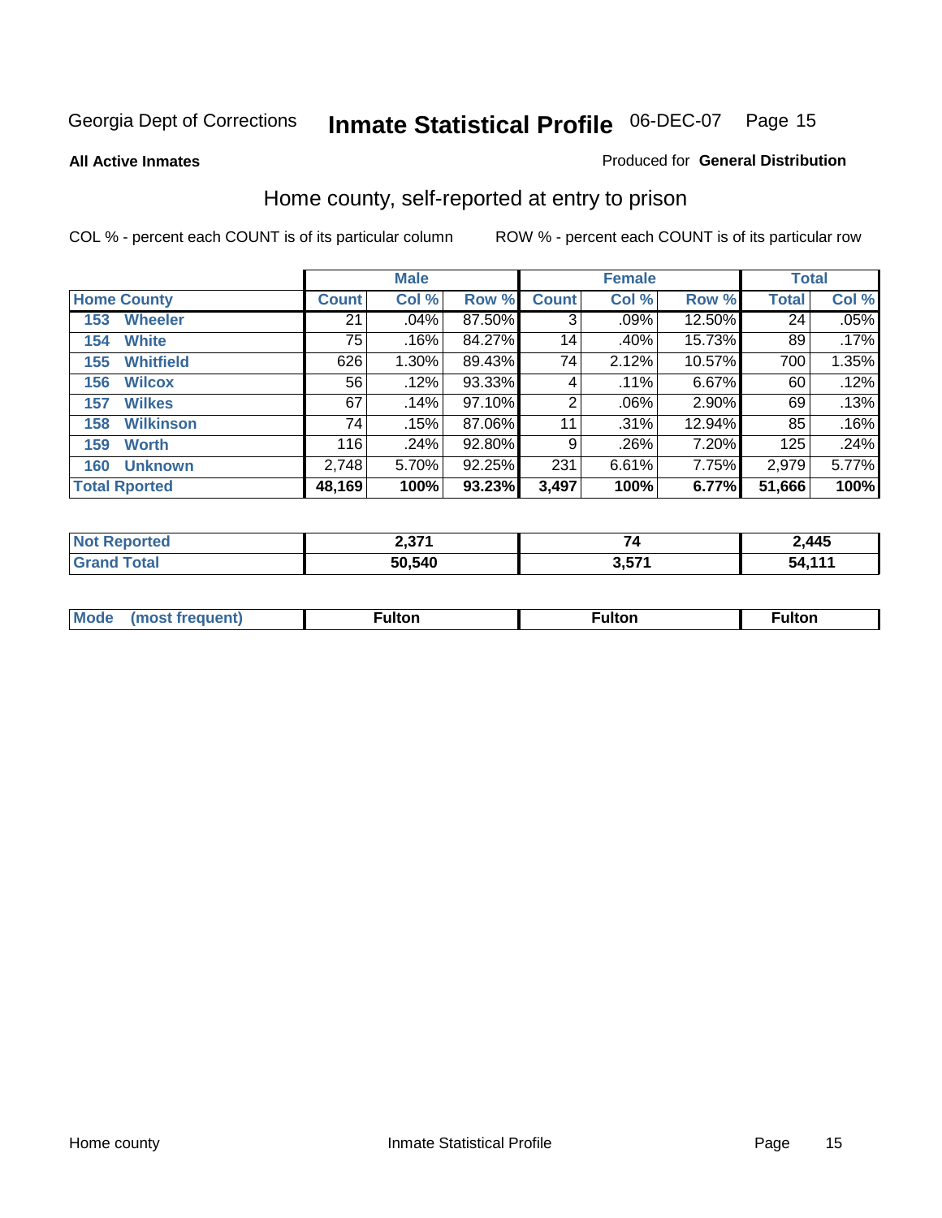Georgia Dept of Corrections **Inmate Statistical Profile** 06-DEC-07

**All Active Inmates**

Produced for **General Distribution**

## Home county, self-reported at entry to prison

COL % - percent each COUNT is of its particular column

ROW % - percent each COUNT is of its particular row

| Home County | Male | | | Female | | | Total | |
|---|---|---|---|---|---|---|---|---|
| | Count | Col % | Row % | Count | Col % | Row % | Total | Col % |
| 153 Wheeler | 21 | .04% | 87.50% | 3 | .09% | 12.50% | 24 | .05% |
| 154 White | 75 | .16% | 84.27% | 14 | .40% | 15.73% | 89 | .17% |
| 155 Whitfield | 626 | 1.30% | 89.43% | 74 | 2.12% | 10.57% | 700 | 1.35% |
| 156 Wilcox | 56 | .12% | 93.33% | 4 | .11% | 6.67% | 60 | .12% |
| 157 Wilkes | 67 | .14% | 97.10% | 2 | .06% | 2.90% | 69 | .13% |
| 158 Wilkinson | 74 | .15% | 87.06% | 11 | .31% | 12.94% | 85 | .16% |
| 159 Worth | 116 | .24% | 92.80% | 9 | .26% | 7.20% | 125 | .24% |
| 160 Unknown | 2,748 | 5.70% | 92.25% | 231 | 6.61% | 7.75% | 2,979 | 5.77% |
| **Total Rported** | **48,169** | **100%** | **93.23%** | **3,497** | **100%** | **6.77%** | **51,666** | **100%** |

| | Male | Female | Total |
|---|---|---|---|
| Not Reported | 2,371 | 74 | 2,445 |
| Grand Total | 50,540 | 3,571 | 54,111 |

| | Male | Female | Total |
|---|---|---|---|
| Mode (most frequent) | Fulton | Fulton | Fulton |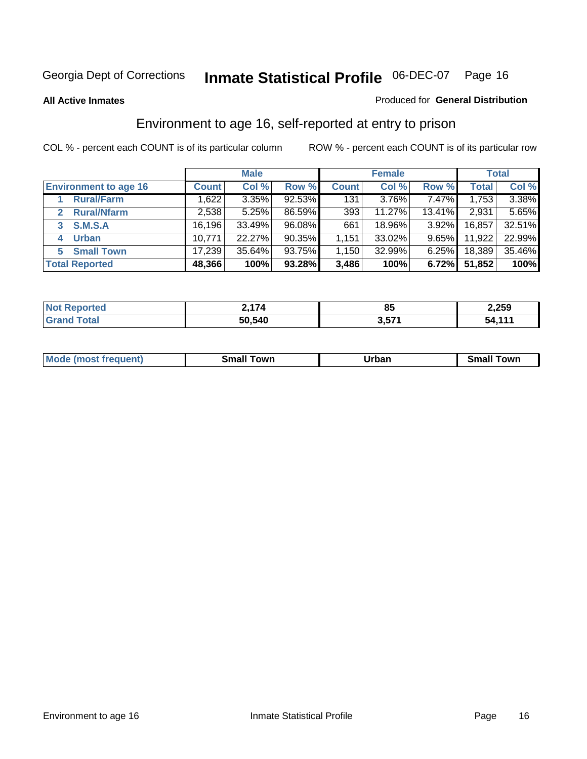Georgia Dept of Corrections **Inmate Statistical Profile** 06-DEC-07 Page 16

**All Active Inmates**

Produced for **General Distribution**

## Environment to age 16, self-reported at entry to prison

COL % - percent each COUNT is of its particular column

ROW % - percent each COUNT is of its particular row

| | Male | | | Female | | | Total | |
|---|---|---|---|---|---|---|---|---|
| **Environment to age 16** | **Count** | **Col %** | **Row %** | **Count** | **Col %** | **Row %** | **Total** | **Col %** |
| 1 **Rural/Farm** | 1,622 | 3.35% | 92.53% | 131 | 3.76% | 7.47% | 1,753 | 3.38% |
| 2 **Rural/Nfarm** | 2,538 | 5.25% | 86.59% | 393 | 11.27% | 13.41% | 2,931 | 5.65% |
| 3 **S.M.S.A** | 16,196 | 33.49% | 96.08% | 661 | 18.96% | 3.92% | 16,857 | 32.51% |
| 4 **Urban** | 10,771 | 22.27% | 90.35% | 1,151 | 33.02% | 9.65% | 11,922 | 22.99% |
| 5 **Small Town** | 17,239 | 35.64% | 93.75% | 1,150 | 32.99% | 6.25% | 18,389 | 35.46% |
| **Total Reported** | **48,366** | **100%** | **93.28%** | **3,486** | **100%** | **6.72%** | **51,852** | **100%** |

| | Male | Female | Total |
|---|---|---|---|
| **Not Reported** | **2,174** | **85** | **2,259** |
| **Grand Total** | **50,540** | **3,571** | **54,111** |

| | Male | Female | Total |
|---|---|---|---|
| **Mode (most frequent)** | **Small Town** | **Urban** | **Small Town** |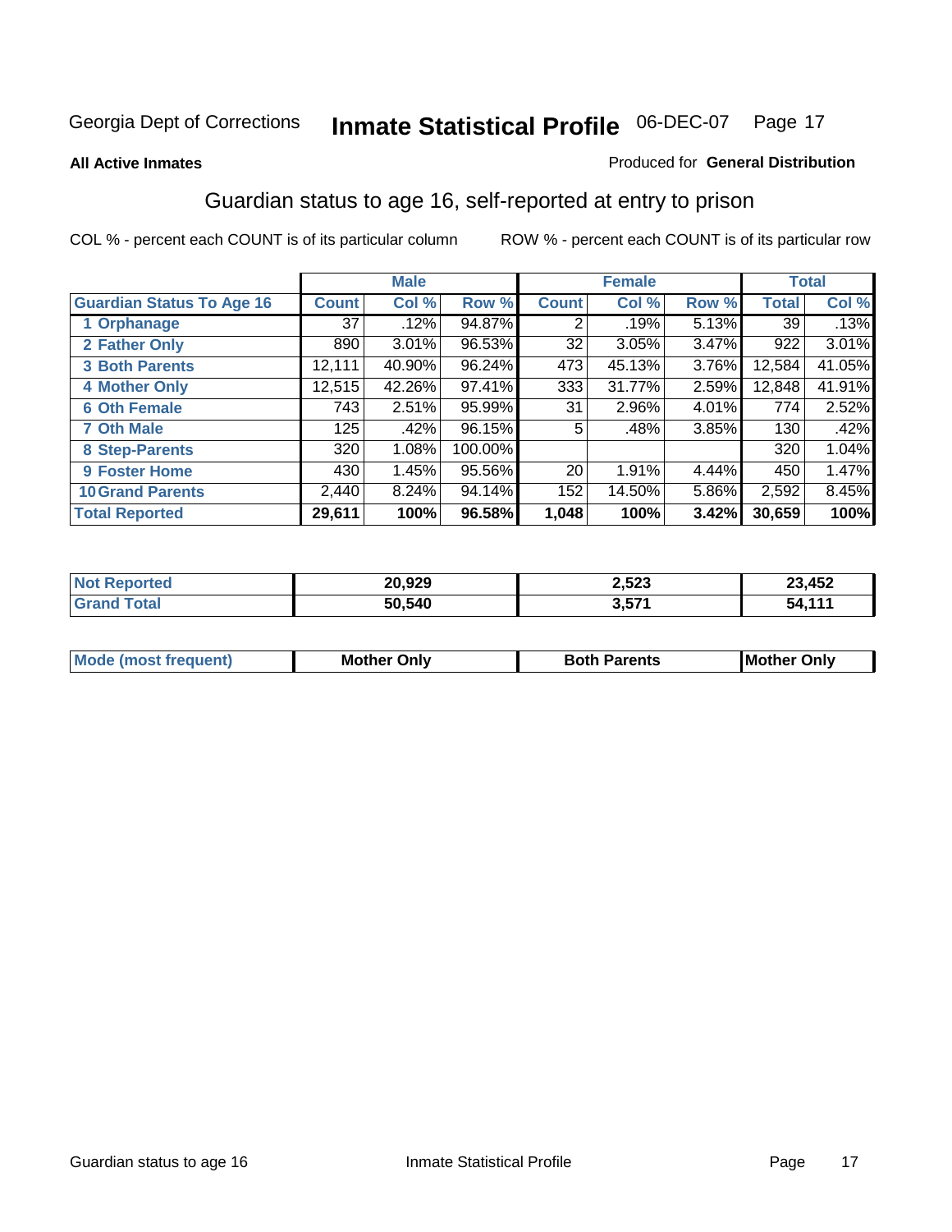Georgia Dept of Corrections **Inmate Statistical Profile** 06-DEC-07

**All Active Inmates**

Produced for **General Distribution**

## Guardian status to age 16, self-reported at entry to prison

COL % - percent each COUNT is of its particular column ROW % - percent each COUNT is of its particular row

| | Male | | | Female | | | Total | |
|---|---|---|---|---|---|---|---|---|
| **Guardian Status To Age 16** | **Count** | **Col %** | **Row %** | **Count** | **Col %** | **Row %** | **Total** | **Col %** |
| 1 Orphanage | 37 | .12% | 94.87% | 2 | .19% | 5.13% | 39 | .13% |
| 2 Father Only | 890 | 3.01% | 96.53% | 32 | 3.05% | 3.47% | 922 | 3.01% |
| 3 Both Parents | 12,111 | 40.90% | 96.24% | 473 | 45.13% | 3.76% | 12,584 | 41.05% |
| 4 Mother Only | 12,515 | 42.26% | 97.41% | 333 | 31.77% | 2.59% | 12,848 | 41.91% |
| 6 Oth Female | 743 | 2.51% | 95.99% | 31 | 2.96% | 4.01% | 774 | 2.52% |
| 7 Oth Male | 125 | .42% | 96.15% | 5 | .48% | 3.85% | 130 | .42% |
| 8 Step-Parents | 320 | 1.08% | 100.00% | | | | 320 | 1.04% |
| 9 Foster Home | 430 | 1.45% | 95.56% | 20 | 1.91% | 4.44% | 450 | 1.47% |
| 10 Grand Parents | 2,440 | 8.24% | 94.14% | 152 | 14.50% | 5.86% | 2,592 | 8.45% |
| **Total Reported** | **29,611** | **100%** | **96.58%** | **1,048** | **100%** | **3.42%** | **30,659** | **100%** |

| | Male | Female | Total |
|---|---|---|---|
| Not Reported | 20,929 | 2,523 | 23,452 |
| Grand Total | 50,540 | 3,571 | 54,111 |

| | Male | Female | Total |
|---|---|---|---|
| Mode (most frequent) | Mother Only | Both Parents | Mother Only |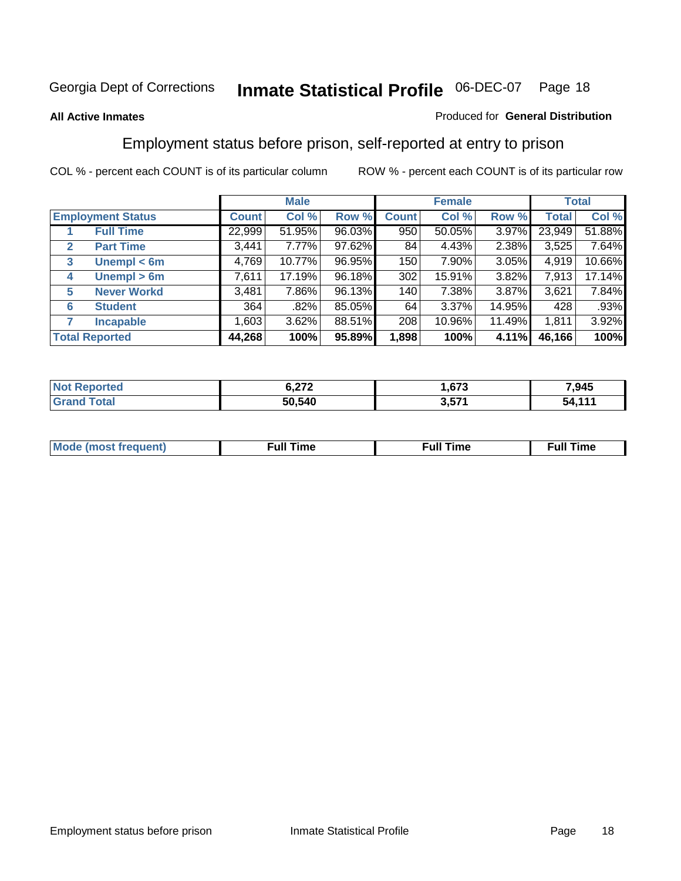Georgia Dept of Corrections **Inmate Statistical Profile** 06-DEC-07

**All Active Inmates**

Produced for **General Distribution**

## Employment status before prison, self-reported at entry to prison

COL % - percent each COUNT is of its particular column

ROW % - percent each COUNT is of its particular row

| | | Male | | | Female | | | Total | |
|---|---|---|---|---|---|---|---|---|---|
| **Employment Status** | | **Count** | **Col %** | **Row %** | **Count** | **Col %** | **Row %** | **Total** | **Col %** |
| 1 | **Full Time** | 22,999 | 51.95% | 96.03% | 950 | 50.05% | 3.97% | 23,949 | 51.88% |
| 2 | **Part Time** | 3,441 | 7.77% | 97.62% | 84 | 4.43% | 2.38% | 3,525 | 7.64% |
| 3 | **Unempl < 6m** | 4,769 | 10.77% | 96.95% | 150 | 7.90% | 3.05% | 4,919 | 10.66% |
| 4 | **Unempl > 6m** | 7,611 | 17.19% | 96.18% | 302 | 15.91% | 3.82% | 7,913 | 17.14% |
| 5 | **Never Workd** | 3,481 | 7.86% | 96.13% | 140 | 7.38% | 3.87% | 3,621 | 7.84% |
| 6 | **Student** | 364 | .82% | 85.05% | 64 | 3.37% | 14.95% | 428 | .93% |
| 7 | **Incapable** | 1,603 | 3.62% | 88.51% | 208 | 10.96% | 11.49% | 1,811 | 3.92% |
| **Total Reported** | | **44,268** | **100%** | **95.89%** | **1,898** | **100%** | **4.11%** | **46,166** | **100%** |

| | Male | Female | Total |
|---|---|---|---|
| **Not Reported** | **6,272** | **1,673** | **7,945** |
| **Grand Total** | **50,540** | **3,571** | **54,111** |

| | Male | Female | Total |
|---|---|---|---|
| **Mode (most frequent)** | **Full Time** | **Full Time** | **Full Time** |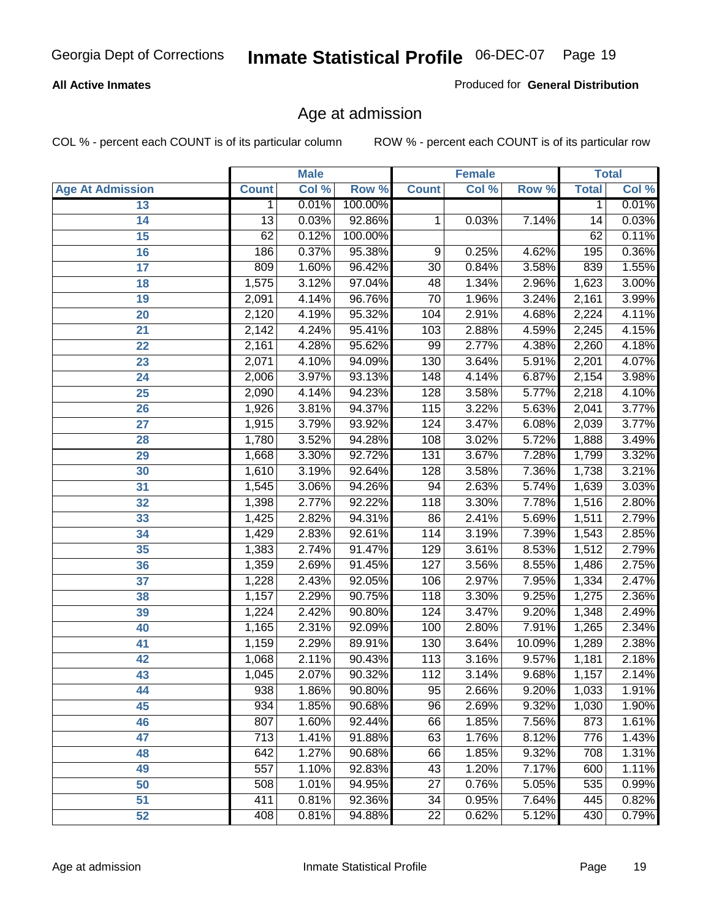**All Active Inmates**

Produced for **General Distribution**

## Age at admission

COL % - percent each COUNT is of its particular column

ROW % - percent each COUNT is of its particular row

| | Male | | | Female | | | Total | |
|---|---|---|---|---|---|---|---|---|
| **Age At Admission** | **Count** | **Col %** | **Row %** | **Count** | **Col %** | **Row %** | **Total** | **Col %** |
| 13 | 1 | 0.01% | 100.00% | | | | 1 | 0.01% |
| 14 | 13 | 0.03% | 92.86% | 1 | 0.03% | 7.14% | 14 | 0.03% |
| 15 | 62 | 0.12% | 100.00% | | | | 62 | 0.11% |
| 16 | 186 | 0.37% | 95.38% | 9 | 0.25% | 4.62% | 195 | 0.36% |
| 17 | 809 | 1.60% | 96.42% | 30 | 0.84% | 3.58% | 839 | 1.55% |
| 18 | 1,575 | 3.12% | 97.04% | 48 | 1.34% | 2.96% | 1,623 | 3.00% |
| 19 | 2,091 | 4.14% | 96.76% | 70 | 1.96% | 3.24% | 2,161 | 3.99% |
| 20 | 2,120 | 4.19% | 95.32% | 104 | 2.91% | 4.68% | 2,224 | 4.11% |
| 21 | 2,142 | 4.24% | 95.41% | 103 | 2.88% | 4.59% | 2,245 | 4.15% |
| 22 | 2,161 | 4.28% | 95.62% | 99 | 2.77% | 4.38% | 2,260 | 4.18% |
| 23 | 2,071 | 4.10% | 94.09% | 130 | 3.64% | 5.91% | 2,201 | 4.07% |
| 24 | 2,006 | 3.97% | 93.13% | 148 | 4.14% | 6.87% | 2,154 | 3.98% |
| 25 | 2,090 | 4.14% | 94.23% | 128 | 3.58% | 5.77% | 2,218 | 4.10% |
| 26 | 1,926 | 3.81% | 94.37% | 115 | 3.22% | 5.63% | 2,041 | 3.77% |
| 27 | 1,915 | 3.79% | 93.92% | 124 | 3.47% | 6.08% | 2,039 | 3.77% |
| 28 | 1,780 | 3.52% | 94.28% | 108 | 3.02% | 5.72% | 1,888 | 3.49% |
| 29 | 1,668 | 3.30% | 92.72% | 131 | 3.67% | 7.28% | 1,799 | 3.32% |
| 30 | 1,610 | 3.19% | 92.64% | 128 | 3.58% | 7.36% | 1,738 | 3.21% |
| 31 | 1,545 | 3.06% | 94.26% | 94 | 2.63% | 5.74% | 1,639 | 3.03% |
| 32 | 1,398 | 2.77% | 92.22% | 118 | 3.30% | 7.78% | 1,516 | 2.80% |
| 33 | 1,425 | 2.82% | 94.31% | 86 | 2.41% | 5.69% | 1,511 | 2.79% |
| 34 | 1,429 | 2.83% | 92.61% | 114 | 3.19% | 7.39% | 1,543 | 2.85% |
| 35 | 1,383 | 2.74% | 91.47% | 129 | 3.61% | 8.53% | 1,512 | 2.79% |
| 36 | 1,359 | 2.69% | 91.45% | 127 | 3.56% | 8.55% | 1,486 | 2.75% |
| 37 | 1,228 | 2.43% | 92.05% | 106 | 2.97% | 7.95% | 1,334 | 2.47% |
| 38 | 1,157 | 2.29% | 90.75% | 118 | 3.30% | 9.25% | 1,275 | 2.36% |
| 39 | 1,224 | 2.42% | 90.80% | 124 | 3.47% | 9.20% | 1,348 | 2.49% |
| 40 | 1,165 | 2.31% | 92.09% | 100 | 2.80% | 7.91% | 1,265 | 2.34% |
| 41 | 1,159 | 2.29% | 89.91% | 130 | 3.64% | 10.09% | 1,289 | 2.38% |
| 42 | 1,068 | 2.11% | 90.43% | 113 | 3.16% | 9.57% | 1,181 | 2.18% |
| 43 | 1,045 | 2.07% | 90.32% | 112 | 3.14% | 9.68% | 1,157 | 2.14% |
| 44 | 938 | 1.86% | 90.80% | 95 | 2.66% | 9.20% | 1,033 | 1.91% |
| 45 | 934 | 1.85% | 90.68% | 96 | 2.69% | 9.32% | 1,030 | 1.90% |
| 46 | 807 | 1.60% | 92.44% | 66 | 1.85% | 7.56% | 873 | 1.61% |
| 47 | 713 | 1.41% | 91.88% | 63 | 1.76% | 8.12% | 776 | 1.43% |
| 48 | 642 | 1.27% | 90.68% | 66 | 1.85% | 9.32% | 708 | 1.31% |
| 49 | 557 | 1.10% | 92.83% | 43 | 1.20% | 7.17% | 600 | 1.11% |
| 50 | 508 | 1.01% | 94.95% | 27 | 0.76% | 5.05% | 535 | 0.99% |
| 51 | 411 | 0.81% | 92.36% | 34 | 0.95% | 7.64% | 445 | 0.82% |
| 52 | 408 | 0.81% | 94.88% | 22 | 0.62% | 5.12% | 430 | 0.79% |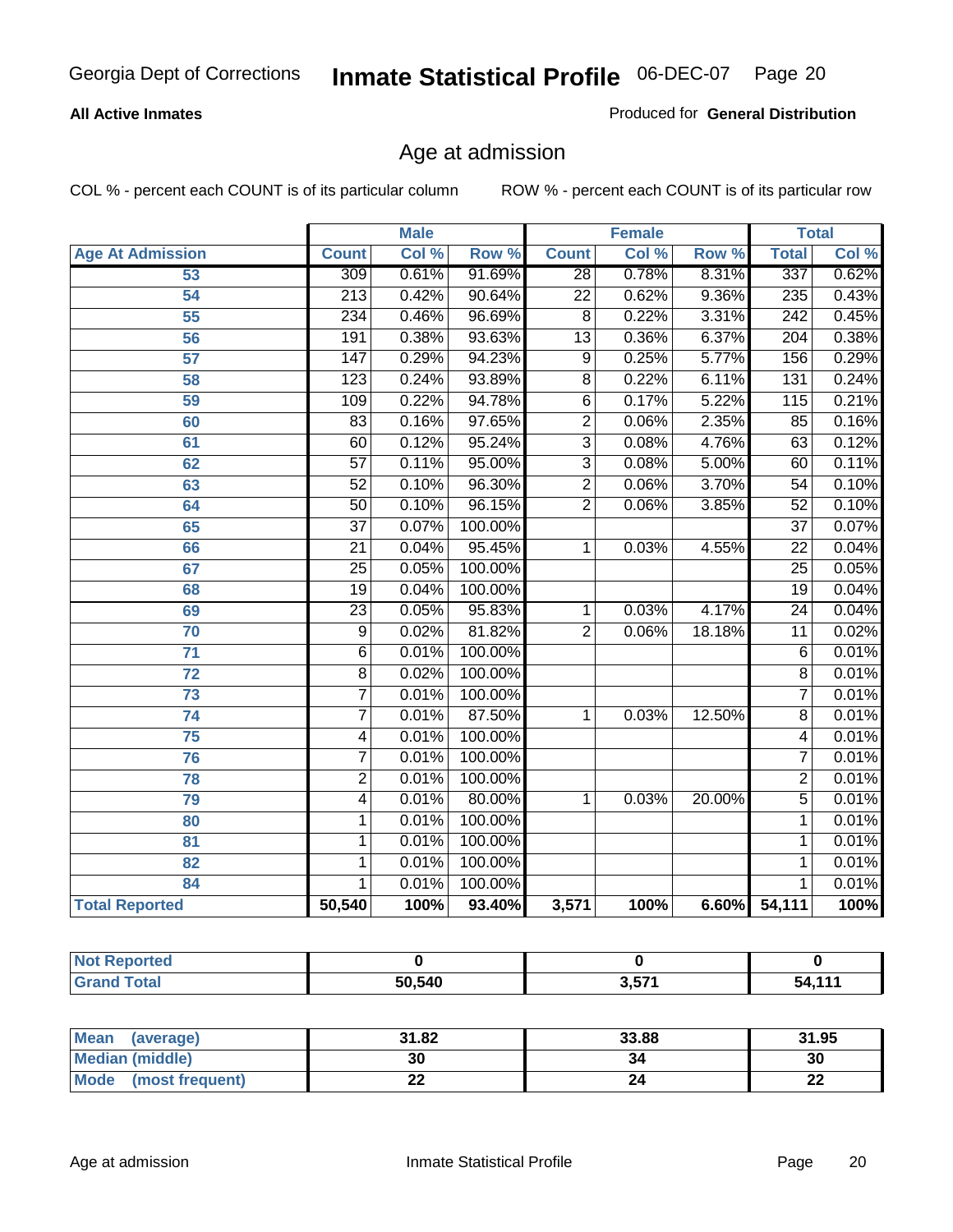Georgia Dept of Corrections **Inmate Statistical Profile** 06-DEC-07

**All Active Inmates**

Produced for **General Distribution**

## Age at admission

COL % - percent each COUNT is of its particular column

ROW % - percent each COUNT is of its particular row

| | Male | | | Female | | | Total | |
|---|---|---|---|---|---|---|---|---|
| **Age At Admission** | **Count** | **Col %** | **Row %** | **Count** | **Col %** | **Row %** | **Total** | **Col %** |
| 53 | 309 | 0.61% | 91.69% | 28 | 0.78% | 8.31% | 337 | 0.62% |
| 54 | 213 | 0.42% | 90.64% | 22 | 0.62% | 9.36% | 235 | 0.43% |
| 55 | 234 | 0.46% | 96.69% | 8 | 0.22% | 3.31% | 242 | 0.45% |
| 56 | 191 | 0.38% | 93.63% | 13 | 0.36% | 6.37% | 204 | 0.38% |
| 57 | 147 | 0.29% | 94.23% | 9 | 0.25% | 5.77% | 156 | 0.29% |
| 58 | 123 | 0.24% | 93.89% | 8 | 0.22% | 6.11% | 131 | 0.24% |
| 59 | 109 | 0.22% | 94.78% | 6 | 0.17% | 5.22% | 115 | 0.21% |
| 60 | 83 | 0.16% | 97.65% | 2 | 0.06% | 2.35% | 85 | 0.16% |
| 61 | 60 | 0.12% | 95.24% | 3 | 0.08% | 4.76% | 63 | 0.12% |
| 62 | 57 | 0.11% | 95.00% | 3 | 0.08% | 5.00% | 60 | 0.11% |
| 63 | 52 | 0.10% | 96.30% | 2 | 0.06% | 3.70% | 54 | 0.10% |
| 64 | 50 | 0.10% | 96.15% | 2 | 0.06% | 3.85% | 52 | 0.10% |
| 65 | 37 | 0.07% | 100.00% | | | | 37 | 0.07% |
| 66 | 21 | 0.04% | 95.45% | 1 | 0.03% | 4.55% | 22 | 0.04% |
| 67 | 25 | 0.05% | 100.00% | | | | 25 | 0.05% |
| 68 | 19 | 0.04% | 100.00% | | | | 19 | 0.04% |
| 69 | 23 | 0.05% | 95.83% | 1 | 0.03% | 4.17% | 24 | 0.04% |
| 70 | 9 | 0.02% | 81.82% | 2 | 0.06% | 18.18% | 11 | 0.02% |
| 71 | 6 | 0.01% | 100.00% | | | | 6 | 0.01% |
| 72 | 8 | 0.02% | 100.00% | | | | 8 | 0.01% |
| 73 | 7 | 0.01% | 100.00% | | | | 7 | 0.01% |
| 74 | 7 | 0.01% | 87.50% | 1 | 0.03% | 12.50% | 8 | 0.01% |
| 75 | 4 | 0.01% | 100.00% | | | | 4 | 0.01% |
| 76 | 7 | 0.01% | 100.00% | | | | 7 | 0.01% |
| 78 | 2 | 0.01% | 100.00% | | | | 2 | 0.01% |
| 79 | 4 | 0.01% | 80.00% | 1 | 0.03% | 20.00% | 5 | 0.01% |
| 80 | 1 | 0.01% | 100.00% | | | | 1 | 0.01% |
| 81 | 1 | 0.01% | 100.00% | | | | 1 | 0.01% |
| 82 | 1 | 0.01% | 100.00% | | | | 1 | 0.01% |
| 84 | 1 | 0.01% | 100.00% | | | | 1 | 0.01% |
| **Total Reported** | **50,540** | **100%** | **93.40%** | **3,571** | **100%** | **6.60%** | **54,111** | **100%** |

| | Male | Female | Total |
|---|---|---|---|
| **Not Reported** | **0** | **0** | **0** |
| **Grand Total** | **50,540** | **3,571** | **54,111** |

| | Male | Female | Total |
|---|---|---|---|
| **Mean (average)** | **31.82** | **33.88** | **31.95** |
| **Median (middle)** | **30** | **34** | **30** |
| **Mode (most frequent)** | **22** | **24** | **22** |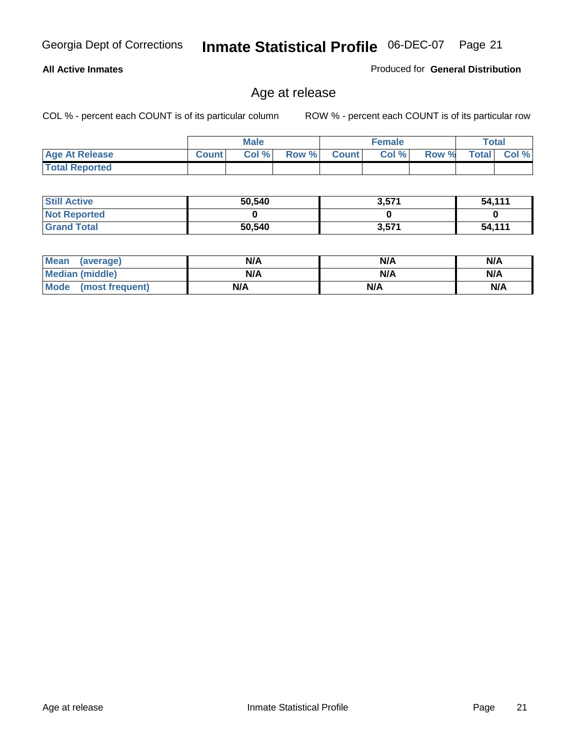**All Active Inmates** Produced for **General Distribution**

## Age at release

COL % - percent each COUNT is of its particular column ROW % - percent each COUNT is of its particular row

| | Male | | | Female | | | Total | |
|---|---|---|---|---|---|---|---|---|
| **Age At Release** | Count | Col % | Row % | Count | Col % | Row % | Total | Col % |
| **Total Reported** | | | | | | | | |

| | Male | Female | Total |
|---|---|---|---|
| **Still Active** | 50,540 | 3,571 | 54,111 |
| **Not Reported** | 0 | 0 | 0 |
| **Grand Total** | 50,540 | 3,571 | 54,111 |

| | Male | Female | Total |
|---|---|---|---|
| **Mean (average)** | N/A | N/A | N/A |
| **Median (middle)** | N/A | N/A | N/A |
| **Mode (most frequent)** | N/A | N/A | N/A |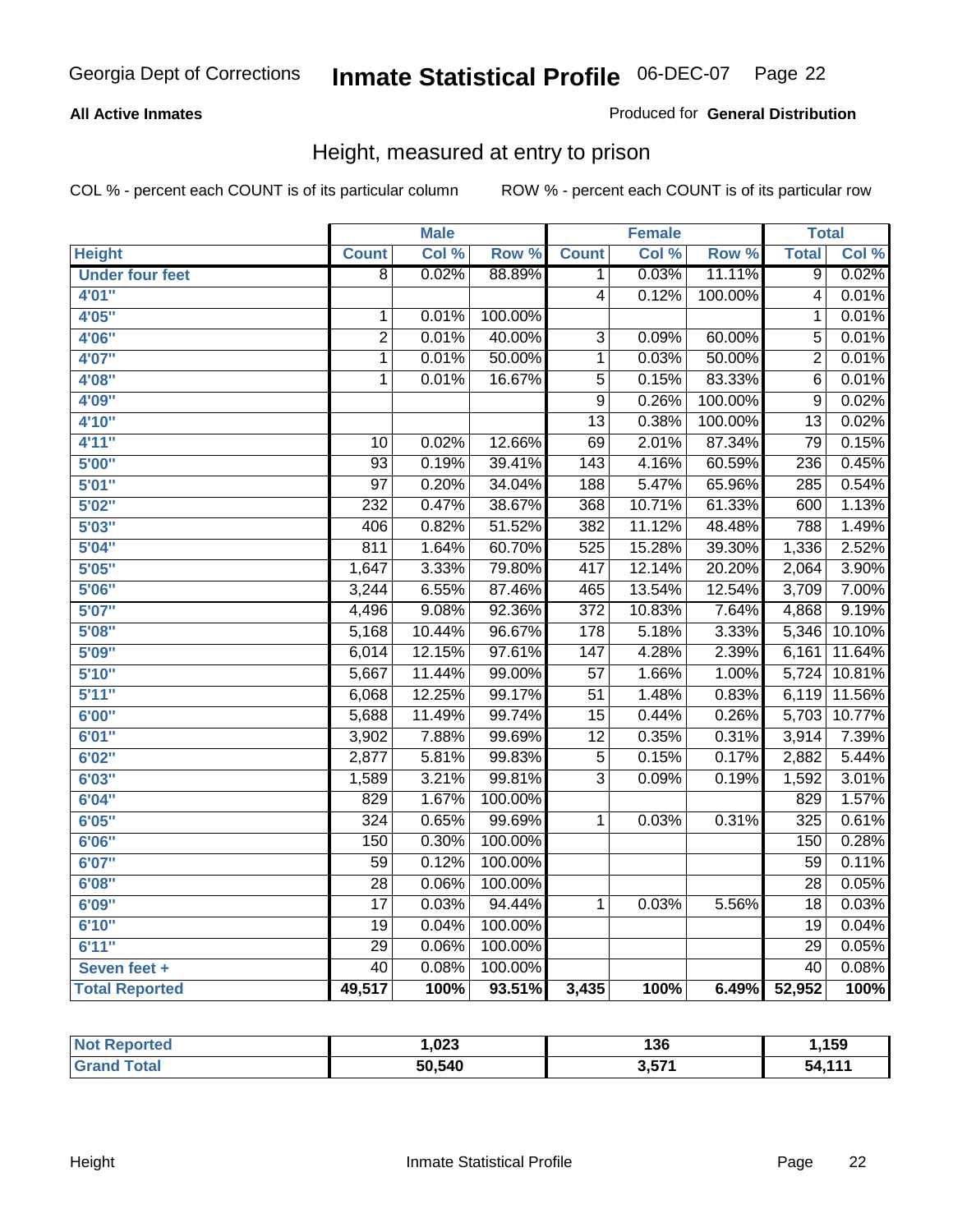Georgia Dept of Corrections **Inmate Statistical Profile** 06-DEC-07

**All Active Inmates**

Produced for **General Distribution**

## Height, measured at entry to prison

COL % - percent each COUNT is of its particular column    ROW % - percent each COUNT is of its particular row

| | Male | | | Female | | | Total | |
|---|---|---|---|---|---|---|---|---|
| **Height** | **Count** | **Col %** | **Row %** | **Count** | **Col %** | **Row %** | **Total** | **Col %** |
| **Under four feet** | 8 | 0.02% | 88.89% | 1 | 0.03% | 11.11% | 9 | 0.02% |
| **4'01"** | | | | 4 | 0.12% | 100.00% | 4 | 0.01% |
| **4'05"** | 1 | 0.01% | 100.00% | | | | 1 | 0.01% |
| **4'06"** | 2 | 0.01% | 40.00% | 3 | 0.09% | 60.00% | 5 | 0.01% |
| **4'07"** | 1 | 0.01% | 50.00% | 1 | 0.03% | 50.00% | 2 | 0.01% |
| **4'08"** | 1 | 0.01% | 16.67% | 5 | 0.15% | 83.33% | 6 | 0.01% |
| **4'09"** | | | | 9 | 0.26% | 100.00% | 9 | 0.02% |
| **4'10"** | | | | 13 | 0.38% | 100.00% | 13 | 0.02% |
| **4'11"** | 10 | 0.02% | 12.66% | 69 | 2.01% | 87.34% | 79 | 0.15% |
| **5'00"** | 93 | 0.19% | 39.41% | 143 | 4.16% | 60.59% | 236 | 0.45% |
| **5'01"** | 97 | 0.20% | 34.04% | 188 | 5.47% | 65.96% | 285 | 0.54% |
| **5'02"** | 232 | 0.47% | 38.67% | 368 | 10.71% | 61.33% | 600 | 1.13% |
| **5'03"** | 406 | 0.82% | 51.52% | 382 | 11.12% | 48.48% | 788 | 1.49% |
| **5'04"** | 811 | 1.64% | 60.70% | 525 | 15.28% | 39.30% | 1,336 | 2.52% |
| **5'05"** | 1,647 | 3.33% | 79.80% | 417 | 12.14% | 20.20% | 2,064 | 3.90% |
| **5'06"** | 3,244 | 6.55% | 87.46% | 465 | 13.54% | 12.54% | 3,709 | 7.00% |
| **5'07"** | 4,496 | 9.08% | 92.36% | 372 | 10.83% | 7.64% | 4,868 | 9.19% |
| **5'08"** | 5,168 | 10.44% | 96.67% | 178 | 5.18% | 3.33% | 5,346 | 10.10% |
| **5'09"** | 6,014 | 12.15% | 97.61% | 147 | 4.28% | 2.39% | 6,161 | 11.64% |
| **5'10"** | 5,667 | 11.44% | 99.00% | 57 | 1.66% | 1.00% | 5,724 | 10.81% |
| **5'11"** | 6,068 | 12.25% | 99.17% | 51 | 1.48% | 0.83% | 6,119 | 11.56% |
| **6'00"** | 5,688 | 11.49% | 99.74% | 15 | 0.44% | 0.26% | 5,703 | 10.77% |
| **6'01"** | 3,902 | 7.88% | 99.69% | 12 | 0.35% | 0.31% | 3,914 | 7.39% |
| **6'02"** | 2,877 | 5.81% | 99.83% | 5 | 0.15% | 0.17% | 2,882 | 5.44% |
| **6'03"** | 1,589 | 3.21% | 99.81% | 3 | 0.09% | 0.19% | 1,592 | 3.01% |
| **6'04"** | 829 | 1.67% | 100.00% | | | | 829 | 1.57% |
| **6'05"** | 324 | 0.65% | 99.69% | 1 | 0.03% | 0.31% | 325 | 0.61% |
| **6'06"** | 150 | 0.30% | 100.00% | | | | 150 | 0.28% |
| **6'07"** | 59 | 0.12% | 100.00% | | | | 59 | 0.11% |
| **6'08"** | 28 | 0.06% | 100.00% | | | | 28 | 0.05% |
| **6'09"** | 17 | 0.03% | 94.44% | 1 | 0.03% | 5.56% | 18 | 0.03% |
| **6'10"** | 19 | 0.04% | 100.00% | | | | 19 | 0.04% |
| **6'11"** | 29 | 0.06% | 100.00% | | | | 29 | 0.05% |
| **Seven feet +** | 40 | 0.08% | 100.00% | | | | 40 | 0.08% |
| **Total Reported** | **49,517** | **100%** | **93.51%** | **3,435** | **100%** | **6.49%** | **52,952** | **100%** |

| | Male | Female | Total |
|---|---|---|---|
| **Not Reported** | **1,023** | **136** | **1,159** |
| **Grand Total** | **50,540** | **3,571** | **54,111** |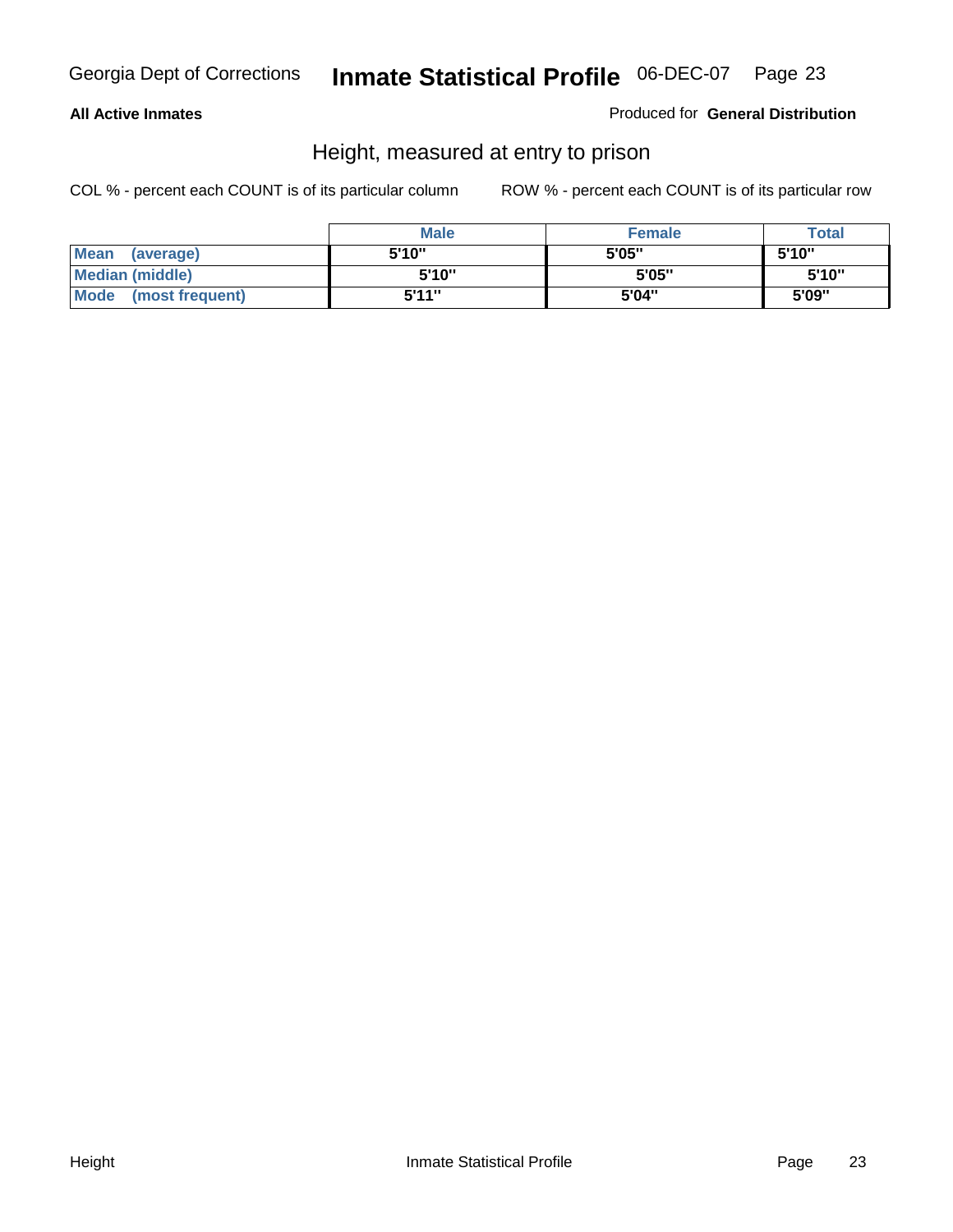**All Active Inmates**

Produced for **General Distribution**

## Height, measured at entry to prison

COL % - percent each COUNT is of its particular column

ROW % - percent each COUNT is of its particular row

| | Male | Female | Total |
|---|---|---|---|
| **Mean (average)** | 5'10" | 5'05" | 5'10" |
| **Median (middle)** | 5'10" | 5'05" | 5'10" |
| **Mode (most frequent)** | 5'11" | 5'04" | 5'09" |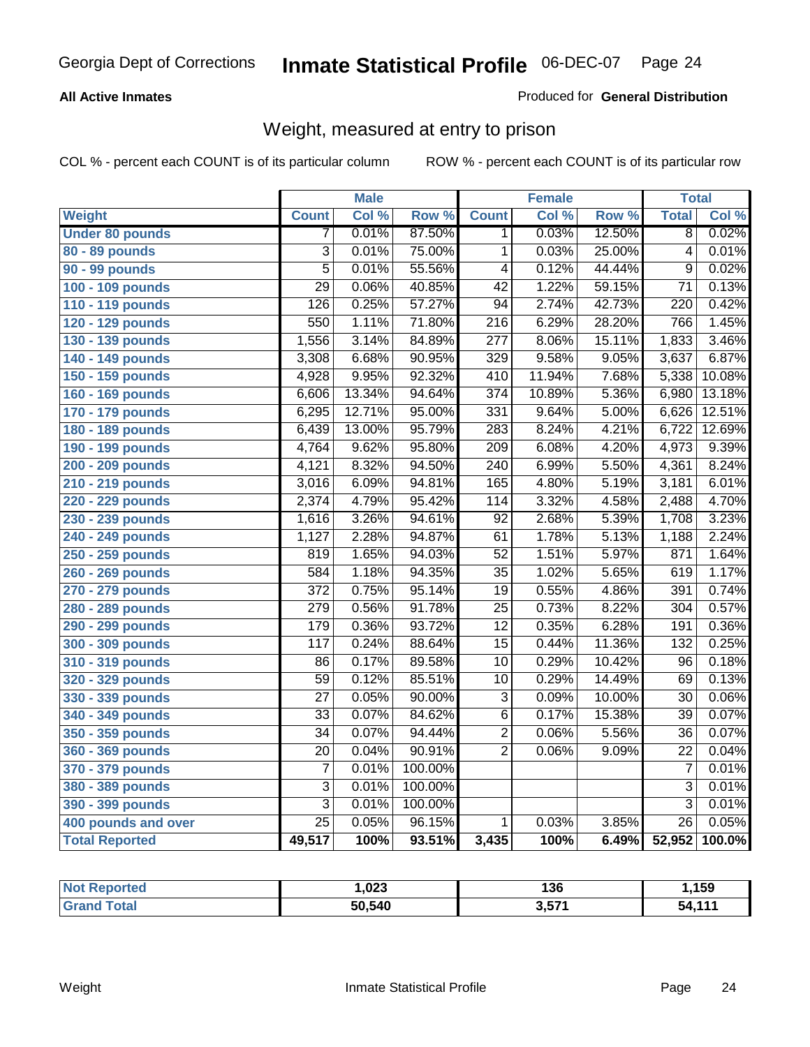Georgia Dept of Corrections **Inmate Statistical Profile** 06-DEC-07

**All Active Inmates**

Produced for **General Distribution**

## Weight, measured at entry to prison

COL % - percent each COUNT is of its particular column    ROW % - percent each COUNT is of its particular row

| | Male | | | Female | | | Total | |
|---|---|---|---|---|---|---|---|---|
| **Weight** | **Count** | **Col %** | **Row %** | **Count** | **Col %** | **Row %** | **Total** | **Col %** |
| **Under 80 pounds** | 7 | 0.01% | 87.50% | 1 | 0.03% | 12.50% | 8 | 0.02% |
| **80 - 89 pounds** | 3 | 0.01% | 75.00% | 1 | 0.03% | 25.00% | 4 | 0.01% |
| **90 - 99 pounds** | 5 | 0.01% | 55.56% | 4 | 0.12% | 44.44% | 9 | 0.02% |
| **100 - 109 pounds** | 29 | 0.06% | 40.85% | 42 | 1.22% | 59.15% | 71 | 0.13% |
| **110 - 119 pounds** | 126 | 0.25% | 57.27% | 94 | 2.74% | 42.73% | 220 | 0.42% |
| **120 - 129 pounds** | 550 | 1.11% | 71.80% | 216 | 6.29% | 28.20% | 766 | 1.45% |
| **130 - 139 pounds** | 1,556 | 3.14% | 84.89% | 277 | 8.06% | 15.11% | 1,833 | 3.46% |
| **140 - 149 pounds** | 3,308 | 6.68% | 90.95% | 329 | 9.58% | 9.05% | 3,637 | 6.87% |
| **150 - 159 pounds** | 4,928 | 9.95% | 92.32% | 410 | 11.94% | 7.68% | 5,338 | 10.08% |
| **160 - 169 pounds** | 6,606 | 13.34% | 94.64% | 374 | 10.89% | 5.36% | 6,980 | 13.18% |
| **170 - 179 pounds** | 6,295 | 12.71% | 95.00% | 331 | 9.64% | 5.00% | 6,626 | 12.51% |
| **180 - 189 pounds** | 6,439 | 13.00% | 95.79% | 283 | 8.24% | 4.21% | 6,722 | 12.69% |
| **190 - 199 pounds** | 4,764 | 9.62% | 95.80% | 209 | 6.08% | 4.20% | 4,973 | 9.39% |
| **200 - 209 pounds** | 4,121 | 8.32% | 94.50% | 240 | 6.99% | 5.50% | 4,361 | 8.24% |
| **210 - 219 pounds** | 3,016 | 6.09% | 94.81% | 165 | 4.80% | 5.19% | 3,181 | 6.01% |
| **220 - 229 pounds** | 2,374 | 4.79% | 95.42% | 114 | 3.32% | 4.58% | 2,488 | 4.70% |
| **230 - 239 pounds** | 1,616 | 3.26% | 94.61% | 92 | 2.68% | 5.39% | 1,708 | 3.23% |
| **240 - 249 pounds** | 1,127 | 2.28% | 94.87% | 61 | 1.78% | 5.13% | 1,188 | 2.24% |
| **250 - 259 pounds** | 819 | 1.65% | 94.03% | 52 | 1.51% | 5.97% | 871 | 1.64% |
| **260 - 269 pounds** | 584 | 1.18% | 94.35% | 35 | 1.02% | 5.65% | 619 | 1.17% |
| **270 - 279 pounds** | 372 | 0.75% | 95.14% | 19 | 0.55% | 4.86% | 391 | 0.74% |
| **280 - 289 pounds** | 279 | 0.56% | 91.78% | 25 | 0.73% | 8.22% | 304 | 0.57% |
| **290 - 299 pounds** | 179 | 0.36% | 93.72% | 12 | 0.35% | 6.28% | 191 | 0.36% |
| **300 - 309 pounds** | 117 | 0.24% | 88.64% | 15 | 0.44% | 11.36% | 132 | 0.25% |
| **310 - 319 pounds** | 86 | 0.17% | 89.58% | 10 | 0.29% | 10.42% | 96 | 0.18% |
| **320 - 329 pounds** | 59 | 0.12% | 85.51% | 10 | 0.29% | 14.49% | 69 | 0.13% |
| **330 - 339 pounds** | 27 | 0.05% | 90.00% | 3 | 0.09% | 10.00% | 30 | 0.06% |
| **340 - 349 pounds** | 33 | 0.07% | 84.62% | 6 | 0.17% | 15.38% | 39 | 0.07% |
| **350 - 359 pounds** | 34 | 0.07% | 94.44% | 2 | 0.06% | 5.56% | 36 | 0.07% |
| **360 - 369 pounds** | 20 | 0.04% | 90.91% | 2 | 0.06% | 9.09% | 22 | 0.04% |
| **370 - 379 pounds** | 7 | 0.01% | 100.00% | | | | 7 | 0.01% |
| **380 - 389 pounds** | 3 | 0.01% | 100.00% | | | | 3 | 0.01% |
| **390 - 399 pounds** | 3 | 0.01% | 100.00% | | | | 3 | 0.01% |
| **400 pounds and over** | 25 | 0.05% | 96.15% | 1 | 0.03% | 3.85% | 26 | 0.05% |
| **Total Reported** | **49,517** | **100%** | **93.51%** | **3,435** | **100%** | **6.49%** | **52,952** | **100.0%** |

| | Male | Female | Total |
|---|---|---|---|
| **Not Reported** | **1,023** | **136** | **1,159** |
| **Grand Total** | **50,540** | **3,571** | **54,111** |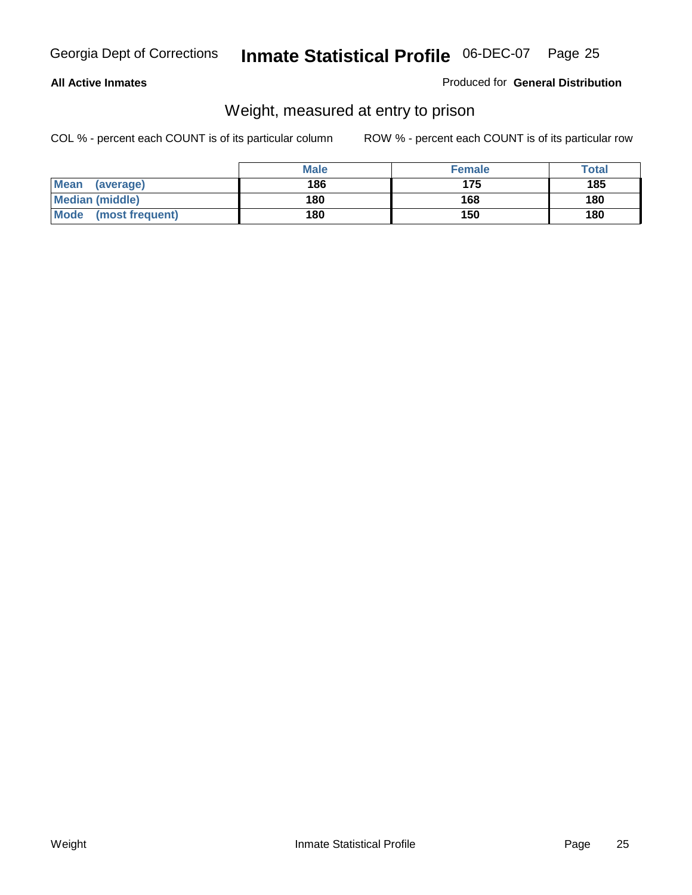**All Active Inmates** Produced for **General Distribution**

## Weight, measured at entry to prison

COL % - percent each COUNT is of its particular column ROW % - percent each COUNT is of its particular row

| | Male | Female | Total |
|---|---|---|---|
| **Mean (average)** | **186** | **175** | **185** |
| **Median (middle)** | **180** | **168** | **180** |
| **Mode (most frequent)** | **180** | **150** | **180** |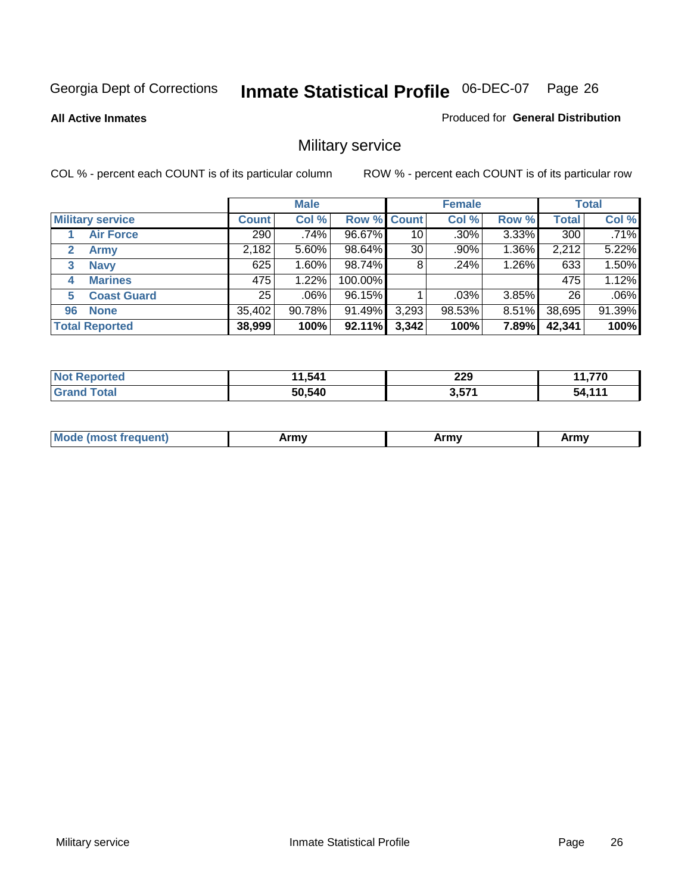Georgia Dept of Corrections **Inmate Statistical Profile** 06-DEC-07 Page 26

**All Active Inmates**

Produced for **General Distribution**

## Military service

COL % - percent each COUNT is of its particular column ROW % - percent each COUNT is of its particular row

| | | Male | | | Female | | | Total | |
|---|---|---|---|---|---|---|---|---|---|
| **Military service** | | **Count** | **Col %** | **Row %** | **Count** | **Col %** | **Row %** | **Total** | **Col %** |
| 1 | **Air Force** | 290 | .74% | 96.67% | 10 | .30% | 3.33% | 300 | .71% |
| 2 | **Army** | 2,182 | 5.60% | 98.64% | 30 | .90% | 1.36% | 2,212 | 5.22% |
| 3 | **Navy** | 625 | 1.60% | 98.74% | 8 | .24% | 1.26% | 633 | 1.50% |
| 4 | **Marines** | 475 | 1.22% | 100.00% | | | | 475 | 1.12% |
| 5 | **Coast Guard** | 25 | .06% | 96.15% | 1 | .03% | 3.85% | 26 | .06% |
| 96 | **None** | 35,402 | 90.78% | 91.49% | 3,293 | 98.53% | 8.51% | 38,695 | 91.39% |
| **Total Reported** | | **38,999** | **100%** | **92.11%** | **3,342** | **100%** | **7.89%** | **42,341** | **100%** |

| | Male | Female | Total |
|---|---|---|---|
| **Not Reported** | **11,541** | **229** | **11,770** |
| **Grand Total** | **50,540** | **3,571** | **54,111** |

| | Male | Female | Total |
|---|---|---|---|
| **Mode (most frequent)** | **Army** | **Army** | **Army** |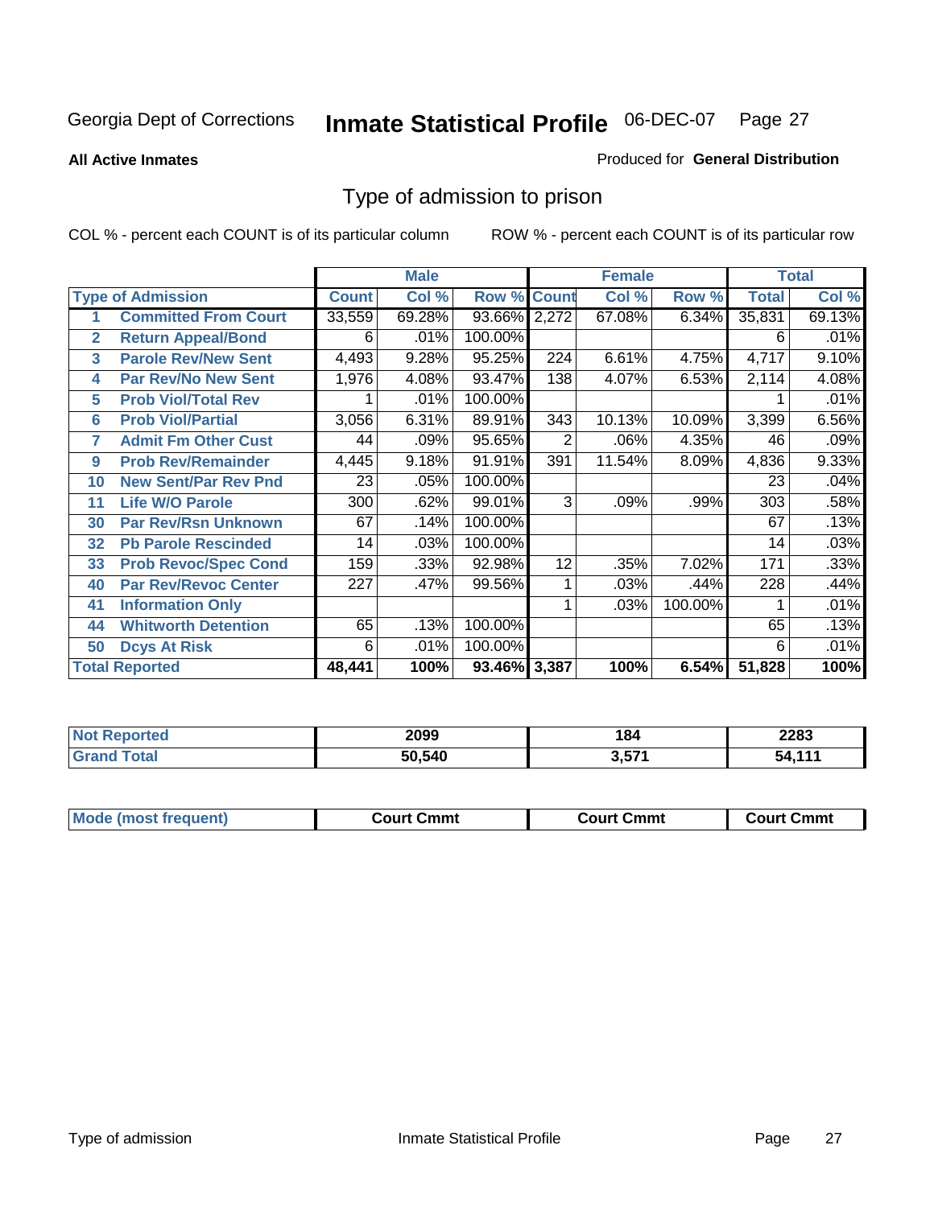Georgia Dept of Corrections **Inmate Statistical Profile** 06-DEC-07

**All Active Inmates**

Produced for **General Distribution**

## Type of admission to prison

COL % - percent each COUNT is of its particular column

ROW % - percent each COUNT is of its particular row

| | | Male | | | Female | | | Total | |
|---|---|---|---|---|---|---|---|---|---|
| **Type of Admission** | | **Count** | **Col %** | **Row %** | **Count** | **Col %** | **Row %** | **Total** | **Col %** |
| 1 | Committed From Court | 33,559 | 69.28% | 93.66% | 2,272 | 67.08% | 6.34% | 35,831 | 69.13% |
| 2 | Return Appeal/Bond | 6 | .01% | 100.00% | | | | 6 | .01% |
| 3 | Parole Rev/New Sent | 4,493 | 9.28% | 95.25% | 224 | 6.61% | 4.75% | 4,717 | 9.10% |
| 4 | Par Rev/No New Sent | 1,976 | 4.08% | 93.47% | 138 | 4.07% | 6.53% | 2,114 | 4.08% |
| 5 | Prob Viol/Total Rev | 1 | .01% | 100.00% | | | | 1 | .01% |
| 6 | Prob Viol/Partial | 3,056 | 6.31% | 89.91% | 343 | 10.13% | 10.09% | 3,399 | 6.56% |
| 7 | Admit Fm Other Cust | 44 | .09% | 95.65% | 2 | .06% | 4.35% | 46 | .09% |
| 9 | Prob Rev/Remainder | 4,445 | 9.18% | 91.91% | 391 | 11.54% | 8.09% | 4,836 | 9.33% |
| 10 | New Sent/Par Rev Pnd | 23 | .05% | 100.00% | | | | 23 | .04% |
| 11 | Life W/O Parole | 300 | .62% | 99.01% | 3 | .09% | .99% | 303 | .58% |
| 30 | Par Rev/Rsn Unknown | 67 | .14% | 100.00% | | | | 67 | .13% |
| 32 | Pb Parole Rescinded | 14 | .03% | 100.00% | | | | 14 | .03% |
| 33 | Prob Revoc/Spec Cond | 159 | .33% | 92.98% | 12 | .35% | 7.02% | 171 | .33% |
| 40 | Par Rev/Revoc Center | 227 | .47% | 99.56% | 1 | .03% | .44% | 228 | .44% |
| 41 | Information Only | | | | 1 | .03% | 100.00% | 1 | .01% |
| 44 | Whitworth Detention | 65 | .13% | 100.00% | | | | 65 | .13% |
| 50 | Dcys At Risk | 6 | .01% | 100.00% | | | | 6 | .01% |
| **Total Reported** | | **48,441** | **100%** | **93.46%** | **3,387** | **100%** | **6.54%** | **51,828** | **100%** |

| | Male | Female | Total |
|---|---|---|---|
| Not Reported | 2099 | 184 | 2283 |
| Grand Total | 50,540 | 3,571 | 54,111 |

| | Male | Female | Total |
|---|---|---|---|
| Mode (most frequent) | Court Cmmt | Court Cmmt | Court Cmmt |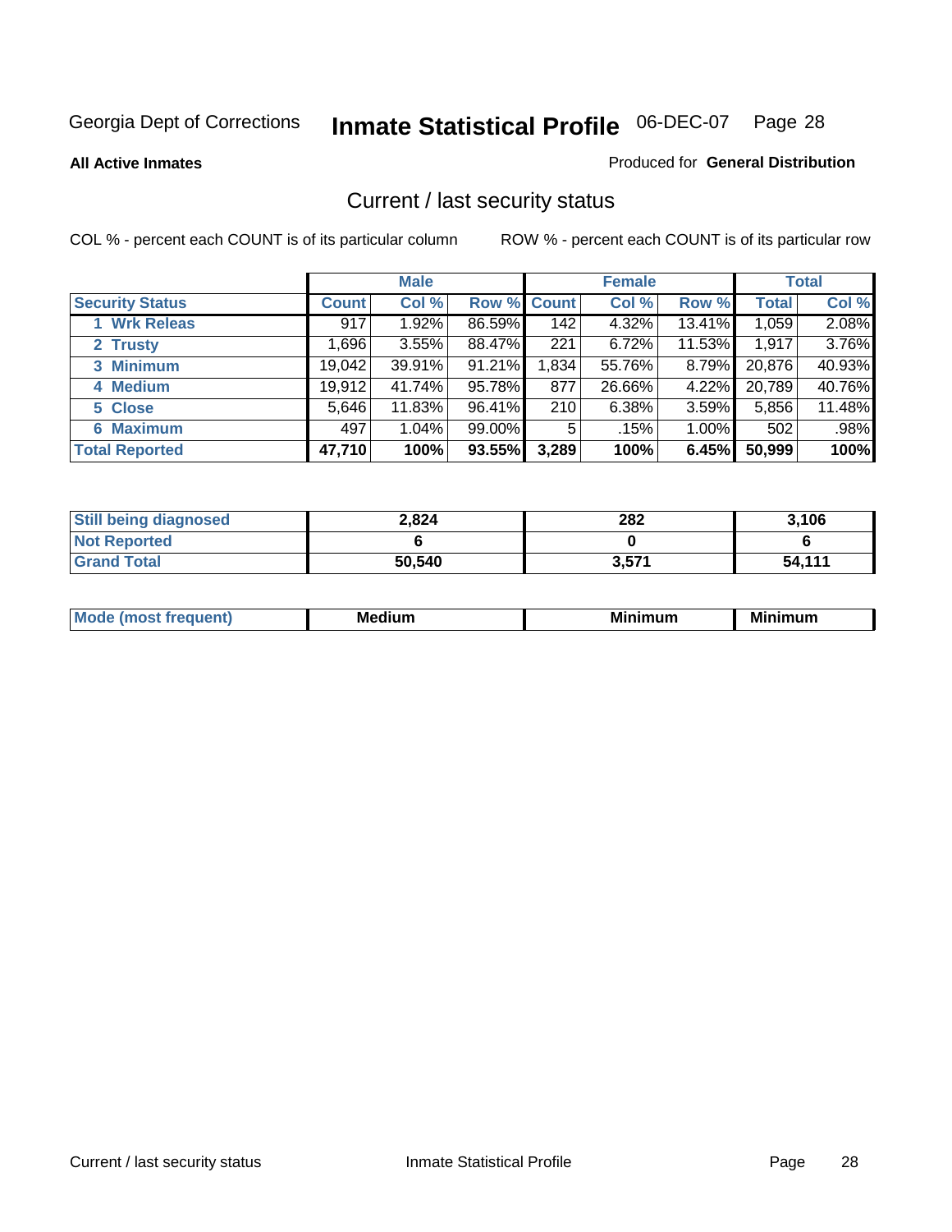Georgia Dept of Corrections **Inmate Statistical Profile** 06-DEC-07 Page 28

**All Active Inmates**

Produced for **General Distribution**

## Current / last security status

COL % - percent each COUNT is of its particular column

ROW % - percent each COUNT is of its particular row

| | Male | | | Female | | | Total | |
|---|---|---|---|---|---|---|---|---|
| **Security Status** | **Count** | **Col %** | **Row %** | **Count** | **Col %** | **Row %** | **Total** | **Col %** |
| 1 Wrk Releas | 917 | 1.92% | 86.59% | 142 | 4.32% | 13.41% | 1,059 | 2.08% |
| 2 Trusty | 1,696 | 3.55% | 88.47% | 221 | 6.72% | 11.53% | 1,917 | 3.76% |
| 3 Minimum | 19,042 | 39.91% | 91.21% | 1,834 | 55.76% | 8.79% | 20,876 | 40.93% |
| 4 Medium | 19,912 | 41.74% | 95.78% | 877 | 26.66% | 4.22% | 20,789 | 40.76% |
| 5 Close | 5,646 | 11.83% | 96.41% | 210 | 6.38% | 3.59% | 5,856 | 11.48% |
| 6 Maximum | 497 | 1.04% | 99.00% | 5 | .15% | 1.00% | 502 | .98% |
| **Total Reported** | **47,710** | **100%** | **93.55%** | **3,289** | **100%** | **6.45%** | **50,999** | **100%** |

| | Male | Female | Total |
|---|---|---|---|
| Still being diagnosed | 2,824 | 282 | 3,106 |
| Not Reported | 6 | 0 | 6 |
| Grand Total | 50,540 | 3,571 | 54,111 |

| | Male | Female | Total |
|---|---|---|---|
| Mode (most frequent) | Medium | Minimum | Minimum |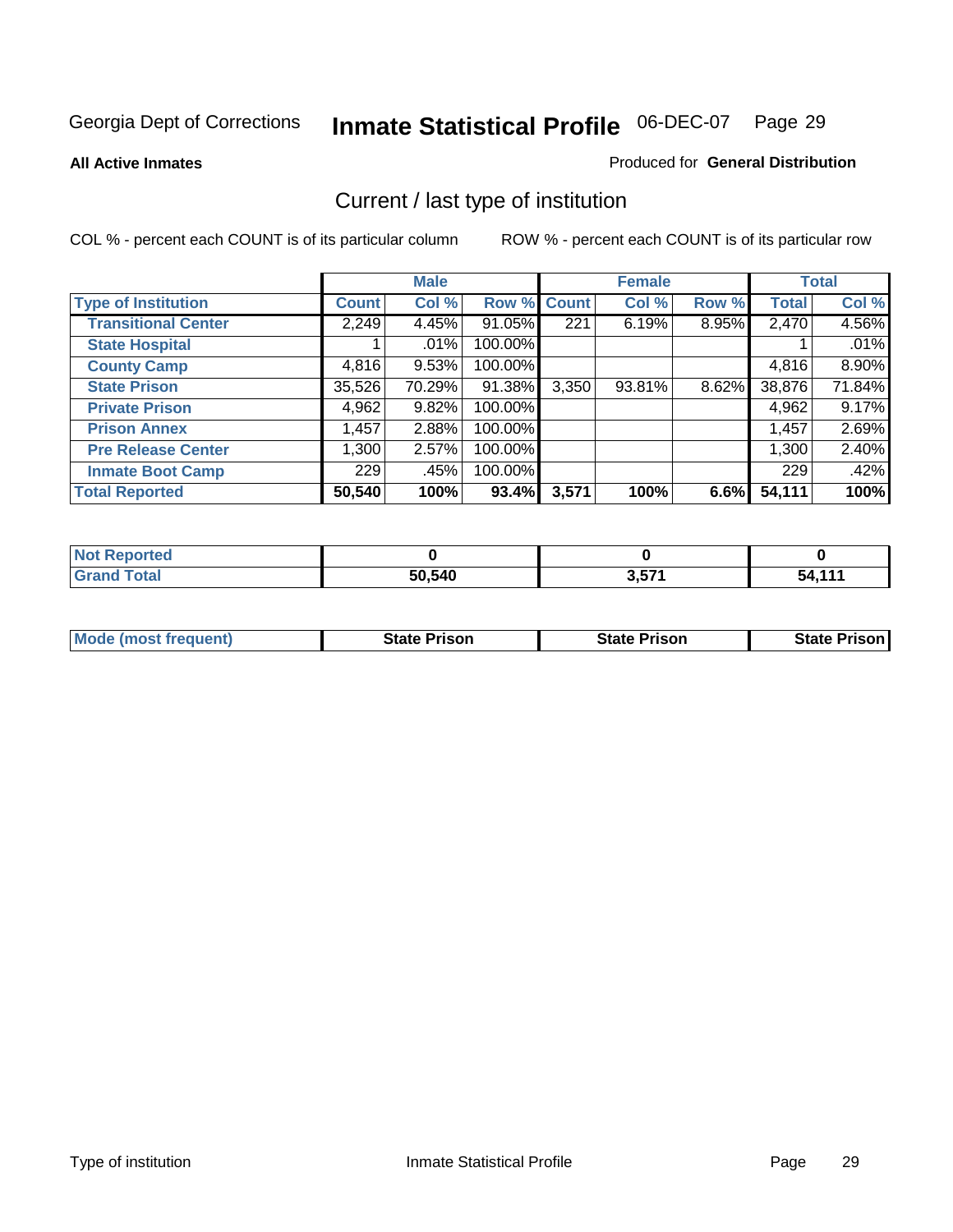Georgia Dept of Corrections **Inmate Statistical Profile** 06-DEC-07

**All Active Inmates**

Produced for **General Distribution**

## Current / last type of institution

COL % - percent each COUNT is of its particular column

ROW % - percent each COUNT is of its particular row

| | Male | | | Female | | | Total | |
|---|---|---|---|---|---|---|---|---|
| Type of Institution | Count | Col % | Row % | Count | Col % | Row % | Total | Col % |
| Transitional Center | 2,249 | 4.45% | 91.05% | 221 | 6.19% | 8.95% | 2,470 | 4.56% |
| State Hospital | 1 | .01% | 100.00% | | | | 1 | .01% |
| County Camp | 4,816 | 9.53% | 100.00% | | | | 4,816 | 8.90% |
| State Prison | 35,526 | 70.29% | 91.38% | 3,350 | 93.81% | 8.62% | 38,876 | 71.84% |
| Private Prison | 4,962 | 9.82% | 100.00% | | | | 4,962 | 9.17% |
| Prison Annex | 1,457 | 2.88% | 100.00% | | | | 1,457 | 2.69% |
| Pre Release Center | 1,300 | 2.57% | 100.00% | | | | 1,300 | 2.40% |
| Inmate Boot Camp | 229 | .45% | 100.00% | | | | 229 | .42% |
| **Total Reported** | **50,540** | **100%** | **93.4%** | **3,571** | **100%** | **6.6%** | **54,111** | **100%** |

| | Male | Female | Total |
|---|---|---|---|
| Not Reported | 0 | 0 | 0 |
| Grand Total | 50,540 | 3,571 | 54,111 |

| | Male | Female | Total |
|---|---|---|---|
| Mode (most frequent) | State Prison | State Prison | State Prison |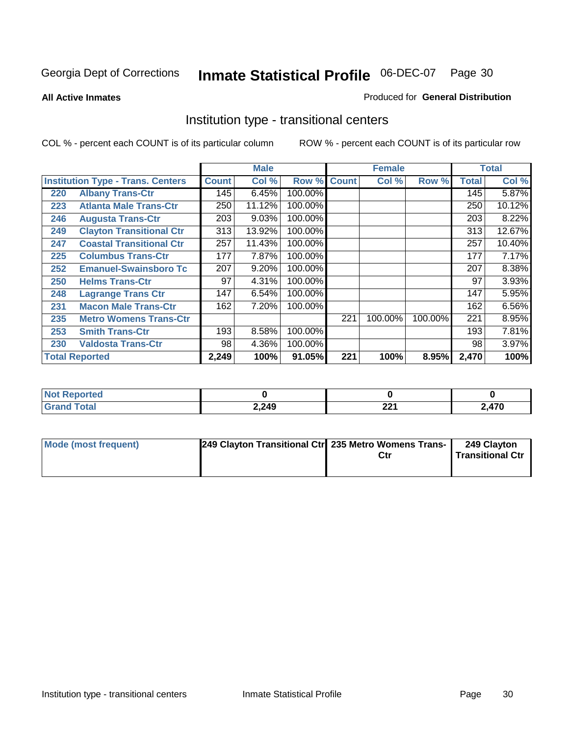Georgia Dept of Corrections **Inmate Statistical Profile** 06-DEC-07

**All Active Inmates**

Produced for **General Distribution**

## Institution type - transitional centers

COL % - percent each COUNT is of its particular column ROW % - percent each COUNT is of its particular row

| Institution Type - Trans. Centers | | Male | | | Female | | | Total | |
|---|---|---|---|---|---|---|---|---|---|
| | | Count | Col % | Row % | Count | Col % | Row % | Total | Col % |
| 220 | Albany Trans-Ctr | 145 | 6.45% | 100.00% | | | | 145 | 5.87% |
| 223 | Atlanta Male Trans-Ctr | 250 | 11.12% | 100.00% | | | | 250 | 10.12% |
| 246 | Augusta Trans-Ctr | 203 | 9.03% | 100.00% | | | | 203 | 8.22% |
| 249 | Clayton Transitional Ctr | 313 | 13.92% | 100.00% | | | | 313 | 12.67% |
| 247 | Coastal Transitional Ctr | 257 | 11.43% | 100.00% | | | | 257 | 10.40% |
| 225 | Columbus Trans-Ctr | 177 | 7.87% | 100.00% | | | | 177 | 7.17% |
| 252 | Emanuel-Swainsboro Tc | 207 | 9.20% | 100.00% | | | | 207 | 8.38% |
| 250 | Helms Trans-Ctr | 97 | 4.31% | 100.00% | | | | 97 | 3.93% |
| 248 | Lagrange Trans Ctr | 147 | 6.54% | 100.00% | | | | 147 | 5.95% |
| 231 | Macon Male Trans-Ctr | 162 | 7.20% | 100.00% | | | | 162 | 6.56% |
| 235 | Metro Womens Trans-Ctr | | | | 221 | 100.00% | 100.00% | 221 | 8.95% |
| 253 | Smith Trans-Ctr | 193 | 8.58% | 100.00% | | | | 193 | 7.81% |
| 230 | Valdosta Trans-Ctr | 98 | 4.36% | 100.00% | | | | 98 | 3.97% |
| **Total Reported** | | **2,249** | **100%** | **91.05%** | **221** | **100%** | **8.95%** | **2,470** | **100%** |

| | Male | Female | Total |
|---|---|---|---|
| Not Reported | 0 | 0 | 0 |
| Grand Total | 2,249 | 221 | 2,470 |

| | Male | Female | Total |
|---|---|---|---|
| Mode (most frequent) | 249 Clayton Transitional Ctr | 235 Metro Womens Trans-Ctr | 249 Clayton Transitional Ctr |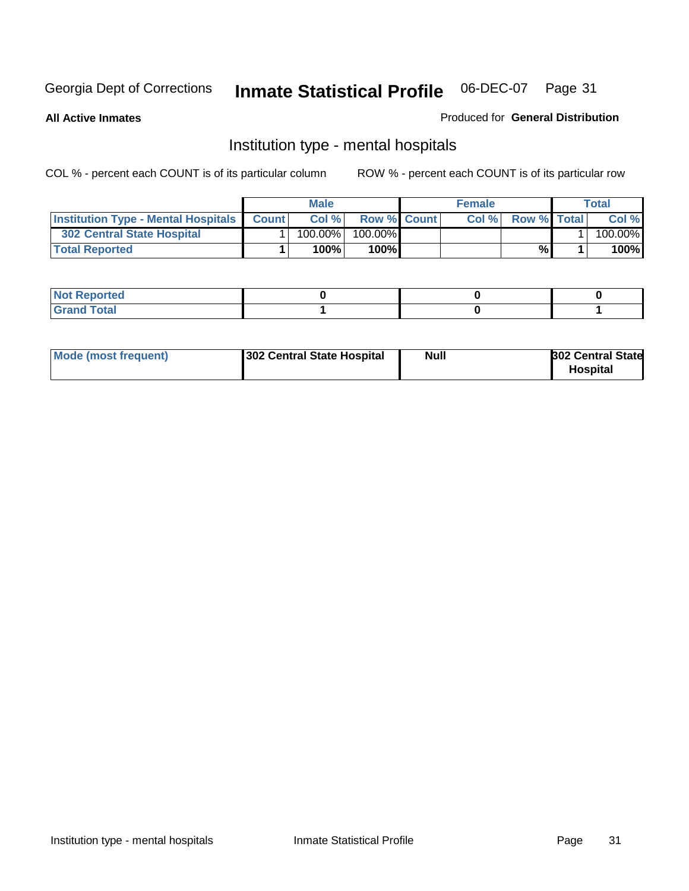Georgia Dept of Corrections **Inmate Statistical Profile** 06-DEC-07

**All Active Inmates**

Produced for **General Distribution**

## Institution type - mental hospitals

COL % - percent each COUNT is of its particular column    ROW % - percent each COUNT is of its particular row

| | Male | | | Female | | | Total | |
|---|---|---|---|---|---|---|---|---|
| **Institution Type - Mental Hospitals** | **Count** | **Col %** | **Row %** | **Count** | **Col %** | **Row %** | **Total** | **Col %** |
| **302 Central State Hospital** | 1 | 100.00% | 100.00% | | | | 1 | 100.00% |
| **Total Reported** | **1** | **100%** | **100%** | | | **%** | **1** | **100%** |

| | Male | Female | Total |
|---|---|---|---|
| **Not Reported** | **0** | **0** | **0** |
| **Grand Total** | **1** | **0** | **1** |

| | Male | Female | Total |
|---|---|---|---|
| **Mode (most frequent)** | **302 Central State Hospital** | **Null** | **302 Central State Hospital** |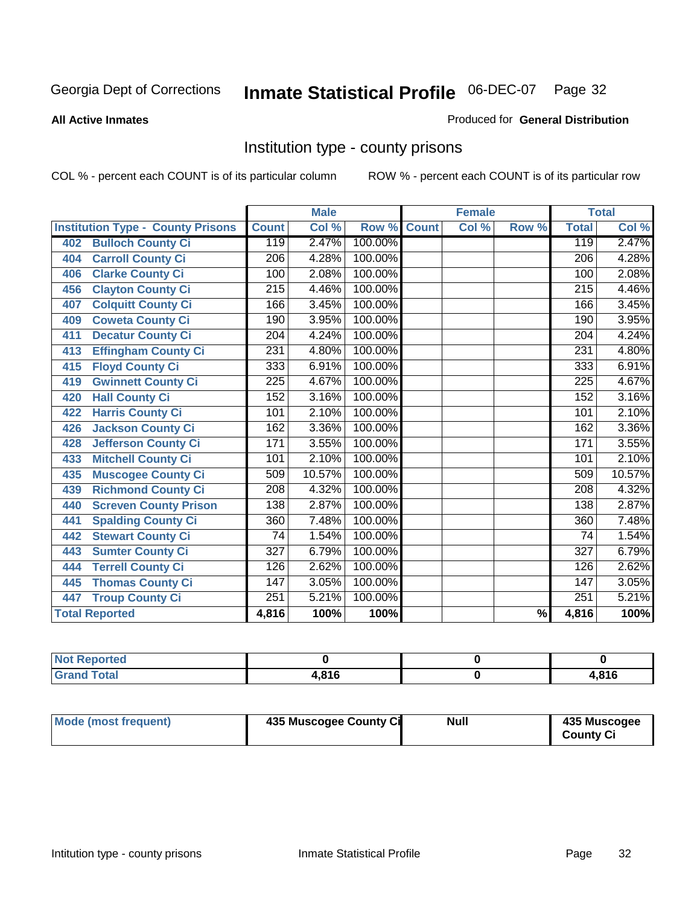Georgia Dept of Corrections **Inmate Statistical Profile** 06-DEC-07

**All Active Inmates**

Produced for **General Distribution**

## Institution type - county prisons

COL % - percent each COUNT is of its particular column

ROW % - percent each COUNT is of its particular row

| Institution Type - County Prisons | Male | | | Female | | | Total | |
|---|---|---|---|---|---|---|---|---|
| | Count | Col % | Row % | Count | Col % | Row % | Total | Col % |
| 402 Bulloch County Ci | 119 | 2.47% | 100.00% | | | | 119 | 2.47% |
| 404 Carroll County Ci | 206 | 4.28% | 100.00% | | | | 206 | 4.28% |
| 406 Clarke County Ci | 100 | 2.08% | 100.00% | | | | 100 | 2.08% |
| 456 Clayton County Ci | 215 | 4.46% | 100.00% | | | | 215 | 4.46% |
| 407 Colquitt County Ci | 166 | 3.45% | 100.00% | | | | 166 | 3.45% |
| 409 Coweta County Ci | 190 | 3.95% | 100.00% | | | | 190 | 3.95% |
| 411 Decatur County Ci | 204 | 4.24% | 100.00% | | | | 204 | 4.24% |
| 413 Effingham County Ci | 231 | 4.80% | 100.00% | | | | 231 | 4.80% |
| 415 Floyd County Ci | 333 | 6.91% | 100.00% | | | | 333 | 6.91% |
| 419 Gwinnett County Ci | 225 | 4.67% | 100.00% | | | | 225 | 4.67% |
| 420 Hall County Ci | 152 | 3.16% | 100.00% | | | | 152 | 3.16% |
| 422 Harris County Ci | 101 | 2.10% | 100.00% | | | | 101 | 2.10% |
| 426 Jackson County Ci | 162 | 3.36% | 100.00% | | | | 162 | 3.36% |
| 428 Jefferson County Ci | 171 | 3.55% | 100.00% | | | | 171 | 3.55% |
| 433 Mitchell County Ci | 101 | 2.10% | 100.00% | | | | 101 | 2.10% |
| 435 Muscogee County Ci | 509 | 10.57% | 100.00% | | | | 509 | 10.57% |
| 439 Richmond County Ci | 208 | 4.32% | 100.00% | | | | 208 | 4.32% |
| 440 Screven County Prison | 138 | 2.87% | 100.00% | | | | 138 | 2.87% |
| 441 Spalding County Ci | 360 | 7.48% | 100.00% | | | | 360 | 7.48% |
| 442 Stewart County Ci | 74 | 1.54% | 100.00% | | | | 74 | 1.54% |
| 443 Sumter County Ci | 327 | 6.79% | 100.00% | | | | 327 | 6.79% |
| 444 Terrell County Ci | 126 | 2.62% | 100.00% | | | | 126 | 2.62% |
| 445 Thomas County Ci | 147 | 3.05% | 100.00% | | | | 147 | 3.05% |
| 447 Troup County Ci | 251 | 5.21% | 100.00% | | | | 251 | 5.21% |
| **Total Reported** | **4,816** | **100%** | **100%** | | | **%** | **4,816** | **100%** |

| | Male | Female | Total |
|---|---|---|---|
| Not Reported | 0 | 0 | 0 |
| Grand Total | 4,816 | 0 | 4,816 |

| | Male | Female | Total |
|---|---|---|---|
| Mode (most frequent) | 435 Muscogee County Ci | Null | 435 Muscogee County Ci |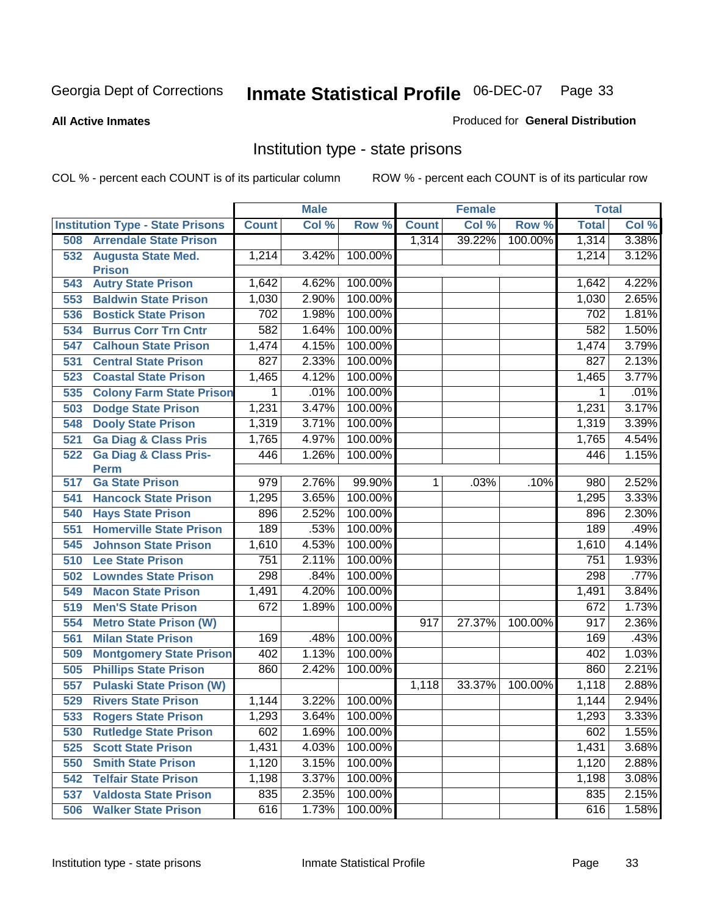Georgia Dept of Corrections **Inmate Statistical Profile** 06-DEC-07

**All Active Inmates**

Produced for **General Distribution**

## Institution type - state prisons

COL % - percent each COUNT is of its particular column ROW % - percent each COUNT is of its particular row

| | Male | | | Female | | | Total | |
|---|---|---|---|---|---|---|---|---|
| **Institution Type - State Prisons** | **Count** | **Col %** | **Row %** | **Count** | **Col %** | **Row %** | **Total** | **Col %** |
| 508 Arrendale State Prison | | | | 1,314 | 39.22% | 100.00% | 1,314 | 3.38% |
| 532 Augusta State Med. Prison | 1,214 | 3.42% | 100.00% | | | | 1,214 | 3.12% |
| 543 Autry State Prison | 1,642 | 4.62% | 100.00% | | | | 1,642 | 4.22% |
| 553 Baldwin State Prison | 1,030 | 2.90% | 100.00% | | | | 1,030 | 2.65% |
| 536 Bostick State Prison | 702 | 1.98% | 100.00% | | | | 702 | 1.81% |
| 534 Burrus Corr Trn Cntr | 582 | 1.64% | 100.00% | | | | 582 | 1.50% |
| 547 Calhoun State Prison | 1,474 | 4.15% | 100.00% | | | | 1,474 | 3.79% |
| 531 Central State Prison | 827 | 2.33% | 100.00% | | | | 827 | 2.13% |
| 523 Coastal State Prison | 1,465 | 4.12% | 100.00% | | | | 1,465 | 3.77% |
| 535 Colony Farm State Prison | 1 | .01% | 100.00% | | | | 1 | .01% |
| 503 Dodge State Prison | 1,231 | 3.47% | 100.00% | | | | 1,231 | 3.17% |
| 548 Dooly State Prison | 1,319 | 3.71% | 100.00% | | | | 1,319 | 3.39% |
| 521 Ga Diag & Class Pris | 1,765 | 4.97% | 100.00% | | | | 1,765 | 4.54% |
| 522 Ga Diag & Class Pris-Perm | 446 | 1.26% | 100.00% | | | | 446 | 1.15% |
| 517 Ga State Prison | 979 | 2.76% | 99.90% | 1 | .03% | .10% | 980 | 2.52% |
| 541 Hancock State Prison | 1,295 | 3.65% | 100.00% | | | | 1,295 | 3.33% |
| 540 Hays State Prison | 896 | 2.52% | 100.00% | | | | 896 | 2.30% |
| 551 Homerville State Prison | 189 | .53% | 100.00% | | | | 189 | .49% |
| 545 Johnson State Prison | 1,610 | 4.53% | 100.00% | | | | 1,610 | 4.14% |
| 510 Lee State Prison | 751 | 2.11% | 100.00% | | | | 751 | 1.93% |
| 502 Lowndes State Prison | 298 | .84% | 100.00% | | | | 298 | .77% |
| 549 Macon State Prison | 1,491 | 4.20% | 100.00% | | | | 1,491 | 3.84% |
| 519 Men'S State Prison | 672 | 1.89% | 100.00% | | | | 672 | 1.73% |
| 554 Metro State Prison (W) | | | | 917 | 27.37% | 100.00% | 917 | 2.36% |
| 561 Milan State Prison | 169 | .48% | 100.00% | | | | 169 | .43% |
| 509 Montgomery State Prison | 402 | 1.13% | 100.00% | | | | 402 | 1.03% |
| 505 Phillips State Prison | 860 | 2.42% | 100.00% | | | | 860 | 2.21% |
| 557 Pulaski State Prison (W) | | | | 1,118 | 33.37% | 100.00% | 1,118 | 2.88% |
| 529 Rivers State Prison | 1,144 | 3.22% | 100.00% | | | | 1,144 | 2.94% |
| 533 Rogers State Prison | 1,293 | 3.64% | 100.00% | | | | 1,293 | 3.33% |
| 530 Rutledge State Prison | 602 | 1.69% | 100.00% | | | | 602 | 1.55% |
| 525 Scott State Prison | 1,431 | 4.03% | 100.00% | | | | 1,431 | 3.68% |
| 550 Smith State Prison | 1,120 | 3.15% | 100.00% | | | | 1,120 | 2.88% |
| 542 Telfair State Prison | 1,198 | 3.37% | 100.00% | | | | 1,198 | 3.08% |
| 537 Valdosta State Prison | 835 | 2.35% | 100.00% | | | | 835 | 2.15% |
| 506 Walker State Prison | 616 | 1.73% | 100.00% | | | | 616 | 1.58% |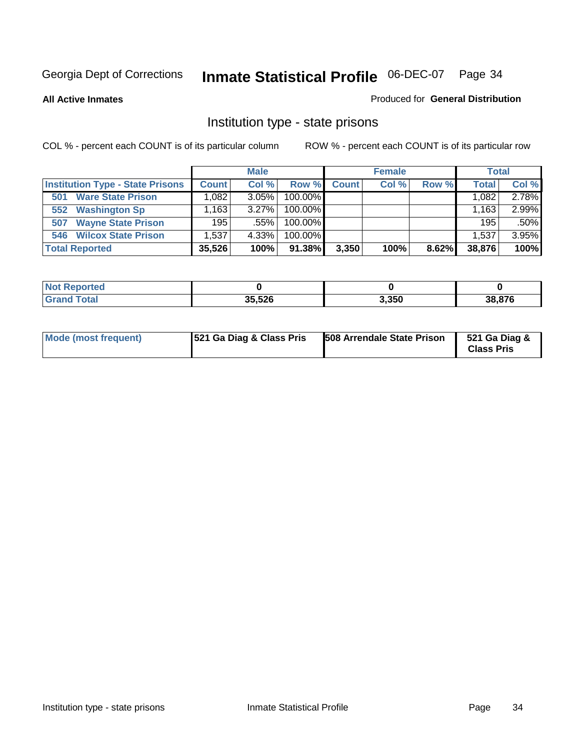Georgia Dept of Corrections **Inmate Statistical Profile** 06-DEC-07

**All Active Inmates**

Produced for **General Distribution**

## Institution type - state prisons

COL % - percent each COUNT is of its particular column

ROW % - percent each COUNT is of its particular row

| | Male | | | Female | | | Total | |
|---|---|---|---|---|---|---|---|---|
| **Institution Type - State Prisons** | **Count** | **Col %** | **Row %** | **Count** | **Col %** | **Row %** | **Total** | **Col %** |
| **501 Ware State Prison** | 1,082 | 3.05% | 100.00% | | | | 1,082 | 2.78% |
| **552 Washington Sp** | 1,163 | 3.27% | 100.00% | | | | 1,163 | 2.99% |
| **507 Wayne State Prison** | 195 | .55% | 100.00% | | | | 195 | .50% |
| **546 Wilcox State Prison** | 1,537 | 4.33% | 100.00% | | | | 1,537 | 3.95% |
| **Total Reported** | **35,526** | **100%** | **91.38%** | **3,350** | **100%** | **8.62%** | **38,876** | **100%** |

| | Male | Female | Total |
|---|---|---|---|
| **Not Reported** | **0** | **0** | **0** |
| **Grand Total** | **35,526** | **3,350** | **38,876** |

| | Male | Female | Total |
|---|---|---|---|
| **Mode (most frequent)** | **521 Ga Diag & Class Pris** | **508 Arrendale State Prison** | **521 Ga Diag & Class Pris** |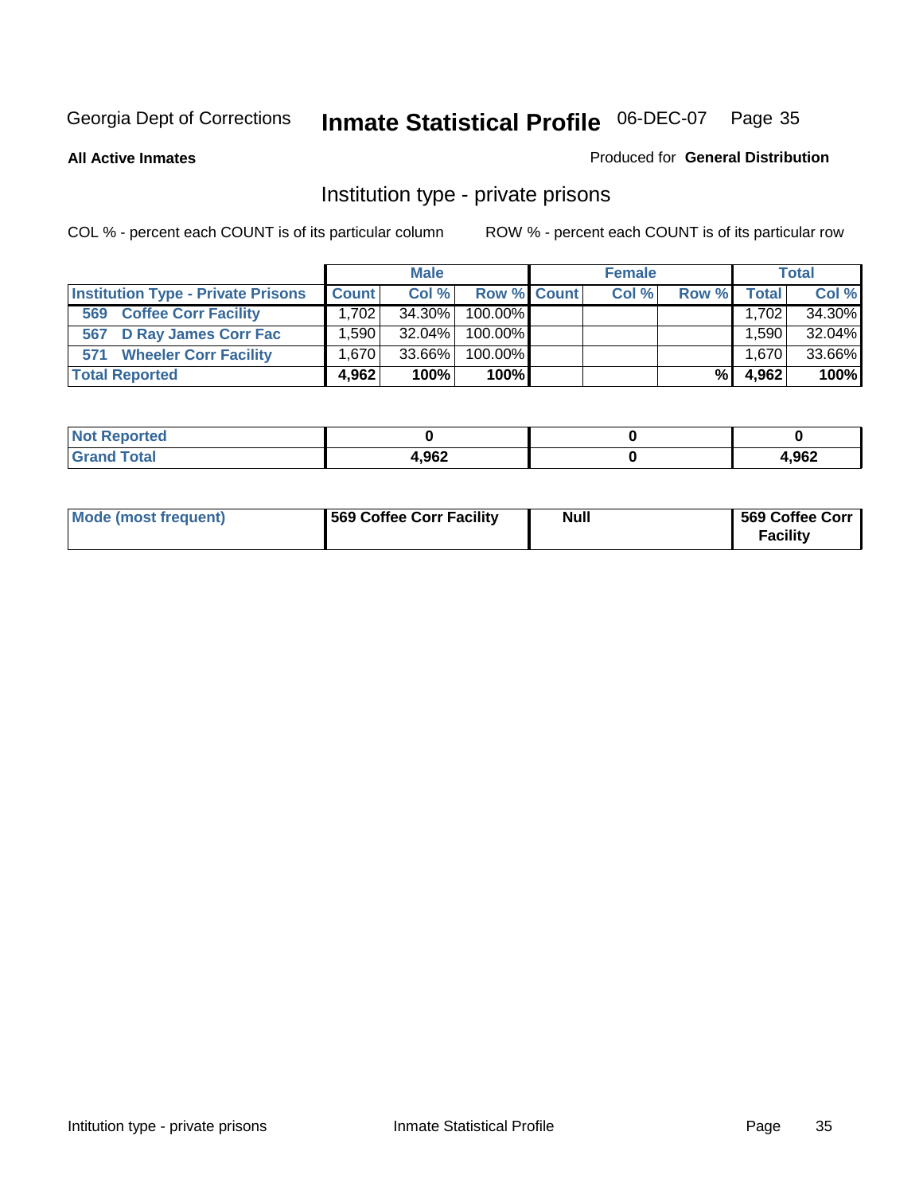Georgia Dept of Corrections **Inmate Statistical Profile** 06-DEC-07

**All Active Inmates**

Produced for **General Distribution**

## Institution type - private prisons

COL % - percent each COUNT is of its particular column

ROW % - percent each COUNT is of its particular row

| | Male | | | Female | | | Total | |
|---|---|---|---|---|---|---|---|---|
| **Institution Type - Private Prisons** | **Count** | **Col %** | **Row %** | **Count** | **Col %** | **Row %** | **Total** | **Col %** |
| 569 Coffee Corr Facility | 1,702 | 34.30% | 100.00% | | | | 1,702 | 34.30% |
| 567 D Ray James Corr Fac | 1,590 | 32.04% | 100.00% | | | | 1,590 | 32.04% |
| 571 Wheeler Corr Facility | 1,670 | 33.66% | 100.00% | | | | 1,670 | 33.66% |
| **Total Reported** | **4,962** | **100%** | **100%** | | | **%** | **4,962** | **100%** |

| | Male | Female | Total |
|---|---|---|---|
| **Not Reported** | **0** | **0** | **0** |
| **Grand Total** | **4,962** | **0** | **4,962** |

| | Male | Female | Total |
|---|---|---|---|
| **Mode (most frequent)** | **569 Coffee Corr Facility** | **Null** | **569 Coffee Corr Facility** |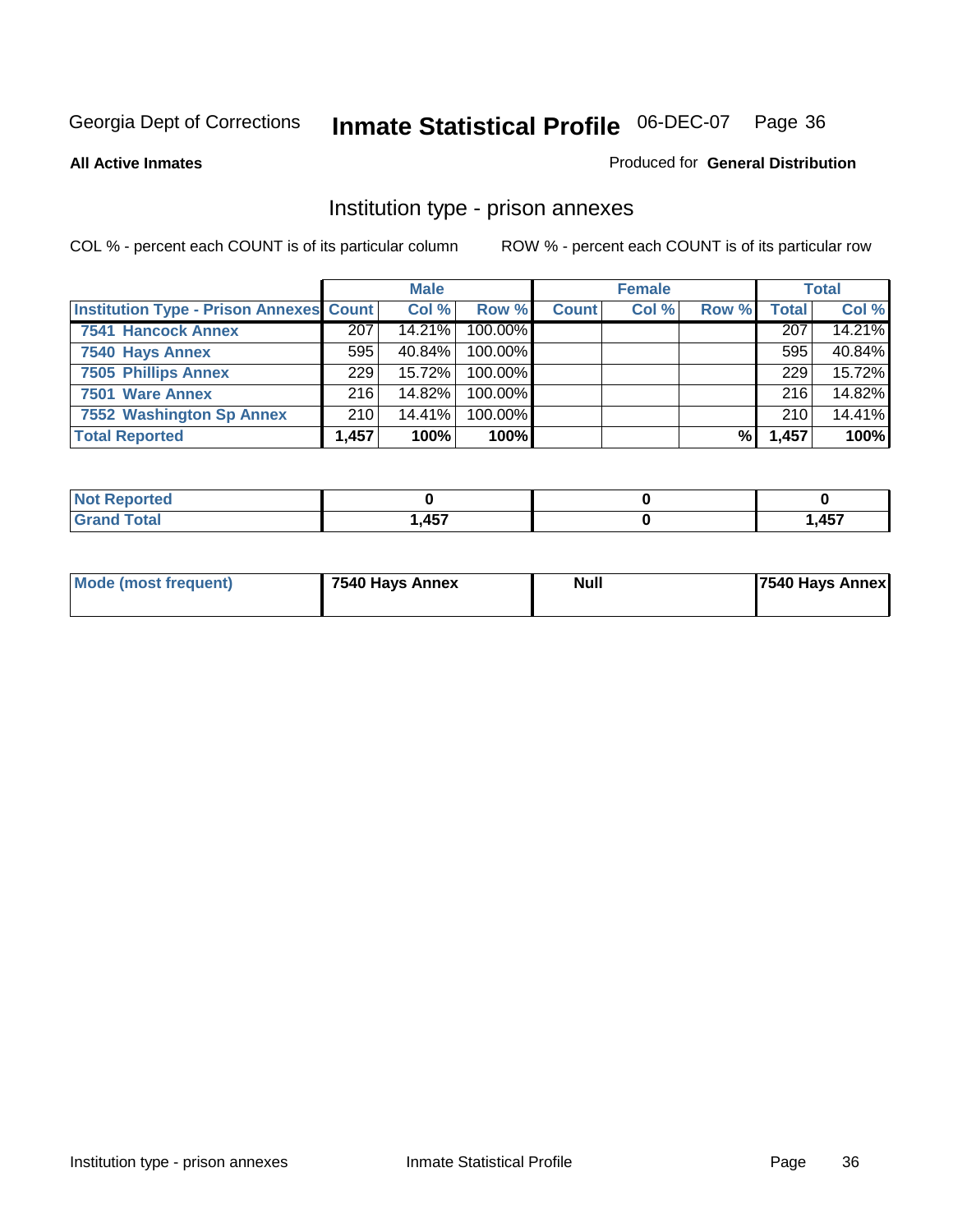Georgia Dept of Corrections **Inmate Statistical Profile** 06-DEC-07

**All Active Inmates**

Produced for **General Distribution**

## Institution type - prison annexes

COL % - percent each COUNT is of its particular column ROW % - percent each COUNT is of its particular row

| | Male | | | Female | | | Total | |
|---|---|---|---|---|---|---|---|---|
| Institution Type - Prison Annexes | Count | Col % | Row % | Count | Col % | Row % | Total | Col % |
| 7541 Hancock Annex | 207 | 14.21% | 100.00% | | | | 207 | 14.21% |
| 7540 Hays Annex | 595 | 40.84% | 100.00% | | | | 595 | 40.84% |
| 7505 Phillips Annex | 229 | 15.72% | 100.00% | | | | 229 | 15.72% |
| 7501 Ware Annex | 216 | 14.82% | 100.00% | | | | 216 | 14.82% |
| 7552 Washington Sp Annex | 210 | 14.41% | 100.00% | | | | 210 | 14.41% |
| **Total Reported** | **1,457** | **100%** | **100%** | | | **%** | **1,457** | **100%** |

| | Male | Female | Total |
|---|---|---|---|
| Not Reported | 0 | 0 | 0 |
| Grand Total | 1,457 | 0 | 1,457 |

| | Male | Female | Total |
|---|---|---|---|
| Mode (most frequent) | 7540 Hays Annex | Null | 7540 Hays Annex |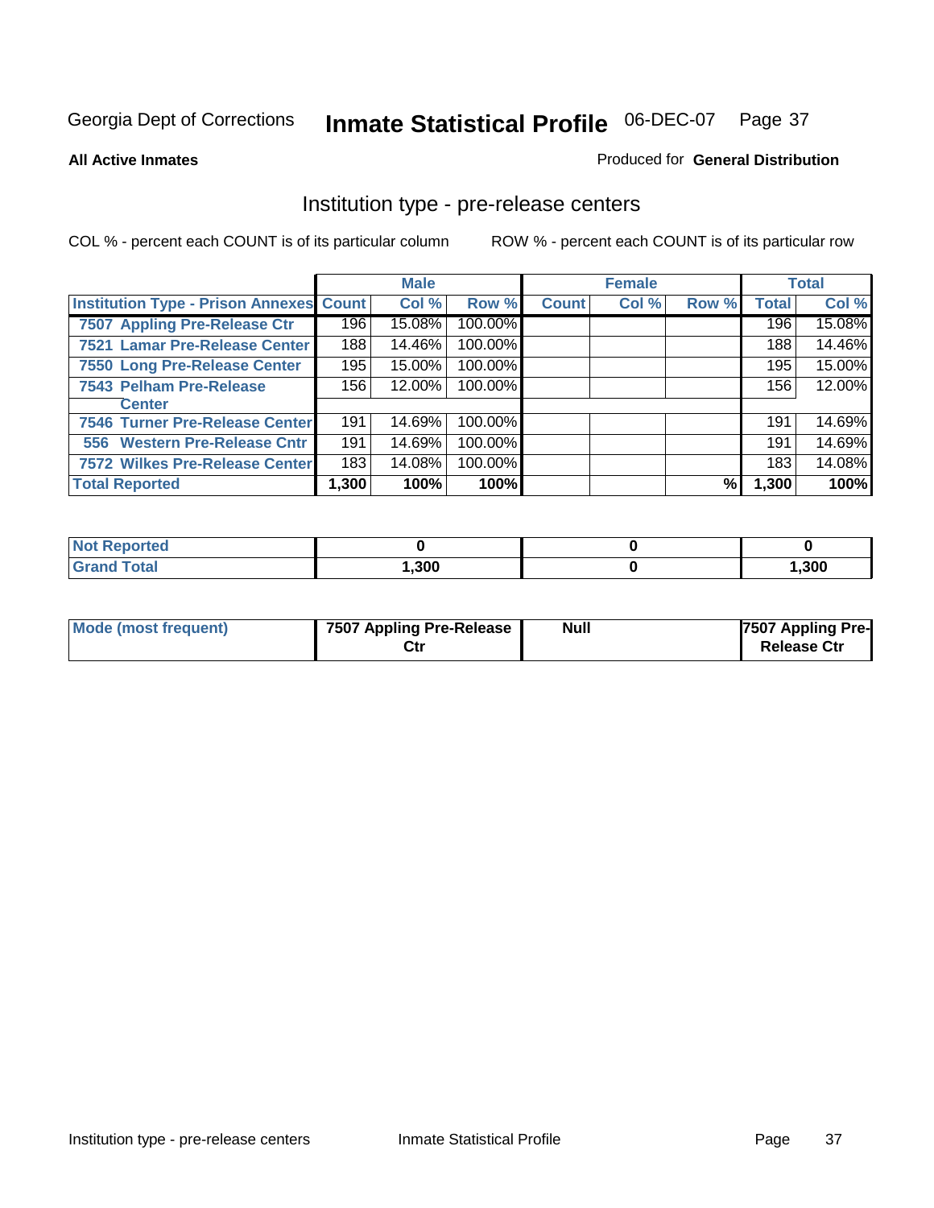Georgia Dept of Corrections **Inmate Statistical Profile** 06-DEC-07

**All Active Inmates**

Produced for **General Distribution**

## Institution type - pre-release centers

COL % - percent each COUNT is of its particular column    ROW % - percent each COUNT is of its particular row

| | Male | | | Female | | | Total | |
|---|---|---|---|---|---|---|---|---|
| **Institution Type - Prison Annexes** | **Count** | **Col %** | **Row %** | **Count** | **Col %** | **Row %** | **Total** | **Col %** |
| **7507 Appling Pre-Release Ctr** | 196 | 15.08% | 100.00% | | | | 196 | 15.08% |
| **7521 Lamar Pre-Release Center** | 188 | 14.46% | 100.00% | | | | 188 | 14.46% |
| **7550 Long Pre-Release Center** | 195 | 15.00% | 100.00% | | | | 195 | 15.00% |
| **7543 Pelham Pre-Release Center** | 156 | 12.00% | 100.00% | | | | 156 | 12.00% |
| **7546 Turner Pre-Release Center** | 191 | 14.69% | 100.00% | | | | 191 | 14.69% |
| **556 Western Pre-Release Cntr** | 191 | 14.69% | 100.00% | | | | 191 | 14.69% |
| **7572 Wilkes Pre-Release Center** | 183 | 14.08% | 100.00% | | | | 183 | 14.08% |
| **Total Reported** | **1,300** | **100%** | **100%** | | | **%** | **1,300** | **100%** |

| | Male | Female | Total |
|---|---|---|---|
| **Not Reported** | **0** | **0** | **0** |
| **Grand Total** | **1,300** | **0** | **1,300** |

| | Male | Female | Total |
|---|---|---|---|
| **Mode (most frequent)** | **7507 Appling Pre-Release Ctr** | **Null** | **7507 Appling Pre-Release Ctr** |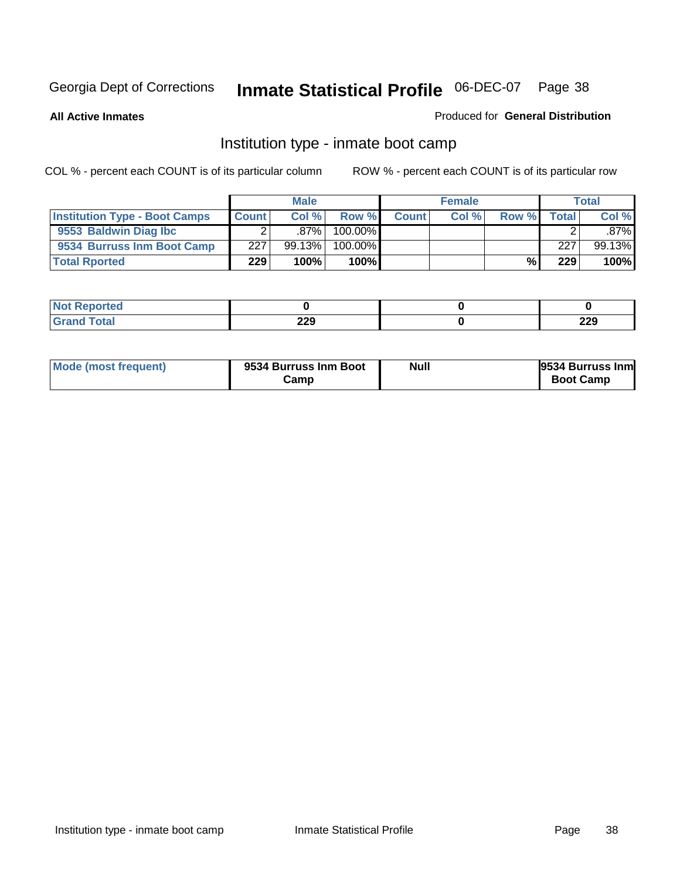Georgia Dept of Corrections **Inmate Statistical Profile** 06-DEC-07

**All Active Inmates**

Produced for **General Distribution**

## Institution type - inmate boot camp

COL % - percent each COUNT is of its particular column

ROW % - percent each COUNT is of its particular row

| | Male | | | Female | | | Total | |
|---|---|---|---|---|---|---|---|---|
| **Institution Type - Boot Camps** | **Count** | **Col %** | **Row %** | **Count** | **Col %** | **Row %** | **Total** | **Col %** |
| **9553 Baldwin Diag Ibc** | 2 | .87% | 100.00% | | | | 2 | .87% |
| **9534 Burruss Inm Boot Camp** | 227 | 99.13% | 100.00% | | | | 227 | 99.13% |
| **Total Rported** | **229** | **100%** | **100%** | | | **%** | **229** | **100%** |

| | Male | Female | Total |
|---|---|---|---|
| **Not Reported** | **0** | **0** | **0** |
| **Grand Total** | **229** | **0** | **229** |

| | Male | Female | Total |
|---|---|---|---|
| **Mode (most frequent)** | **9534 Burruss Inm Boot Camp** | **Null** | **9534 Burruss Inm Boot Camp** |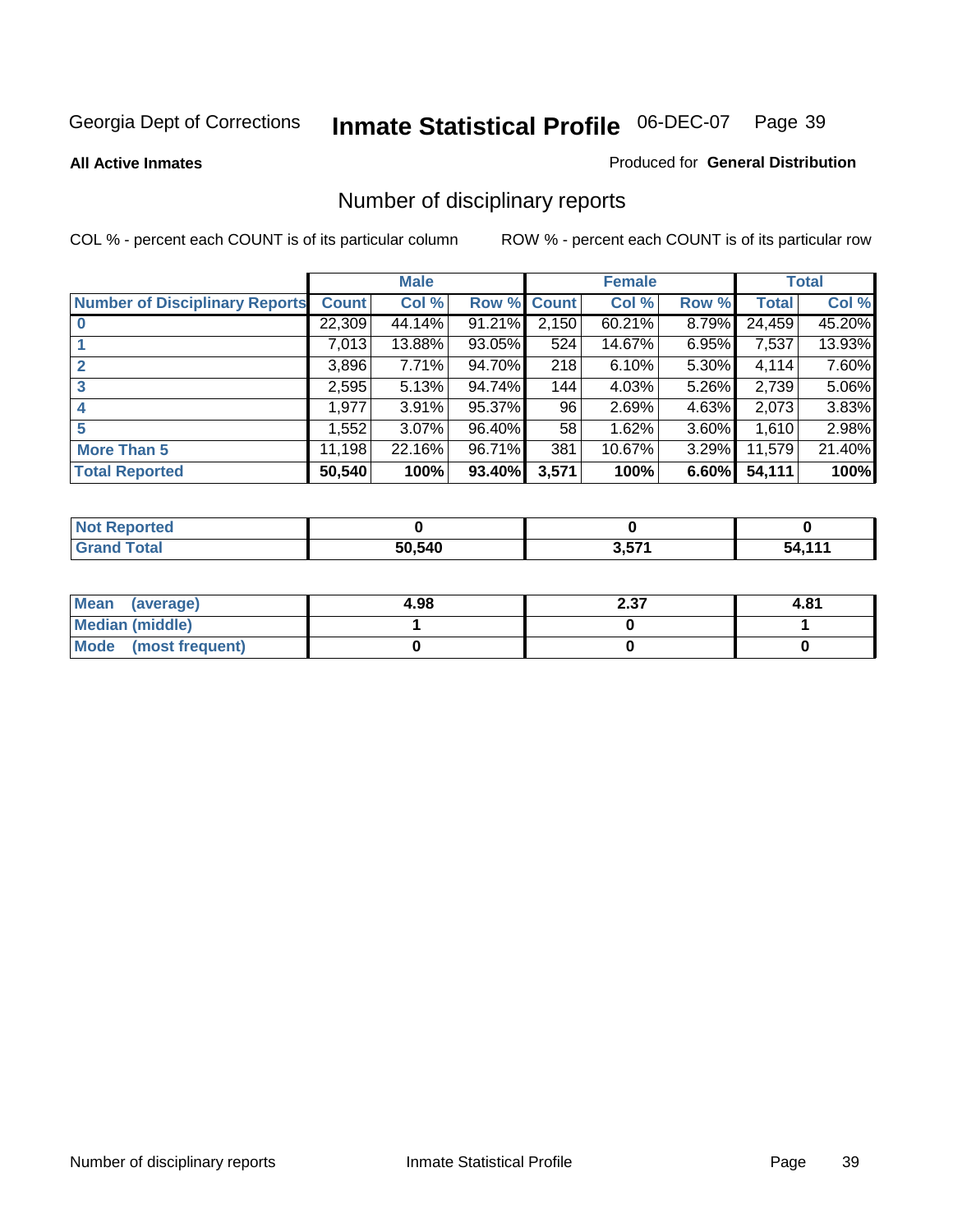Georgia Dept of Corrections **Inmate Statistical Profile** 06-DEC-07

**All Active Inmates**

Produced for **General Distribution**

## Number of disciplinary reports

COL % - percent each COUNT is of its particular column

ROW % - percent each COUNT is of its particular row

| | Male | | | Female | | | Total | |
|---|---|---|---|---|---|---|---|---|
| **Number of Disciplinary Reports** | **Count** | **Col %** | **Row %** | **Count** | **Col %** | **Row %** | **Total** | **Col %** |
| **0** | 22,309 | 44.14% | 91.21% | 2,150 | 60.21% | 8.79% | 24,459 | 45.20% |
| **1** | 7,013 | 13.88% | 93.05% | 524 | 14.67% | 6.95% | 7,537 | 13.93% |
| **2** | 3,896 | 7.71% | 94.70% | 218 | 6.10% | 5.30% | 4,114 | 7.60% |
| **3** | 2,595 | 5.13% | 94.74% | 144 | 4.03% | 5.26% | 2,739 | 5.06% |
| **4** | 1,977 | 3.91% | 95.37% | 96 | 2.69% | 4.63% | 2,073 | 3.83% |
| **5** | 1,552 | 3.07% | 96.40% | 58 | 1.62% | 3.60% | 1,610 | 2.98% |
| **More Than 5** | 11,198 | 22.16% | 96.71% | 381 | 10.67% | 3.29% | 11,579 | 21.40% |
| **Total Reported** | **50,540** | **100%** | **93.40%** | **3,571** | **100%** | **6.60%** | **54,111** | **100%** |

| | Male | Female | Total |
|---|---|---|---|
| **Not Reported** | **0** | **0** | **0** |
| **Grand Total** | **50,540** | **3,571** | **54,111** |

| | Male | Female | Total |
|---|---|---|---|
| **Mean (average)** | **4.98** | **2.37** | **4.81** |
| **Median (middle)** | **1** | **0** | **1** |
| **Mode (most frequent)** | **0** | **0** | **0** |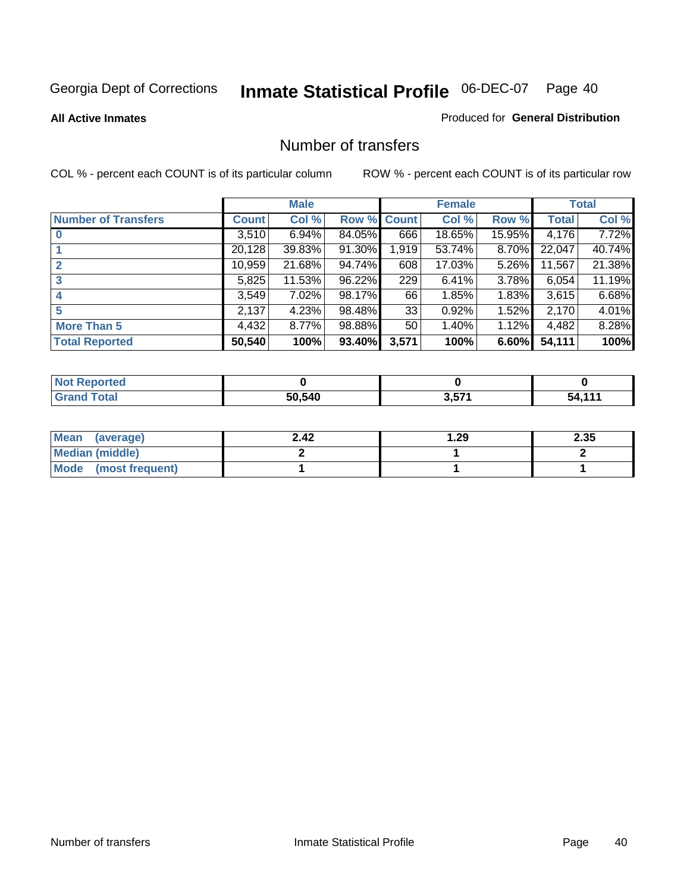Georgia Dept of Corrections **Inmate Statistical Profile** 06-DEC-07

**All Active Inmates**

Produced for **General Distribution**

## Number of transfers

COL % - percent each COUNT is of its particular column

ROW % - percent each COUNT is of its particular row

| | Male | | | Female | | | Total | |
|---|---|---|---|---|---|---|---|---|
| **Number of Transfers** | **Count** | **Col %** | **Row %** | **Count** | **Col %** | **Row %** | **Total** | **Col %** |
| **0** | 3,510 | 6.94% | 84.05% | 666 | 18.65% | 15.95% | 4,176 | 7.72% |
| **1** | 20,128 | 39.83% | 91.30% | 1,919 | 53.74% | 8.70% | 22,047 | 40.74% |
| **2** | 10,959 | 21.68% | 94.74% | 608 | 17.03% | 5.26% | 11,567 | 21.38% |
| **3** | 5,825 | 11.53% | 96.22% | 229 | 6.41% | 3.78% | 6,054 | 11.19% |
| **4** | 3,549 | 7.02% | 98.17% | 66 | 1.85% | 1.83% | 3,615 | 6.68% |
| **5** | 2,137 | 4.23% | 98.48% | 33 | 0.92% | 1.52% | 2,170 | 4.01% |
| **More Than 5** | 4,432 | 8.77% | 98.88% | 50 | 1.40% | 1.12% | 4,482 | 8.28% |
| **Total Reported** | **50,540** | **100%** | **93.40%** | **3,571** | **100%** | **6.60%** | **54,111** | **100%** |

| | Male | Female | Total |
|---|---|---|---|
| **Not Reported** | **0** | **0** | **0** |
| **Grand Total** | **50,540** | **3,571** | **54,111** |

| | Male | Female | Total |
|---|---|---|---|
| **Mean (average)** | **2.42** | **1.29** | **2.35** |
| **Median (middle)** | **2** | **1** | **2** |
| **Mode (most frequent)** | **1** | **1** | **1** |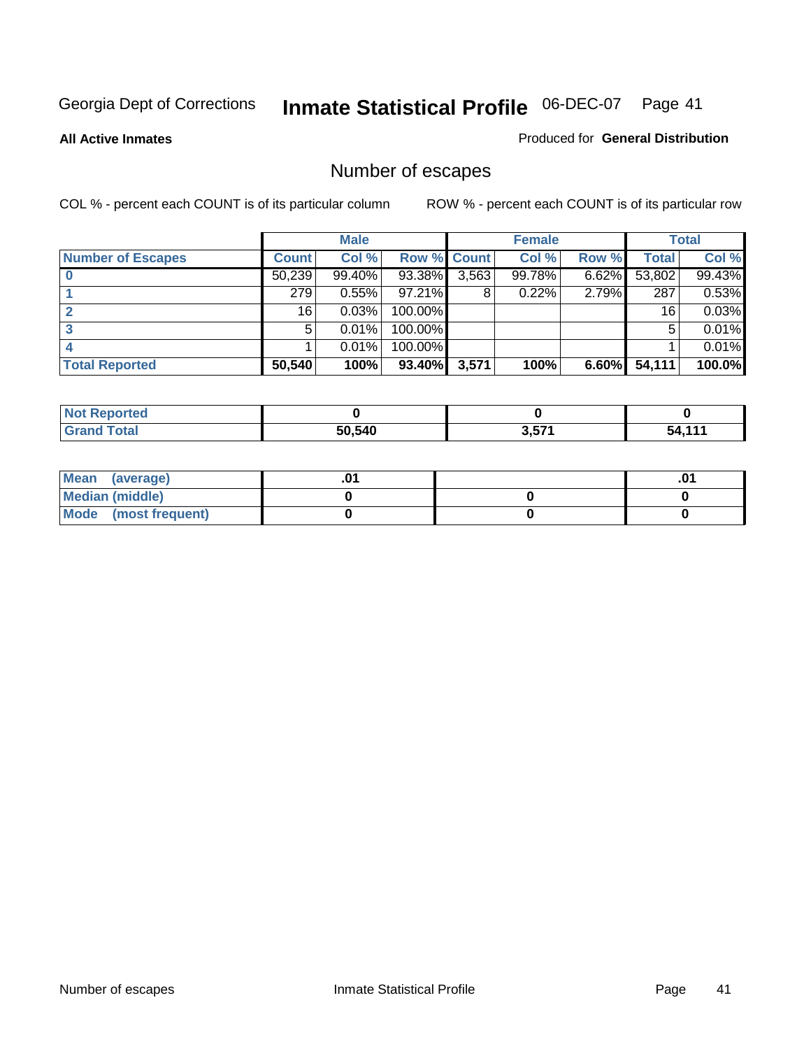Georgia Dept of Corrections **Inmate Statistical Profile** 06-DEC-07

**All Active Inmates**

Produced for **General Distribution**

## Number of escapes

COL % - percent each COUNT is of its particular column

ROW % - percent each COUNT is of its particular row

| | Male | | | Female | | | Total | |
|---|---|---|---|---|---|---|---|---|
| Number of Escapes | Count | Col % | Row % | Count | Col % | Row % | Total | Col % |
| 0 | 50,239 | 99.40% | 93.38% | 3,563 | 99.78% | 6.62% | 53,802 | 99.43% |
| 1 | 279 | 0.55% | 97.21% | 8 | 0.22% | 2.79% | 287 | 0.53% |
| 2 | 16 | 0.03% | 100.00% | | | | 16 | 0.03% |
| 3 | 5 | 0.01% | 100.00% | | | | 5 | 0.01% |
| 4 | 1 | 0.01% | 100.00% | | | | 1 | 0.01% |
| **Total Reported** | **50,540** | **100%** | **93.40%** | **3,571** | **100%** | **6.60%** | **54,111** | **100.0%** |

| | Male | Female | Total |
|---|---|---|---|
| Not Reported | 0 | 0 | 0 |
| Grand Total | 50,540 | 3,571 | 54,111 |

| | Male | Female | Total |
|---|---|---|---|
| Mean (average) | .01 | | .01 |
| Median (middle) | 0 | 0 | 0 |
| Mode (most frequent) | 0 | 0 | 0 |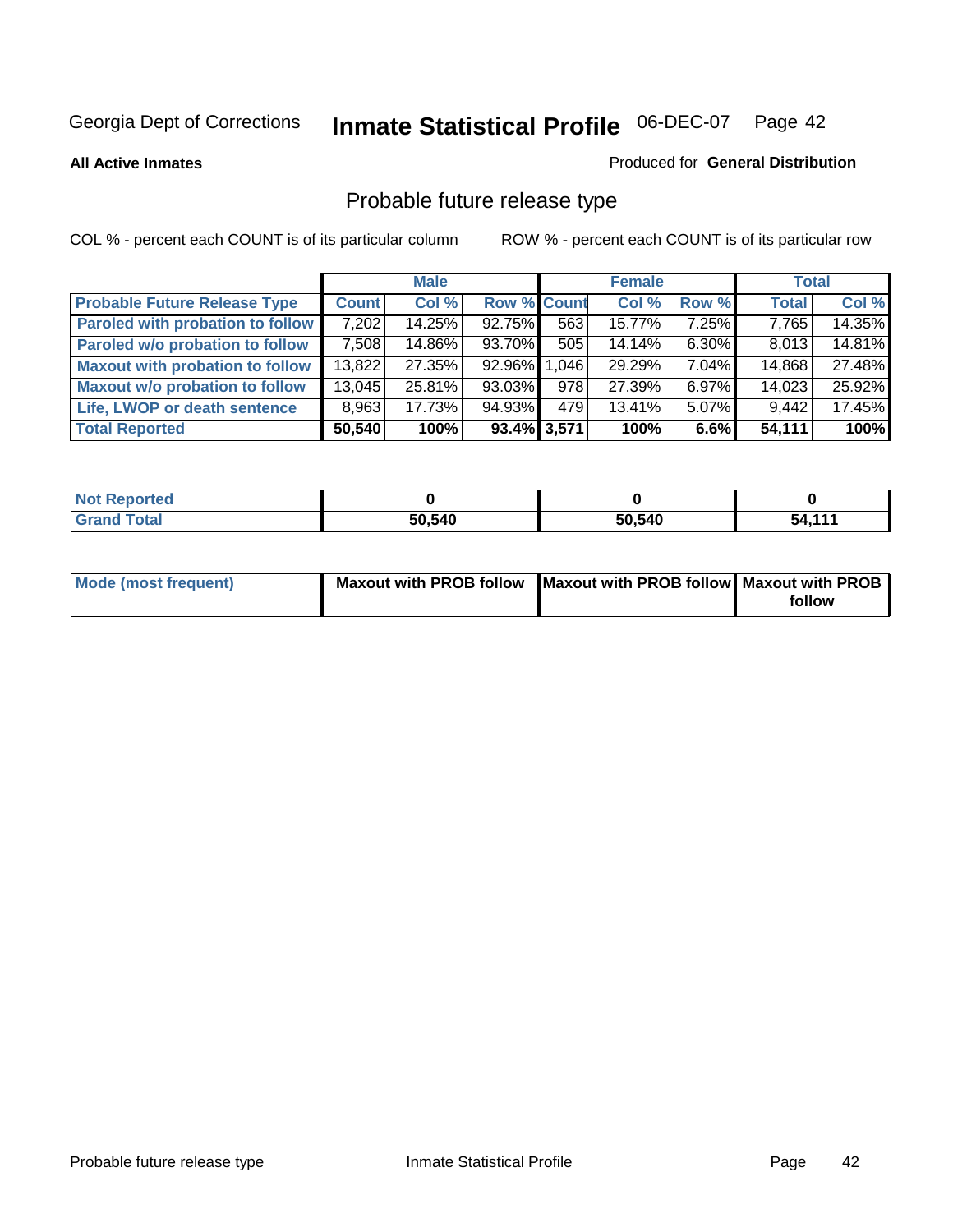Georgia Dept of Corrections

# Inmate Statistical Profile 06-DEC-07 Page 42

**All Active Inmates**

Produced for **General Distribution**

## Probable future release type

COL % - percent each COUNT is of its particular column

ROW % - percent each COUNT is of its particular row

| | Male | | | Female | | | Total | |
|---|---|---|---|---|---|---|---|---|
| **Probable Future Release Type** | **Count** | **Col %** | **Row %** | **Count** | **Col %** | **Row %** | **Total** | **Col %** |
| Paroled with probation to follow | 7,202 | 14.25% | 92.75% | 563 | 15.77% | 7.25% | 7,765 | 14.35% |
| Paroled w/o probation to follow | 7,508 | 14.86% | 93.70% | 505 | 14.14% | 6.30% | 8,013 | 14.81% |
| Maxout with probation to follow | 13,822 | 27.35% | 92.96% | 1,046 | 29.29% | 7.04% | 14,868 | 27.48% |
| Maxout w/o probation to follow | 13,045 | 25.81% | 93.03% | 978 | 27.39% | 6.97% | 14,023 | 25.92% |
| Life, LWOP or death sentence | 8,963 | 17.73% | 94.93% | 479 | 13.41% | 5.07% | 9,442 | 17.45% |
| **Total Reported** | **50,540** | **100%** | **93.4%** | **3,571** | **100%** | **6.6%** | **54,111** | **100%** |

| | Male | Female | Total |
|---|---|---|---|
| **Not Reported** | **0** | **0** | **0** |
| **Grand Total** | **50,540** | **50,540** | **54,111** |

| | Male | Female | Total |
|---|---|---|---|
| **Mode (most frequent)** | **Maxout with PROB follow** | **Maxout with PROB follow** | **Maxout with PROB follow** |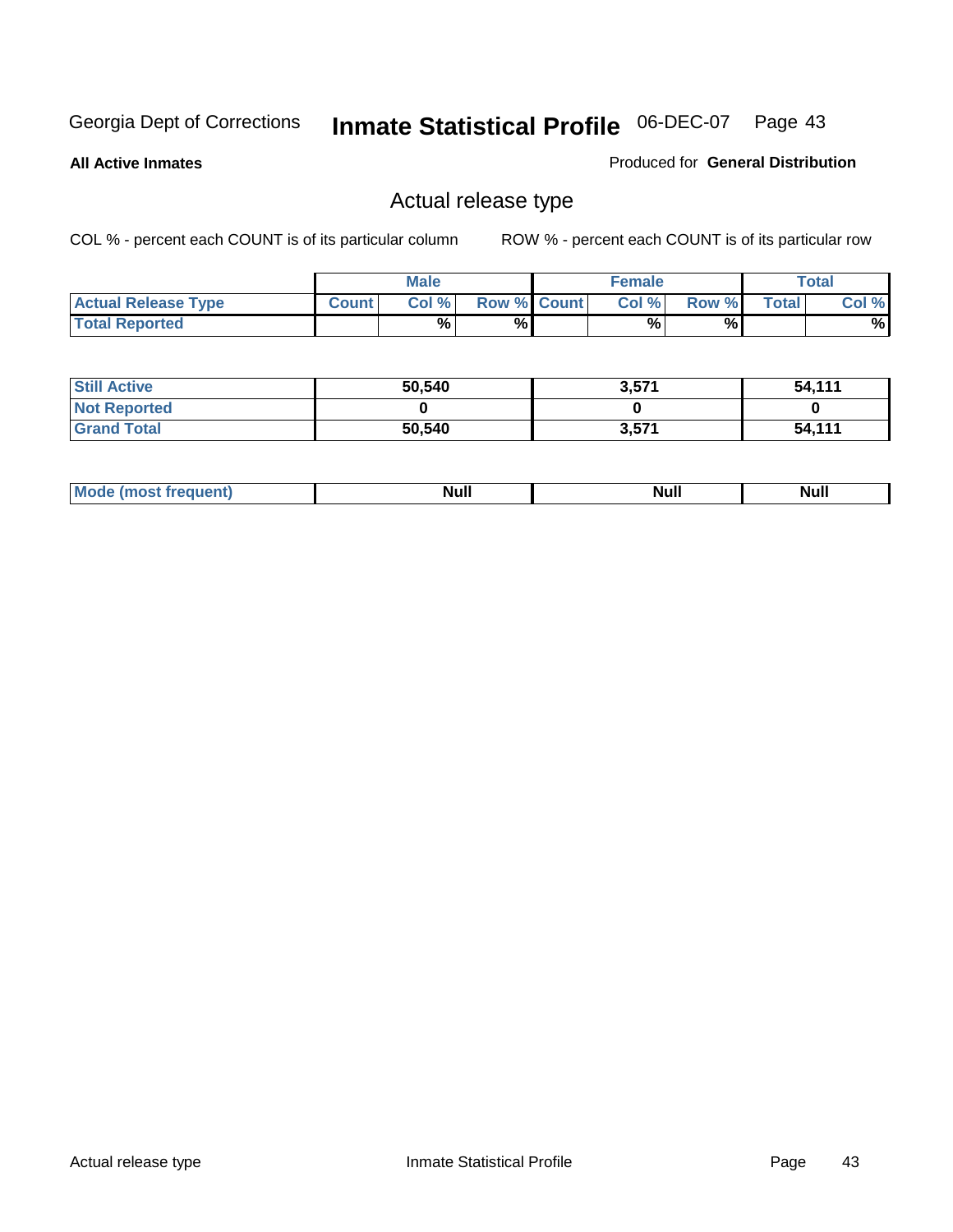Georgia Dept of Corrections **Inmate Statistical Profile** 06-DEC-07

**All Active Inmates**

Produced for **General Distribution**

## Actual release type

COL % - percent each COUNT is of its particular column

ROW % - percent each COUNT is of its particular row

| | Male | | | Female | | | Total | |
|---|---|---|---|---|---|---|---|---|
| **Actual Release Type** | **Count** | **Col %** | **Row %** | **Count** | **Col %** | **Row %** | **Total** | **Col %** |
| **Total Reported** | | **%** | **%** | | **%** | **%** | | **%** |
| **Still Active** | **50,540** | | | **3,571** | | | **54,111** | |
| **Not Reported** | **0** | | | **0** | | | **0** | |
| **Grand Total** | **50,540** | | | **3,571** | | | **54,111** | |
| **Mode (most frequent)** | **Null** | | | **Null** | | | **Null** | |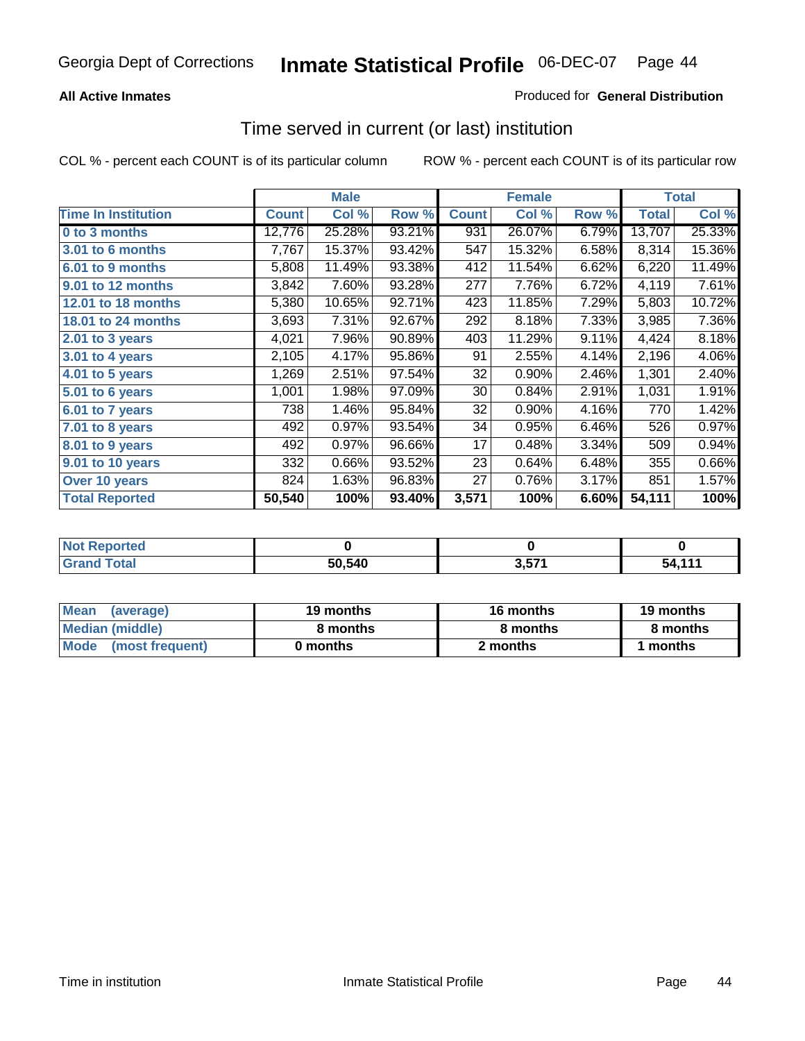# Inmate Statistical Profile

Georgia Dept of Corrections — 06-DEC-07

**All Active Inmates**

Produced for **General Distribution**

## Time served in current (or last) institution

COL % - percent each COUNT is of its particular column

ROW % - percent each COUNT is of its particular row

| | Male | | | Female | | | Total | |
|---|---|---|---|---|---|---|---|---|
| **Time In Institution** | **Count** | **Col %** | **Row %** | **Count** | **Col %** | **Row %** | **Total** | **Col %** |
| 0 to 3 months | 12,776 | 25.28% | 93.21% | 931 | 26.07% | 6.79% | 13,707 | 25.33% |
| 3.01 to 6 months | 7,767 | 15.37% | 93.42% | 547 | 15.32% | 6.58% | 8,314 | 15.36% |
| 6.01 to 9 months | 5,808 | 11.49% | 93.38% | 412 | 11.54% | 6.62% | 6,220 | 11.49% |
| 9.01 to 12 months | 3,842 | 7.60% | 93.28% | 277 | 7.76% | 6.72% | 4,119 | 7.61% |
| 12.01 to 18 months | 5,380 | 10.65% | 92.71% | 423 | 11.85% | 7.29% | 5,803 | 10.72% |
| 18.01 to 24 months | 3,693 | 7.31% | 92.67% | 292 | 8.18% | 7.33% | 3,985 | 7.36% |
| 2.01 to 3 years | 4,021 | 7.96% | 90.89% | 403 | 11.29% | 9.11% | 4,424 | 8.18% |
| 3.01 to 4 years | 2,105 | 4.17% | 95.86% | 91 | 2.55% | 4.14% | 2,196 | 4.06% |
| 4.01 to 5 years | 1,269 | 2.51% | 97.54% | 32 | 0.90% | 2.46% | 1,301 | 2.40% |
| 5.01 to 6 years | 1,001 | 1.98% | 97.09% | 30 | 0.84% | 2.91% | 1,031 | 1.91% |
| 6.01 to 7 years | 738 | 1.46% | 95.84% | 32 | 0.90% | 4.16% | 770 | 1.42% |
| 7.01 to 8 years | 492 | 0.97% | 93.54% | 34 | 0.95% | 6.46% | 526 | 0.97% |
| 8.01 to 9 years | 492 | 0.97% | 96.66% | 17 | 0.48% | 3.34% | 509 | 0.94% |
| 9.01 to 10 years | 332 | 0.66% | 93.52% | 23 | 0.64% | 6.48% | 355 | 0.66% |
| Over 10 years | 824 | 1.63% | 96.83% | 27 | 0.76% | 3.17% | 851 | 1.57% |
| **Total Reported** | **50,540** | **100%** | **93.40%** | **3,571** | **100%** | **6.60%** | **54,111** | **100%** |

| | Male | Female | Total |
|---|---|---|---|
| Not Reported | **0** | **0** | **0** |
| Grand Total | **50,540** | **3,571** | **54,111** |

| | Male | Female | Total |
|---|---|---|---|
| Mean (average) | **19 months** | **16 months** | **19 months** |
| Median (middle) | **8 months** | **8 months** | **8 months** |
| Mode (most frequent) | **0 months** | **2 months** | **1 months** |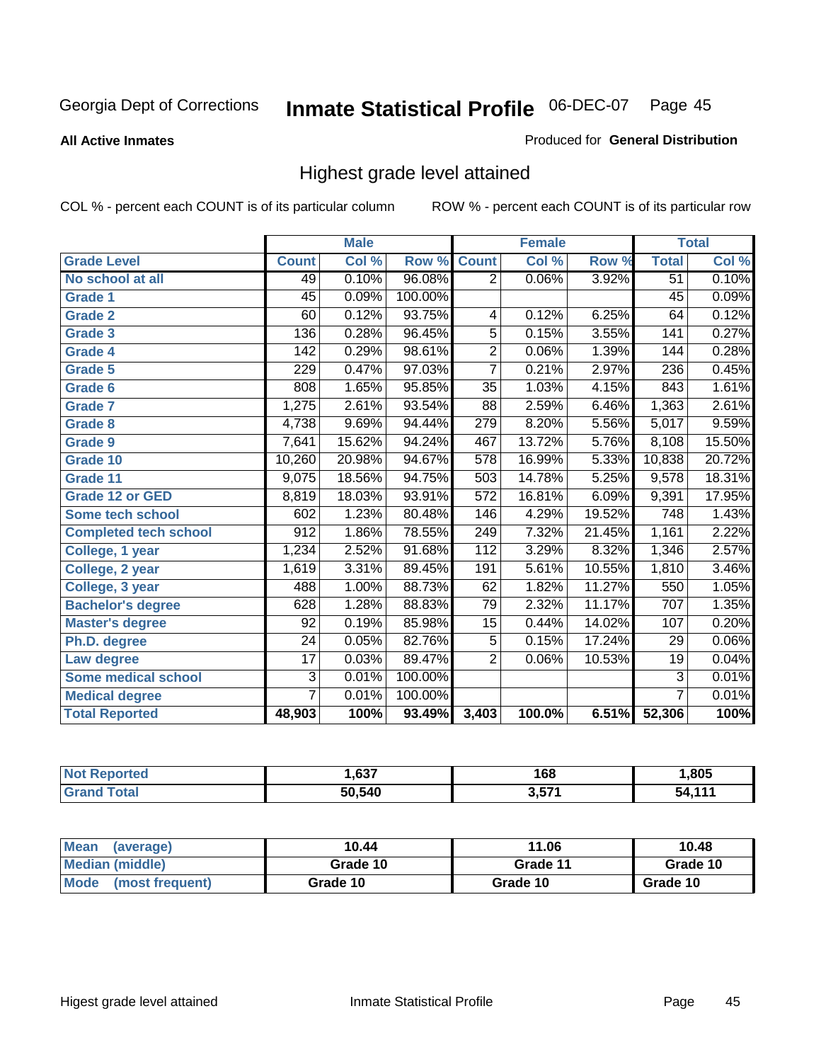Georgia Dept of Corrections **Inmate Statistical Profile** 06-DEC-07

**All Active Inmates**

Produced for **General Distribution**

## Highest grade level attained

COL % - percent each COUNT is of its particular column ROW % - percent each COUNT is of its particular row

| | Male | | | Female | | | Total | |
|---|---|---|---|---|---|---|---|---|
| **Grade Level** | **Count** | **Col %** | **Row %** | **Count** | **Col %** | **Row %** | **Total** | **Col %** |
| No school at all | 49 | 0.10% | 96.08% | 2 | 0.06% | 3.92% | 51 | 0.10% |
| Grade 1 | 45 | 0.09% | 100.00% | | | | 45 | 0.09% |
| Grade 2 | 60 | 0.12% | 93.75% | 4 | 0.12% | 6.25% | 64 | 0.12% |
| Grade 3 | 136 | 0.28% | 96.45% | 5 | 0.15% | 3.55% | 141 | 0.27% |
| Grade 4 | 142 | 0.29% | 98.61% | 2 | 0.06% | 1.39% | 144 | 0.28% |
| Grade 5 | 229 | 0.47% | 97.03% | 7 | 0.21% | 2.97% | 236 | 0.45% |
| Grade 6 | 808 | 1.65% | 95.85% | 35 | 1.03% | 4.15% | 843 | 1.61% |
| Grade 7 | 1,275 | 2.61% | 93.54% | 88 | 2.59% | 6.46% | 1,363 | 2.61% |
| Grade 8 | 4,738 | 9.69% | 94.44% | 279 | 8.20% | 5.56% | 5,017 | 9.59% |
| Grade 9 | 7,641 | 15.62% | 94.24% | 467 | 13.72% | 5.76% | 8,108 | 15.50% |
| Grade 10 | 10,260 | 20.98% | 94.67% | 578 | 16.99% | 5.33% | 10,838 | 20.72% |
| Grade 11 | 9,075 | 18.56% | 94.75% | 503 | 14.78% | 5.25% | 9,578 | 18.31% |
| Grade 12 or GED | 8,819 | 18.03% | 93.91% | 572 | 16.81% | 6.09% | 9,391 | 17.95% |
| Some tech school | 602 | 1.23% | 80.48% | 146 | 4.29% | 19.52% | 748 | 1.43% |
| Completed tech school | 912 | 1.86% | 78.55% | 249 | 7.32% | 21.45% | 1,161 | 2.22% |
| College, 1 year | 1,234 | 2.52% | 91.68% | 112 | 3.29% | 8.32% | 1,346 | 2.57% |
| College, 2 year | 1,619 | 3.31% | 89.45% | 191 | 5.61% | 10.55% | 1,810 | 3.46% |
| College, 3 year | 488 | 1.00% | 88.73% | 62 | 1.82% | 11.27% | 550 | 1.05% |
| Bachelor's degree | 628 | 1.28% | 88.83% | 79 | 2.32% | 11.17% | 707 | 1.35% |
| Master's degree | 92 | 0.19% | 85.98% | 15 | 0.44% | 14.02% | 107 | 0.20% |
| Ph.D. degree | 24 | 0.05% | 82.76% | 5 | 0.15% | 17.24% | 29 | 0.06% |
| Law degree | 17 | 0.03% | 89.47% | 2 | 0.06% | 10.53% | 19 | 0.04% |
| Some medical school | 3 | 0.01% | 100.00% | | | | 3 | 0.01% |
| Medical degree | 7 | 0.01% | 100.00% | | | | 7 | 0.01% |
| **Total Reported** | **48,903** | **100%** | **93.49%** | **3,403** | **100.0%** | **6.51%** | **52,306** | **100%** |

| | Male | Female | Total |
|---|---|---|---|
| Not Reported | 1,637 | 168 | 1,805 |
| Grand Total | 50,540 | 3,571 | 54,111 |

| | Male | Female | Total |
|---|---|---|---|
| Mean (average) | 10.44 | 11.06 | 10.48 |
| Median (middle) | Grade 10 | Grade 11 | Grade 10 |
| Mode (most frequent) | Grade 10 | Grade 10 | Grade 10 |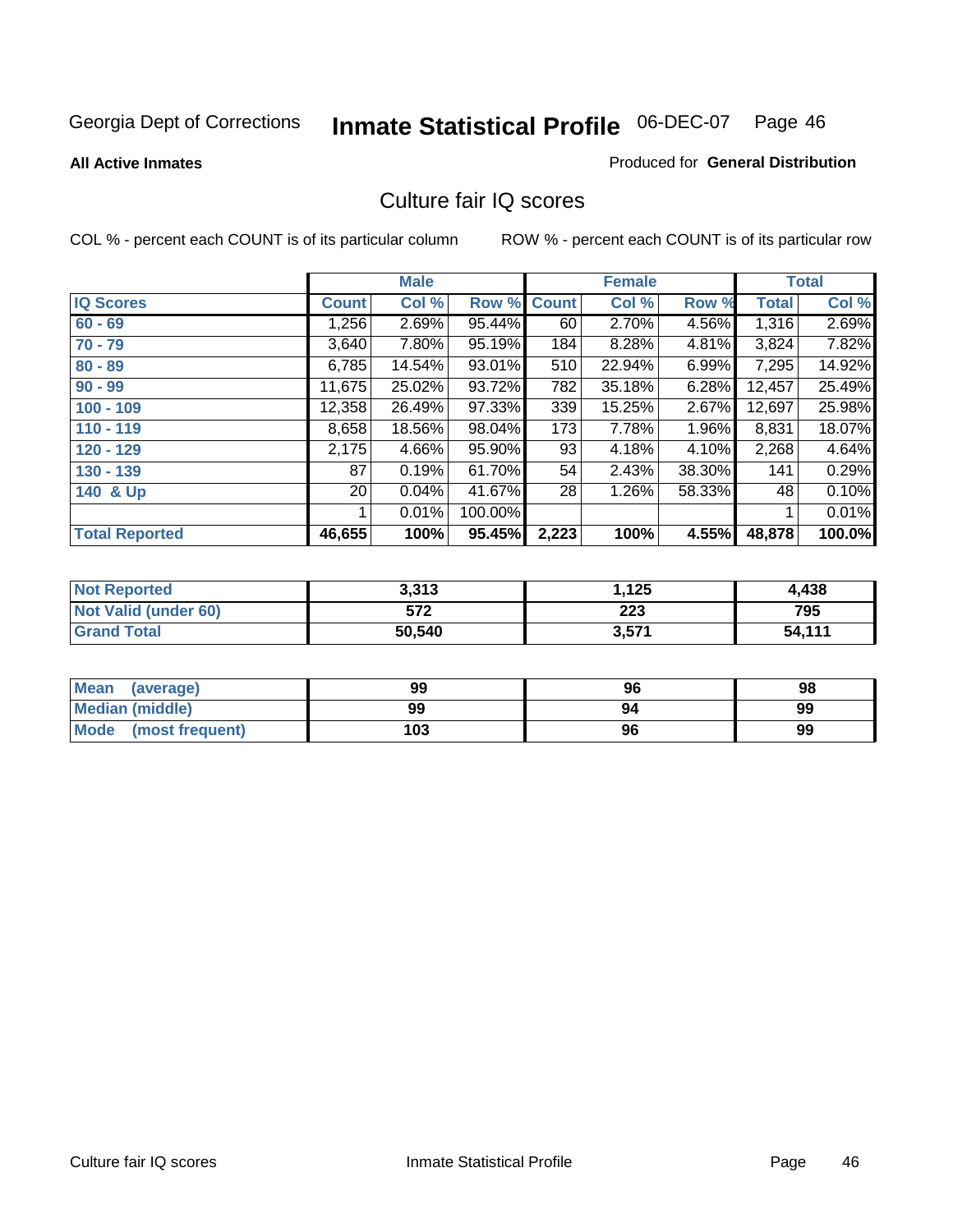Georgia Dept of Corrections **Inmate Statistical Profile** 06-DEC-07

**All Active Inmates** Produced for **General Distribution**

## Culture fair IQ scores

COL % - percent each COUNT is of its particular column ROW % - percent each COUNT is of its particular row

| | Male | | | Female | | | Total | |
|---|---|---|---|---|---|---|---|---|
| **IQ Scores** | **Count** | **Col %** | **Row %** | **Count** | **Col %** | **Row %** | **Total** | **Col %** |
| 60 - 69 | 1,256 | 2.69% | 95.44% | 60 | 2.70% | 4.56% | 1,316 | 2.69% |
| 70 - 79 | 3,640 | 7.80% | 95.19% | 184 | 8.28% | 4.81% | 3,824 | 7.82% |
| 80 - 89 | 6,785 | 14.54% | 93.01% | 510 | 22.94% | 6.99% | 7,295 | 14.92% |
| 90 - 99 | 11,675 | 25.02% | 93.72% | 782 | 35.18% | 6.28% | 12,457 | 25.49% |
| 100 - 109 | 12,358 | 26.49% | 97.33% | 339 | 15.25% | 2.67% | 12,697 | 25.98% |
| 110 - 119 | 8,658 | 18.56% | 98.04% | 173 | 7.78% | 1.96% | 8,831 | 18.07% |
| 120 - 129 | 2,175 | 4.66% | 95.90% | 93 | 4.18% | 4.10% | 2,268 | 4.64% |
| 130 - 139 | 87 | 0.19% | 61.70% | 54 | 2.43% | 38.30% | 141 | 0.29% |
| 140 & Up | 20 | 0.04% | 41.67% | 28 | 1.26% | 58.33% | 48 | 0.10% |
| | 1 | 0.01% | 100.00% | | | | 1 | 0.01% |
| **Total Reported** | **46,655** | **100%** | **95.45%** | **2,223** | **100%** | **4.55%** | **48,878** | **100.0%** |

| | Male | Female | Total |
|---|---|---|---|
| **Not Reported** | **3,313** | **1,125** | **4,438** |
| **Not Valid (under 60)** | **572** | **223** | **795** |
| **Grand Total** | **50,540** | **3,571** | **54,111** |

| | Male | Female | Total |
|---|---|---|---|
| **Mean (average)** | **99** | **96** | **98** |
| **Median (middle)** | **99** | **94** | **99** |
| **Mode (most frequent)** | **103** | **96** | **99** |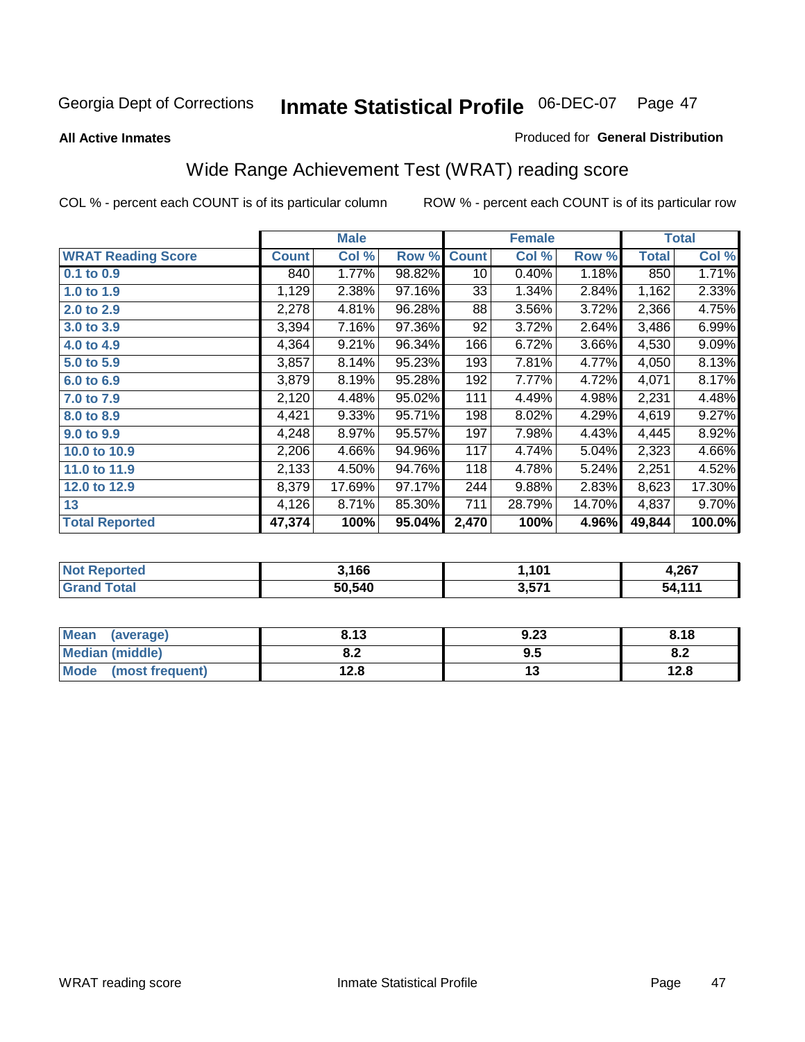**All Active Inmates** Produced for **General Distribution**

## Wide Range Achievement Test (WRAT) reading score

COL % - percent each COUNT is of its particular column ROW % - percent each COUNT is of its particular row

| | Male | | | Female | | | Total | |
|---|---|---|---|---|---|---|---|---|
| **WRAT Reading Score** | **Count** | **Col %** | **Row %** | **Count** | **Col %** | **Row %** | **Total** | **Col %** |
| 0.1 to 0.9 | 840 | 1.77% | 98.82% | 10 | 0.40% | 1.18% | 850 | 1.71% |
| 1.0 to 1.9 | 1,129 | 2.38% | 97.16% | 33 | 1.34% | 2.84% | 1,162 | 2.33% |
| 2.0 to 2.9 | 2,278 | 4.81% | 96.28% | 88 | 3.56% | 3.72% | 2,366 | 4.75% |
| 3.0 to 3.9 | 3,394 | 7.16% | 97.36% | 92 | 3.72% | 2.64% | 3,486 | 6.99% |
| 4.0 to 4.9 | 4,364 | 9.21% | 96.34% | 166 | 6.72% | 3.66% | 4,530 | 9.09% |
| 5.0 to 5.9 | 3,857 | 8.14% | 95.23% | 193 | 7.81% | 4.77% | 4,050 | 8.13% |
| 6.0 to 6.9 | 3,879 | 8.19% | 95.28% | 192 | 7.77% | 4.72% | 4,071 | 8.17% |
| 7.0 to 7.9 | 2,120 | 4.48% | 95.02% | 111 | 4.49% | 4.98% | 2,231 | 4.48% |
| 8.0 to 8.9 | 4,421 | 9.33% | 95.71% | 198 | 8.02% | 4.29% | 4,619 | 9.27% |
| 9.0 to 9.9 | 4,248 | 8.97% | 95.57% | 197 | 7.98% | 4.43% | 4,445 | 8.92% |
| 10.0 to 10.9 | 2,206 | 4.66% | 94.96% | 117 | 4.74% | 5.04% | 2,323 | 4.66% |
| 11.0 to 11.9 | 2,133 | 4.50% | 94.76% | 118 | 4.78% | 5.24% | 2,251 | 4.52% |
| 12.0 to 12.9 | 8,379 | 17.69% | 97.17% | 244 | 9.88% | 2.83% | 8,623 | 17.30% |
| 13 | 4,126 | 8.71% | 85.30% | 711 | 28.79% | 14.70% | 4,837 | 9.70% |
| **Total Reported** | **47,374** | **100%** | **95.04%** | **2,470** | **100%** | **4.96%** | **49,844** | **100.0%** |

| | Male | Female | Total |
|---|---|---|---|
| Not Reported | 3,166 | 1,101 | 4,267 |
| Grand Total | 50,540 | 3,571 | 54,111 |

| | Male | Female | Total |
|---|---|---|---|
| Mean (average) | 8.13 | 9.23 | 8.18 |
| Median (middle) | 8.2 | 9.5 | 8.2 |
| Mode (most frequent) | 12.8 | 13 | 12.8 |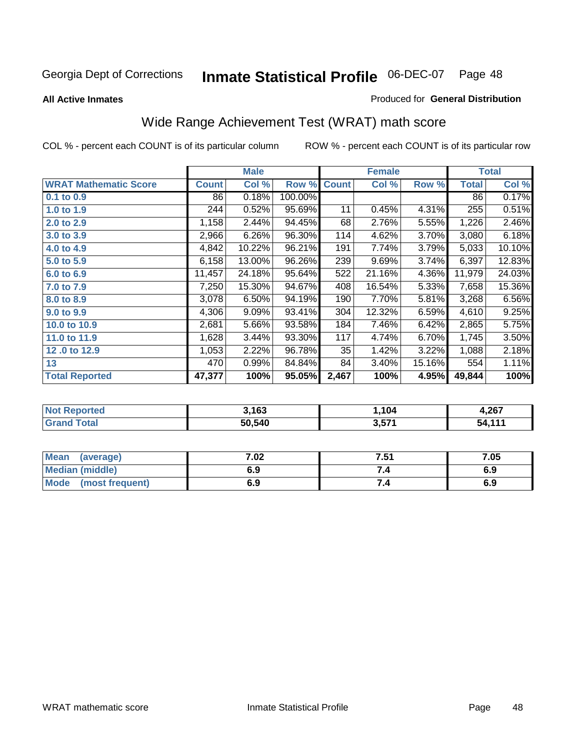Georgia Dept of Corrections **Inmate Statistical Profile** 06-DEC-07

**All Active Inmates**

Produced for **General Distribution**

## Wide Range Achievement Test (WRAT) math score

COL % - percent each COUNT is of its particular column

ROW % - percent each COUNT is of its particular row

| | Male | | | Female | | | Total | |
|---|---|---|---|---|---|---|---|---|
| **WRAT Mathematic Score** | **Count** | **Col %** | **Row %** | **Count** | **Col %** | **Row %** | **Total** | **Col %** |
| 0.1 to 0.9 | 86 | 0.18% | 100.00% | | | | 86 | 0.17% |
| 1.0 to 1.9 | 244 | 0.52% | 95.69% | 11 | 0.45% | 4.31% | 255 | 0.51% |
| 2.0 to 2.9 | 1,158 | 2.44% | 94.45% | 68 | 2.76% | 5.55% | 1,226 | 2.46% |
| 3.0 to 3.9 | 2,966 | 6.26% | 96.30% | 114 | 4.62% | 3.70% | 3,080 | 6.18% |
| 4.0 to 4.9 | 4,842 | 10.22% | 96.21% | 191 | 7.74% | 3.79% | 5,033 | 10.10% |
| 5.0 to 5.9 | 6,158 | 13.00% | 96.26% | 239 | 9.69% | 3.74% | 6,397 | 12.83% |
| 6.0 to 6.9 | 11,457 | 24.18% | 95.64% | 522 | 21.16% | 4.36% | 11,979 | 24.03% |
| 7.0 to 7.9 | 7,250 | 15.30% | 94.67% | 408 | 16.54% | 5.33% | 7,658 | 15.36% |
| 8.0 to 8.9 | 3,078 | 6.50% | 94.19% | 190 | 7.70% | 5.81% | 3,268 | 6.56% |
| 9.0 to 9.9 | 4,306 | 9.09% | 93.41% | 304 | 12.32% | 6.59% | 4,610 | 9.25% |
| 10.0 to 10.9 | 2,681 | 5.66% | 93.58% | 184 | 7.46% | 6.42% | 2,865 | 5.75% |
| 11.0 to 11.9 | 1,628 | 3.44% | 93.30% | 117 | 4.74% | 6.70% | 1,745 | 3.50% |
| 12 .0 to 12.9 | 1,053 | 2.22% | 96.78% | 35 | 1.42% | 3.22% | 1,088 | 2.18% |
| 13 | 470 | 0.99% | 84.84% | 84 | 3.40% | 15.16% | 554 | 1.11% |
| **Total Reported** | **47,377** | **100%** | **95.05%** | **2,467** | **100%** | **4.95%** | **49,844** | **100%** |

| | Male | Female | Total |
|---|---|---|---|
| **Not Reported** | **3,163** | **1,104** | **4,267** |
| **Grand Total** | **50,540** | **3,571** | **54,111** |

| | Male | Female | Total |
|---|---|---|---|
| **Mean (average)** | **7.02** | **7.51** | **7.05** |
| **Median (middle)** | **6.9** | **7.4** | **6.9** |
| **Mode (most frequent)** | **6.9** | **7.4** | **6.9** |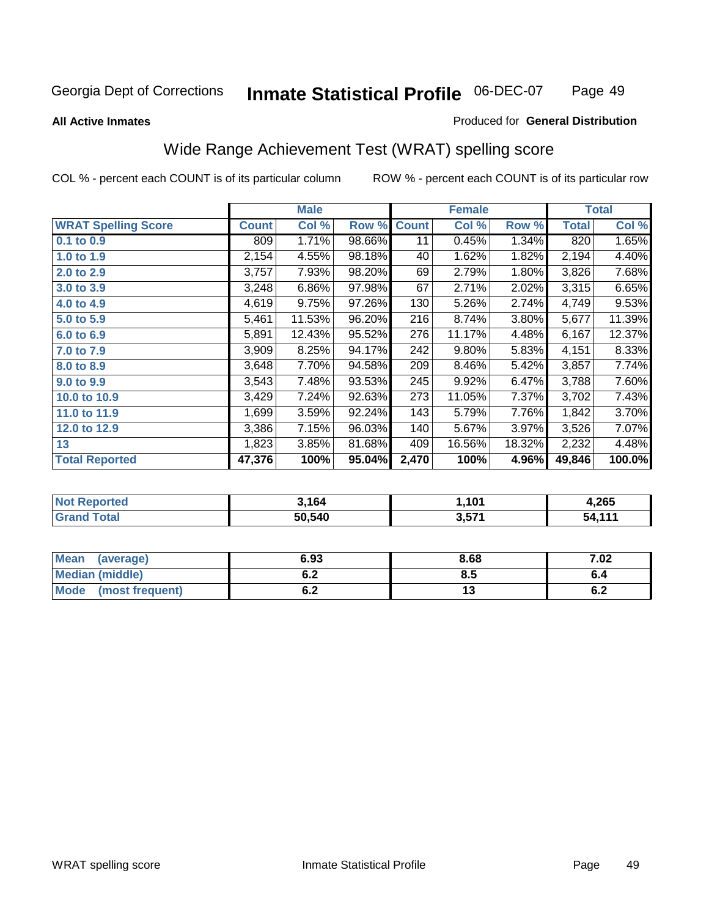Georgia Dept of Corrections **Inmate Statistical Profile** 06-DEC-07

**All Active Inmates**

Produced for **General Distribution**

# Wide Range Achievement Test (WRAT) spelling score

COL % - percent each COUNT is of its particular column ROW % - percent each COUNT is of its particular row

| | Male | | | Female | | | Total | |
|---|---|---|---|---|---|---|---|---|
| **WRAT Spelling Score** | **Count** | **Col %** | **Row %** | **Count** | **Col %** | **Row %** | **Total** | **Col %** |
| **0.1 to 0.9** | 809 | 1.71% | 98.66% | 11 | 0.45% | 1.34% | 820 | 1.65% |
| **1.0 to 1.9** | 2,154 | 4.55% | 98.18% | 40 | 1.62% | 1.82% | 2,194 | 4.40% |
| **2.0 to 2.9** | 3,757 | 7.93% | 98.20% | 69 | 2.79% | 1.80% | 3,826 | 7.68% |
| **3.0 to 3.9** | 3,248 | 6.86% | 97.98% | 67 | 2.71% | 2.02% | 3,315 | 6.65% |
| **4.0 to 4.9** | 4,619 | 9.75% | 97.26% | 130 | 5.26% | 2.74% | 4,749 | 9.53% |
| **5.0 to 5.9** | 5,461 | 11.53% | 96.20% | 216 | 8.74% | 3.80% | 5,677 | 11.39% |
| **6.0 to 6.9** | 5,891 | 12.43% | 95.52% | 276 | 11.17% | 4.48% | 6,167 | 12.37% |
| **7.0 to 7.9** | 3,909 | 8.25% | 94.17% | 242 | 9.80% | 5.83% | 4,151 | 8.33% |
| **8.0 to 8.9** | 3,648 | 7.70% | 94.58% | 209 | 8.46% | 5.42% | 3,857 | 7.74% |
| **9.0 to 9.9** | 3,543 | 7.48% | 93.53% | 245 | 9.92% | 6.47% | 3,788 | 7.60% |
| **10.0 to 10.9** | 3,429 | 7.24% | 92.63% | 273 | 11.05% | 7.37% | 3,702 | 7.43% |
| **11.0 to 11.9** | 1,699 | 3.59% | 92.24% | 143 | 5.79% | 7.76% | 1,842 | 3.70% |
| **12.0 to 12.9** | 3,386 | 7.15% | 96.03% | 140 | 5.67% | 3.97% | 3,526 | 7.07% |
| **13** | 1,823 | 3.85% | 81.68% | 409 | 16.56% | 18.32% | 2,232 | 4.48% |
| **Total Reported** | **47,376** | **100%** | **95.04%** | **2,470** | **100%** | **4.96%** | **49,846** | **100.0%** |

| | Male | Female | Total |
|---|---|---|---|
| **Not Reported** | **3,164** | **1,101** | **4,265** |
| **Grand Total** | **50,540** | **3,571** | **54,111** |

| | Male | Female | Total |
|---|---|---|---|
| **Mean (average)** | **6.93** | **8.68** | **7.02** |
| **Median (middle)** | **6.2** | **8.5** | **6.4** |
| **Mode (most frequent)** | **6.2** | **13** | **6.2** |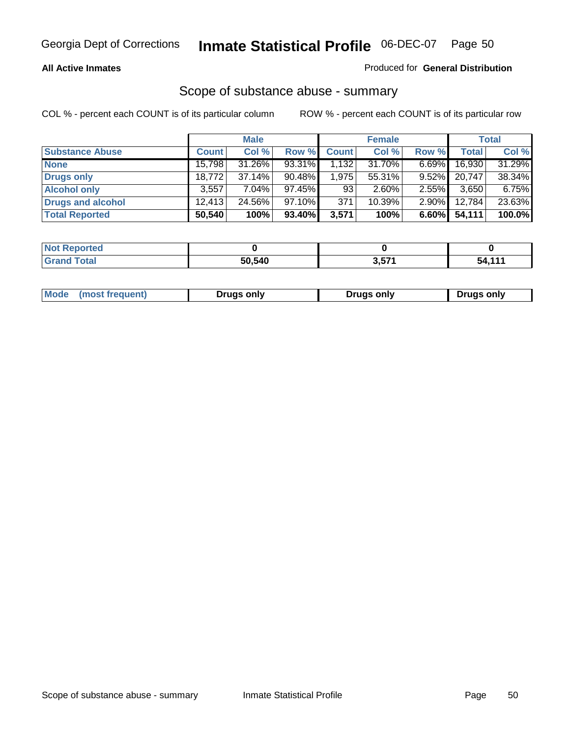Georgia Dept of Corrections **Inmate Statistical Profile** 06-DEC-07

**All Active Inmates**

Produced for **General Distribution**

## Scope of substance abuse - summary

COL % - percent each COUNT is of its particular column

ROW % - percent each COUNT is of its particular row

| | Male | | | Female | | | Total | |
|---|---|---|---|---|---|---|---|---|
| **Substance Abuse** | **Count** | **Col %** | **Row %** | **Count** | **Col %** | **Row %** | **Total** | **Col %** |
| **None** | 15,798 | 31.26% | 93.31% | 1,132 | 31.70% | 6.69% | 16,930 | 31.29% |
| **Drugs only** | 18,772 | 37.14% | 90.48% | 1,975 | 55.31% | 9.52% | 20,747 | 38.34% |
| **Alcohol only** | 3,557 | 7.04% | 97.45% | 93 | 2.60% | 2.55% | 3,650 | 6.75% |
| **Drugs and alcohol** | 12,413 | 24.56% | 97.10% | 371 | 10.39% | 2.90% | 12,784 | 23.63% |
| **Total Reported** | **50,540** | **100%** | **93.40%** | **3,571** | **100%** | **6.60%** | **54,111** | **100.0%** |

| | Male | Female | Total |
|---|---|---|---|
| **Not Reported** | **0** | **0** | **0** |
| **Grand Total** | **50,540** | **3,571** | **54,111** |

| | Male | Female | Total |
|---|---|---|---|
| **Mode (most frequent)** | **Drugs only** | **Drugs only** | **Drugs only** |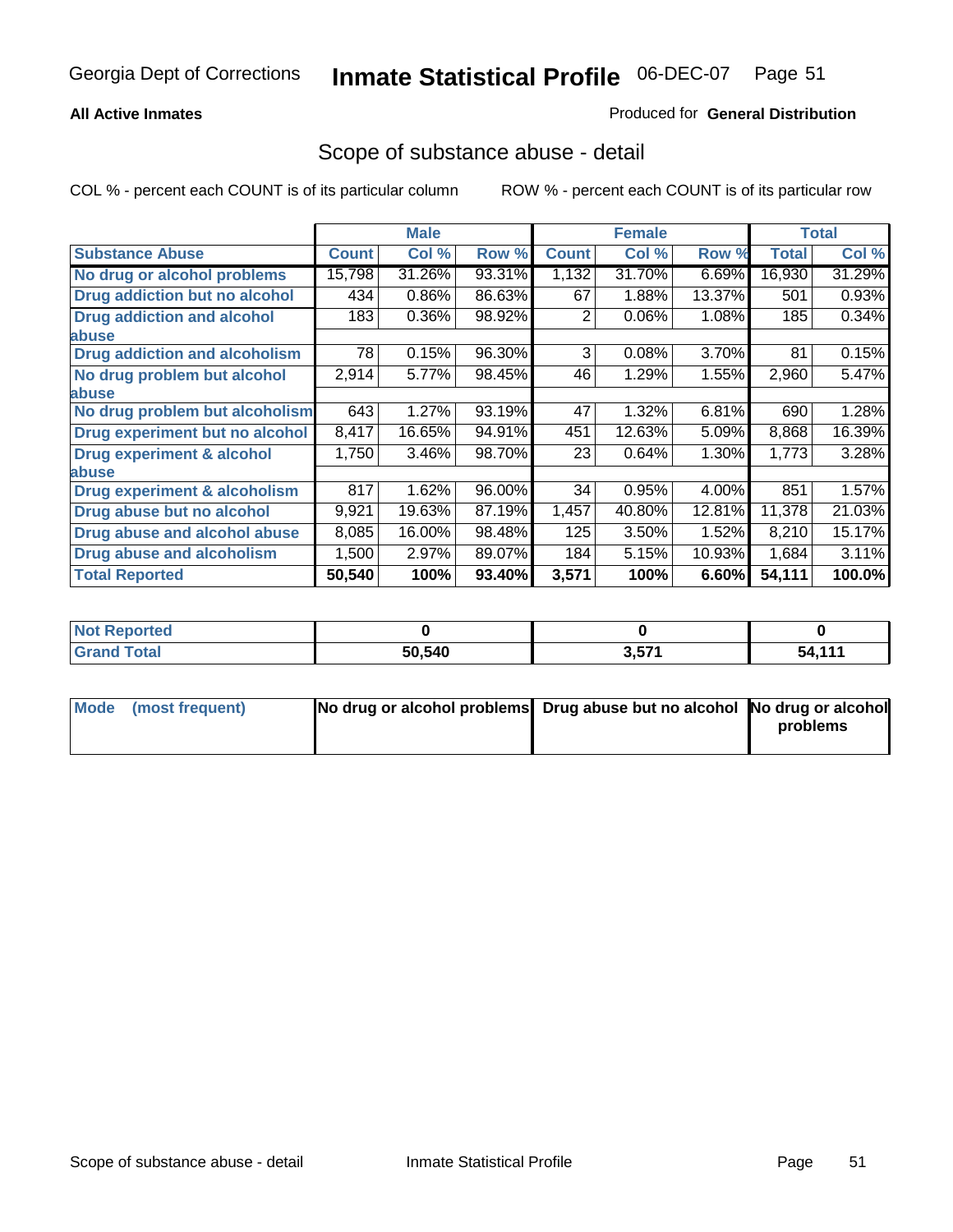Georgia Dept of Corrections **Inmate Statistical Profile** 06-DEC-07

**All Active Inmates**

Produced for **General Distribution**

## Scope of substance abuse - detail

COL % - percent each COUNT is of its particular column ROW % - percent each COUNT is of its particular row

| | Male | | | Female | | | Total | |
|---|---|---|---|---|---|---|---|---|
| **Substance Abuse** | **Count** | **Col %** | **Row %** | **Count** | **Col %** | **Row %** | **Total** | **Col %** |
| **No drug or alcohol problems** | 15,798 | 31.26% | 93.31% | 1,132 | 31.70% | 6.69% | 16,930 | 31.29% |
| **Drug addiction but no alcohol** | 434 | 0.86% | 86.63% | 67 | 1.88% | 13.37% | 501 | 0.93% |
| **Drug addiction and alcohol abuse** | 183 | 0.36% | 98.92% | 2 | 0.06% | 1.08% | 185 | 0.34% |
| **Drug addiction and alcoholism** | 78 | 0.15% | 96.30% | 3 | 0.08% | 3.70% | 81 | 0.15% |
| **No drug problem but alcohol abuse** | 2,914 | 5.77% | 98.45% | 46 | 1.29% | 1.55% | 2,960 | 5.47% |
| **No drug problem but alcoholism** | 643 | 1.27% | 93.19% | 47 | 1.32% | 6.81% | 690 | 1.28% |
| **Drug experiment but no alcohol** | 8,417 | 16.65% | 94.91% | 451 | 12.63% | 5.09% | 8,868 | 16.39% |
| **Drug experiment & alcohol abuse** | 1,750 | 3.46% | 98.70% | 23 | 0.64% | 1.30% | 1,773 | 3.28% |
| **Drug experiment & alcoholism** | 817 | 1.62% | 96.00% | 34 | 0.95% | 4.00% | 851 | 1.57% |
| **Drug abuse but no alcohol** | 9,921 | 19.63% | 87.19% | 1,457 | 40.80% | 12.81% | 11,378 | 21.03% |
| **Drug abuse and alcohol abuse** | 8,085 | 16.00% | 98.48% | 125 | 3.50% | 1.52% | 8,210 | 15.17% |
| **Drug abuse and alcoholism** | 1,500 | 2.97% | 89.07% | 184 | 5.15% | 10.93% | 1,684 | 3.11% |
| **Total Reported** | **50,540** | **100%** | **93.40%** | **3,571** | **100%** | **6.60%** | **54,111** | **100.0%** |

| | Male | Female | Total |
|---|---|---|---|
| **Not Reported** | **0** | **0** | **0** |
| **Grand Total** | **50,540** | **3,571** | **54,111** |

| | Male | Female | Total |
|---|---|---|---|
| **Mode (most frequent)** | **No drug or alcohol problems** | **Drug abuse but no alcohol** | **No drug or alcohol problems** |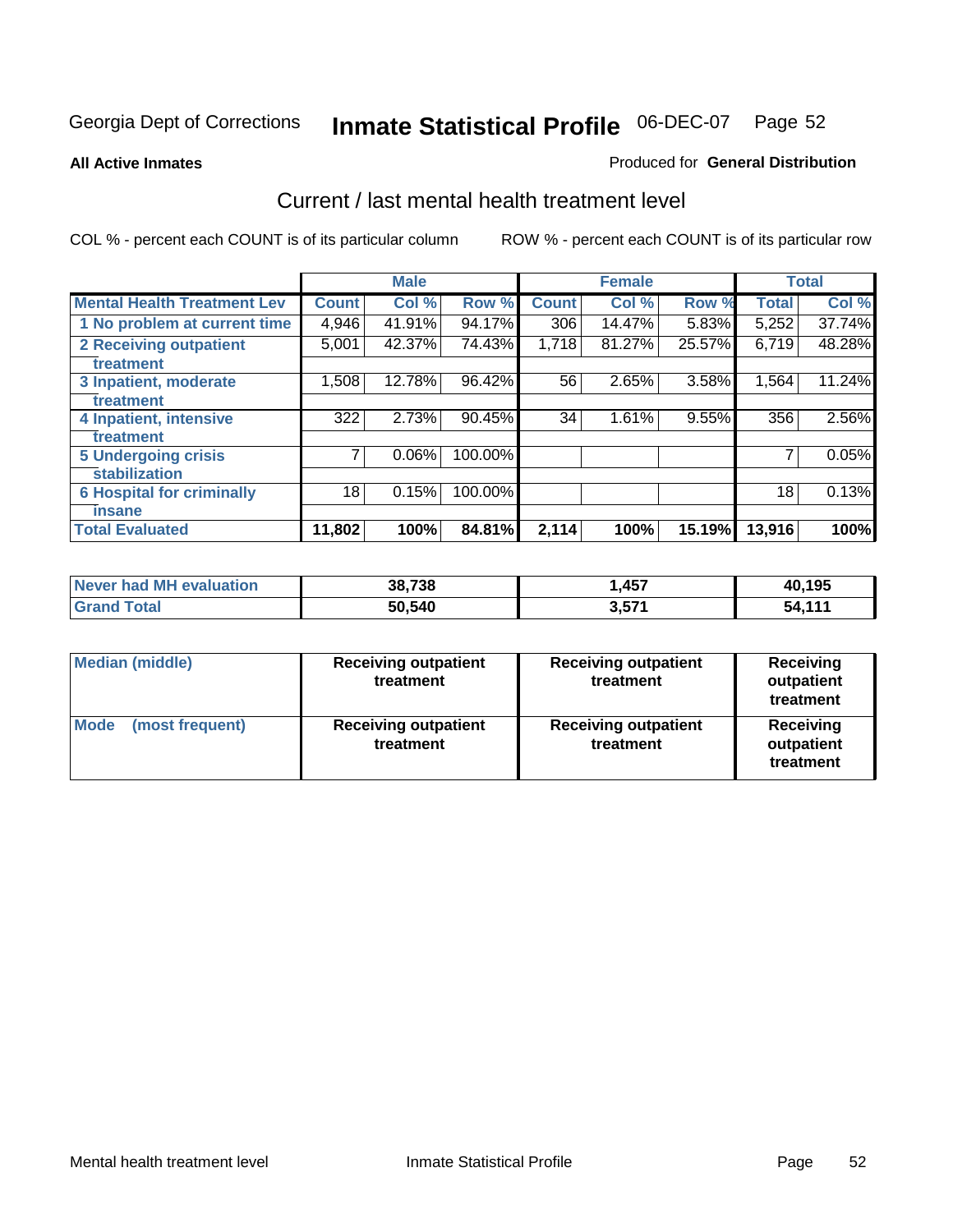Georgia Dept of Corrections **Inmate Statistical Profile** 06-DEC-07

**All Active Inmates**

Produced for **General Distribution**

## Current / last mental health treatment level

COL % - percent each COUNT is of its particular column

ROW % - percent each COUNT is of its particular row

| | Male | | | Female | | | Total | |
|---|---|---|---|---|---|---|---|---|
| **Mental Health Treatment Lev** | **Count** | **Col %** | **Row %** | **Count** | **Col %** | **Row %** | **Total** | **Col %** |
| 1 No problem at current time | 4,946 | 41.91% | 94.17% | 306 | 14.47% | 5.83% | 5,252 | 37.74% |
| 2 Receiving outpatient treatment | 5,001 | 42.37% | 74.43% | 1,718 | 81.27% | 25.57% | 6,719 | 48.28% |
| 3 Inpatient, moderate treatment | 1,508 | 12.78% | 96.42% | 56 | 2.65% | 3.58% | 1,564 | 11.24% |
| 4 Inpatient, intensive treatment | 322 | 2.73% | 90.45% | 34 | 1.61% | 9.55% | 356 | 2.56% |
| 5 Undergoing crisis stabilization | 7 | 0.06% | 100.00% | | | | 7 | 0.05% |
| 6 Hospital for criminally insane | 18 | 0.15% | 100.00% | | | | 18 | 0.13% |
| **Total Evaluated** | **11,802** | **100%** | **84.81%** | **2,114** | **100%** | **15.19%** | **13,916** | **100%** |

| | Male | Female | Total |
|---|---|---|---|
| **Never had MH evaluation** | **38,738** | **1,457** | **40,195** |
| **Grand Total** | **50,540** | **3,571** | **54,111** |

| | Male | Female | Total |
|---|---|---|---|
| **Median (middle)** | **Receiving outpatient treatment** | **Receiving outpatient treatment** | **Receiving outpatient treatment** |
| **Mode (most frequent)** | **Receiving outpatient treatment** | **Receiving outpatient treatment** | **Receiving outpatient treatment** |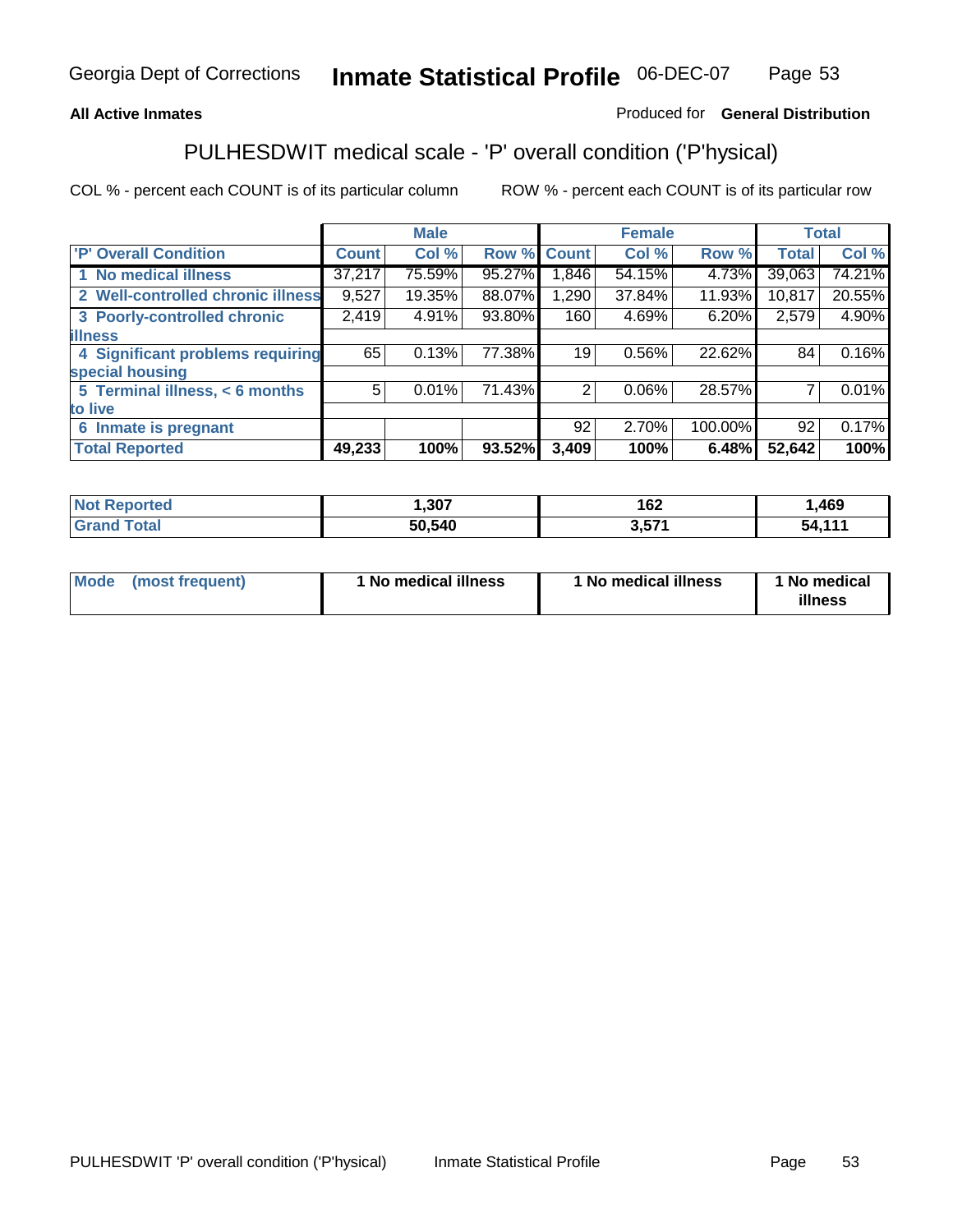Georgia Dept of Corrections **Inmate Statistical Profile** 06-DEC-07

**All Active Inmates** Produced for **General Distribution**

## PULHESDWIT medical scale - 'P' overall condition ('P'hysical)

COL % - percent each COUNT is of its particular column ROW % - percent each COUNT is of its particular row

| | Male | | | Female | | | Total | |
|---|---|---|---|---|---|---|---|---|
| 'P' Overall Condition | Count | Col % | Row % | Count | Col % | Row % | Total | Col % |
| 1 No medical illness | 37,217 | 75.59% | 95.27% | 1,846 | 54.15% | 4.73% | 39,063 | 74.21% |
| 2 Well-controlled chronic illness | 9,527 | 19.35% | 88.07% | 1,290 | 37.84% | 11.93% | 10,817 | 20.55% |
| 3 Poorly-controlled chronic illness | 2,419 | 4.91% | 93.80% | 160 | 4.69% | 6.20% | 2,579 | 4.90% |
| 4 Significant problems requiring special housing | 65 | 0.13% | 77.38% | 19 | 0.56% | 22.62% | 84 | 0.16% |
| 5 Terminal illness, < 6 months to live | 5 | 0.01% | 71.43% | 2 | 0.06% | 28.57% | 7 | 0.01% |
| 6 Inmate is pregnant | | | | 92 | 2.70% | 100.00% | 92 | 0.17% |
| **Total Reported** | **49,233** | **100%** | **93.52%** | **3,409** | **100%** | **6.48%** | **52,642** | **100%** |

| | Male | Female | Total |
|---|---|---|---|
| Not Reported | 1,307 | 162 | 1,469 |
| Grand Total | 50,540 | 3,571 | 54,111 |

| | Male | Female | Total |
|---|---|---|---|
| Mode (most frequent) | 1 No medical illness | 1 No medical illness | 1 No medical illness |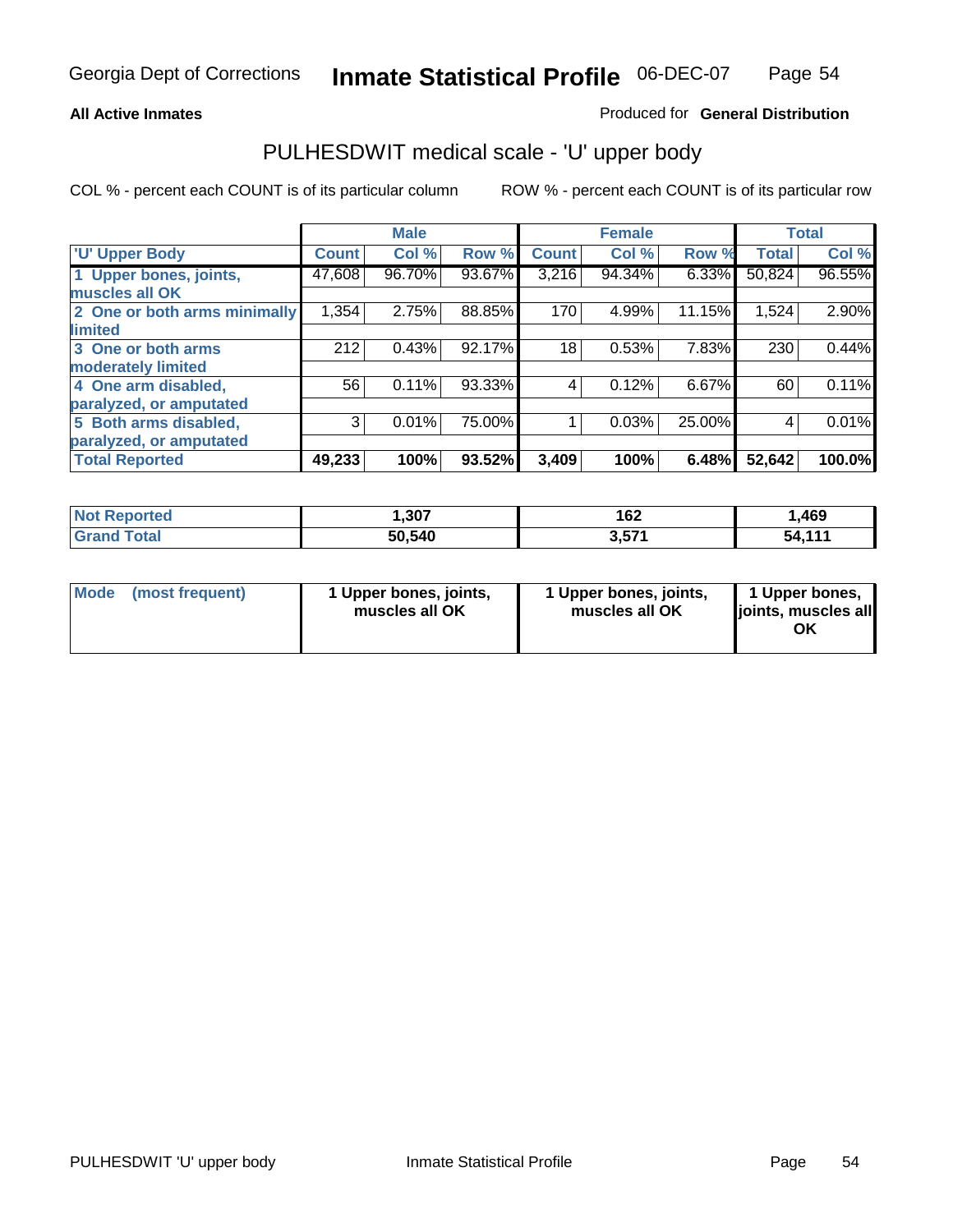Georgia Dept of Corrections **Inmate Statistical Profile** 06-DEC-07

**All Active Inmates**

Produced for **General Distribution**

## PULHESDWIT medical scale - 'U' upper body

COL % - percent each COUNT is of its particular column

ROW % - percent each COUNT is of its particular row

| 'U' Upper Body | Male | | | Female | | | Total | |
|---|---|---|---|---|---|---|---|---|
| | Count | Col % | Row % | Count | Col % | Row % | Total | Col % |
| 1 Upper bones, joints, muscles all OK | 47,608 | 96.70% | 93.67% | 3,216 | 94.34% | 6.33% | 50,824 | 96.55% |
| 2 One or both arms minimally limited | 1,354 | 2.75% | 88.85% | 170 | 4.99% | 11.15% | 1,524 | 2.90% |
| 3 One or both arms moderately limited | 212 | 0.43% | 92.17% | 18 | 0.53% | 7.83% | 230 | 0.44% |
| 4 One arm disabled, paralyzed, or amputated | 56 | 0.11% | 93.33% | 4 | 0.12% | 6.67% | 60 | 0.11% |
| 5 Both arms disabled, paralyzed, or amputated | 3 | 0.01% | 75.00% | 1 | 0.03% | 25.00% | 4 | 0.01% |
| **Total Reported** | **49,233** | **100%** | **93.52%** | **3,409** | **100%** | **6.48%** | **52,642** | **100.0%** |

| | Male | Female | Total |
|---|---|---|---|
| Not Reported | 1,307 | 162 | 1,469 |
| Grand Total | 50,540 | 3,571 | 54,111 |

| Mode (most frequent) | Male | Female | Total |
|---|---|---|---|
| | 1 Upper bones, joints, muscles all OK | 1 Upper bones, joints, muscles all OK | 1 Upper bones, joints, muscles all OK |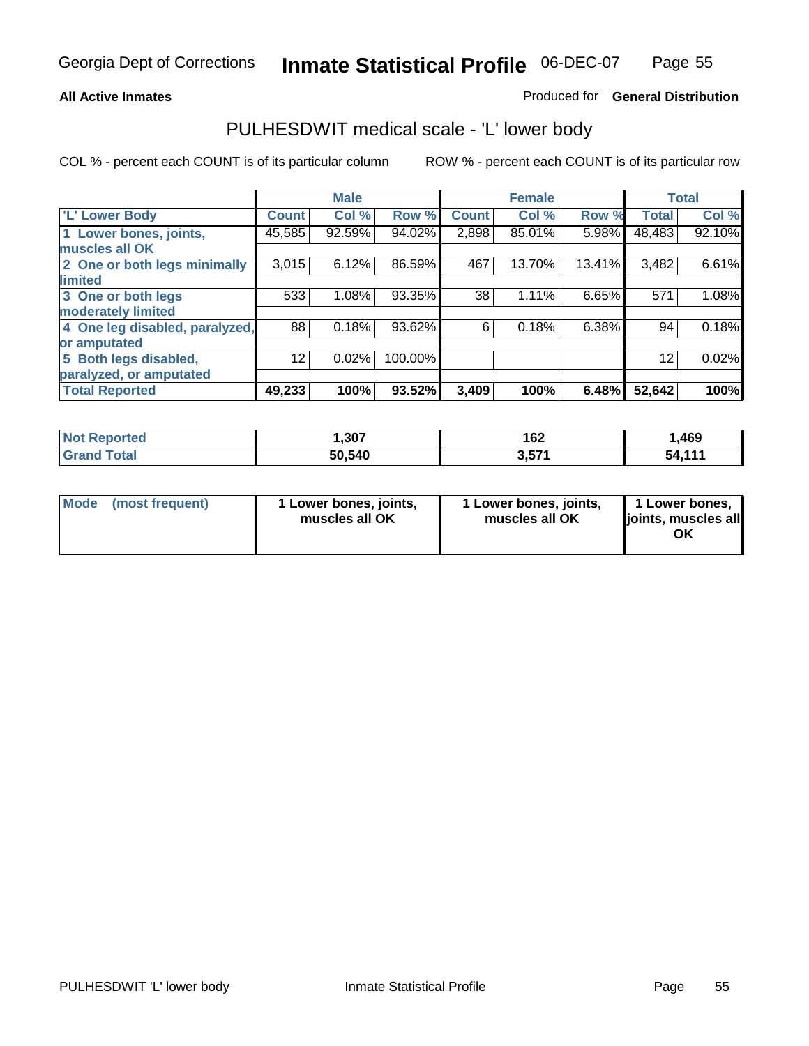Georgia Dept of Corrections **Inmate Statistical Profile** 06-DEC-07

**All Active Inmates**

Produced for **General Distribution**

## PULHESDWIT medical scale - 'L' lower body

COL % - percent each COUNT is of its particular column

ROW % - percent each COUNT is of its particular row

| | Male | | | Female | | | Total | |
|---|---|---|---|---|---|---|---|---|
| 'L' Lower Body | Count | Col % | Row % | Count | Col % | Row % | Total | Col % |
| 1 Lower bones, joints, muscles all OK | 45,585 | 92.59% | 94.02% | 2,898 | 85.01% | 5.98% | 48,483 | 92.10% |
| 2 One or both legs minimally limited | 3,015 | 6.12% | 86.59% | 467 | 13.70% | 13.41% | 3,482 | 6.61% |
| 3 One or both legs moderately limited | 533 | 1.08% | 93.35% | 38 | 1.11% | 6.65% | 571 | 1.08% |
| 4 One leg disabled, paralyzed, or amputated | 88 | 0.18% | 93.62% | 6 | 0.18% | 6.38% | 94 | 0.18% |
| 5 Both legs disabled, paralyzed, or amputated | 12 | 0.02% | 100.00% | | | | 12 | 0.02% |
| **Total Reported** | **49,233** | **100%** | **93.52%** | **3,409** | **100%** | **6.48%** | **52,642** | **100%** |

| | Male | Female | Total |
|---|---|---|---|
| Not Reported | 1,307 | 162 | 1,469 |
| Grand Total | 50,540 | 3,571 | 54,111 |

| | Male | Female | Total |
|---|---|---|---|
| Mode (most frequent) | 1 Lower bones, joints, muscles all OK | 1 Lower bones, joints, muscles all OK | 1 Lower bones, joints, muscles all OK |

PULHESDWIT 'L' lower body Inmate Statistical Profile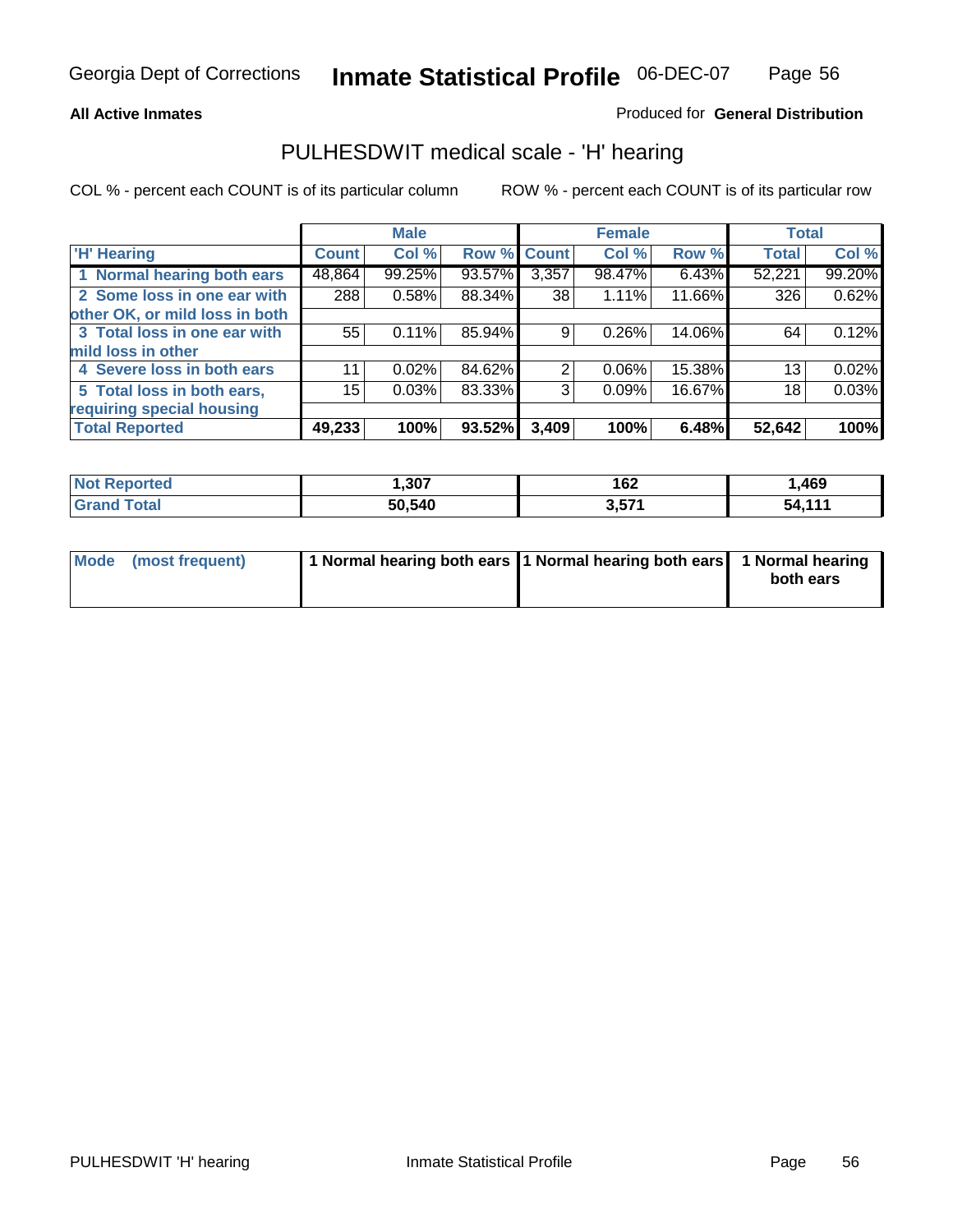Georgia Dept of Corrections **Inmate Statistical Profile** 06-DEC-07

**All Active Inmates**

Produced for **General Distribution**

## PULHESDWIT medical scale - 'H' hearing

COL % - percent each COUNT is of its particular column

ROW % - percent each COUNT is of its particular row

| | Male | | | Female | | | Total | |
|---|---|---|---|---|---|---|---|---|
| 'H' Hearing | Count | Col % | Row % | Count | Col % | Row % | Total | Col % |
| 1 Normal hearing both ears | 48,864 | 99.25% | 93.57% | 3,357 | 98.47% | 6.43% | 52,221 | 99.20% |
| 2 Some loss in one ear with other OK, or mild loss in both | 288 | 0.58% | 88.34% | 38 | 1.11% | 11.66% | 326 | 0.62% |
| 3 Total loss in one ear with mild loss in other | 55 | 0.11% | 85.94% | 9 | 0.26% | 14.06% | 64 | 0.12% |
| 4 Severe loss in both ears | 11 | 0.02% | 84.62% | 2 | 0.06% | 15.38% | 13 | 0.02% |
| 5 Total loss in both ears, requiring special housing | 15 | 0.03% | 83.33% | 3 | 0.09% | 16.67% | 18 | 0.03% |
| **Total Reported** | **49,233** | **100%** | **93.52%** | **3,409** | **100%** | **6.48%** | **52,642** | **100%** |

| | Male | Female | Total |
|---|---|---|---|
| Not Reported | 1,307 | 162 | 1,469 |
| Grand Total | 50,540 | 3,571 | 54,111 |

| | Male | Female | Total |
|---|---|---|---|
| Mode (most frequent) | 1 Normal hearing both ears | 1 Normal hearing both ears | 1 Normal hearing both ears |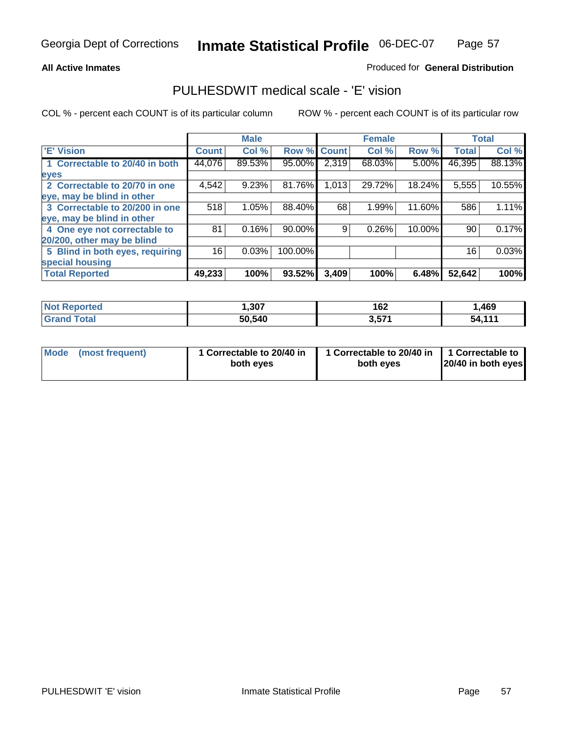**All Active Inmates**

Produced for **General Distribution**

## PULHESDWIT medical scale - 'E' vision

COL % - percent each COUNT is of its particular column

ROW % - percent each COUNT is of its particular row

| | Male | | | Female | | | Total | |
|---|---|---|---|---|---|---|---|---|
| 'E' Vision | Count | Col % | Row % | Count | Col % | Row % | Total | Col % |
| 1 Correctable to 20/40 in both eyes | 44,076 | 89.53% | 95.00% | 2,319 | 68.03% | 5.00% | 46,395 | 88.13% |
| 2 Correctable to 20/70 in one eye, may be blind in other | 4,542 | 9.23% | 81.76% | 1,013 | 29.72% | 18.24% | 5,555 | 10.55% |
| 3 Correctable to 20/200 in one eye, may be blind in other | 518 | 1.05% | 88.40% | 68 | 1.99% | 11.60% | 586 | 1.11% |
| 4 One eye not correctable to 20/200, other may be blind | 81 | 0.16% | 90.00% | 9 | 0.26% | 10.00% | 90 | 0.17% |
| 5 Blind in both eyes, requiring special housing | 16 | 0.03% | 100.00% | | | | 16 | 0.03% |
| **Total Reported** | **49,233** | **100%** | **93.52%** | **3,409** | **100%** | **6.48%** | **52,642** | **100%** |

| | Male | Female | Total |
|---|---|---|---|
| Not Reported | 1,307 | 162 | 1,469 |
| Grand Total | 50,540 | 3,571 | 54,111 |

| | Male | Female | Total |
|---|---|---|---|
| Mode (most frequent) | 1 Correctable to 20/40 in both eyes | 1 Correctable to 20/40 in both eyes | 1 Correctable to 20/40 in both eyes |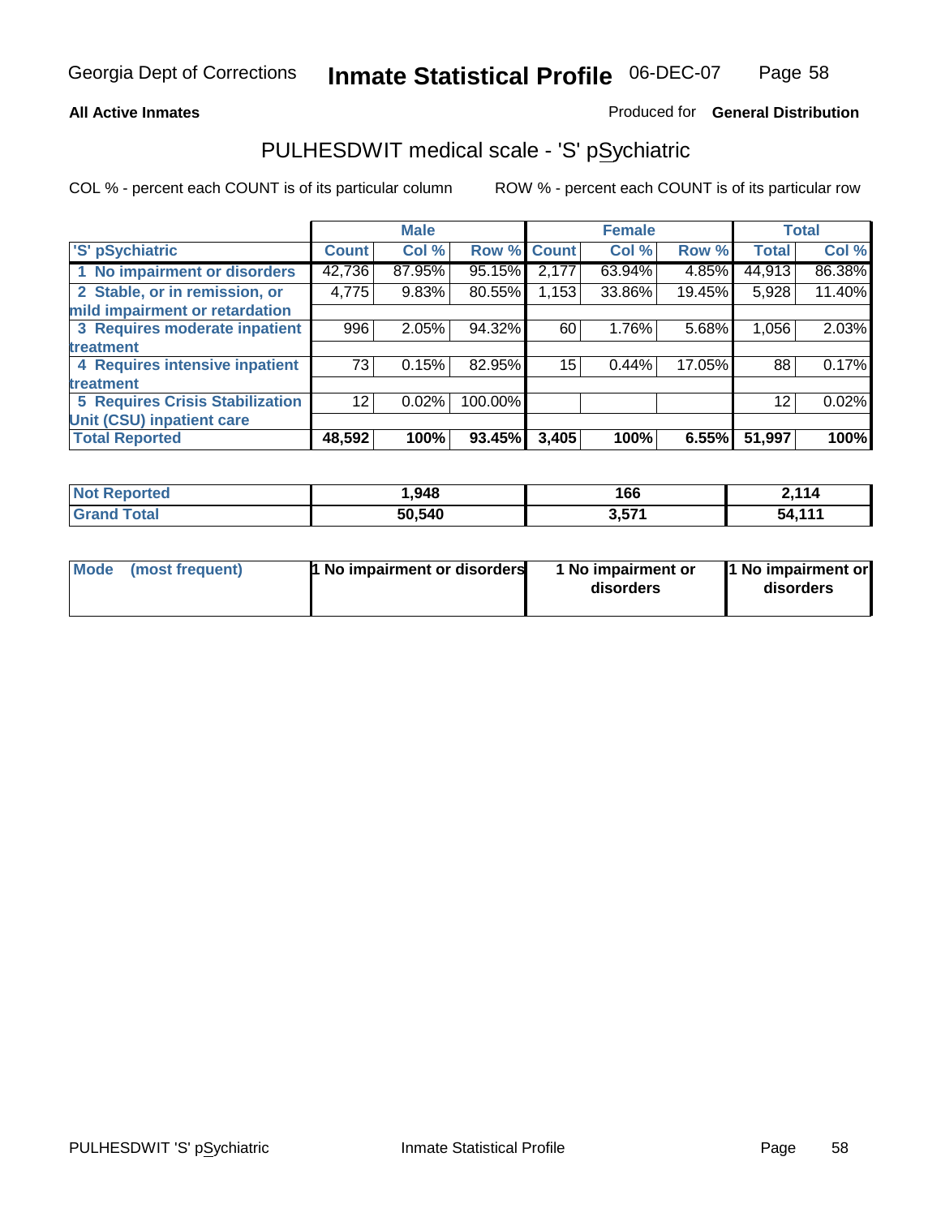Georgia Dept of Corrections **Inmate Statistical Profile** 06-DEC-07

**All Active Inmates**

Produced for **General Distribution**

## PULHESDWIT medical scale - 'S' pSychiatric

COL % - percent each COUNT is of its particular column ROW % - percent each COUNT is of its particular row

| | Male | | | Female | | | Total | |
|---|---|---|---|---|---|---|---|---|
| 'S' pSychiatric | Count | Col % | Row % | Count | Col % | Row % | Total | Col % |
| 1 No impairment or disorders | 42,736 | 87.95% | 95.15% | 2,177 | 63.94% | 4.85% | 44,913 | 86.38% |
| 2 Stable, or in remission, or mild impairment or retardation | 4,775 | 9.83% | 80.55% | 1,153 | 33.86% | 19.45% | 5,928 | 11.40% |
| 3 Requires moderate inpatient treatment | 996 | 2.05% | 94.32% | 60 | 1.76% | 5.68% | 1,056 | 2.03% |
| 4 Requires intensive inpatient treatment | 73 | 0.15% | 82.95% | 15 | 0.44% | 17.05% | 88 | 0.17% |
| 5 Requires Crisis Stabilization Unit (CSU) inpatient care | 12 | 0.02% | 100.00% | | | | 12 | 0.02% |
| **Total Reported** | **48,592** | **100%** | **93.45%** | **3,405** | **100%** | **6.55%** | **51,997** | **100%** |

| | Male | Female | Total |
|---|---|---|---|
| Not Reported | 1,948 | 166 | 2,114 |
| Grand Total | 50,540 | 3,571 | 54,111 |

| | Male | Female | Total |
|---|---|---|---|
| Mode (most frequent) | 1 No impairment or disorders | 1 No impairment or disorders | 1 No impairment or disorders |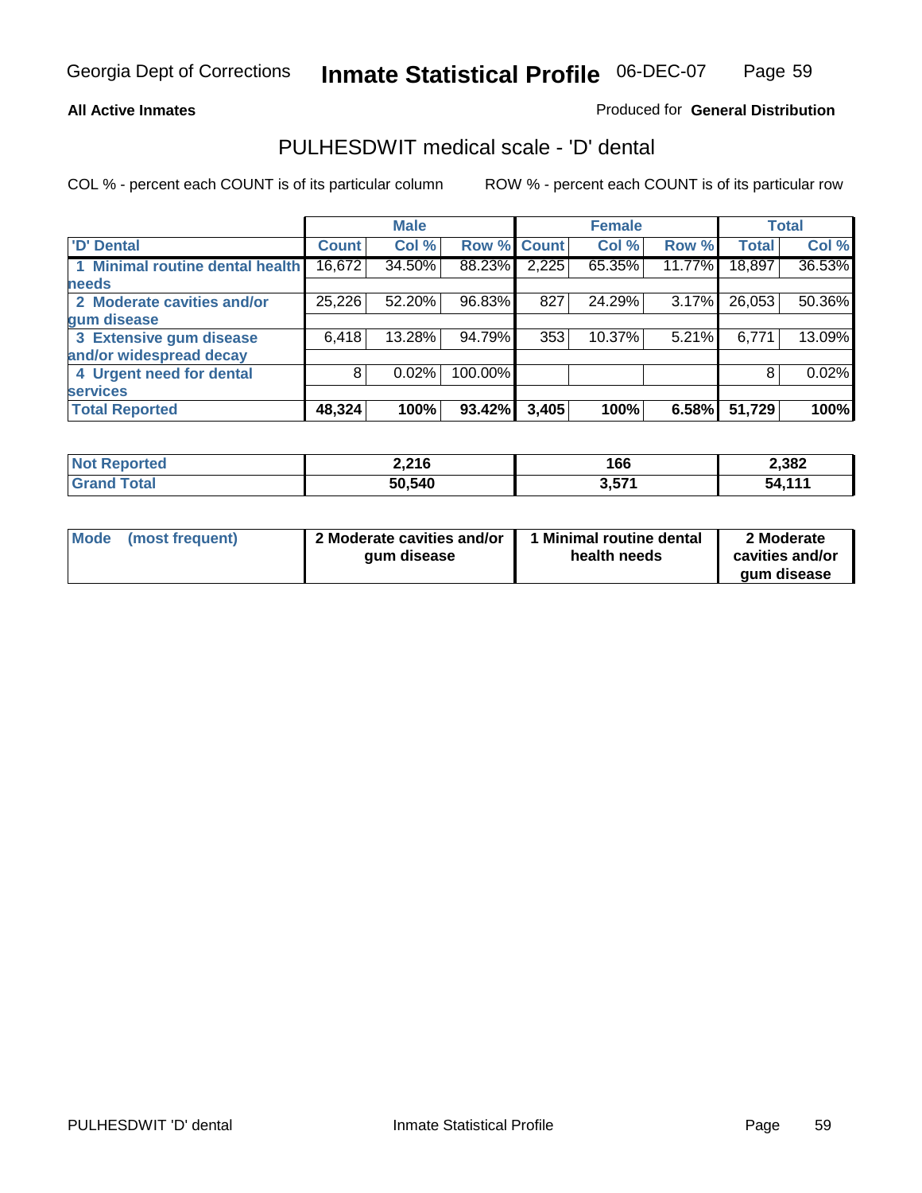**All Active Inmates**

Produced for **General Distribution**

## PULHESDWIT medical scale - 'D' dental

COL % - percent each COUNT is of its particular column

ROW % - percent each COUNT is of its particular row

| 'D' Dental | Male | | | Female | | | Total | |
|---|---|---|---|---|---|---|---|---|
| | Count | Col % | Row % | Count | Col % | Row % | Total | Col % |
| 1 Minimal routine dental health needs | 16,672 | 34.50% | 88.23% | 2,225 | 65.35% | 11.77% | 18,897 | 36.53% |
| 2 Moderate cavities and/or gum disease | 25,226 | 52.20% | 96.83% | 827 | 24.29% | 3.17% | 26,053 | 50.36% |
| 3 Extensive gum disease and/or widespread decay | 6,418 | 13.28% | 94.79% | 353 | 10.37% | 5.21% | 6,771 | 13.09% |
| 4 Urgent need for dental services | 8 | 0.02% | 100.00% | | | | 8 | 0.02% |
| **Total Reported** | **48,324** | **100%** | **93.42%** | **3,405** | **100%** | **6.58%** | **51,729** | **100%** |

| | Male | Female | Total |
|---|---|---|---|
| Not Reported | 2,216 | 166 | 2,382 |
| Grand Total | 50,540 | 3,571 | 54,111 |

| | Male | Female | Total |
|---|---|---|---|
| Mode (most frequent) | 2 Moderate cavities and/or gum disease | 1 Minimal routine dental health needs | 2 Moderate cavities and/or gum disease |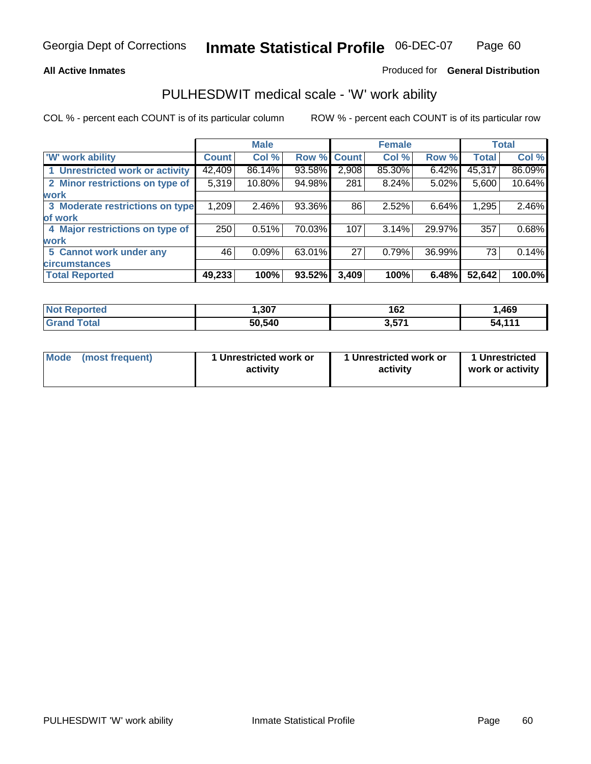**All Active Inmates**

Produced for **General Distribution**

## PULHESDWIT medical scale - 'W' work ability

COL % - percent each COUNT is of its particular column

ROW % - percent each COUNT is of its particular row

| | Male | | | Female | | | Total | |
|---|---|---|---|---|---|---|---|---|
| 'W' work ability | Count | Col % | Row % | Count | Col % | Row % | Total | Col % |
| 1 Unrestricted work or activity | 42,409 | 86.14% | 93.58% | 2,908 | 85.30% | 6.42% | 45,317 | 86.09% |
| 2 Minor restrictions on type of work | 5,319 | 10.80% | 94.98% | 281 | 8.24% | 5.02% | 5,600 | 10.64% |
| 3 Moderate restrictions on type of work | 1,209 | 2.46% | 93.36% | 86 | 2.52% | 6.64% | 1,295 | 2.46% |
| 4 Major restrictions on type of work | 250 | 0.51% | 70.03% | 107 | 3.14% | 29.97% | 357 | 0.68% |
| 5 Cannot work under any circumstances | 46 | 0.09% | 63.01% | 27 | 0.79% | 36.99% | 73 | 0.14% |
| **Total Reported** | **49,233** | **100%** | **93.52%** | **3,409** | **100%** | **6.48%** | **52,642** | **100.0%** |

| | Male | Female | Total |
|---|---|---|---|
| Not Reported | 1,307 | 162 | 1,469 |
| Grand Total | 50,540 | 3,571 | 54,111 |

| | Male | Female | Total |
|---|---|---|---|
| Mode (most frequent) | 1 Unrestricted work or activity | 1 Unrestricted work or activity | 1 Unrestricted work or activity |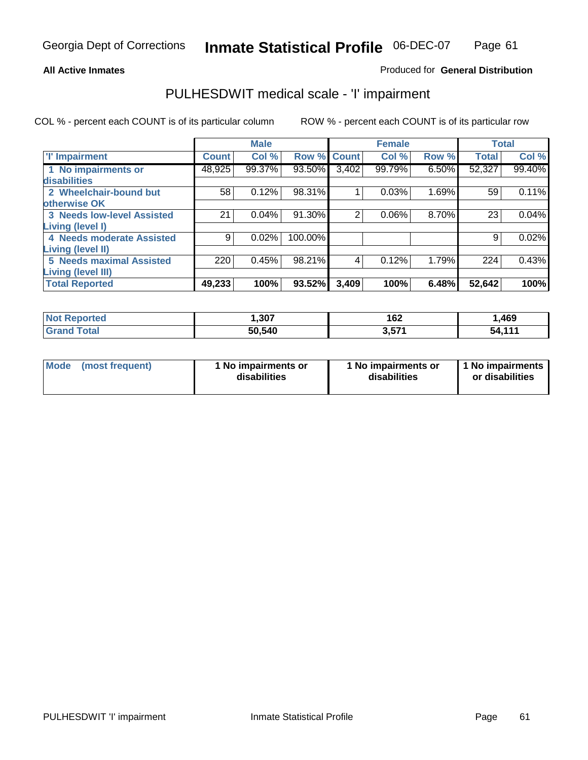**All Active Inmates**

Produced for **General Distribution**

## PULHESDWIT medical scale - 'I' impairment

COL % - percent each COUNT is of its particular column

ROW % - percent each COUNT is of its particular row

| | Male | | | Female | | | Total | |
|---|---|---|---|---|---|---|---|---|
| 'I' Impairment | Count | Col % | Row % | Count | Col % | Row % | Total | Col % |
| 1 No impairments or disabilities | 48,925 | 99.37% | 93.50% | 3,402 | 99.79% | 6.50% | 52,327 | 99.40% |
| 2 Wheelchair-bound but otherwise OK | 58 | 0.12% | 98.31% | 1 | 0.03% | 1.69% | 59 | 0.11% |
| 3 Needs low-level Assisted Living (level I) | 21 | 0.04% | 91.30% | 2 | 0.06% | 8.70% | 23 | 0.04% |
| 4 Needs moderate Assisted Living (level II) | 9 | 0.02% | 100.00% | | | | 9 | 0.02% |
| 5 Needs maximal Assisted Living (level III) | 220 | 0.45% | 98.21% | 4 | 0.12% | 1.79% | 224 | 0.43% |
| **Total Reported** | **49,233** | **100%** | **93.52%** | **3,409** | **100%** | **6.48%** | **52,642** | **100%** |

| | Male | Female | Total |
|---|---|---|---|
| Not Reported | 1,307 | 162 | 1,469 |
| Grand Total | 50,540 | 3,571 | 54,111 |

| | Male | Female | Total |
|---|---|---|---|
| Mode (most frequent) | 1 No impairments or disabilities | 1 No impairments or disabilities | 1 No impairments or disabilities |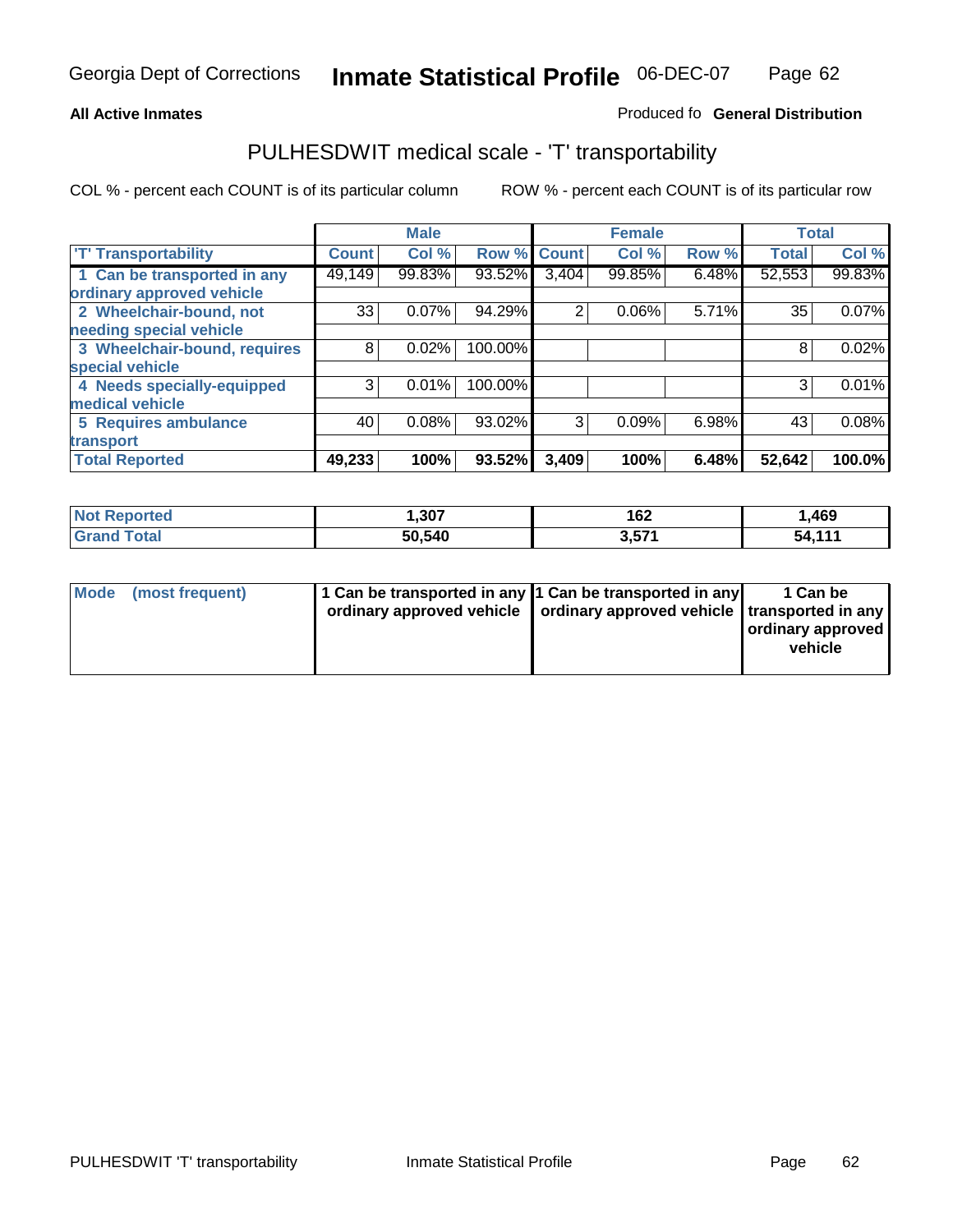**All Active Inmates**

Produced fo **General Distribution**

## PULHESDWIT medical scale - 'T' transportability

COL % - percent each COUNT is of its particular column

ROW % - percent each COUNT is of its particular row

| | Male | | | Female | | | Total | |
|---|---|---|---|---|---|---|---|---|
| 'T' Transportability | Count | Col % | Row % | Count | Col % | Row % | Total | Col % |
| 1 Can be transported in any ordinary approved vehicle | 49,149 | 99.83% | 93.52% | 3,404 | 99.85% | 6.48% | 52,553 | 99.83% |
| 2 Wheelchair-bound, not needing special vehicle | 33 | 0.07% | 94.29% | 2 | 0.06% | 5.71% | 35 | 0.07% |
| 3 Wheelchair-bound, requires special vehicle | 8 | 0.02% | 100.00% | | | | 8 | 0.02% |
| 4 Needs specially-equipped medical vehicle | 3 | 0.01% | 100.00% | | | | 3 | 0.01% |
| 5 Requires ambulance transport | 40 | 0.08% | 93.02% | 3 | 0.09% | 6.98% | 43 | 0.08% |
| **Total Reported** | **49,233** | **100%** | **93.52%** | **3,409** | **100%** | **6.48%** | **52,642** | **100.0%** |

| | Male | Female | Total |
|---|---|---|---|
| Not Reported | 1,307 | 162 | 1,469 |
| Grand Total | 50,540 | 3,571 | 54,111 |

| | Male | Female | Total |
|---|---|---|---|
| Mode (most frequent) | 1 Can be transported in any ordinary approved vehicle | 1 Can be transported in any ordinary approved vehicle | 1 Can be transported in any ordinary approved vehicle |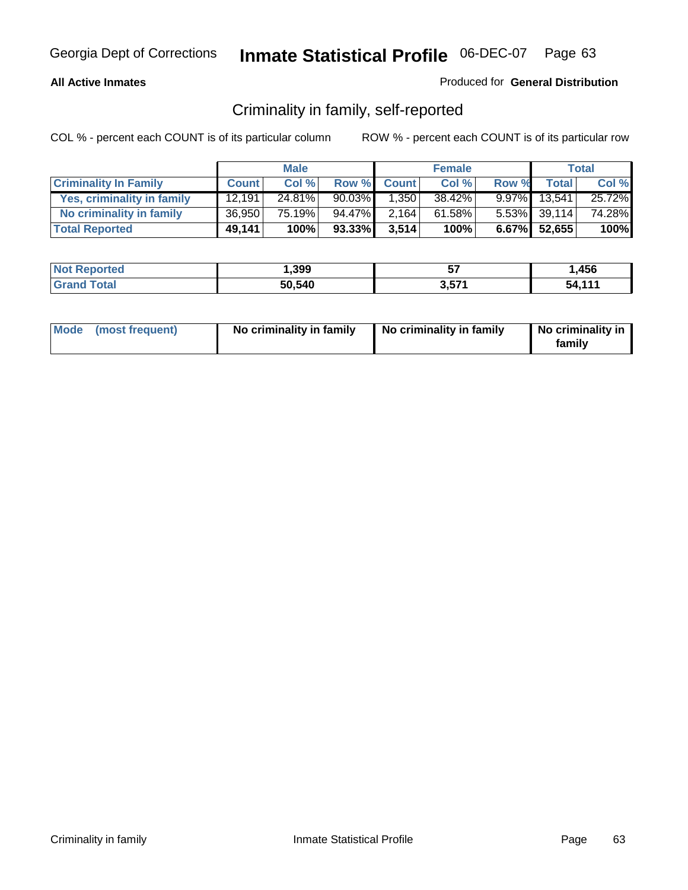**All Active Inmates** Produced for **General Distribution**

## Criminality in family, self-reported

COL % - percent each COUNT is of its particular column ROW % - percent each COUNT is of its particular row

| | Male | | | Female | | | Total | |
|---|---|---|---|---|---|---|---|---|
| **Criminality In Family** | **Count** | **Col %** | **Row %** | **Count** | **Col %** | **Row %** | **Total** | **Col %** |
| **Yes, criminality in family** | 12,191 | 24.81% | 90.03% | 1,350 | 38.42% | 9.97% | 13,541 | 25.72% |
| **No criminality in family** | 36,950 | 75.19% | 94.47% | 2,164 | 61.58% | 5.53% | 39,114 | 74.28% |
| **Total Reported** | **49,141** | **100%** | **93.33%** | **3,514** | **100%** | **6.67%** | **52,655** | **100%** |

| | Male | Female | Total |
|---|---|---|---|
| **Not Reported** | **1,399** | **57** | **1,456** |
| **Grand Total** | **50,540** | **3,571** | **54,111** |

| | Male | Female | Total |
|---|---|---|---|
| **Mode (most frequent)** | **No criminality in family** | **No criminality in family** | **No criminality in family** |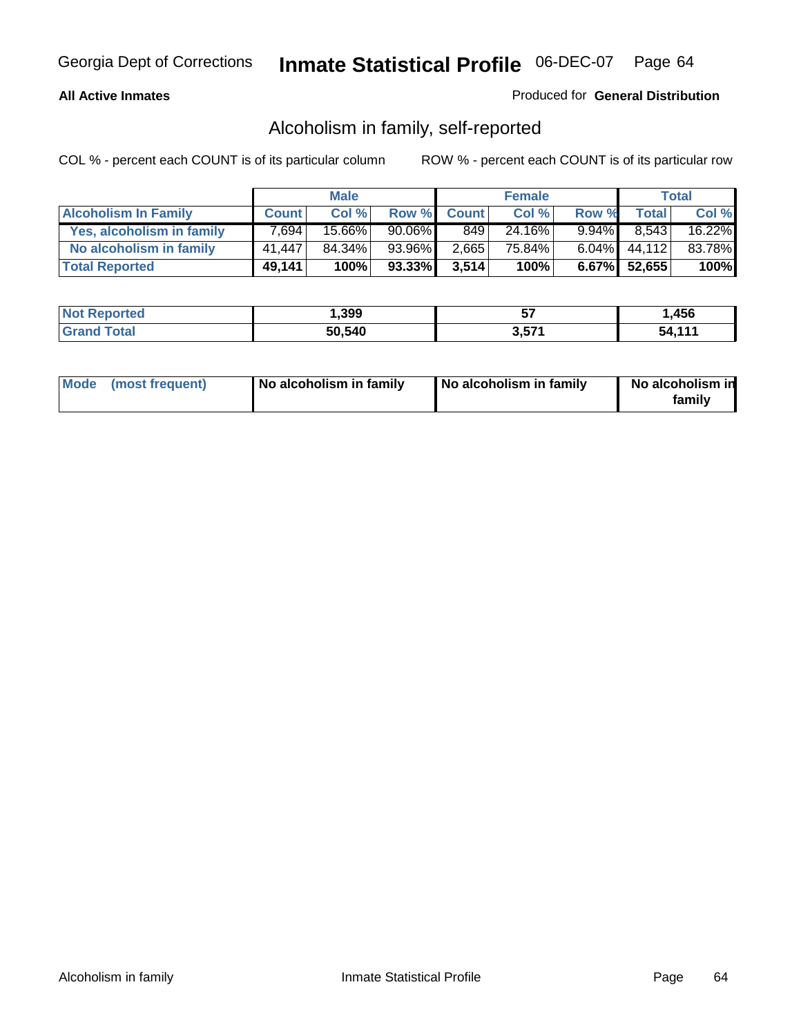**All Active Inmates**

Produced for **General Distribution**

## Alcoholism in family, self-reported

COL % - percent each COUNT is of its particular column

ROW % - percent each COUNT is of its particular row

| | Male | | | Female | | | Total | |
|---|---|---|---|---|---|---|---|---|
| **Alcoholism In Family** | **Count** | **Col %** | **Row %** | **Count** | **Col %** | **Row %** | **Total** | **Col %** |
| **Yes, alcoholism in family** | 7,694 | 15.66% | 90.06% | 849 | 24.16% | 9.94% | 8,543 | 16.22% |
| **No alcoholism in family** | 41,447 | 84.34% | 93.96% | 2,665 | 75.84% | 6.04% | 44,112 | 83.78% |
| **Total Reported** | **49,141** | **100%** | **93.33%** | **3,514** | **100%** | **6.67%** | **52,655** | **100%** |

| | Male | Female | Total |
|---|---|---|---|
| **Not Reported** | **1,399** | **57** | **1,456** |
| **Grand Total** | **50,540** | **3,571** | **54,111** |

| **Mode (most frequent)** | **No alcoholism in family** | **No alcoholism in family** | **No alcoholism in family** |
|---|---|---|---|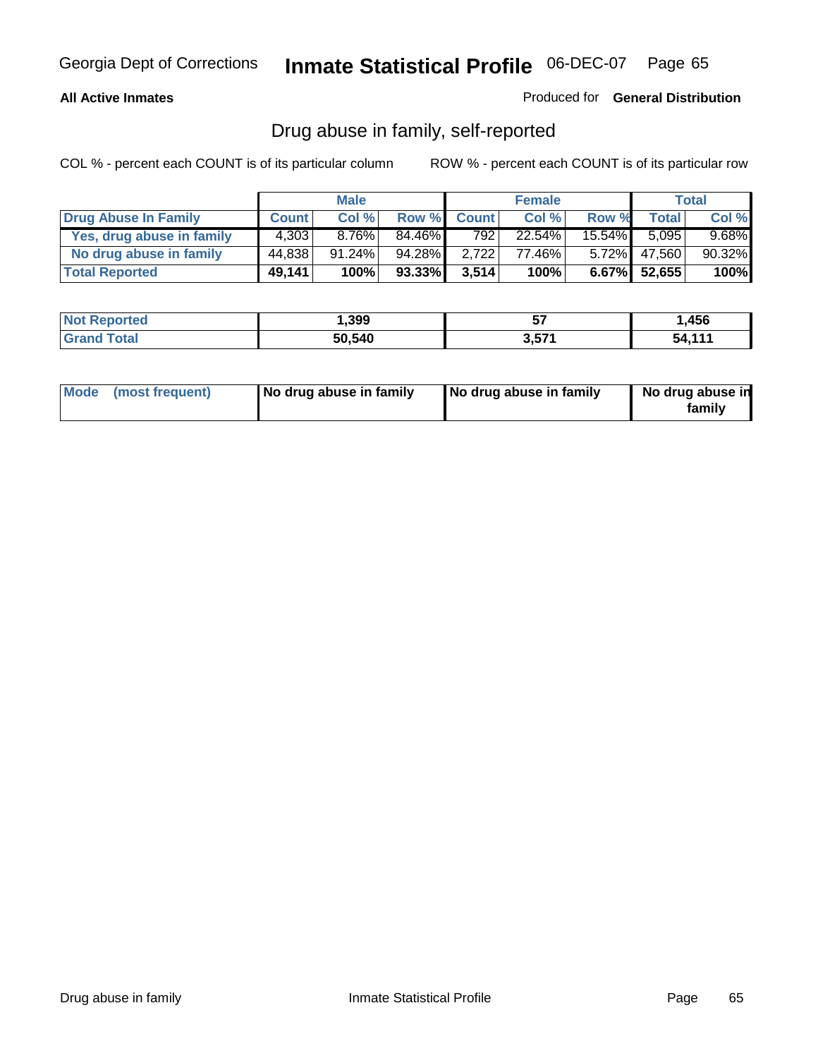Georgia Dept of Corrections **Inmate Statistical Profile** 06-DEC-07

**All Active Inmates** Produced for **General Distribution**

## Drug abuse in family, self-reported

COL % - percent each COUNT is of its particular column    ROW % - percent each COUNT is of its particular row

| | Male | | | Female | | | Total | |
|---|---|---|---|---|---|---|---|---|
| **Drug Abuse In Family** | **Count** | **Col %** | **Row %** | **Count** | **Col %** | **Row %** | **Total** | **Col %** |
| Yes, drug abuse in family | 4,303 | 8.76% | 84.46% | 792 | 22.54% | 15.54% | 5,095 | 9.68% |
| No drug abuse in family | 44,838 | 91.24% | 94.28% | 2,722 | 77.46% | 5.72% | 47,560 | 90.32% |
| **Total Reported** | **49,141** | **100%** | **93.33%** | **3,514** | **100%** | **6.67%** | **52,655** | **100%** |

| | Male | Female | Total |
|---|---|---|---|
| **Not Reported** | **1,399** | **57** | **1,456** |
| **Grand Total** | **50,540** | **3,571** | **54,111** |

| | Male | Female | Total |
|---|---|---|---|
| **Mode (most frequent)** | **No drug abuse in family** | **No drug abuse in family** | **No drug abuse in family** |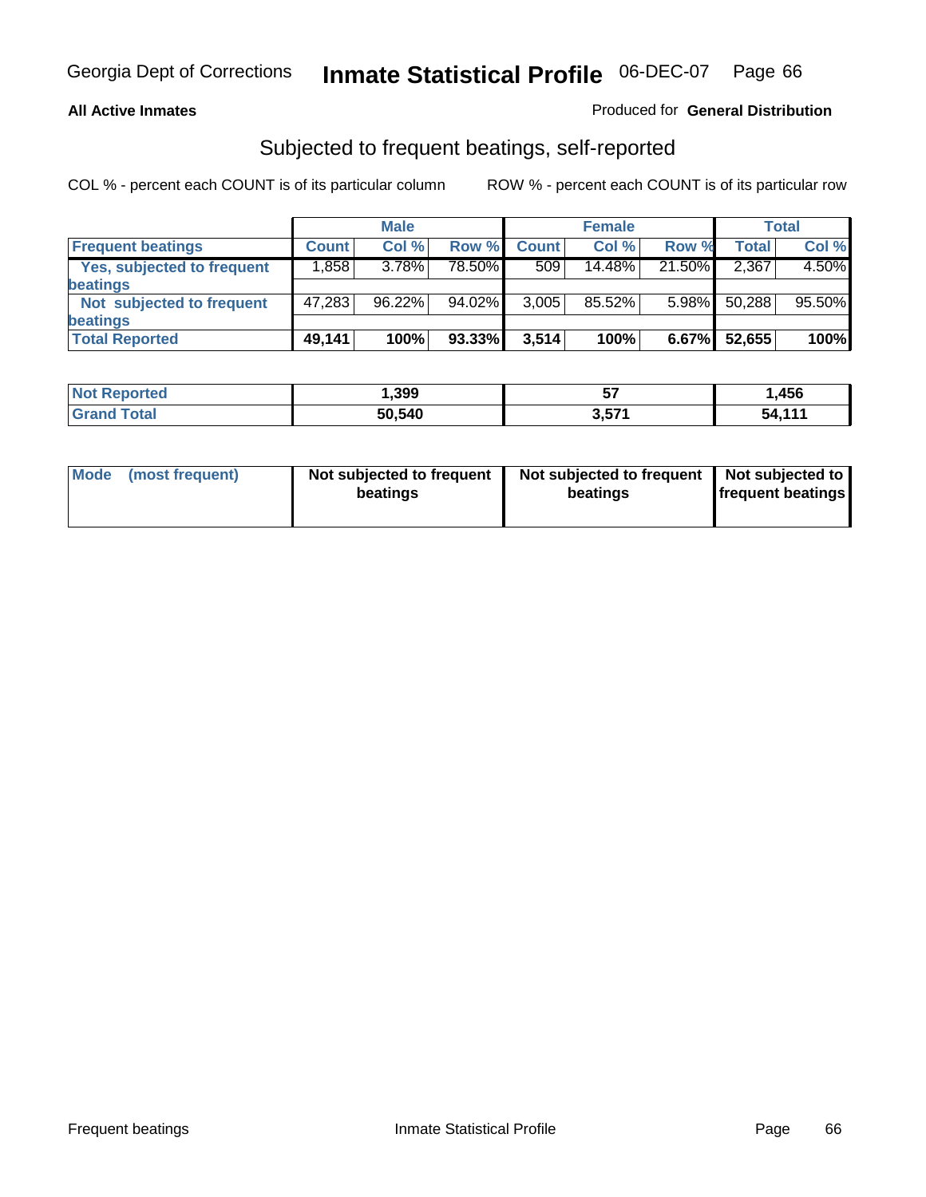**All Active Inmates**

Produced for **General Distribution**

## Subjected to frequent beatings, self-reported

COL % - percent each COUNT is of its particular column

ROW % - percent each COUNT is of its particular row

| | Male | | | Female | | | Total | |
|---|---|---|---|---|---|---|---|---|
| **Frequent beatings** | **Count** | **Col %** | **Row %** | **Count** | **Col %** | **Row %** | **Total** | **Col %** |
| **Yes, subjected to frequent beatings** | 1,858 | 3.78% | 78.50% | 509 | 14.48% | 21.50% | 2,367 | 4.50% |
| **Not subjected to frequent beatings** | 47,283 | 96.22% | 94.02% | 3,005 | 85.52% | 5.98% | 50,288 | 95.50% |
| **Total Reported** | **49,141** | **100%** | **93.33%** | **3,514** | **100%** | **6.67%** | **52,655** | **100%** |

| | Male | Female | Total |
|---|---|---|---|
| **Not Reported** | **1,399** | **57** | **1,456** |
| **Grand Total** | **50,540** | **3,571** | **54,111** |

| | Male | Female | Total |
|---|---|---|---|
| **Mode (most frequent)** | **Not subjected to frequent beatings** | **Not subjected to frequent beatings** | **Not subjected to frequent beatings** |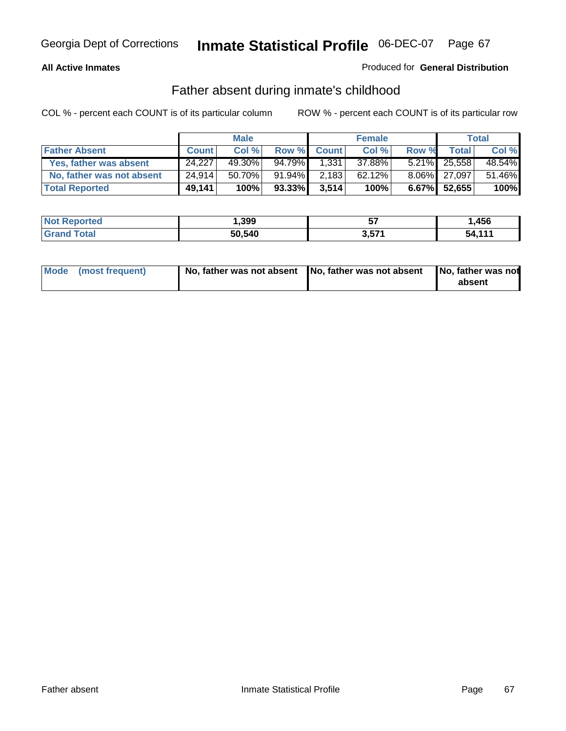Georgia Dept of Corrections **Inmate Statistical Profile** 06-DEC-07

**All Active Inmates**

Produced for **General Distribution**

## Father absent during inmate's childhood

COL % - percent each COUNT is of its particular column ROW % - percent each COUNT is of its particular row

| | Male | | | Female | | | Total | |
|---|---|---|---|---|---|---|---|---|
| **Father Absent** | **Count** | **Col %** | **Row %** | **Count** | **Col %** | **Row %** | **Total** | **Col %** |
| Yes, father was absent | 24,227 | 49.30% | 94.79% | 1,331 | 37.88% | 5.21% | 25,558 | 48.54% |
| No, father was not absent | 24,914 | 50.70% | 91.94% | 2,183 | 62.12% | 8.06% | 27,097 | 51.46% |
| **Total Reported** | **49,141** | **100%** | **93.33%** | **3,514** | **100%** | **6.67%** | **52,655** | **100%** |

| | Male | Female | Total |
|---|---|---|---|
| **Not Reported** | **1,399** | **57** | **1,456** |
| **Grand Total** | **50,540** | **3,571** | **54,111** |

| | Male | Female | Total |
|---|---|---|---|
| **Mode (most frequent)** | **No, father was not absent** | **No, father was not absent** | **No, father was not absent** |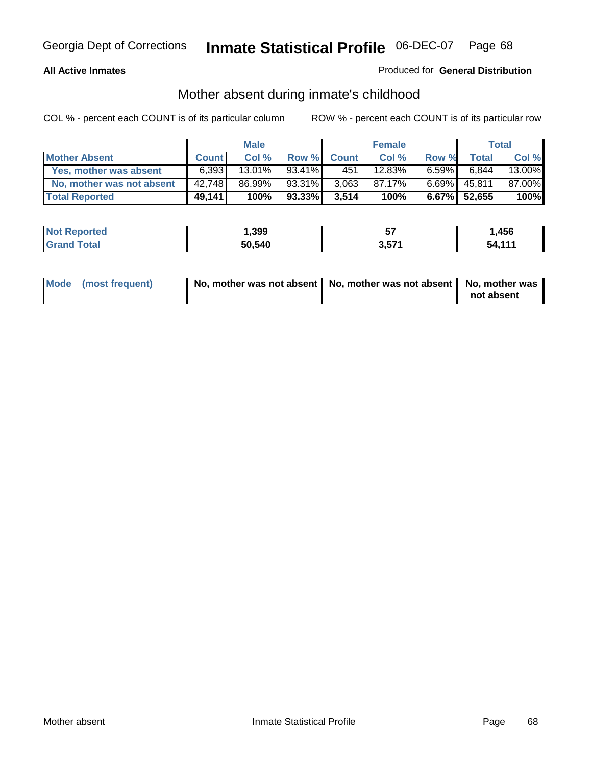**All Active Inmates**

Produced for **General Distribution**

## Mother absent during inmate's childhood

COL % - percent each COUNT is of its particular column

ROW % - percent each COUNT is of its particular row

| | Male | | | Female | | | Total | |
|---|---|---|---|---|---|---|---|---|
| **Mother Absent** | **Count** | **Col %** | **Row %** | **Count** | **Col %** | **Row %** | **Total** | **Col %** |
| **Yes, mother was absent** | 6,393 | 13.01% | 93.41% | 451 | 12.83% | 6.59% | 6,844 | 13.00% |
| **No, mother was not absent** | 42,748 | 86.99% | 93.31% | 3,063 | 87.17% | 6.69% | 45,811 | 87.00% |
| **Total Reported** | **49,141** | **100%** | **93.33%** | **3,514** | **100%** | **6.67%** | **52,655** | **100%** |

| | Male | Female | Total |
|---|---|---|---|
| **Not Reported** | **1,399** | **57** | **1,456** |
| **Grand Total** | **50,540** | **3,571** | **54,111** |

| | Male | Female | Total |
|---|---|---|---|
| **Mode (most frequent)** | **No, mother was not absent** | **No, mother was not absent** | **No, mother was not absent** |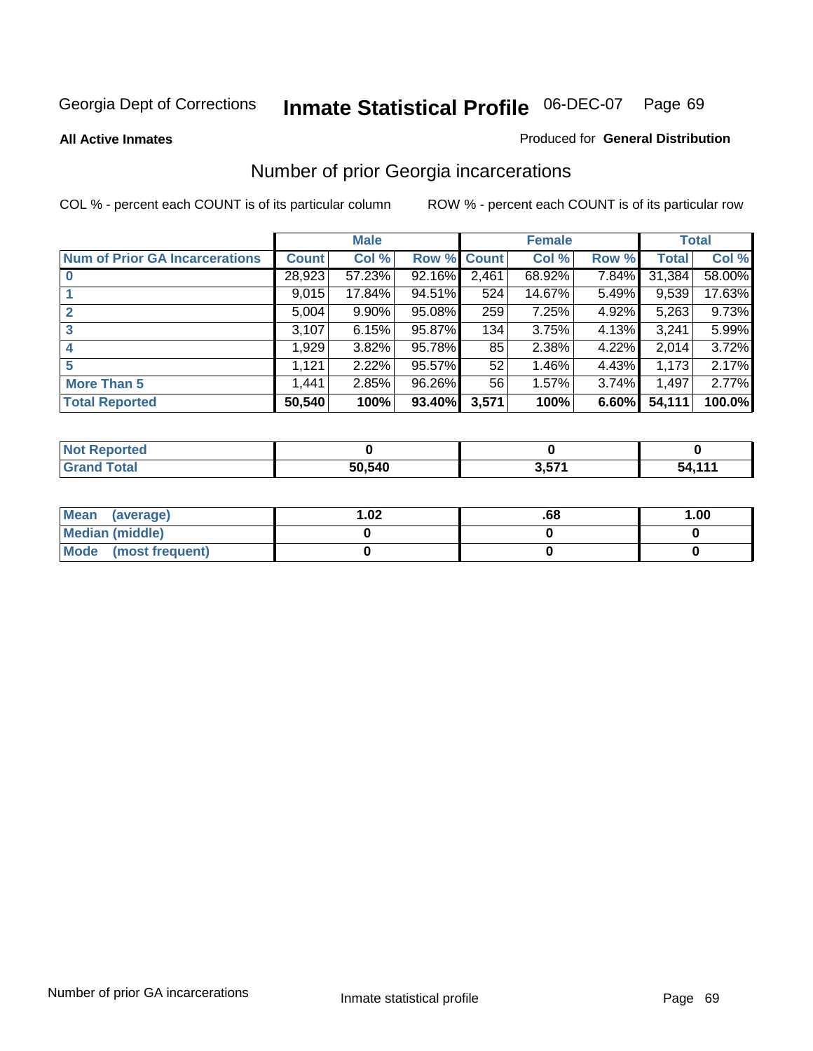Georgia Dept of Corrections **Inmate Statistical Profile** 06-DEC-07

**All Active Inmates** Produced for **General Distribution**

## Number of prior Georgia incarcerations

COL % - percent each COUNT is of its particular column ROW % - percent each COUNT is of its particular row

| | Male | | | Female | | | Total | |
|---|---|---|---|---|---|---|---|---|
| **Num of Prior GA Incarcerations** | **Count** | **Col %** | **Row %** | **Count** | **Col %** | **Row %** | **Total** | **Col %** |
| **0** | 28,923 | 57.23% | 92.16% | 2,461 | 68.92% | 7.84% | 31,384 | 58.00% |
| **1** | 9,015 | 17.84% | 94.51% | 524 | 14.67% | 5.49% | 9,539 | 17.63% |
| **2** | 5,004 | 9.90% | 95.08% | 259 | 7.25% | 4.92% | 5,263 | 9.73% |
| **3** | 3,107 | 6.15% | 95.87% | 134 | 3.75% | 4.13% | 3,241 | 5.99% |
| **4** | 1,929 | 3.82% | 95.78% | 85 | 2.38% | 4.22% | 2,014 | 3.72% |
| **5** | 1,121 | 2.22% | 95.57% | 52 | 1.46% | 4.43% | 1,173 | 2.17% |
| **More Than 5** | 1,441 | 2.85% | 96.26% | 56 | 1.57% | 3.74% | 1,497 | 2.77% |
| **Total Reported** | **50,540** | **100%** | **93.40%** | **3,571** | **100%** | **6.60%** | **54,111** | **100.0%** |

| | Male | Female | Total |
|---|---|---|---|
| **Not Reported** | **0** | **0** | **0** |
| **Grand Total** | **50,540** | **3,571** | **54,111** |

| | Male | Female | Total |
|---|---|---|---|
| **Mean (average)** | **1.02** | **.68** | **1.00** |
| **Median (middle)** | **0** | **0** | **0** |
| **Mode (most frequent)** | **0** | **0** | **0** |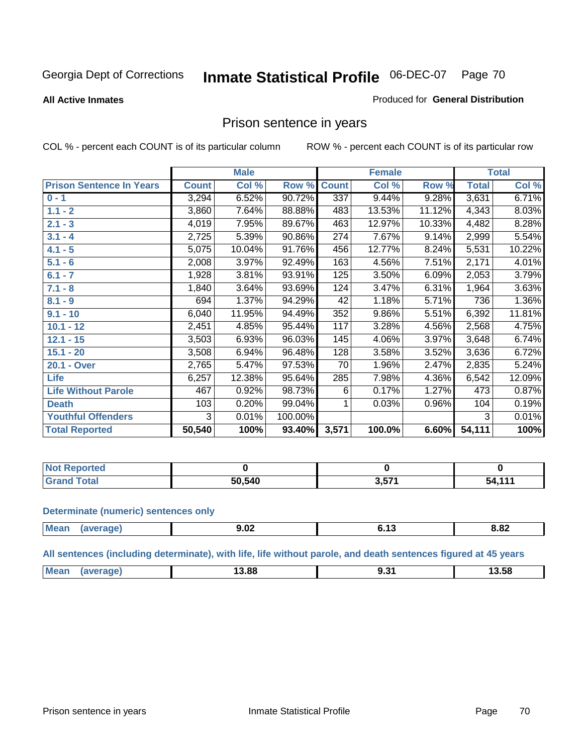# Prison sentence in years

**All Active Inmates** — Produced for **General Distribution**

COL % - percent each COUNT is of its particular column

ROW % - percent each COUNT is of its particular row

| | Male | | | Female | | | Total | |
|---|---|---|---|---|---|---|---|---|
| **Prison Sentence In Years** | **Count** | **Col %** | **Row %** | **Count** | **Col %** | **Row %** | **Total** | **Col %** |
| **0 - 1** | 3,294 | 6.52% | 90.72% | 337 | 9.44% | 9.28% | 3,631 | 6.71% |
| **1.1 - 2** | 3,860 | 7.64% | 88.88% | 483 | 13.53% | 11.12% | 4,343 | 8.03% |
| **2.1 - 3** | 4,019 | 7.95% | 89.67% | 463 | 12.97% | 10.33% | 4,482 | 8.28% |
| **3.1 - 4** | 2,725 | 5.39% | 90.86% | 274 | 7.67% | 9.14% | 2,999 | 5.54% |
| **4.1 - 5** | 5,075 | 10.04% | 91.76% | 456 | 12.77% | 8.24% | 5,531 | 10.22% |
| **5.1 - 6** | 2,008 | 3.97% | 92.49% | 163 | 4.56% | 7.51% | 2,171 | 4.01% |
| **6.1 - 7** | 1,928 | 3.81% | 93.91% | 125 | 3.50% | 6.09% | 2,053 | 3.79% |
| **7.1 - 8** | 1,840 | 3.64% | 93.69% | 124 | 3.47% | 6.31% | 1,964 | 3.63% |
| **8.1 - 9** | 694 | 1.37% | 94.29% | 42 | 1.18% | 5.71% | 736 | 1.36% |
| **9.1 - 10** | 6,040 | 11.95% | 94.49% | 352 | 9.86% | 5.51% | 6,392 | 11.81% |
| **10.1 - 12** | 2,451 | 4.85% | 95.44% | 117 | 3.28% | 4.56% | 2,568 | 4.75% |
| **12.1 - 15** | 3,503 | 6.93% | 96.03% | 145 | 4.06% | 3.97% | 3,648 | 6.74% |
| **15.1 - 20** | 3,508 | 6.94% | 96.48% | 128 | 3.58% | 3.52% | 3,636 | 6.72% |
| **20.1 - Over** | 2,765 | 5.47% | 97.53% | 70 | 1.96% | 2.47% | 2,835 | 5.24% |
| **Life** | 6,257 | 12.38% | 95.64% | 285 | 7.98% | 4.36% | 6,542 | 12.09% |
| **Life Without Parole** | 467 | 0.92% | 98.73% | 6 | 0.17% | 1.27% | 473 | 0.87% |
| **Death** | 103 | 0.20% | 99.04% | 1 | 0.03% | 0.96% | 104 | 0.19% |
| **Youthful Offenders** | 3 | 0.01% | 100.00% | | | | 3 | 0.01% |
| **Total Reported** | **50,540** | **100%** | **93.40%** | **3,571** | **100.0%** | **6.60%** | **54,111** | **100%** |

| | Male | Female | Total |
|---|---|---|---|
| **Not Reported** | **0** | **0** | **0** |
| **Grand Total** | **50,540** | **3,571** | **54,111** |

**Determinate (numeric) sentences only**

| | Male | Female | Total |
|---|---|---|---|
| **Mean (average)** | **9.02** | **6.13** | **8.82** |

**All sentences (including determinate), with life, life without parole, and death sentences figured at 45 years**

| | Male | Female | Total |
|---|---|---|---|
| **Mean (average)** | **13.88** | **9.31** | **13.58** |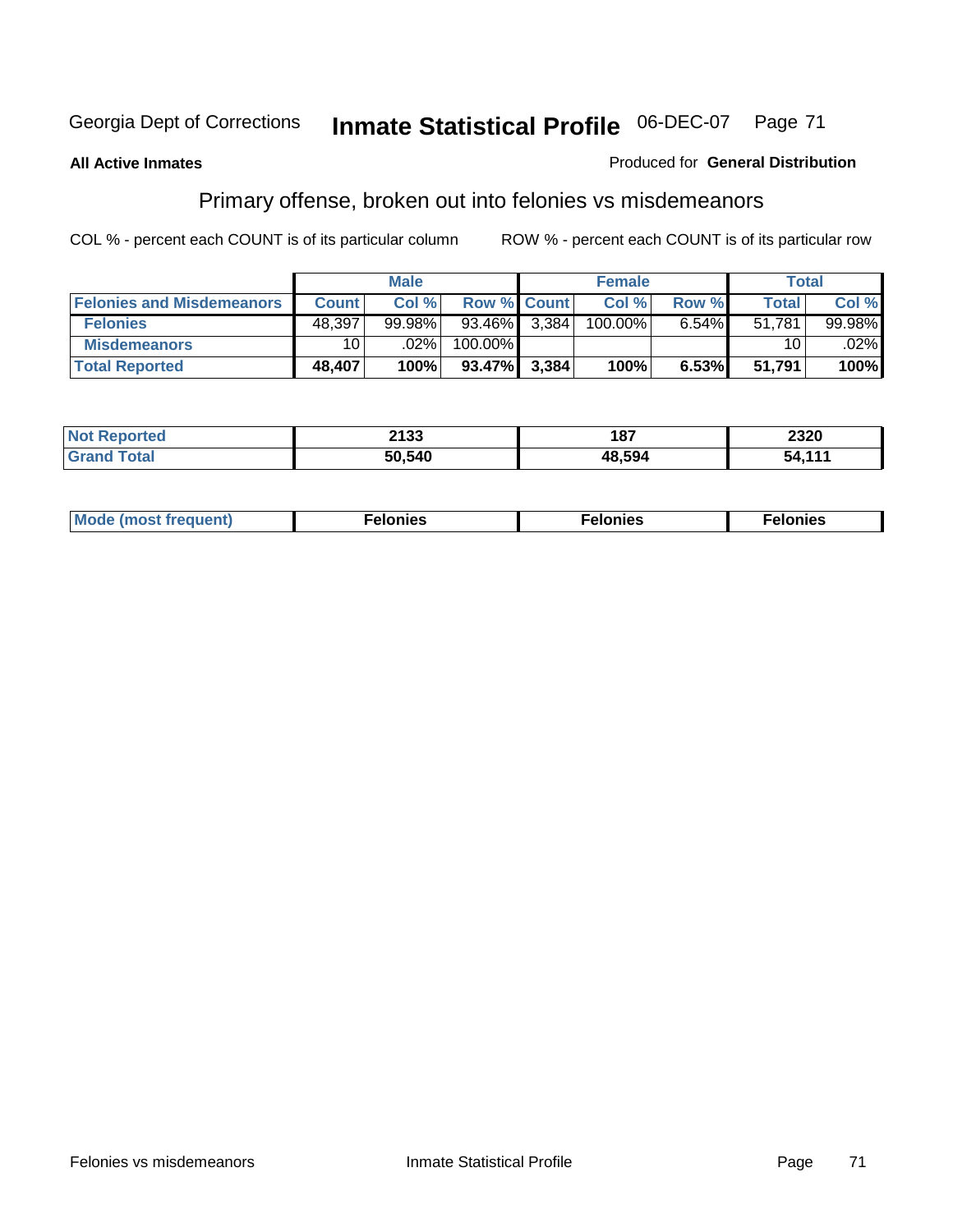Georgia Dept of Corrections **Inmate Statistical Profile** 06-DEC-07

**All Active Inmates**

Produced for **General Distribution**

## Primary offense, broken out into felonies vs misdemeanors

COL % - percent each COUNT is of its particular column

ROW % - percent each COUNT is of its particular row

| | Male | | | Female | | | Total | |
|---|---|---|---|---|---|---|---|---|
| **Felonies and Misdemeanors** | **Count** | **Col %** | **Row %** | **Count** | **Col %** | **Row %** | **Total** | **Col %** |
| **Felonies** | 48,397 | 99.98% | 93.46% | 3,384 | 100.00% | 6.54% | 51,781 | 99.98% |
| **Misdemeanors** | 10 | .02% | 100.00% | | | | 10 | .02% |
| **Total Reported** | **48,407** | **100%** | **93.47%** | **3,384** | **100%** | **6.53%** | **51,791** | **100%** |

| | Male | Female | Total |
|---|---|---|---|
| **Not Reported** | **2133** | **187** | **2320** |
| **Grand Total** | **50,540** | **48,594** | **54,111** |

| | Male | Female | Total |
|---|---|---|---|
| **Mode (most frequent)** | **Felonies** | **Felonies** | **Felonies** |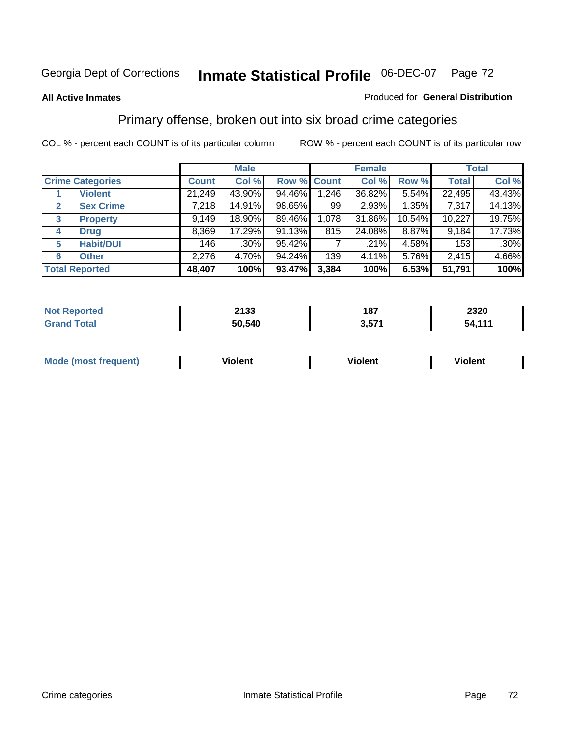Georgia Dept of Corrections **Inmate Statistical Profile** 06-DEC-07

**All Active Inmates** Produced for **General Distribution**

## Primary offense, broken out into six broad crime categories

COL % - percent each COUNT is of its particular column ROW % - percent each COUNT is of its particular row

| | | Male | | | Female | | | Total | |
|---|---|---|---|---|---|---|---|---|---|
| **Crime Categories** | | **Count** | **Col %** | **Row %** | **Count** | **Col %** | **Row %** | **Total** | **Col %** |
| 1 | **Violent** | 21,249 | 43.90% | 94.46% | 1,246 | 36.82% | 5.54% | 22,495 | 43.43% |
| 2 | **Sex Crime** | 7,218 | 14.91% | 98.65% | 99 | 2.93% | 1.35% | 7,317 | 14.13% |
| 3 | **Property** | 9,149 | 18.90% | 89.46% | 1,078 | 31.86% | 10.54% | 10,227 | 19.75% |
| 4 | **Drug** | 8,369 | 17.29% | 91.13% | 815 | 24.08% | 8.87% | 9,184 | 17.73% |
| 5 | **Habit/DUI** | 146 | .30% | 95.42% | 7 | .21% | 4.58% | 153 | .30% |
| 6 | **Other** | 2,276 | 4.70% | 94.24% | 139 | 4.11% | 5.76% | 2,415 | 4.66% |
| **Total Reported** | | **48,407** | **100%** | **93.47%** | **3,384** | **100%** | **6.53%** | **51,791** | **100%** |

| | Male | Female | Total |
|---|---|---|---|
| **Not Reported** | **2133** | **187** | **2320** |
| **Grand Total** | **50,540** | **3,571** | **54,111** |

| | Male | Female | Total |
|---|---|---|---|
| **Mode (most frequent)** | **Violent** | **Violent** | **Violent** |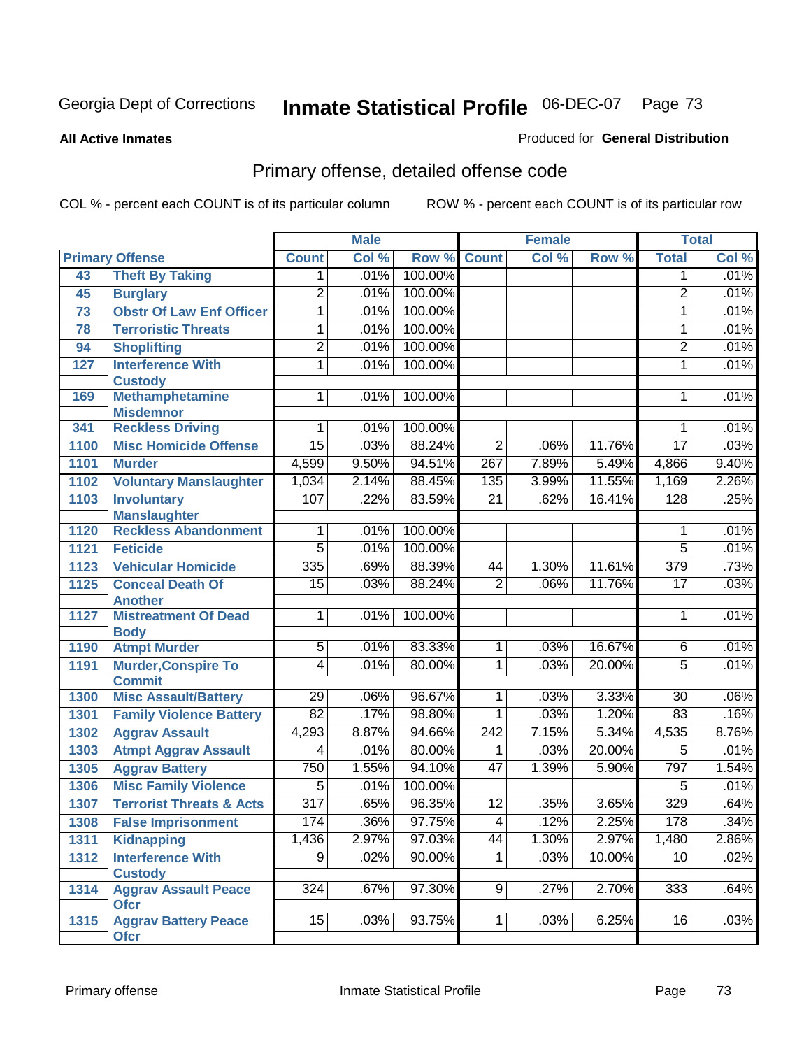Georgia Dept of Corrections **Inmate Statistical Profile** 06-DEC-07

**All Active Inmates**

Produced for **General Distribution**

## Primary offense, detailed offense code

COL % - percent each COUNT is of its particular column ROW % - percent each COUNT is of its particular row

| Primary Offense | | Male | | | Female | | | Total | |
|---|---|---|---|---|---|---|---|---|---|
| | | Count | Col % | Row % | Count | Col % | Row % | Total | Col % |
| 43 | Theft By Taking | 1 | .01% | 100.00% | | | | 1 | .01% |
| 45 | Burglary | 2 | .01% | 100.00% | | | | 2 | .01% |
| 73 | Obstr Of Law Enf Officer | 1 | .01% | 100.00% | | | | 1 | .01% |
| 78 | Terroristic Threats | 1 | .01% | 100.00% | | | | 1 | .01% |
| 94 | Shoplifting | 2 | .01% | 100.00% | | | | 2 | .01% |
| 127 | Interference With Custody | 1 | .01% | 100.00% | | | | 1 | .01% |
| 169 | Methamphetamine Misdemnor | 1 | .01% | 100.00% | | | | 1 | .01% |
| 341 | Reckless Driving | 1 | .01% | 100.00% | | | | 1 | .01% |
| 1100 | Misc Homicide Offense | 15 | .03% | 88.24% | 2 | .06% | 11.76% | 17 | .03% |
| 1101 | Murder | 4,599 | 9.50% | 94.51% | 267 | 7.89% | 5.49% | 4,866 | 9.40% |
| 1102 | Voluntary Manslaughter | 1,034 | 2.14% | 88.45% | 135 | 3.99% | 11.55% | 1,169 | 2.26% |
| 1103 | Involuntary Manslaughter | 107 | .22% | 83.59% | 21 | .62% | 16.41% | 128 | .25% |
| 1120 | Reckless Abandonment | 1 | .01% | 100.00% | | | | 1 | .01% |
| 1121 | Feticide | 5 | .01% | 100.00% | | | | 5 | .01% |
| 1123 | Vehicular Homicide | 335 | .69% | 88.39% | 44 | 1.30% | 11.61% | 379 | .73% |
| 1125 | Conceal Death Of Another | 15 | .03% | 88.24% | 2 | .06% | 11.76% | 17 | .03% |
| 1127 | Mistreatment Of Dead Body | 1 | .01% | 100.00% | | | | 1 | .01% |
| 1190 | Atmpt Murder | 5 | .01% | 83.33% | 1 | .03% | 16.67% | 6 | .01% |
| 1191 | Murder,Conspire To Commit | 4 | .01% | 80.00% | 1 | .03% | 20.00% | 5 | .01% |
| 1300 | Misc Assault/Battery | 29 | .06% | 96.67% | 1 | .03% | 3.33% | 30 | .06% |
| 1301 | Family Violence Battery | 82 | .17% | 98.80% | 1 | .03% | 1.20% | 83 | .16% |
| 1302 | Aggrav Assault | 4,293 | 8.87% | 94.66% | 242 | 7.15% | 5.34% | 4,535 | 8.76% |
| 1303 | Atmpt Aggrav Assault | 4 | .01% | 80.00% | 1 | .03% | 20.00% | 5 | .01% |
| 1305 | Aggrav Battery | 750 | 1.55% | 94.10% | 47 | 1.39% | 5.90% | 797 | 1.54% |
| 1306 | Misc Family Violence | 5 | .01% | 100.00% | | | | 5 | .01% |
| 1307 | Terrorist Threats & Acts | 317 | .65% | 96.35% | 12 | .35% | 3.65% | 329 | .64% |
| 1308 | False Imprisonment | 174 | .36% | 97.75% | 4 | .12% | 2.25% | 178 | .34% |
| 1311 | Kidnapping | 1,436 | 2.97% | 97.03% | 44 | 1.30% | 2.97% | 1,480 | 2.86% |
| 1312 | Interference With Custody | 9 | .02% | 90.00% | 1 | .03% | 10.00% | 10 | .02% |
| 1314 | Aggrav Assault Peace Ofcr | 324 | .67% | 97.30% | 9 | .27% | 2.70% | 333 | .64% |
| 1315 | Aggrav Battery Peace Ofcr | 15 | .03% | 93.75% | 1 | .03% | 6.25% | 16 | .03% |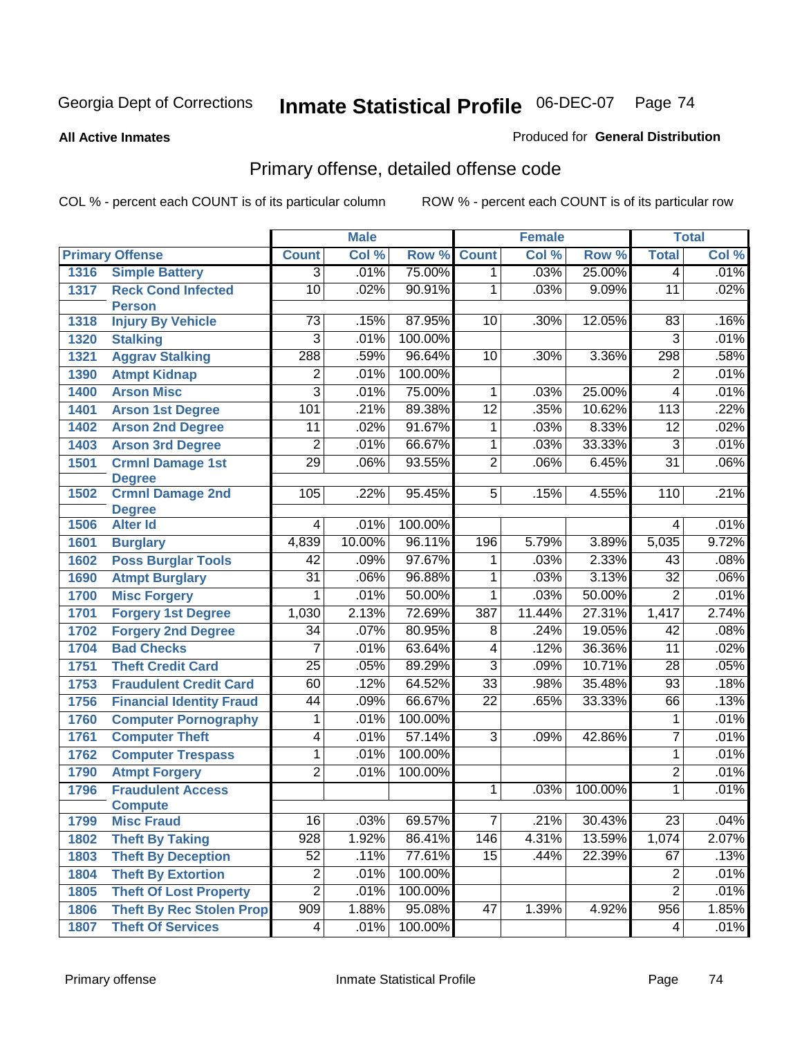Georgia Dept of Corrections **Inmate Statistical Profile** 06-DEC-07

**All Active Inmates** Produced for **General Distribution**

## Primary offense, detailed offense code

COL % - percent each COUNT is of its particular column ROW % - percent each COUNT is of its particular row

| Primary Offense | | Male | | | Female | | | Total | |
|---|---|---|---|---|---|---|---|---|---|
| | | Count | Col % | Row % | Count | Col % | Row % | Total | Col % |
| 1316 | Simple Battery | 3 | .01% | 75.00% | 1 | .03% | 25.00% | 4 | .01% |
| 1317 | Reck Cond Infected Person | 10 | .02% | 90.91% | 1 | .03% | 9.09% | 11 | .02% |
| 1318 | Injury By Vehicle | 73 | .15% | 87.95% | 10 | .30% | 12.05% | 83 | .16% |
| 1320 | Stalking | 3 | .01% | 100.00% | | | | 3 | .01% |
| 1321 | Aggrav Stalking | 288 | .59% | 96.64% | 10 | .30% | 3.36% | 298 | .58% |
| 1390 | Atmpt Kidnap | 2 | .01% | 100.00% | | | | 2 | .01% |
| 1400 | Arson Misc | 3 | .01% | 75.00% | 1 | .03% | 25.00% | 4 | .01% |
| 1401 | Arson 1st Degree | 101 | .21% | 89.38% | 12 | .35% | 10.62% | 113 | .22% |
| 1402 | Arson 2nd Degree | 11 | .02% | 91.67% | 1 | .03% | 8.33% | 12 | .02% |
| 1403 | Arson 3rd Degree | 2 | .01% | 66.67% | 1 | .03% | 33.33% | 3 | .01% |
| 1501 | Crmnl Damage 1st Degree | 29 | .06% | 93.55% | 2 | .06% | 6.45% | 31 | .06% |
| 1502 | Crmnl Damage 2nd Degree | 105 | .22% | 95.45% | 5 | .15% | 4.55% | 110 | .21% |
| 1506 | Alter Id | 4 | .01% | 100.00% | | | | 4 | .01% |
| 1601 | Burglary | 4,839 | 10.00% | 96.11% | 196 | 5.79% | 3.89% | 5,035 | 9.72% |
| 1602 | Poss Burglar Tools | 42 | .09% | 97.67% | 1 | .03% | 2.33% | 43 | .08% |
| 1690 | Atmpt Burglary | 31 | .06% | 96.88% | 1 | .03% | 3.13% | 32 | .06% |
| 1700 | Misc Forgery | 1 | .01% | 50.00% | 1 | .03% | 50.00% | 2 | .01% |
| 1701 | Forgery 1st Degree | 1,030 | 2.13% | 72.69% | 387 | 11.44% | 27.31% | 1,417 | 2.74% |
| 1702 | Forgery 2nd Degree | 34 | .07% | 80.95% | 8 | .24% | 19.05% | 42 | .08% |
| 1704 | Bad Checks | 7 | .01% | 63.64% | 4 | .12% | 36.36% | 11 | .02% |
| 1751 | Theft Credit Card | 25 | .05% | 89.29% | 3 | .09% | 10.71% | 28 | .05% |
| 1753 | Fraudulent Credit Card | 60 | .12% | 64.52% | 33 | .98% | 35.48% | 93 | .18% |
| 1756 | Financial Identity Fraud | 44 | .09% | 66.67% | 22 | .65% | 33.33% | 66 | .13% |
| 1760 | Computer Pornography | 1 | .01% | 100.00% | | | | 1 | .01% |
| 1761 | Computer Theft | 4 | .01% | 57.14% | 3 | .09% | 42.86% | 7 | .01% |
| 1762 | Computer Trespass | 1 | .01% | 100.00% | | | | 1 | .01% |
| 1790 | Atmpt Forgery | 2 | .01% | 100.00% | | | | 2 | .01% |
| 1796 | Fraudulent Access Compute | | | | 1 | .03% | 100.00% | 1 | .01% |
| 1799 | Misc Fraud | 16 | .03% | 69.57% | 7 | .21% | 30.43% | 23 | .04% |
| 1802 | Theft By Taking | 928 | 1.92% | 86.41% | 146 | 4.31% | 13.59% | 1,074 | 2.07% |
| 1803 | Theft By Deception | 52 | .11% | 77.61% | 15 | .44% | 22.39% | 67 | .13% |
| 1804 | Theft By Extortion | 2 | .01% | 100.00% | | | | 2 | .01% |
| 1805 | Theft Of Lost Property | 2 | .01% | 100.00% | | | | 2 | .01% |
| 1806 | Theft By Rec Stolen Prop | 909 | 1.88% | 95.08% | 47 | 1.39% | 4.92% | 956 | 1.85% |
| 1807 | Theft Of Services | 4 | .01% | 100.00% | | | | 4 | .01% |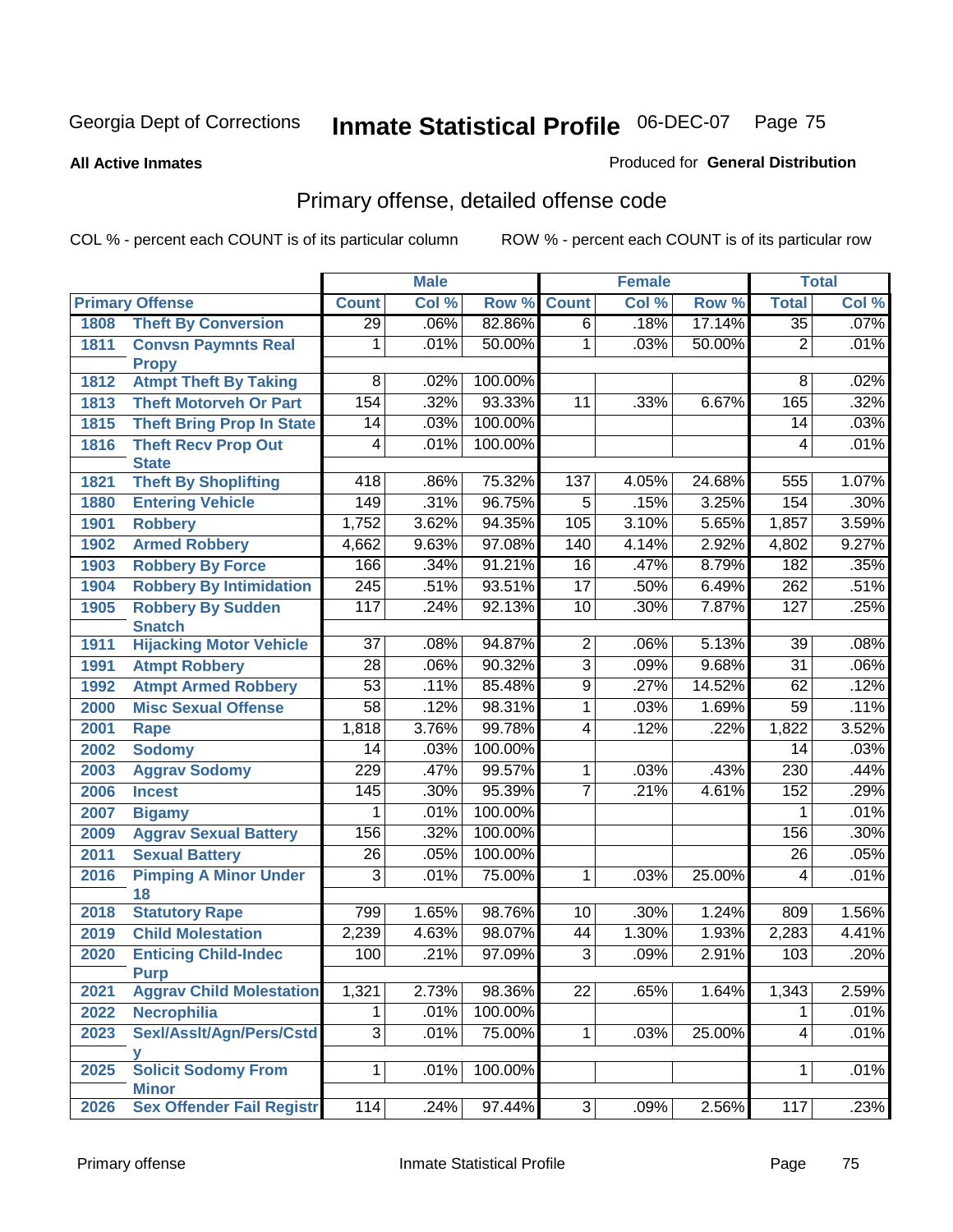Georgia Dept of Corrections **Inmate Statistical Profile** 06-DEC-07

**All Active Inmates**

Produced for **General Distribution**

## Primary offense, detailed offense code

COL % - percent each COUNT is of its particular column ROW % - percent each COUNT is of its particular row

| Primary Offense | | Male | | | Female | | | Total | |
|---|---|---|---|---|---|---|---|---|---|
| | | Count | Col % | Row % | Count | Col % | Row % | Total | Col % |
| 1808 | Theft By Conversion | 29 | .06% | 82.86% | 6 | .18% | 17.14% | 35 | .07% |
| 1811 | Convsn Paymnts Real Propy | 1 | .01% | 50.00% | 1 | .03% | 50.00% | 2 | .01% |
| 1812 | Atmpt Theft By Taking | 8 | .02% | 100.00% | | | | 8 | .02% |
| 1813 | Theft Motorveh Or Part | 154 | .32% | 93.33% | 11 | .33% | 6.67% | 165 | .32% |
| 1815 | Theft Bring Prop In State | 14 | .03% | 100.00% | | | | 14 | .03% |
| 1816 | Theft Recv Prop Out State | 4 | .01% | 100.00% | | | | 4 | .01% |
| 1821 | Theft By Shoplifting | 418 | .86% | 75.32% | 137 | 4.05% | 24.68% | 555 | 1.07% |
| 1880 | Entering Vehicle | 149 | .31% | 96.75% | 5 | .15% | 3.25% | 154 | .30% |
| 1901 | Robbery | 1,752 | 3.62% | 94.35% | 105 | 3.10% | 5.65% | 1,857 | 3.59% |
| 1902 | Armed Robbery | 4,662 | 9.63% | 97.08% | 140 | 4.14% | 2.92% | 4,802 | 9.27% |
| 1903 | Robbery By Force | 166 | .34% | 91.21% | 16 | .47% | 8.79% | 182 | .35% |
| 1904 | Robbery By Intimidation | 245 | .51% | 93.51% | 17 | .50% | 6.49% | 262 | .51% |
| 1905 | Robbery By Sudden Snatch | 117 | .24% | 92.13% | 10 | .30% | 7.87% | 127 | .25% |
| 1911 | Hijacking Motor Vehicle | 37 | .08% | 94.87% | 2 | .06% | 5.13% | 39 | .08% |
| 1991 | Atmpt Robbery | 28 | .06% | 90.32% | 3 | .09% | 9.68% | 31 | .06% |
| 1992 | Atmpt Armed Robbery | 53 | .11% | 85.48% | 9 | .27% | 14.52% | 62 | .12% |
| 2000 | Misc Sexual Offense | 58 | .12% | 98.31% | 1 | .03% | 1.69% | 59 | .11% |
| 2001 | Rape | 1,818 | 3.76% | 99.78% | 4 | .12% | .22% | 1,822 | 3.52% |
| 2002 | Sodomy | 14 | .03% | 100.00% | | | | 14 | .03% |
| 2003 | Aggrav Sodomy | 229 | .47% | 99.57% | 1 | .03% | .43% | 230 | .44% |
| 2006 | Incest | 145 | .30% | 95.39% | 7 | .21% | 4.61% | 152 | .29% |
| 2007 | Bigamy | 1 | .01% | 100.00% | | | | 1 | .01% |
| 2009 | Aggrav Sexual Battery | 156 | .32% | 100.00% | | | | 156 | .30% |
| 2011 | Sexual Battery | 26 | .05% | 100.00% | | | | 26 | .05% |
| 2016 | Pimping A Minor Under 18 | 3 | .01% | 75.00% | 1 | .03% | 25.00% | 4 | .01% |
| 2018 | Statutory Rape | 799 | 1.65% | 98.76% | 10 | .30% | 1.24% | 809 | 1.56% |
| 2019 | Child Molestation | 2,239 | 4.63% | 98.07% | 44 | 1.30% | 1.93% | 2,283 | 4.41% |
| 2020 | Enticing Child-Indec Purp | 100 | .21% | 97.09% | 3 | .09% | 2.91% | 103 | .20% |
| 2021 | Aggrav Child Molestation | 1,321 | 2.73% | 98.36% | 22 | .65% | 1.64% | 1,343 | 2.59% |
| 2022 | Necrophilia | 1 | .01% | 100.00% | | | | 1 | .01% |
| 2023 | Sexl/Asslt/Agn/Pers/Cstdy | 3 | .01% | 75.00% | 1 | .03% | 25.00% | 4 | .01% |
| 2025 | Solicit Sodomy From Minor | 1 | .01% | 100.00% | | | | 1 | .01% |
| 2026 | Sex Offender Fail Registr | 114 | .24% | 97.44% | 3 | .09% | 2.56% | 117 | .23% |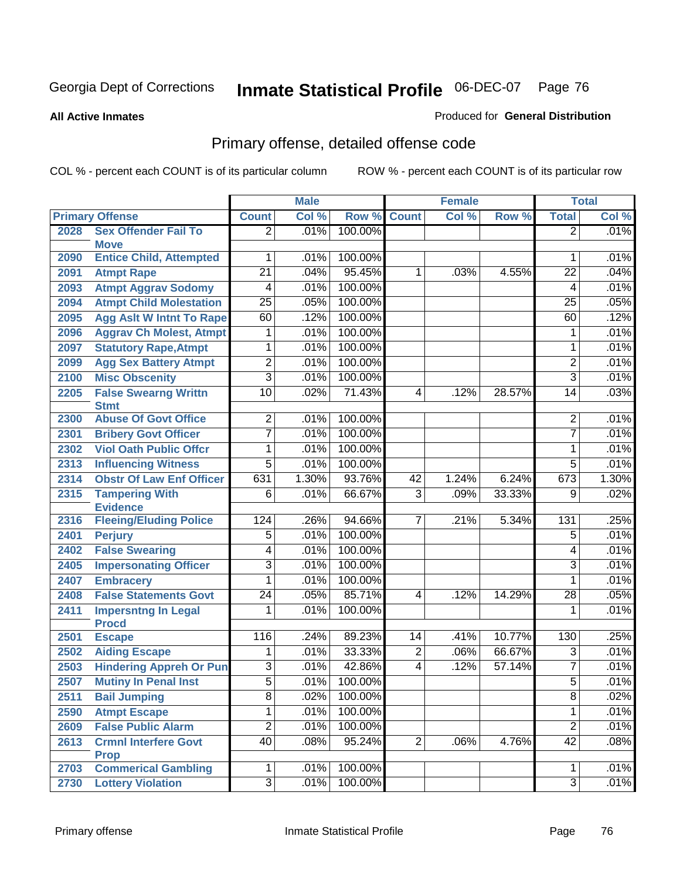Georgia Dept of Corrections

# Inmate Statistical Profile 06-DEC-07

**All Active Inmates**

Produced for **General Distribution**

## Primary offense, detailed offense code

COL % - percent each COUNT is of its particular column    ROW % - percent each COUNT is of its particular row

| Primary Offense | | Male | | | Female | | | Total | |
|---|---|---|---|---|---|---|---|---|---|
| | | Count | Col % | Row % | Count | Col % | Row % | Total | Col % |
| 2028 | Sex Offender Fail To Move | 2 | .01% | 100.00% | | | | 2 | .01% |
| 2090 | Entice Child, Attempted | 1 | .01% | 100.00% | | | | 1 | .01% |
| 2091 | Atmpt Rape | 21 | .04% | 95.45% | 1 | .03% | 4.55% | 22 | .04% |
| 2093 | Atmpt Aggrav Sodomy | 4 | .01% | 100.00% | | | | 4 | .01% |
| 2094 | Atmpt Child Molestation | 25 | .05% | 100.00% | | | | 25 | .05% |
| 2095 | Agg Aslt W Intnt To Rape | 60 | .12% | 100.00% | | | | 60 | .12% |
| 2096 | Aggrav Ch Molest, Atmpt | 1 | .01% | 100.00% | | | | 1 | .01% |
| 2097 | Statutory Rape,Atmpt | 1 | .01% | 100.00% | | | | 1 | .01% |
| 2099 | Agg Sex Battery Atmpt | 2 | .01% | 100.00% | | | | 2 | .01% |
| 2100 | Misc Obscenity | 3 | .01% | 100.00% | | | | 3 | .01% |
| 2205 | False Swearng Writtn Stmt | 10 | .02% | 71.43% | 4 | .12% | 28.57% | 14 | .03% |
| 2300 | Abuse Of Govt Office | 2 | .01% | 100.00% | | | | 2 | .01% |
| 2301 | Bribery Govt Officer | 7 | .01% | 100.00% | | | | 7 | .01% |
| 2302 | Viol Oath Public Offcr | 1 | .01% | 100.00% | | | | 1 | .01% |
| 2313 | Influencing Witness | 5 | .01% | 100.00% | | | | 5 | .01% |
| 2314 | Obstr Of Law Enf Officer | 631 | 1.30% | 93.76% | 42 | 1.24% | 6.24% | 673 | 1.30% |
| 2315 | Tampering With Evidence | 6 | .01% | 66.67% | 3 | .09% | 33.33% | 9 | .02% |
| 2316 | Fleeing/Eluding Police | 124 | .26% | 94.66% | 7 | .21% | 5.34% | 131 | .25% |
| 2401 | Perjury | 5 | .01% | 100.00% | | | | 5 | .01% |
| 2402 | False Swearing | 4 | .01% | 100.00% | | | | 4 | .01% |
| 2405 | Impersonating Officer | 3 | .01% | 100.00% | | | | 3 | .01% |
| 2407 | Embracery | 1 | .01% | 100.00% | | | | 1 | .01% |
| 2408 | False Statements Govt | 24 | .05% | 85.71% | 4 | .12% | 14.29% | 28 | .05% |
| 2411 | Impersntng In Legal Procd | 1 | .01% | 100.00% | | | | 1 | .01% |
| 2501 | Escape | 116 | .24% | 89.23% | 14 | .41% | 10.77% | 130 | .25% |
| 2502 | Aiding Escape | 1 | .01% | 33.33% | 2 | .06% | 66.67% | 3 | .01% |
| 2503 | Hindering Appreh Or Pun | 3 | .01% | 42.86% | 4 | .12% | 57.14% | 7 | .01% |
| 2507 | Mutiny In Penal Inst | 5 | .01% | 100.00% | | | | 5 | .01% |
| 2511 | Bail Jumping | 8 | .02% | 100.00% | | | | 8 | .02% |
| 2590 | Atmpt Escape | 1 | .01% | 100.00% | | | | 1 | .01% |
| 2609 | False Public Alarm | 2 | .01% | 100.00% | | | | 2 | .01% |
| 2613 | Crmnl Interfere Govt Prop | 40 | .08% | 95.24% | 2 | .06% | 4.76% | 42 | .08% |
| 2703 | Commerical Gambling | 1 | .01% | 100.00% | | | | 1 | .01% |
| 2730 | Lottery Violation | 3 | .01% | 100.00% | | | | 3 | .01% |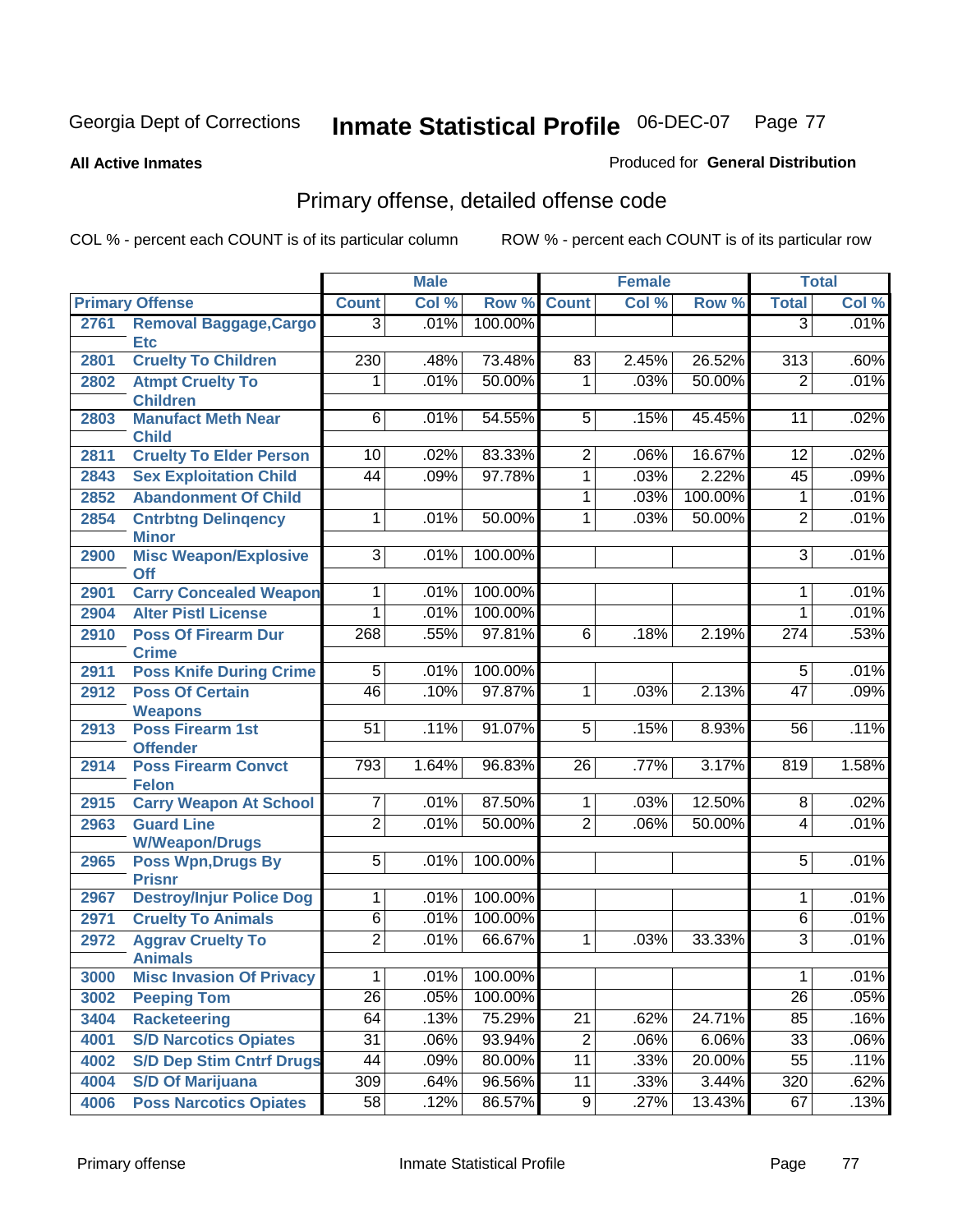Georgia Dept of Corrections **Inmate Statistical Profile** 06-DEC-07

**All Active Inmates**

Produced for **General Distribution**

## Primary offense, detailed offense code

COL % - percent each COUNT is of its particular column

ROW % - percent each COUNT is of its particular row

| Primary Offense | | Male | | | Female | | | Total | |
|---|---|---|---|---|---|---|---|---|---|
| | | Count | Col % | Row % | Count | Col % | Row % | Total | Col % |
| 2761 | Removal Baggage,Cargo Etc | 3 | .01% | 100.00% | | | | 3 | .01% |
| 2801 | Cruelty To Children | 230 | .48% | 73.48% | 83 | 2.45% | 26.52% | 313 | .60% |
| 2802 | Atmpt Cruelty To Children | 1 | .01% | 50.00% | 1 | .03% | 50.00% | 2 | .01% |
| 2803 | Manufact Meth Near Child | 6 | .01% | 54.55% | 5 | .15% | 45.45% | 11 | .02% |
| 2811 | Cruelty To Elder Person | 10 | .02% | 83.33% | 2 | .06% | 16.67% | 12 | .02% |
| 2843 | Sex Exploitation Child | 44 | .09% | 97.78% | 1 | .03% | 2.22% | 45 | .09% |
| 2852 | Abandonment Of Child | | | | 1 | .03% | 100.00% | 1 | .01% |
| 2854 | Cntrbtng Delinqency Minor | 1 | .01% | 50.00% | 1 | .03% | 50.00% | 2 | .01% |
| 2900 | Misc Weapon/Explosive Off | 3 | .01% | 100.00% | | | | 3 | .01% |
| 2901 | Carry Concealed Weapon | 1 | .01% | 100.00% | | | | 1 | .01% |
| 2904 | Alter Pistl License | 1 | .01% | 100.00% | | | | 1 | .01% |
| 2910 | Poss Of Firearm Dur Crime | 268 | .55% | 97.81% | 6 | .18% | 2.19% | 274 | .53% |
| 2911 | Poss Knife During Crime | 5 | .01% | 100.00% | | | | 5 | .01% |
| 2912 | Poss Of Certain Weapons | 46 | .10% | 97.87% | 1 | .03% | 2.13% | 47 | .09% |
| 2913 | Poss Firearm 1st Offender | 51 | .11% | 91.07% | 5 | .15% | 8.93% | 56 | .11% |
| 2914 | Poss Firearm Convct Felon | 793 | 1.64% | 96.83% | 26 | .77% | 3.17% | 819 | 1.58% |
| 2915 | Carry Weapon At School | 7 | .01% | 87.50% | 1 | .03% | 12.50% | 8 | .02% |
| 2963 | Guard Line W/Weapon/Drugs | 2 | .01% | 50.00% | 2 | .06% | 50.00% | 4 | .01% |
| 2965 | Poss Wpn,Drugs By Prisnr | 5 | .01% | 100.00% | | | | 5 | .01% |
| 2967 | Destroy/Injur Police Dog | 1 | .01% | 100.00% | | | | 1 | .01% |
| 2971 | Cruelty To Animals | 6 | .01% | 100.00% | | | | 6 | .01% |
| 2972 | Aggrav Cruelty To Animals | 2 | .01% | 66.67% | 1 | .03% | 33.33% | 3 | .01% |
| 3000 | Misc Invasion Of Privacy | 1 | .01% | 100.00% | | | | 1 | .01% |
| 3002 | Peeping Tom | 26 | .05% | 100.00% | | | | 26 | .05% |
| 3404 | Racketeering | 64 | .13% | 75.29% | 21 | .62% | 24.71% | 85 | .16% |
| 4001 | S/D Narcotics Opiates | 31 | .06% | 93.94% | 2 | .06% | 6.06% | 33 | .06% |
| 4002 | S/D Dep Stim Cntrf Drugs | 44 | .09% | 80.00% | 11 | .33% | 20.00% | 55 | .11% |
| 4004 | S/D Of Marijuana | 309 | .64% | 96.56% | 11 | .33% | 3.44% | 320 | .62% |
| 4006 | Poss Narcotics Opiates | 58 | .12% | 86.57% | 9 | .27% | 13.43% | 67 | .13% |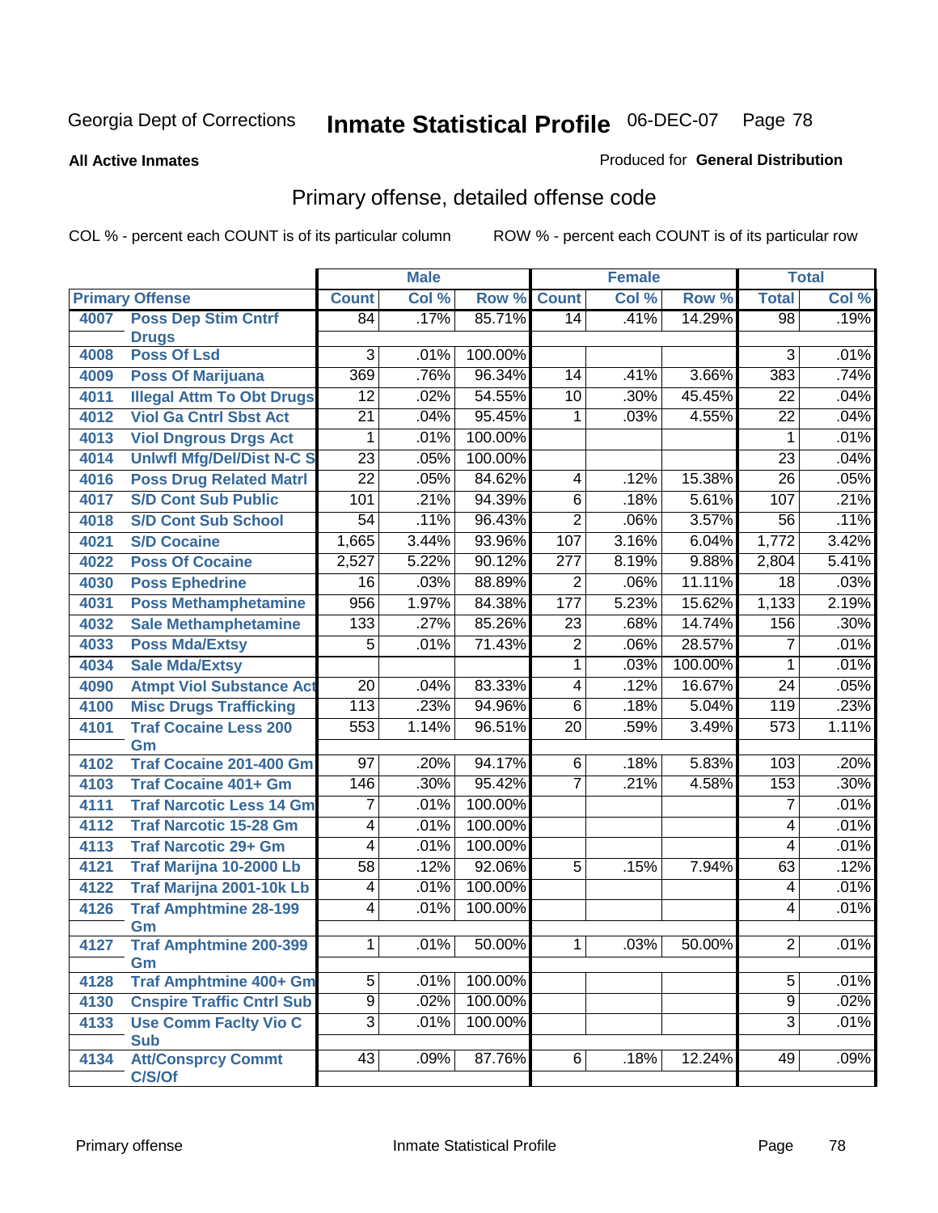Georgia Dept of Corrections

# Inmate Statistical Profile 06-DEC-07

**All Active Inmates**

Produced for **General Distribution**

## Primary offense, detailed offense code

COL % - percent each COUNT is of its particular column

ROW % - percent each COUNT is of its particular row

| Primary Offense | | Male | | | Female | | | Total | |
|---|---|---|---|---|---|---|---|---|---|
| | | Count | Col % | Row % | Count | Col % | Row % | Total | Col % |
| 4007 | Poss Dep Stim Cntrf Drugs | 84 | .17% | 85.71% | 14 | .41% | 14.29% | 98 | .19% |
| 4008 | Poss Of Lsd | 3 | .01% | 100.00% | | | | 3 | .01% |
| 4009 | Poss Of Marijuana | 369 | .76% | 96.34% | 14 | .41% | 3.66% | 383 | .74% |
| 4011 | Illegal Attm To Obt Drugs | 12 | .02% | 54.55% | 10 | .30% | 45.45% | 22 | .04% |
| 4012 | Viol Ga Cntrl Sbst Act | 21 | .04% | 95.45% | 1 | .03% | 4.55% | 22 | .04% |
| 4013 | Viol Dngrous Drgs Act | 1 | .01% | 100.00% | | | | 1 | .01% |
| 4014 | Unlwfl Mfg/Del/Dist N-C S | 23 | .05% | 100.00% | | | | 23 | .04% |
| 4016 | Poss Drug Related Matrl | 22 | .05% | 84.62% | 4 | .12% | 15.38% | 26 | .05% |
| 4017 | S/D Cont Sub Public | 101 | .21% | 94.39% | 6 | .18% | 5.61% | 107 | .21% |
| 4018 | S/D Cont Sub School | 54 | .11% | 96.43% | 2 | .06% | 3.57% | 56 | .11% |
| 4021 | S/D Cocaine | 1,665 | 3.44% | 93.96% | 107 | 3.16% | 6.04% | 1,772 | 3.42% |
| 4022 | Poss Of Cocaine | 2,527 | 5.22% | 90.12% | 277 | 8.19% | 9.88% | 2,804 | 5.41% |
| 4030 | Poss Ephedrine | 16 | .03% | 88.89% | 2 | .06% | 11.11% | 18 | .03% |
| 4031 | Poss Methamphetamine | 956 | 1.97% | 84.38% | 177 | 5.23% | 15.62% | 1,133 | 2.19% |
| 4032 | Sale Methamphetamine | 133 | .27% | 85.26% | 23 | .68% | 14.74% | 156 | .30% |
| 4033 | Poss Mda/Extsy | 5 | .01% | 71.43% | 2 | .06% | 28.57% | 7 | .01% |
| 4034 | Sale Mda/Extsy | | | | 1 | .03% | 100.00% | 1 | .01% |
| 4090 | Atmpt Viol Substance Act | 20 | .04% | 83.33% | 4 | .12% | 16.67% | 24 | .05% |
| 4100 | Misc Drugs Trafficking | 113 | .23% | 94.96% | 6 | .18% | 5.04% | 119 | .23% |
| 4101 | Traf Cocaine Less 200 Gm | 553 | 1.14% | 96.51% | 20 | .59% | 3.49% | 573 | 1.11% |
| 4102 | Traf Cocaine 201-400 Gm | 97 | .20% | 94.17% | 6 | .18% | 5.83% | 103 | .20% |
| 4103 | Traf Cocaine 401+ Gm | 146 | .30% | 95.42% | 7 | .21% | 4.58% | 153 | .30% |
| 4111 | Traf Narcotic Less 14 Gm | 7 | .01% | 100.00% | | | | 7 | .01% |
| 4112 | Traf Narcotic 15-28 Gm | 4 | .01% | 100.00% | | | | 4 | .01% |
| 4113 | Traf Narcotic 29+ Gm | 4 | .01% | 100.00% | | | | 4 | .01% |
| 4121 | Traf Marijna 10-2000 Lb | 58 | .12% | 92.06% | 5 | .15% | 7.94% | 63 | .12% |
| 4122 | Traf Marijna 2001-10k Lb | 4 | .01% | 100.00% | | | | 4 | .01% |
| 4126 | Traf Amphtmine 28-199 Gm | 4 | .01% | 100.00% | | | | 4 | .01% |
| 4127 | Traf Amphtmine 200-399 Gm | 1 | .01% | 50.00% | 1 | .03% | 50.00% | 2 | .01% |
| 4128 | Traf Amphtmine 400+ Gm | 5 | .01% | 100.00% | | | | 5 | .01% |
| 4130 | Cnspire Traffic Cntrl Sub | 9 | .02% | 100.00% | | | | 9 | .02% |
| 4133 | Use Comm Faclty Vio C Sub | 3 | .01% | 100.00% | | | | 3 | .01% |
| 4134 | Att/Consprcy Commt C/S/Of | 43 | .09% | 87.76% | 6 | .18% | 12.24% | 49 | .09% |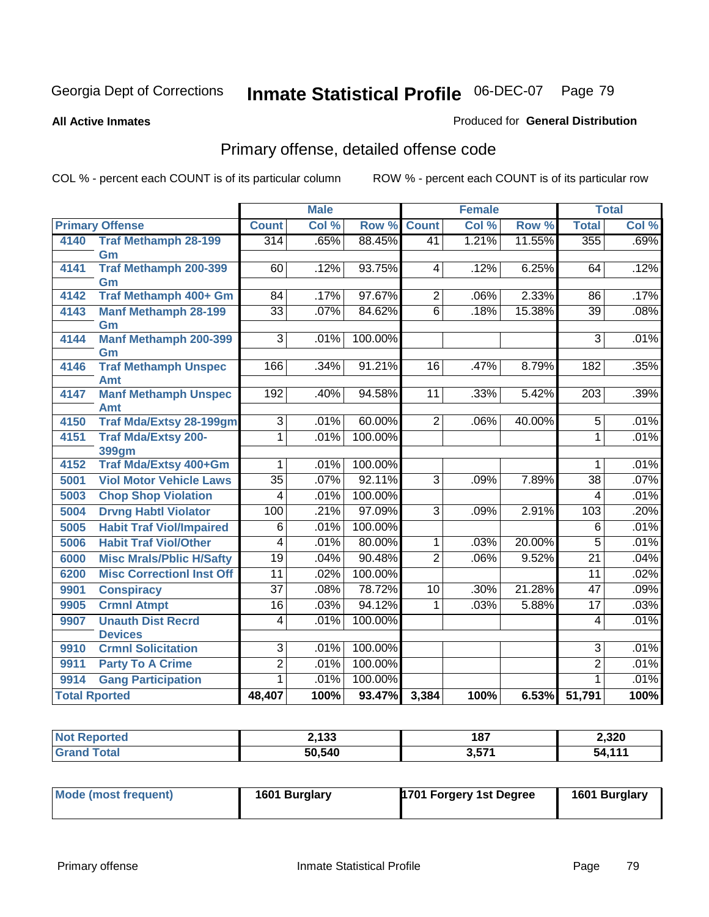Georgia Dept of Corrections **Inmate Statistical Profile** 06-DEC-07

**All Active Inmates** Produced for **General Distribution**

## Primary offense, detailed offense code

COL % - percent each COUNT is of its particular column ROW % - percent each COUNT is of its particular row

| Primary Offense | | Male | | | Female | | | Total | |
|---|---|---|---|---|---|---|---|---|---|
| | | Count | Col % | Row % | Count | Col % | Row % | Total | Col % |
| 4140 | Traf Methamph 28-199 Gm | 314 | .65% | 88.45% | 41 | 1.21% | 11.55% | 355 | .69% |
| 4141 | Traf Methamph 200-399 Gm | 60 | .12% | 93.75% | 4 | .12% | 6.25% | 64 | .12% |
| 4142 | Traf Methamph 400+ Gm | 84 | .17% | 97.67% | 2 | .06% | 2.33% | 86 | .17% |
| 4143 | Manf Methamph 28-199 Gm | 33 | .07% | 84.62% | 6 | .18% | 15.38% | 39 | .08% |
| 4144 | Manf Methamph 200-399 Gm | 3 | .01% | 100.00% | | | | 3 | .01% |
| 4146 | Traf Methamph Unspec Amt | 166 | .34% | 91.21% | 16 | .47% | 8.79% | 182 | .35% |
| 4147 | Manf Methamph Unspec Amt | 192 | .40% | 94.58% | 11 | .33% | 5.42% | 203 | .39% |
| 4150 | Traf Mda/Extsy 28-199gm | 3 | .01% | 60.00% | 2 | .06% | 40.00% | 5 | .01% |
| 4151 | Traf Mda/Extsy 200-399gm | 1 | .01% | 100.00% | | | | 1 | .01% |
| 4152 | Traf Mda/Extsy 400+Gm | 1 | .01% | 100.00% | | | | 1 | .01% |
| 5001 | Viol Motor Vehicle Laws | 35 | .07% | 92.11% | 3 | .09% | 7.89% | 38 | .07% |
| 5003 | Chop Shop Violation | 4 | .01% | 100.00% | | | | 4 | .01% |
| 5004 | Drvng Habtl Violator | 100 | .21% | 97.09% | 3 | .09% | 2.91% | 103 | .20% |
| 5005 | Habit Traf Viol/Impaired | 6 | .01% | 100.00% | | | | 6 | .01% |
| 5006 | Habit Traf Viol/Other | 4 | .01% | 80.00% | 1 | .03% | 20.00% | 5 | .01% |
| 6000 | Misc Mrals/Pblic H/Safty | 19 | .04% | 90.48% | 2 | .06% | 9.52% | 21 | .04% |
| 6200 | Misc Correctionl Inst Off | 11 | .02% | 100.00% | | | | 11 | .02% |
| 9901 | Conspiracy | 37 | .08% | 78.72% | 10 | .30% | 21.28% | 47 | .09% |
| 9905 | Crmnl Atmpt | 16 | .03% | 94.12% | 1 | .03% | 5.88% | 17 | .03% |
| 9907 | Unauth Dist Recrd Devices | 4 | .01% | 100.00% | | | | 4 | .01% |
| 9910 | Crmnl Solicitation | 3 | .01% | 100.00% | | | | 3 | .01% |
| 9911 | Party To A Crime | 2 | .01% | 100.00% | | | | 2 | .01% |
| 9914 | Gang Participation | 1 | .01% | 100.00% | | | | 1 | .01% |
| **Total Rported** | | **48,407** | **100%** | **93.47%** | **3,384** | **100%** | **6.53%** | **51,791** | **100%** |

| | Male | Female | Total |
|---|---|---|---|
| Not Reported | 2,133 | 187 | 2,320 |
| Grand Total | 50,540 | 3,571 | 54,111 |

| | Male | Female | Total |
|---|---|---|---|
| Mode (most frequent) | 1601 Burglary | 1701 Forgery 1st Degree | 1601 Burglary |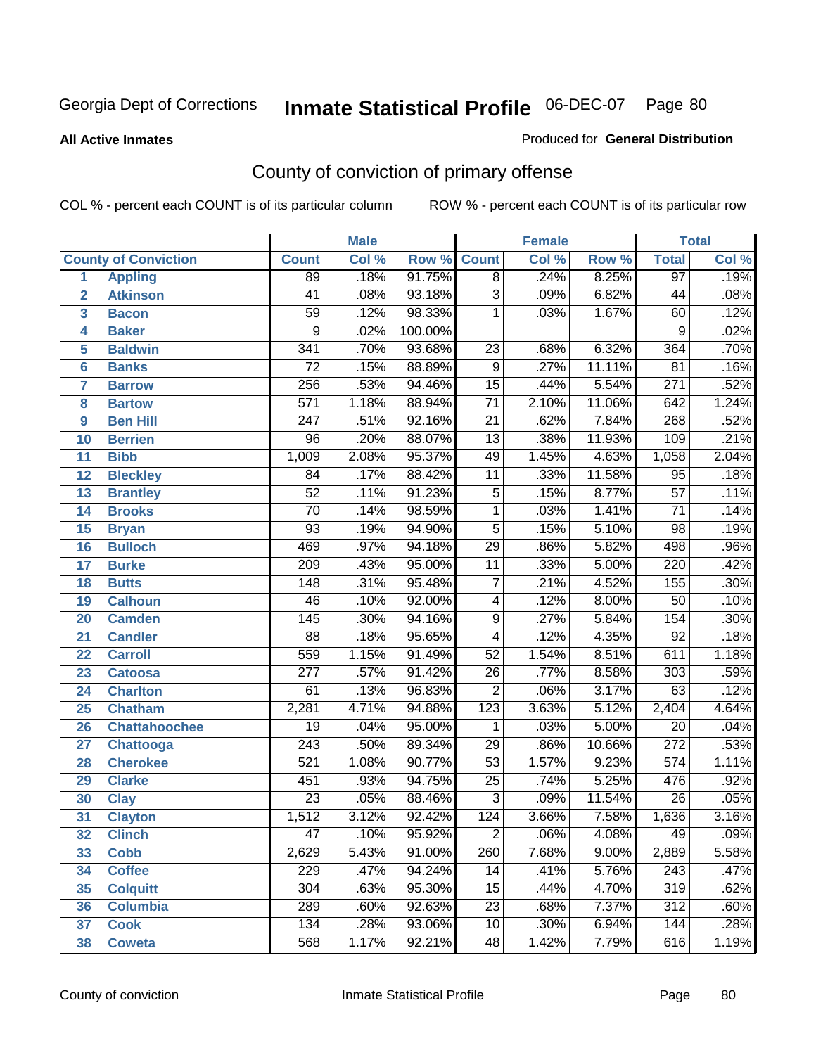Georgia Dept of Corrections **Inmate Statistical Profile** 06-DEC-07

**All Active Inmates**

Produced for **General Distribution**

## County of conviction of primary offense

COL % - percent each COUNT is of its particular column  ROW % - percent each COUNT is of its particular row

| County of Conviction | | Male | | | Female | | | Total | |
|---|---|---|---|---|---|---|---|---|---|
| | | Count | Col % | Row % | Count | Col % | Row % | Total | Col % |
| 1 | Appling | 89 | .18% | 91.75% | 8 | .24% | 8.25% | 97 | .19% |
| 2 | Atkinson | 41 | .08% | 93.18% | 3 | .09% | 6.82% | 44 | .08% |
| 3 | Bacon | 59 | .12% | 98.33% | 1 | .03% | 1.67% | 60 | .12% |
| 4 | Baker | 9 | .02% | 100.00% | | | | 9 | .02% |
| 5 | Baldwin | 341 | .70% | 93.68% | 23 | .68% | 6.32% | 364 | .70% |
| 6 | Banks | 72 | .15% | 88.89% | 9 | .27% | 11.11% | 81 | .16% |
| 7 | Barrow | 256 | .53% | 94.46% | 15 | .44% | 5.54% | 271 | .52% |
| 8 | Bartow | 571 | 1.18% | 88.94% | 71 | 2.10% | 11.06% | 642 | 1.24% |
| 9 | Ben Hill | 247 | .51% | 92.16% | 21 | .62% | 7.84% | 268 | .52% |
| 10 | Berrien | 96 | .20% | 88.07% | 13 | .38% | 11.93% | 109 | .21% |
| 11 | Bibb | 1,009 | 2.08% | 95.37% | 49 | 1.45% | 4.63% | 1,058 | 2.04% |
| 12 | Bleckley | 84 | .17% | 88.42% | 11 | .33% | 11.58% | 95 | .18% |
| 13 | Brantley | 52 | .11% | 91.23% | 5 | .15% | 8.77% | 57 | .11% |
| 14 | Brooks | 70 | .14% | 98.59% | 1 | .03% | 1.41% | 71 | .14% |
| 15 | Bryan | 93 | .19% | 94.90% | 5 | .15% | 5.10% | 98 | .19% |
| 16 | Bulloch | 469 | .97% | 94.18% | 29 | .86% | 5.82% | 498 | .96% |
| 17 | Burke | 209 | .43% | 95.00% | 11 | .33% | 5.00% | 220 | .42% |
| 18 | Butts | 148 | .31% | 95.48% | 7 | .21% | 4.52% | 155 | .30% |
| 19 | Calhoun | 46 | .10% | 92.00% | 4 | .12% | 8.00% | 50 | .10% |
| 20 | Camden | 145 | .30% | 94.16% | 9 | .27% | 5.84% | 154 | .30% |
| 21 | Candler | 88 | .18% | 95.65% | 4 | .12% | 4.35% | 92 | .18% |
| 22 | Carroll | 559 | 1.15% | 91.49% | 52 | 1.54% | 8.51% | 611 | 1.18% |
| 23 | Catoosa | 277 | .57% | 91.42% | 26 | .77% | 8.58% | 303 | .59% |
| 24 | Charlton | 61 | .13% | 96.83% | 2 | .06% | 3.17% | 63 | .12% |
| 25 | Chatham | 2,281 | 4.71% | 94.88% | 123 | 3.63% | 5.12% | 2,404 | 4.64% |
| 26 | Chattahoochee | 19 | .04% | 95.00% | 1 | .03% | 5.00% | 20 | .04% |
| 27 | Chattooga | 243 | .50% | 89.34% | 29 | .86% | 10.66% | 272 | .53% |
| 28 | Cherokee | 521 | 1.08% | 90.77% | 53 | 1.57% | 9.23% | 574 | 1.11% |
| 29 | Clarke | 451 | .93% | 94.75% | 25 | .74% | 5.25% | 476 | .92% |
| 30 | Clay | 23 | .05% | 88.46% | 3 | .09% | 11.54% | 26 | .05% |
| 31 | Clayton | 1,512 | 3.12% | 92.42% | 124 | 3.66% | 7.58% | 1,636 | 3.16% |
| 32 | Clinch | 47 | .10% | 95.92% | 2 | .06% | 4.08% | 49 | .09% |
| 33 | Cobb | 2,629 | 5.43% | 91.00% | 260 | 7.68% | 9.00% | 2,889 | 5.58% |
| 34 | Coffee | 229 | .47% | 94.24% | 14 | .41% | 5.76% | 243 | .47% |
| 35 | Colquitt | 304 | .63% | 95.30% | 15 | .44% | 4.70% | 319 | .62% |
| 36 | Columbia | 289 | .60% | 92.63% | 23 | .68% | 7.37% | 312 | .60% |
| 37 | Cook | 134 | .28% | 93.06% | 10 | .30% | 6.94% | 144 | .28% |
| 38 | Coweta | 568 | 1.17% | 92.21% | 48 | 1.42% | 7.79% | 616 | 1.19% |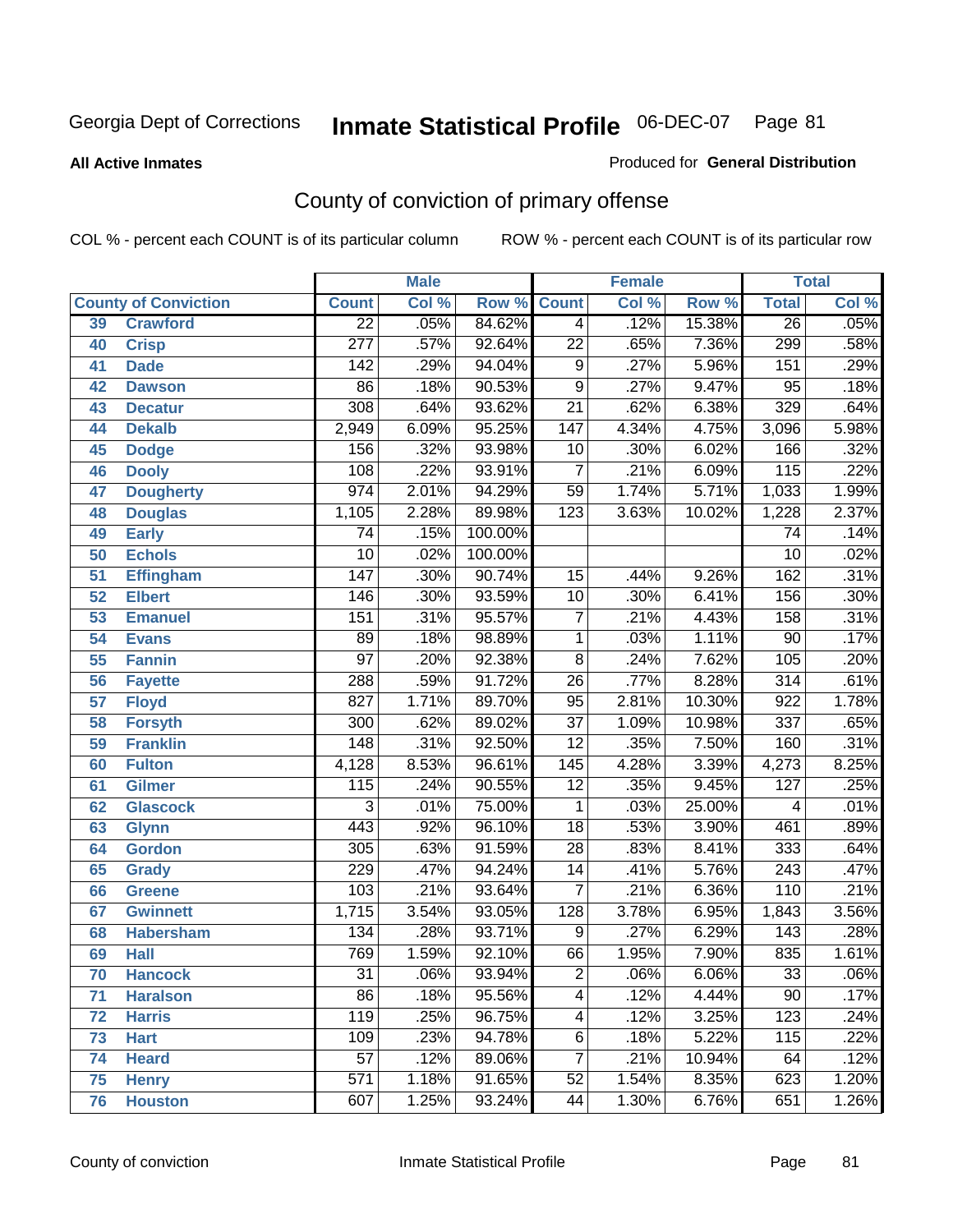Georgia Dept of Corrections **Inmate Statistical Profile** 06-DEC-07

**All Active Inmates**

Produced for **General Distribution**

## County of conviction of primary offense

COL % - percent each COUNT is of its particular column ROW % - percent each COUNT is of its particular row

| County of Conviction | | Male | | | Female | | | Total | |
|---|---|---|---|---|---|---|---|---|---|
| | | Count | Col % | Row % | Count | Col % | Row % | Total | Col % |
| 39 | Crawford | 22 | .05% | 84.62% | 4 | .12% | 15.38% | 26 | .05% |
| 40 | Crisp | 277 | .57% | 92.64% | 22 | .65% | 7.36% | 299 | .58% |
| 41 | Dade | 142 | .29% | 94.04% | 9 | .27% | 5.96% | 151 | .29% |
| 42 | Dawson | 86 | .18% | 90.53% | 9 | .27% | 9.47% | 95 | .18% |
| 43 | Decatur | 308 | .64% | 93.62% | 21 | .62% | 6.38% | 329 | .64% |
| 44 | Dekalb | 2,949 | 6.09% | 95.25% | 147 | 4.34% | 4.75% | 3,096 | 5.98% |
| 45 | Dodge | 156 | .32% | 93.98% | 10 | .30% | 6.02% | 166 | .32% |
| 46 | Dooly | 108 | .22% | 93.91% | 7 | .21% | 6.09% | 115 | .22% |
| 47 | Dougherty | 974 | 2.01% | 94.29% | 59 | 1.74% | 5.71% | 1,033 | 1.99% |
| 48 | Douglas | 1,105 | 2.28% | 89.98% | 123 | 3.63% | 10.02% | 1,228 | 2.37% |
| 49 | Early | 74 | .15% | 100.00% | | | | 74 | .14% |
| 50 | Echols | 10 | .02% | 100.00% | | | | 10 | .02% |
| 51 | Effingham | 147 | .30% | 90.74% | 15 | .44% | 9.26% | 162 | .31% |
| 52 | Elbert | 146 | .30% | 93.59% | 10 | .30% | 6.41% | 156 | .30% |
| 53 | Emanuel | 151 | .31% | 95.57% | 7 | .21% | 4.43% | 158 | .31% |
| 54 | Evans | 89 | .18% | 98.89% | 1 | .03% | 1.11% | 90 | .17% |
| 55 | Fannin | 97 | .20% | 92.38% | 8 | .24% | 7.62% | 105 | .20% |
| 56 | Fayette | 288 | .59% | 91.72% | 26 | .77% | 8.28% | 314 | .61% |
| 57 | Floyd | 827 | 1.71% | 89.70% | 95 | 2.81% | 10.30% | 922 | 1.78% |
| 58 | Forsyth | 300 | .62% | 89.02% | 37 | 1.09% | 10.98% | 337 | .65% |
| 59 | Franklin | 148 | .31% | 92.50% | 12 | .35% | 7.50% | 160 | .31% |
| 60 | Fulton | 4,128 | 8.53% | 96.61% | 145 | 4.28% | 3.39% | 4,273 | 8.25% |
| 61 | Gilmer | 115 | .24% | 90.55% | 12 | .35% | 9.45% | 127 | .25% |
| 62 | Glascock | 3 | .01% | 75.00% | 1 | .03% | 25.00% | 4 | .01% |
| 63 | Glynn | 443 | .92% | 96.10% | 18 | .53% | 3.90% | 461 | .89% |
| 64 | Gordon | 305 | .63% | 91.59% | 28 | .83% | 8.41% | 333 | .64% |
| 65 | Grady | 229 | .47% | 94.24% | 14 | .41% | 5.76% | 243 | .47% |
| 66 | Greene | 103 | .21% | 93.64% | 7 | .21% | 6.36% | 110 | .21% |
| 67 | Gwinnett | 1,715 | 3.54% | 93.05% | 128 | 3.78% | 6.95% | 1,843 | 3.56% |
| 68 | Habersham | 134 | .28% | 93.71% | 9 | .27% | 6.29% | 143 | .28% |
| 69 | Hall | 769 | 1.59% | 92.10% | 66 | 1.95% | 7.90% | 835 | 1.61% |
| 70 | Hancock | 31 | .06% | 93.94% | 2 | .06% | 6.06% | 33 | .06% |
| 71 | Haralson | 86 | .18% | 95.56% | 4 | .12% | 4.44% | 90 | .17% |
| 72 | Harris | 119 | .25% | 96.75% | 4 | .12% | 3.25% | 123 | .24% |
| 73 | Hart | 109 | .23% | 94.78% | 6 | .18% | 5.22% | 115 | .22% |
| 74 | Heard | 57 | .12% | 89.06% | 7 | .21% | 10.94% | 64 | .12% |
| 75 | Henry | 571 | 1.18% | 91.65% | 52 | 1.54% | 8.35% | 623 | 1.20% |
| 76 | Houston | 607 | 1.25% | 93.24% | 44 | 1.30% | 6.76% | 651 | 1.26% |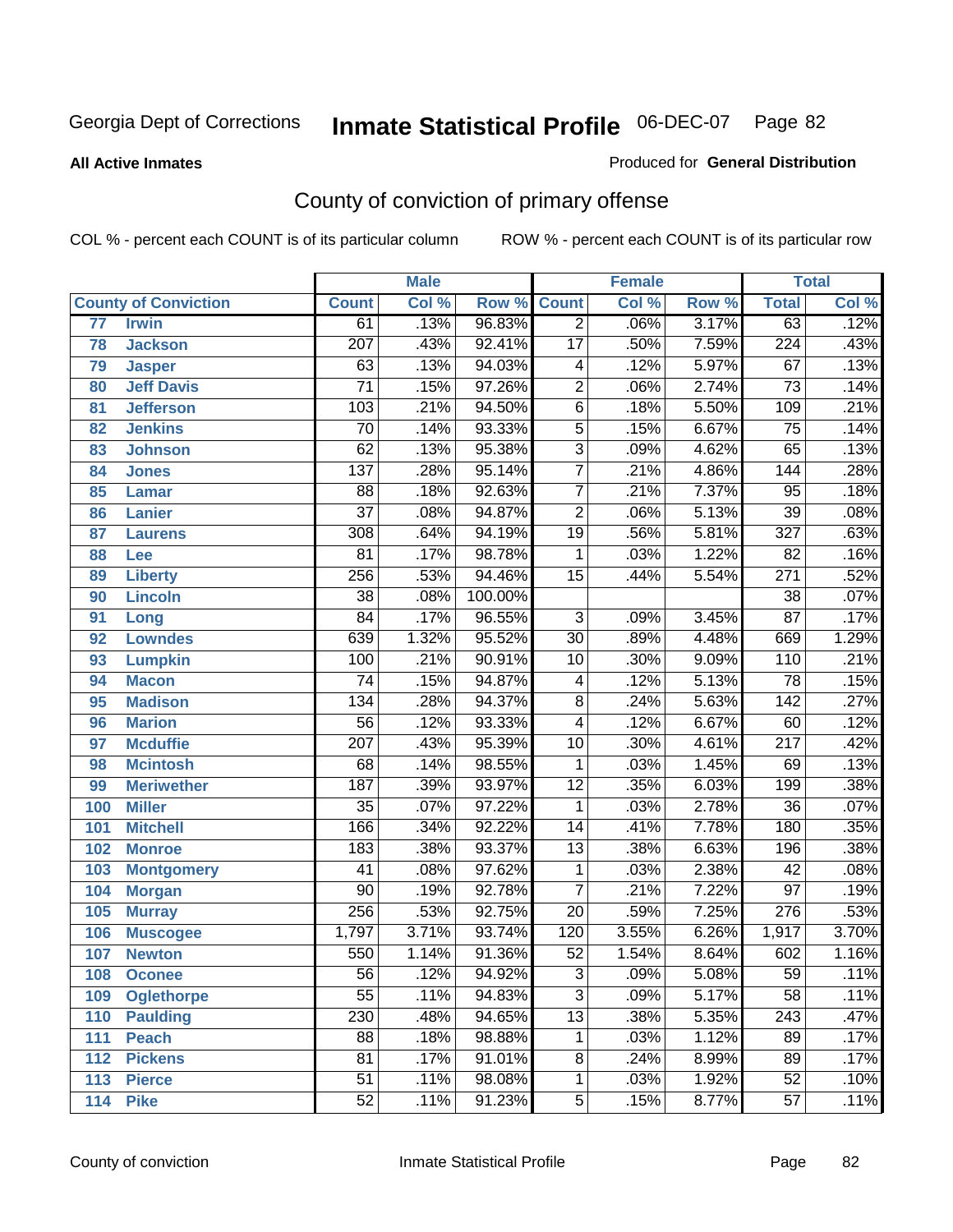Georgia Dept of Corrections **Inmate Statistical Profile** 06-DEC-07

**All Active Inmates**

Produced for **General Distribution**

## County of conviction of primary offense

COL % - percent each COUNT is of its particular column ROW % - percent each COUNT is of its particular row

| County of Conviction | | Male | | | Female | | | Total | |
|---|---|---|---|---|---|---|---|---|---|
| | | Count | Col % | Row % | Count | Col % | Row % | Total | Col % |
| 77 | Irwin | 61 | .13% | 96.83% | 2 | .06% | 3.17% | 63 | .12% |
| 78 | Jackson | 207 | .43% | 92.41% | 17 | .50% | 7.59% | 224 | .43% |
| 79 | Jasper | 63 | .13% | 94.03% | 4 | .12% | 5.97% | 67 | .13% |
| 80 | Jeff Davis | 71 | .15% | 97.26% | 2 | .06% | 2.74% | 73 | .14% |
| 81 | Jefferson | 103 | .21% | 94.50% | 6 | .18% | 5.50% | 109 | .21% |
| 82 | Jenkins | 70 | .14% | 93.33% | 5 | .15% | 6.67% | 75 | .14% |
| 83 | Johnson | 62 | .13% | 95.38% | 3 | .09% | 4.62% | 65 | .13% |
| 84 | Jones | 137 | .28% | 95.14% | 7 | .21% | 4.86% | 144 | .28% |
| 85 | Lamar | 88 | .18% | 92.63% | 7 | .21% | 7.37% | 95 | .18% |
| 86 | Lanier | 37 | .08% | 94.87% | 2 | .06% | 5.13% | 39 | .08% |
| 87 | Laurens | 308 | .64% | 94.19% | 19 | .56% | 5.81% | 327 | .63% |
| 88 | Lee | 81 | .17% | 98.78% | 1 | .03% | 1.22% | 82 | .16% |
| 89 | Liberty | 256 | .53% | 94.46% | 15 | .44% | 5.54% | 271 | .52% |
| 90 | Lincoln | 38 | .08% | 100.00% | | | | 38 | .07% |
| 91 | Long | 84 | .17% | 96.55% | 3 | .09% | 3.45% | 87 | .17% |
| 92 | Lowndes | 639 | 1.32% | 95.52% | 30 | .89% | 4.48% | 669 | 1.29% |
| 93 | Lumpkin | 100 | .21% | 90.91% | 10 | .30% | 9.09% | 110 | .21% |
| 94 | Macon | 74 | .15% | 94.87% | 4 | .12% | 5.13% | 78 | .15% |
| 95 | Madison | 134 | .28% | 94.37% | 8 | .24% | 5.63% | 142 | .27% |
| 96 | Marion | 56 | .12% | 93.33% | 4 | .12% | 6.67% | 60 | .12% |
| 97 | Mcduffie | 207 | .43% | 95.39% | 10 | .30% | 4.61% | 217 | .42% |
| 98 | Mcintosh | 68 | .14% | 98.55% | 1 | .03% | 1.45% | 69 | .13% |
| 99 | Meriwether | 187 | .39% | 93.97% | 12 | .35% | 6.03% | 199 | .38% |
| 100 | Miller | 35 | .07% | 97.22% | 1 | .03% | 2.78% | 36 | .07% |
| 101 | Mitchell | 166 | .34% | 92.22% | 14 | .41% | 7.78% | 180 | .35% |
| 102 | Monroe | 183 | .38% | 93.37% | 13 | .38% | 6.63% | 196 | .38% |
| 103 | Montgomery | 41 | .08% | 97.62% | 1 | .03% | 2.38% | 42 | .08% |
| 104 | Morgan | 90 | .19% | 92.78% | 7 | .21% | 7.22% | 97 | .19% |
| 105 | Murray | 256 | .53% | 92.75% | 20 | .59% | 7.25% | 276 | .53% |
| 106 | Muscogee | 1,797 | 3.71% | 93.74% | 120 | 3.55% | 6.26% | 1,917 | 3.70% |
| 107 | Newton | 550 | 1.14% | 91.36% | 52 | 1.54% | 8.64% | 602 | 1.16% |
| 108 | Oconee | 56 | .12% | 94.92% | 3 | .09% | 5.08% | 59 | .11% |
| 109 | Oglethorpe | 55 | .11% | 94.83% | 3 | .09% | 5.17% | 58 | .11% |
| 110 | Paulding | 230 | .48% | 94.65% | 13 | .38% | 5.35% | 243 | .47% |
| 111 | Peach | 88 | .18% | 98.88% | 1 | .03% | 1.12% | 89 | .17% |
| 112 | Pickens | 81 | .17% | 91.01% | 8 | .24% | 8.99% | 89 | .17% |
| 113 | Pierce | 51 | .11% | 98.08% | 1 | .03% | 1.92% | 52 | .10% |
| 114 | Pike | 52 | .11% | 91.23% | 5 | .15% | 8.77% | 57 | .11% |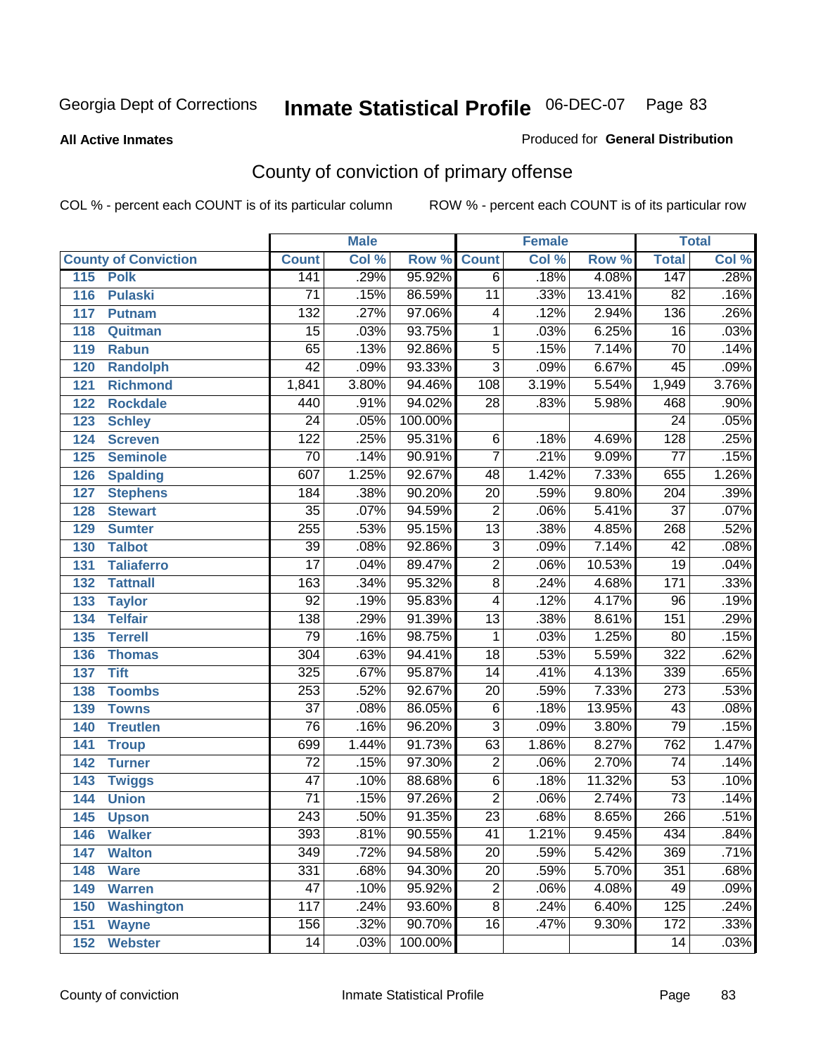Georgia Dept of Corrections **Inmate Statistical Profile** 06-DEC-07

**All Active Inmates**

Produced for **General Distribution**

## County of conviction of primary offense

COL % - percent each COUNT is of its particular column    ROW % - percent each COUNT is of its particular row

| County of Conviction | Male | | | Female | | | Total | |
|---|---|---|---|---|---|---|---|---|
| | Count | Col % | Row % | Count | Col % | Row % | Total | Col % |
| 115 Polk | 141 | .29% | 95.92% | 6 | .18% | 4.08% | 147 | .28% |
| 116 Pulaski | 71 | .15% | 86.59% | 11 | .33% | 13.41% | 82 | .16% |
| 117 Putnam | 132 | .27% | 97.06% | 4 | .12% | 2.94% | 136 | .26% |
| 118 Quitman | 15 | .03% | 93.75% | 1 | .03% | 6.25% | 16 | .03% |
| 119 Rabun | 65 | .13% | 92.86% | 5 | .15% | 7.14% | 70 | .14% |
| 120 Randolph | 42 | .09% | 93.33% | 3 | .09% | 6.67% | 45 | .09% |
| 121 Richmond | 1,841 | 3.80% | 94.46% | 108 | 3.19% | 5.54% | 1,949 | 3.76% |
| 122 Rockdale | 440 | .91% | 94.02% | 28 | .83% | 5.98% | 468 | .90% |
| 123 Schley | 24 | .05% | 100.00% | | | | 24 | .05% |
| 124 Screven | 122 | .25% | 95.31% | 6 | .18% | 4.69% | 128 | .25% |
| 125 Seminole | 70 | .14% | 90.91% | 7 | .21% | 9.09% | 77 | .15% |
| 126 Spalding | 607 | 1.25% | 92.67% | 48 | 1.42% | 7.33% | 655 | 1.26% |
| 127 Stephens | 184 | .38% | 90.20% | 20 | .59% | 9.80% | 204 | .39% |
| 128 Stewart | 35 | .07% | 94.59% | 2 | .06% | 5.41% | 37 | .07% |
| 129 Sumter | 255 | .53% | 95.15% | 13 | .38% | 4.85% | 268 | .52% |
| 130 Talbot | 39 | .08% | 92.86% | 3 | .09% | 7.14% | 42 | .08% |
| 131 Taliaferro | 17 | .04% | 89.47% | 2 | .06% | 10.53% | 19 | .04% |
| 132 Tattnall | 163 | .34% | 95.32% | 8 | .24% | 4.68% | 171 | .33% |
| 133 Taylor | 92 | .19% | 95.83% | 4 | .12% | 4.17% | 96 | .19% |
| 134 Telfair | 138 | .29% | 91.39% | 13 | .38% | 8.61% | 151 | .29% |
| 135 Terrell | 79 | .16% | 98.75% | 1 | .03% | 1.25% | 80 | .15% |
| 136 Thomas | 304 | .63% | 94.41% | 18 | .53% | 5.59% | 322 | .62% |
| 137 Tift | 325 | .67% | 95.87% | 14 | .41% | 4.13% | 339 | .65% |
| 138 Toombs | 253 | .52% | 92.67% | 20 | .59% | 7.33% | 273 | .53% |
| 139 Towns | 37 | .08% | 86.05% | 6 | .18% | 13.95% | 43 | .08% |
| 140 Treutlen | 76 | .16% | 96.20% | 3 | .09% | 3.80% | 79 | .15% |
| 141 Troup | 699 | 1.44% | 91.73% | 63 | 1.86% | 8.27% | 762 | 1.47% |
| 142 Turner | 72 | .15% | 97.30% | 2 | .06% | 2.70% | 74 | .14% |
| 143 Twiggs | 47 | .10% | 88.68% | 6 | .18% | 11.32% | 53 | .10% |
| 144 Union | 71 | .15% | 97.26% | 2 | .06% | 2.74% | 73 | .14% |
| 145 Upson | 243 | .50% | 91.35% | 23 | .68% | 8.65% | 266 | .51% |
| 146 Walker | 393 | .81% | 90.55% | 41 | 1.21% | 9.45% | 434 | .84% |
| 147 Walton | 349 | .72% | 94.58% | 20 | .59% | 5.42% | 369 | .71% |
| 148 Ware | 331 | .68% | 94.30% | 20 | .59% | 5.70% | 351 | .68% |
| 149 Warren | 47 | .10% | 95.92% | 2 | .06% | 4.08% | 49 | .09% |
| 150 Washington | 117 | .24% | 93.60% | 8 | .24% | 6.40% | 125 | .24% |
| 151 Wayne | 156 | .32% | 90.70% | 16 | .47% | 9.30% | 172 | .33% |
| 152 Webster | 14 | .03% | 100.00% | | | | 14 | .03% |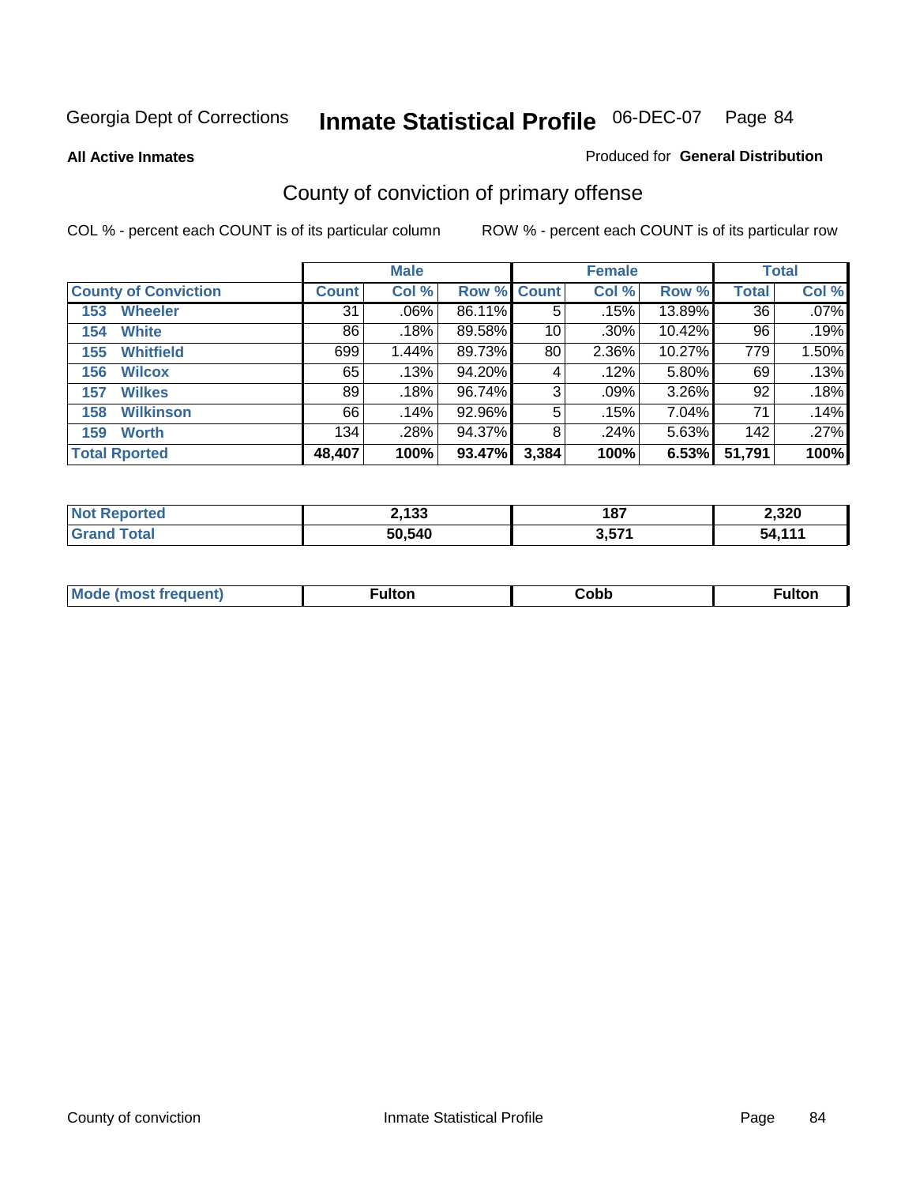Georgia Dept of Corrections **Inmate Statistical Profile** 06-DEC-07

**All Active Inmates**

Produced for **General Distribution**

## County of conviction of primary offense

COL % - percent each COUNT is of its particular column

ROW % - percent each COUNT is of its particular row

| | Male | | | Female | | | Total | |
|---|---|---|---|---|---|---|---|---|
| **County of Conviction** | **Count** | **Col %** | **Row %** | **Count** | **Col %** | **Row %** | **Total** | **Col %** |
| 153 Wheeler | 31 | .06% | 86.11% | 5 | .15% | 13.89% | 36 | .07% |
| 154 White | 86 | .18% | 89.58% | 10 | .30% | 10.42% | 96 | .19% |
| 155 Whitfield | 699 | 1.44% | 89.73% | 80 | 2.36% | 10.27% | 779 | 1.50% |
| 156 Wilcox | 65 | .13% | 94.20% | 4 | .12% | 5.80% | 69 | .13% |
| 157 Wilkes | 89 | .18% | 96.74% | 3 | .09% | 3.26% | 92 | .18% |
| 158 Wilkinson | 66 | .14% | 92.96% | 5 | .15% | 7.04% | 71 | .14% |
| 159 Worth | 134 | .28% | 94.37% | 8 | .24% | 5.63% | 142 | .27% |
| **Total Rported** | **48,407** | **100%** | **93.47%** | **3,384** | **100%** | **6.53%** | **51,791** | **100%** |

| | Male | Female | Total |
|---|---|---|---|
| **Not Reported** | **2,133** | **187** | **2,320** |
| **Grand Total** | **50,540** | **3,571** | **54,111** |

| | Male | Female | Total |
|---|---|---|---|
| **Mode (most frequent)** | **Fulton** | **Cobb** | **Fulton** |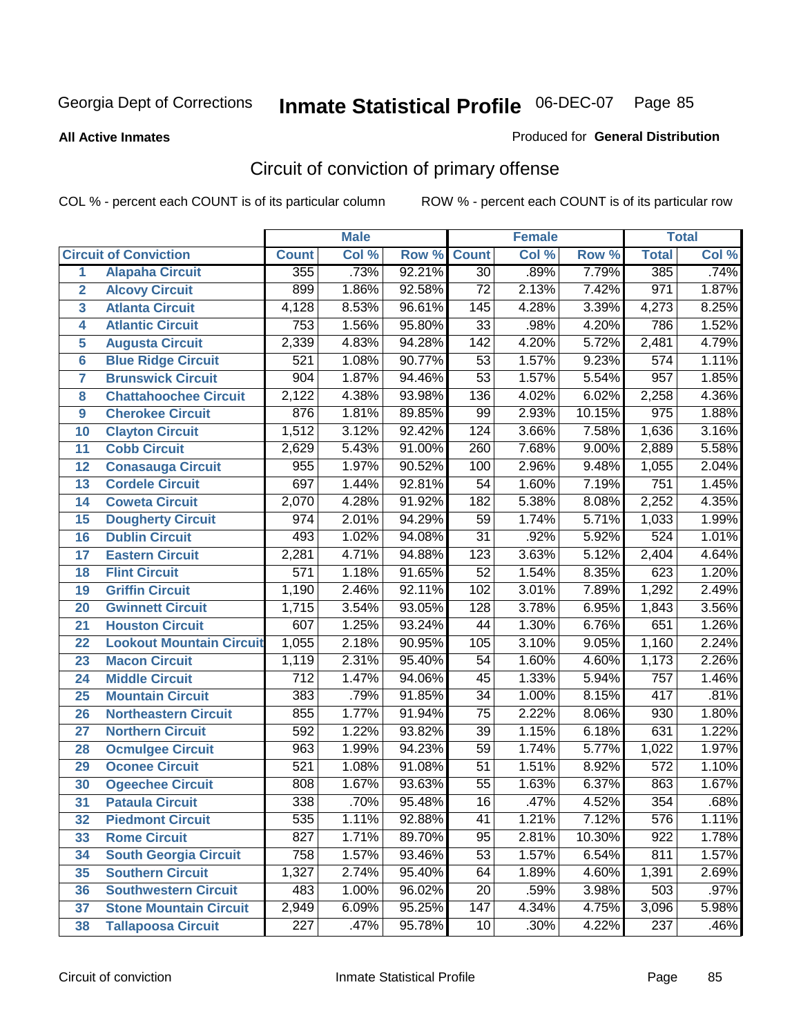Georgia Dept of Corrections **Inmate Statistical Profile** 06-DEC-07

**All Active Inmates**

Produced for **General Distribution**

## Circuit of conviction of primary offense

COL % - percent each COUNT is of its particular column ROW % - percent each COUNT is of its particular row

| | | Male | | | Female | | | Total | |
|---|---|---|---|---|---|---|---|---|---|
| **Circuit of Conviction** | | **Count** | **Col %** | **Row %** | **Count** | **Col %** | **Row %** | **Total** | **Col %** |
| 1 | Alapaha Circuit | 355 | .73% | 92.21% | 30 | .89% | 7.79% | 385 | .74% |
| 2 | Alcovy Circuit | 899 | 1.86% | 92.58% | 72 | 2.13% | 7.42% | 971 | 1.87% |
| 3 | Atlanta Circuit | 4,128 | 8.53% | 96.61% | 145 | 4.28% | 3.39% | 4,273 | 8.25% |
| 4 | Atlantic Circuit | 753 | 1.56% | 95.80% | 33 | .98% | 4.20% | 786 | 1.52% |
| 5 | Augusta Circuit | 2,339 | 4.83% | 94.28% | 142 | 4.20% | 5.72% | 2,481 | 4.79% |
| 6 | Blue Ridge Circuit | 521 | 1.08% | 90.77% | 53 | 1.57% | 9.23% | 574 | 1.11% |
| 7 | Brunswick Circuit | 904 | 1.87% | 94.46% | 53 | 1.57% | 5.54% | 957 | 1.85% |
| 8 | Chattahoochee Circuit | 2,122 | 4.38% | 93.98% | 136 | 4.02% | 6.02% | 2,258 | 4.36% |
| 9 | Cherokee Circuit | 876 | 1.81% | 89.85% | 99 | 2.93% | 10.15% | 975 | 1.88% |
| 10 | Clayton Circuit | 1,512 | 3.12% | 92.42% | 124 | 3.66% | 7.58% | 1,636 | 3.16% |
| 11 | Cobb Circuit | 2,629 | 5.43% | 91.00% | 260 | 7.68% | 9.00% | 2,889 | 5.58% |
| 12 | Conasauga Circuit | 955 | 1.97% | 90.52% | 100 | 2.96% | 9.48% | 1,055 | 2.04% |
| 13 | Cordele Circuit | 697 | 1.44% | 92.81% | 54 | 1.60% | 7.19% | 751 | 1.45% |
| 14 | Coweta Circuit | 2,070 | 4.28% | 91.92% | 182 | 5.38% | 8.08% | 2,252 | 4.35% |
| 15 | Dougherty Circuit | 974 | 2.01% | 94.29% | 59 | 1.74% | 5.71% | 1,033 | 1.99% |
| 16 | Dublin Circuit | 493 | 1.02% | 94.08% | 31 | .92% | 5.92% | 524 | 1.01% |
| 17 | Eastern Circuit | 2,281 | 4.71% | 94.88% | 123 | 3.63% | 5.12% | 2,404 | 4.64% |
| 18 | Flint Circuit | 571 | 1.18% | 91.65% | 52 | 1.54% | 8.35% | 623 | 1.20% |
| 19 | Griffin Circuit | 1,190 | 2.46% | 92.11% | 102 | 3.01% | 7.89% | 1,292 | 2.49% |
| 20 | Gwinnett Circuit | 1,715 | 3.54% | 93.05% | 128 | 3.78% | 6.95% | 1,843 | 3.56% |
| 21 | Houston Circuit | 607 | 1.25% | 93.24% | 44 | 1.30% | 6.76% | 651 | 1.26% |
| 22 | Lookout Mountain Circuit | 1,055 | 2.18% | 90.95% | 105 | 3.10% | 9.05% | 1,160 | 2.24% |
| 23 | Macon Circuit | 1,119 | 2.31% | 95.40% | 54 | 1.60% | 4.60% | 1,173 | 2.26% |
| 24 | Middle Circuit | 712 | 1.47% | 94.06% | 45 | 1.33% | 5.94% | 757 | 1.46% |
| 25 | Mountain Circuit | 383 | .79% | 91.85% | 34 | 1.00% | 8.15% | 417 | .81% |
| 26 | Northeastern Circuit | 855 | 1.77% | 91.94% | 75 | 2.22% | 8.06% | 930 | 1.80% |
| 27 | Northern Circuit | 592 | 1.22% | 93.82% | 39 | 1.15% | 6.18% | 631 | 1.22% |
| 28 | Ocmulgee Circuit | 963 | 1.99% | 94.23% | 59 | 1.74% | 5.77% | 1,022 | 1.97% |
| 29 | Oconee Circuit | 521 | 1.08% | 91.08% | 51 | 1.51% | 8.92% | 572 | 1.10% |
| 30 | Ogeechee Circuit | 808 | 1.67% | 93.63% | 55 | 1.63% | 6.37% | 863 | 1.67% |
| 31 | Pataula Circuit | 338 | .70% | 95.48% | 16 | .47% | 4.52% | 354 | .68% |
| 32 | Piedmont Circuit | 535 | 1.11% | 92.88% | 41 | 1.21% | 7.12% | 576 | 1.11% |
| 33 | Rome Circuit | 827 | 1.71% | 89.70% | 95 | 2.81% | 10.30% | 922 | 1.78% |
| 34 | South Georgia Circuit | 758 | 1.57% | 93.46% | 53 | 1.57% | 6.54% | 811 | 1.57% |
| 35 | Southern Circuit | 1,327 | 2.74% | 95.40% | 64 | 1.89% | 4.60% | 1,391 | 2.69% |
| 36 | Southwestern Circuit | 483 | 1.00% | 96.02% | 20 | .59% | 3.98% | 503 | .97% |
| 37 | Stone Mountain Circuit | 2,949 | 6.09% | 95.25% | 147 | 4.34% | 4.75% | 3,096 | 5.98% |
| 38 | Tallapoosa Circuit | 227 | .47% | 95.78% | 10 | .30% | 4.22% | 237 | .46% |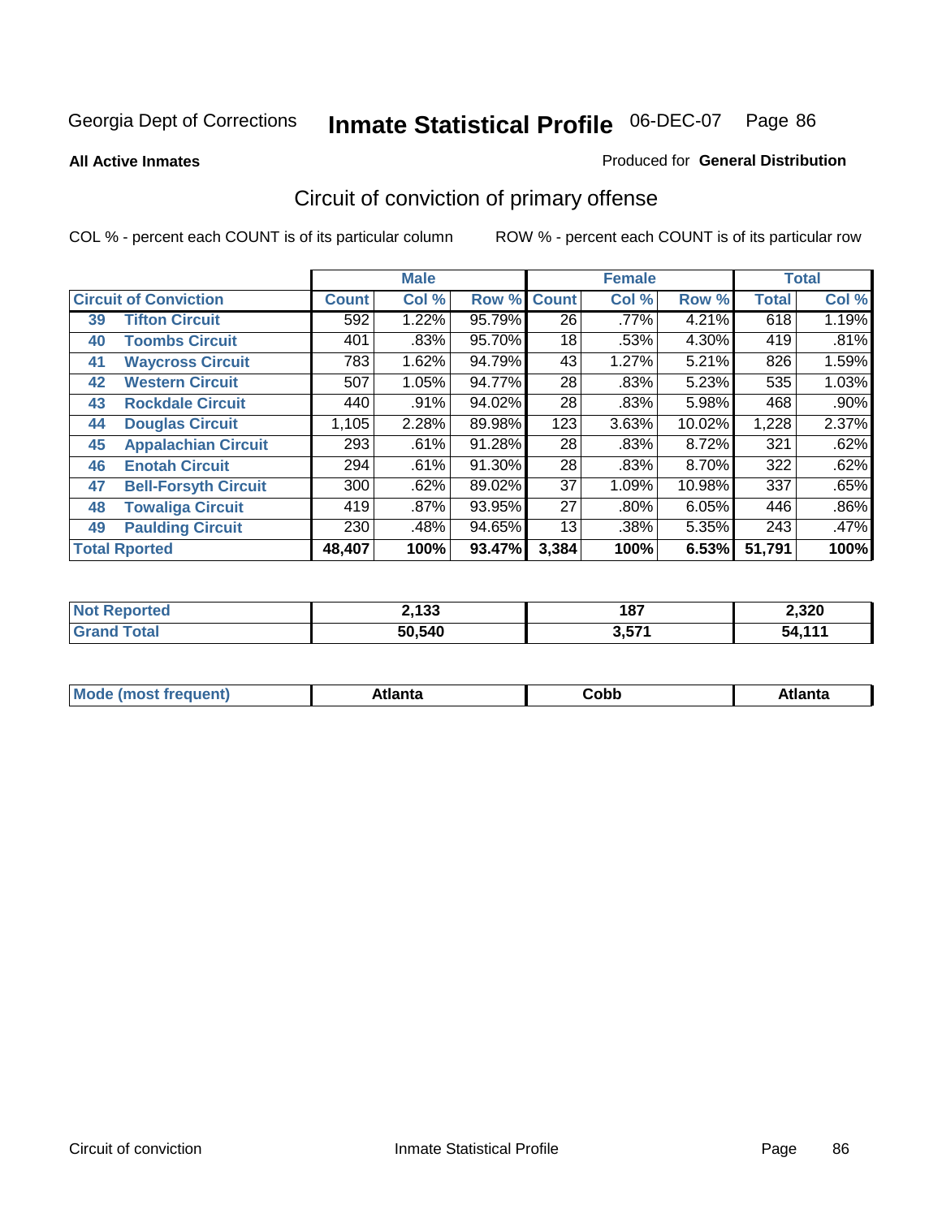Georgia Dept of Corrections **Inmate Statistical Profile** 06-DEC-07

**All Active Inmates**

Produced for **General Distribution**

## Circuit of conviction of primary offense

COL % - percent each COUNT is of its particular column

ROW % - percent each COUNT is of its particular row

| Circuit of Conviction | | Male | | | Female | | | Total | |
|---|---|---|---|---|---|---|---|---|---|
| | | Count | Col % | Row % | Count | Col % | Row % | Total | Col % |
| 39 | Tifton Circuit | 592 | 1.22% | 95.79% | 26 | .77% | 4.21% | 618 | 1.19% |
| 40 | Toombs Circuit | 401 | .83% | 95.70% | 18 | .53% | 4.30% | 419 | .81% |
| 41 | Waycross Circuit | 783 | 1.62% | 94.79% | 43 | 1.27% | 5.21% | 826 | 1.59% |
| 42 | Western Circuit | 507 | 1.05% | 94.77% | 28 | .83% | 5.23% | 535 | 1.03% |
| 43 | Rockdale Circuit | 440 | .91% | 94.02% | 28 | .83% | 5.98% | 468 | .90% |
| 44 | Douglas Circuit | 1,105 | 2.28% | 89.98% | 123 | 3.63% | 10.02% | 1,228 | 2.37% |
| 45 | Appalachian Circuit | 293 | .61% | 91.28% | 28 | .83% | 8.72% | 321 | .62% |
| 46 | Enotah Circuit | 294 | .61% | 91.30% | 28 | .83% | 8.70% | 322 | .62% |
| 47 | Bell-Forsyth Circuit | 300 | .62% | 89.02% | 37 | 1.09% | 10.98% | 337 | .65% |
| 48 | Towaliga Circuit | 419 | .87% | 93.95% | 27 | .80% | 6.05% | 446 | .86% |
| 49 | Paulding Circuit | 230 | .48% | 94.65% | 13 | .38% | 5.35% | 243 | .47% |
| **Total Rported** | | **48,407** | **100%** | **93.47%** | **3,384** | **100%** | **6.53%** | **51,791** | **100%** |

| | Male | Female | Total |
|---|---|---|---|
| Not Reported | 2,133 | 187 | 2,320 |
| Grand Total | 50,540 | 3,571 | 54,111 |

| | Male | Female | Total |
|---|---|---|---|
| Mode (most frequent) | Atlanta | Cobb | Atlanta |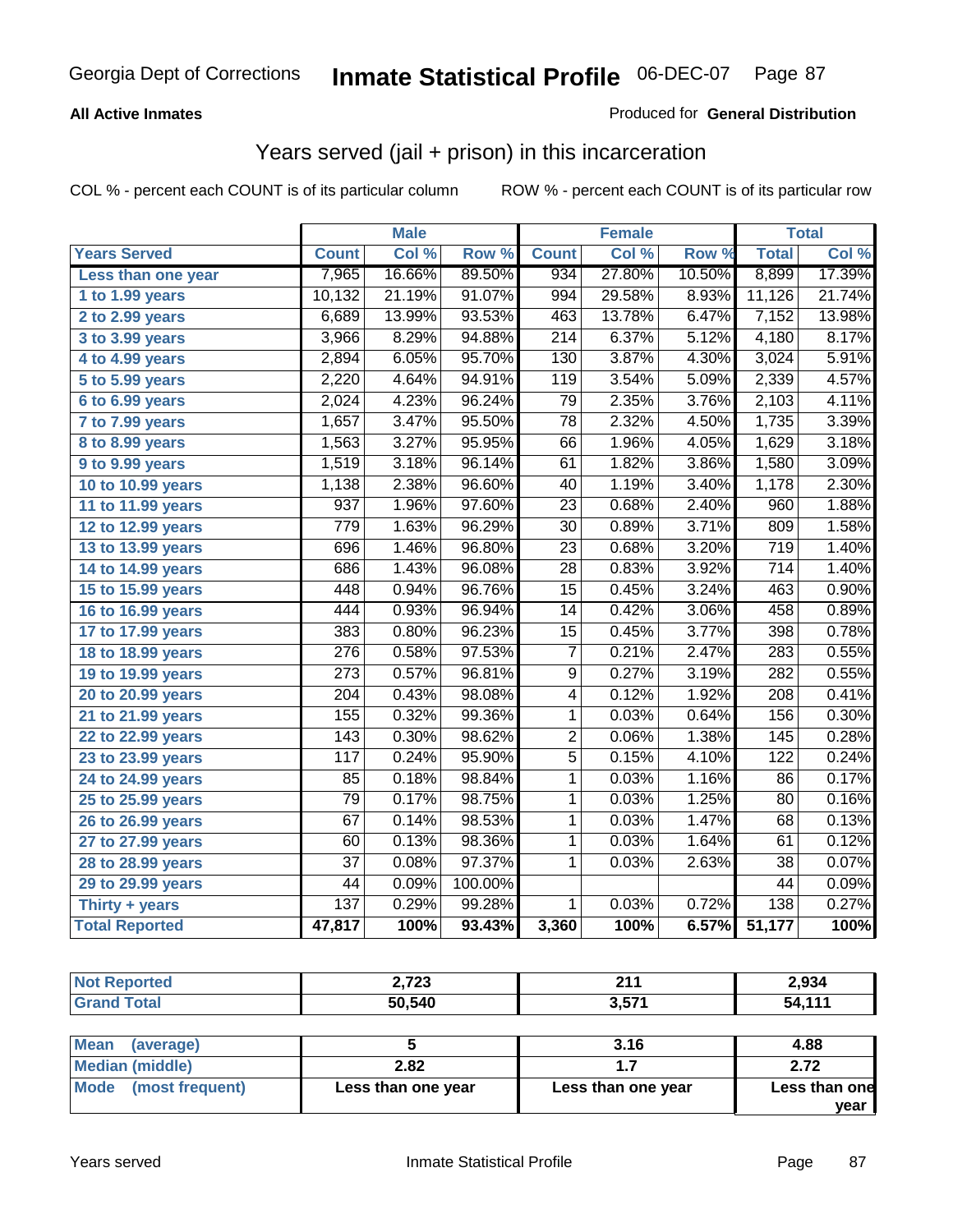**All Active Inmates**

Produced for **General Distribution**

## Years served (jail + prison) in this incarceration

COL % - percent each COUNT is of its particular column

ROW % - percent each COUNT is of its particular row

| | Male | | | Female | | | Total | |
|---|---|---|---|---|---|---|---|---|
| **Years Served** | **Count** | **Col %** | **Row %** | **Count** | **Col %** | **Row %** | **Total** | **Col %** |
| Less than one year | 7,965 | 16.66% | 89.50% | 934 | 27.80% | 10.50% | 8,899 | 17.39% |
| 1 to 1.99 years | 10,132 | 21.19% | 91.07% | 994 | 29.58% | 8.93% | 11,126 | 21.74% |
| 2 to 2.99 years | 6,689 | 13.99% | 93.53% | 463 | 13.78% | 6.47% | 7,152 | 13.98% |
| 3 to 3.99 years | 3,966 | 8.29% | 94.88% | 214 | 6.37% | 5.12% | 4,180 | 8.17% |
| 4 to 4.99 years | 2,894 | 6.05% | 95.70% | 130 | 3.87% | 4.30% | 3,024 | 5.91% |
| 5 to 5.99 years | 2,220 | 4.64% | 94.91% | 119 | 3.54% | 5.09% | 2,339 | 4.57% |
| 6 to 6.99 years | 2,024 | 4.23% | 96.24% | 79 | 2.35% | 3.76% | 2,103 | 4.11% |
| 7 to 7.99 years | 1,657 | 3.47% | 95.50% | 78 | 2.32% | 4.50% | 1,735 | 3.39% |
| 8 to 8.99 years | 1,563 | 3.27% | 95.95% | 66 | 1.96% | 4.05% | 1,629 | 3.18% |
| 9 to 9.99 years | 1,519 | 3.18% | 96.14% | 61 | 1.82% | 3.86% | 1,580 | 3.09% |
| 10 to 10.99 years | 1,138 | 2.38% | 96.60% | 40 | 1.19% | 3.40% | 1,178 | 2.30% |
| 11 to 11.99 years | 937 | 1.96% | 97.60% | 23 | 0.68% | 2.40% | 960 | 1.88% |
| 12 to 12.99 years | 779 | 1.63% | 96.29% | 30 | 0.89% | 3.71% | 809 | 1.58% |
| 13 to 13.99 years | 696 | 1.46% | 96.80% | 23 | 0.68% | 3.20% | 719 | 1.40% |
| 14 to 14.99 years | 686 | 1.43% | 96.08% | 28 | 0.83% | 3.92% | 714 | 1.40% |
| 15 to 15.99 years | 448 | 0.94% | 96.76% | 15 | 0.45% | 3.24% | 463 | 0.90% |
| 16 to 16.99 years | 444 | 0.93% | 96.94% | 14 | 0.42% | 3.06% | 458 | 0.89% |
| 17 to 17.99 years | 383 | 0.80% | 96.23% | 15 | 0.45% | 3.77% | 398 | 0.78% |
| 18 to 18.99 years | 276 | 0.58% | 97.53% | 7 | 0.21% | 2.47% | 283 | 0.55% |
| 19 to 19.99 years | 273 | 0.57% | 96.81% | 9 | 0.27% | 3.19% | 282 | 0.55% |
| 20 to 20.99 years | 204 | 0.43% | 98.08% | 4 | 0.12% | 1.92% | 208 | 0.41% |
| 21 to 21.99 years | 155 | 0.32% | 99.36% | 1 | 0.03% | 0.64% | 156 | 0.30% |
| 22 to 22.99 years | 143 | 0.30% | 98.62% | 2 | 0.06% | 1.38% | 145 | 0.28% |
| 23 to 23.99 years | 117 | 0.24% | 95.90% | 5 | 0.15% | 4.10% | 122 | 0.24% |
| 24 to 24.99 years | 85 | 0.18% | 98.84% | 1 | 0.03% | 1.16% | 86 | 0.17% |
| 25 to 25.99 years | 79 | 0.17% | 98.75% | 1 | 0.03% | 1.25% | 80 | 0.16% |
| 26 to 26.99 years | 67 | 0.14% | 98.53% | 1 | 0.03% | 1.47% | 68 | 0.13% |
| 27 to 27.99 years | 60 | 0.13% | 98.36% | 1 | 0.03% | 1.64% | 61 | 0.12% |
| 28 to 28.99 years | 37 | 0.08% | 97.37% | 1 | 0.03% | 2.63% | 38 | 0.07% |
| 29 to 29.99 years | 44 | 0.09% | 100.00% | | | | 44 | 0.09% |
| Thirty + years | 137 | 0.29% | 99.28% | 1 | 0.03% | 0.72% | 138 | 0.27% |
| **Total Reported** | **47,817** | **100%** | **93.43%** | **3,360** | **100%** | **6.57%** | **51,177** | **100%** |

| | Male | Female | Total |
|---|---|---|---|
| Not Reported | 2,723 | 211 | 2,934 |
| Grand Total | 50,540 | 3,571 | 54,111 |

| | Male | Female | Total |
|---|---|---|---|
| Mean (average) | 5 | 3.16 | 4.88 |
| Median (middle) | 2.82 | 1.7 | 2.72 |
| Mode (most frequent) | Less than one year | Less than one year | Less than one year |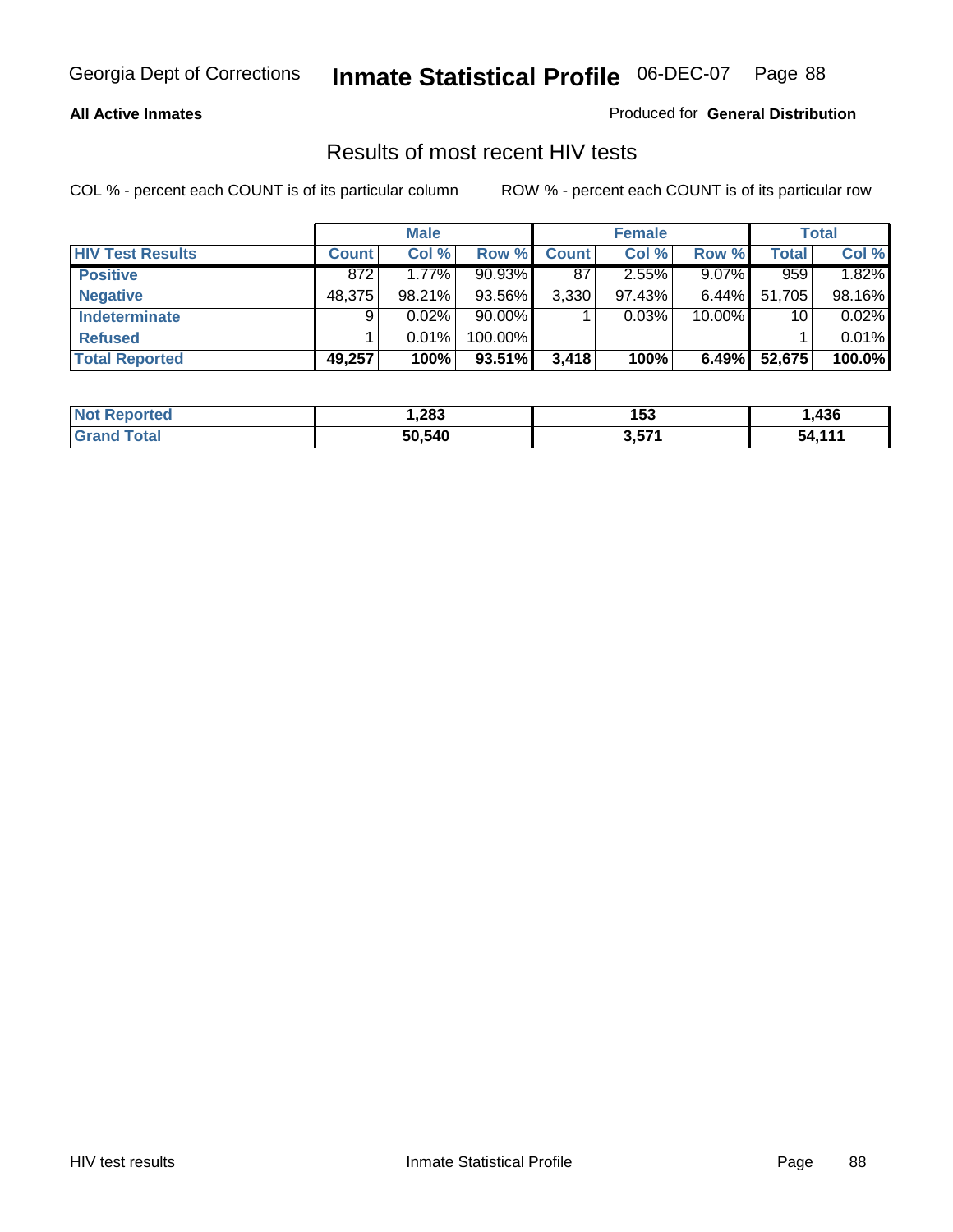**All Active Inmates**

Produced for **General Distribution**

## Results of most recent HIV tests

COL % - percent each COUNT is of its particular column

ROW % - percent each COUNT is of its particular row

| | Male | | | Female | | | Total | |
|---|---|---|---|---|---|---|---|---|
| **HIV Test Results** | **Count** | **Col %** | **Row %** | **Count** | **Col %** | **Row %** | **Total** | **Col %** |
| **Positive** | 872 | 1.77% | 90.93% | 87 | 2.55% | 9.07% | 959 | 1.82% |
| **Negative** | 48,375 | 98.21% | 93.56% | 3,330 | 97.43% | 6.44% | 51,705 | 98.16% |
| **Indeterminate** | 9 | 0.02% | 90.00% | 1 | 0.03% | 10.00% | 10 | 0.02% |
| **Refused** | 1 | 0.01% | 100.00% | | | | 1 | 0.01% |
| **Total Reported** | **49,257** | **100%** | **93.51%** | **3,418** | **100%** | **6.49%** | **52,675** | **100.0%** |

| | Male | Female | Total |
|---|---|---|---|
| **Not Reported** | **1,283** | **153** | **1,436** |
| **Grand Total** | **50,540** | **3,571** | **54,111** |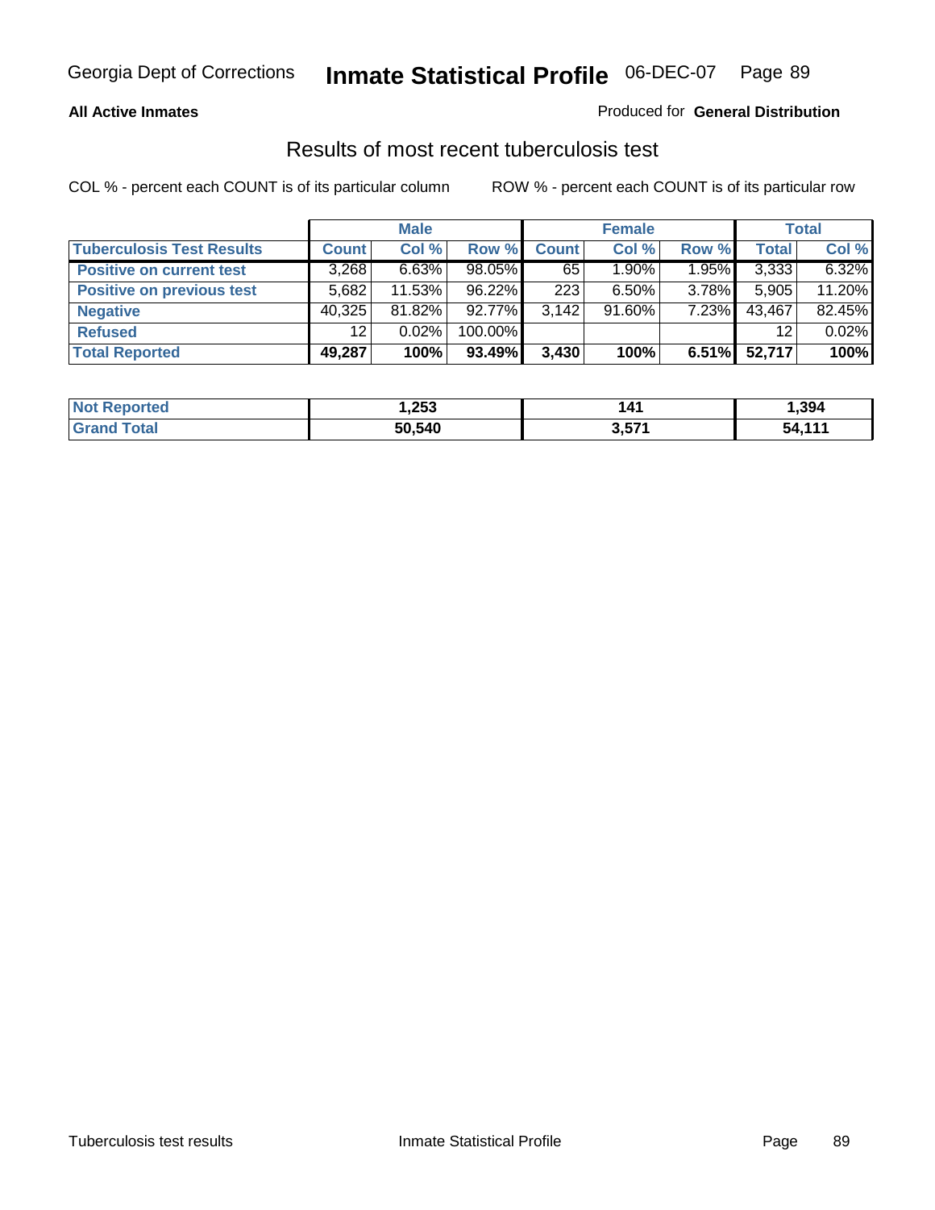**All Active Inmates**

Produced for **General Distribution**

## Results of most recent tuberculosis test

COL % - percent each COUNT is of its particular column

ROW % - percent each COUNT is of its particular row

| | Male | | | Female | | | Total | |
|---|---|---|---|---|---|---|---|---|
| **Tuberculosis Test Results** | **Count** | **Col %** | **Row %** | **Count** | **Col %** | **Row %** | **Total** | **Col %** |
| **Positive on current test** | 3,268 | 6.63% | 98.05% | 65 | 1.90% | 1.95% | 3,333 | 6.32% |
| **Positive on previous test** | 5,682 | 11.53% | 96.22% | 223 | 6.50% | 3.78% | 5,905 | 11.20% |
| **Negative** | 40,325 | 81.82% | 92.77% | 3,142 | 91.60% | 7.23% | 43,467 | 82.45% |
| **Refused** | 12 | 0.02% | 100.00% | | | | 12 | 0.02% |
| **Total Reported** | **49,287** | **100%** | **93.49%** | **3,430** | **100%** | **6.51%** | **52,717** | **100%** |

| | Male | Female | Total |
|---|---|---|---|
| **Not Reported** | **1,253** | **141** | **1,394** |
| **Grand Total** | **50,540** | **3,571** | **54,111** |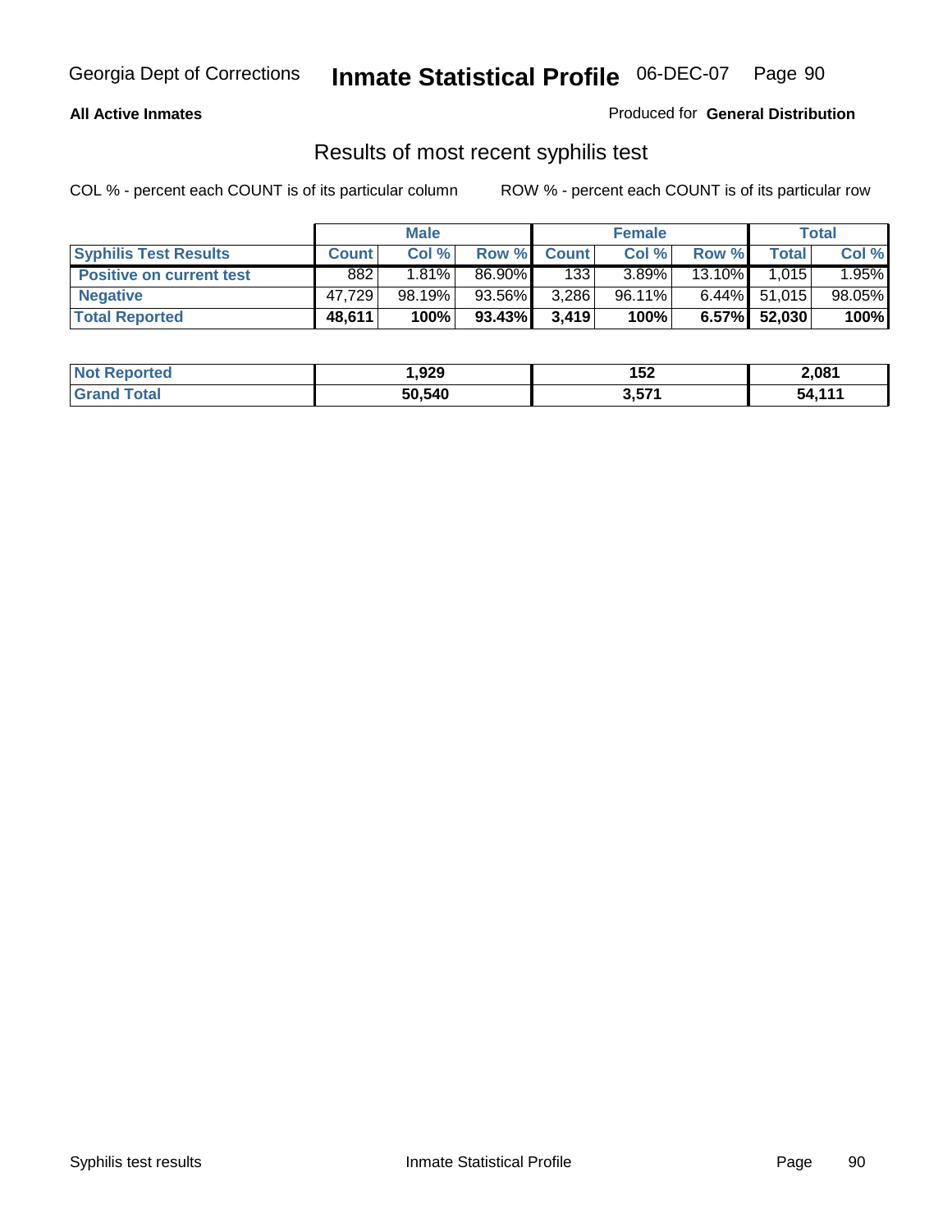**All Active Inmates**

Produced for **General Distribution**

## Results of most recent syphilis test

COL % - percent each COUNT is of its particular column

ROW % - percent each COUNT is of its particular row

| | Male | | | Female | | | Total | |
|---|---|---|---|---|---|---|---|---|
| **Syphilis Test Results** | **Count** | **Col %** | **Row %** | **Count** | **Col %** | **Row %** | **Total** | **Col %** |
| **Positive on current test** | 882 | 1.81% | 86.90% | 133 | 3.89% | 13.10% | 1,015 | 1.95% |
| **Negative** | 47,729 | 98.19% | 93.56% | 3,286 | 96.11% | 6.44% | 51,015 | 98.05% |
| **Total Reported** | **48,611** | **100%** | **93.43%** | **3,419** | **100%** | **6.57%** | **52,030** | **100%** |

| | Male | Female | Total |
|---|---|---|---|
| **Not Reported** | **1,929** | **152** | **2,081** |
| **Grand Total** | **50,540** | **3,571** | **54,111** |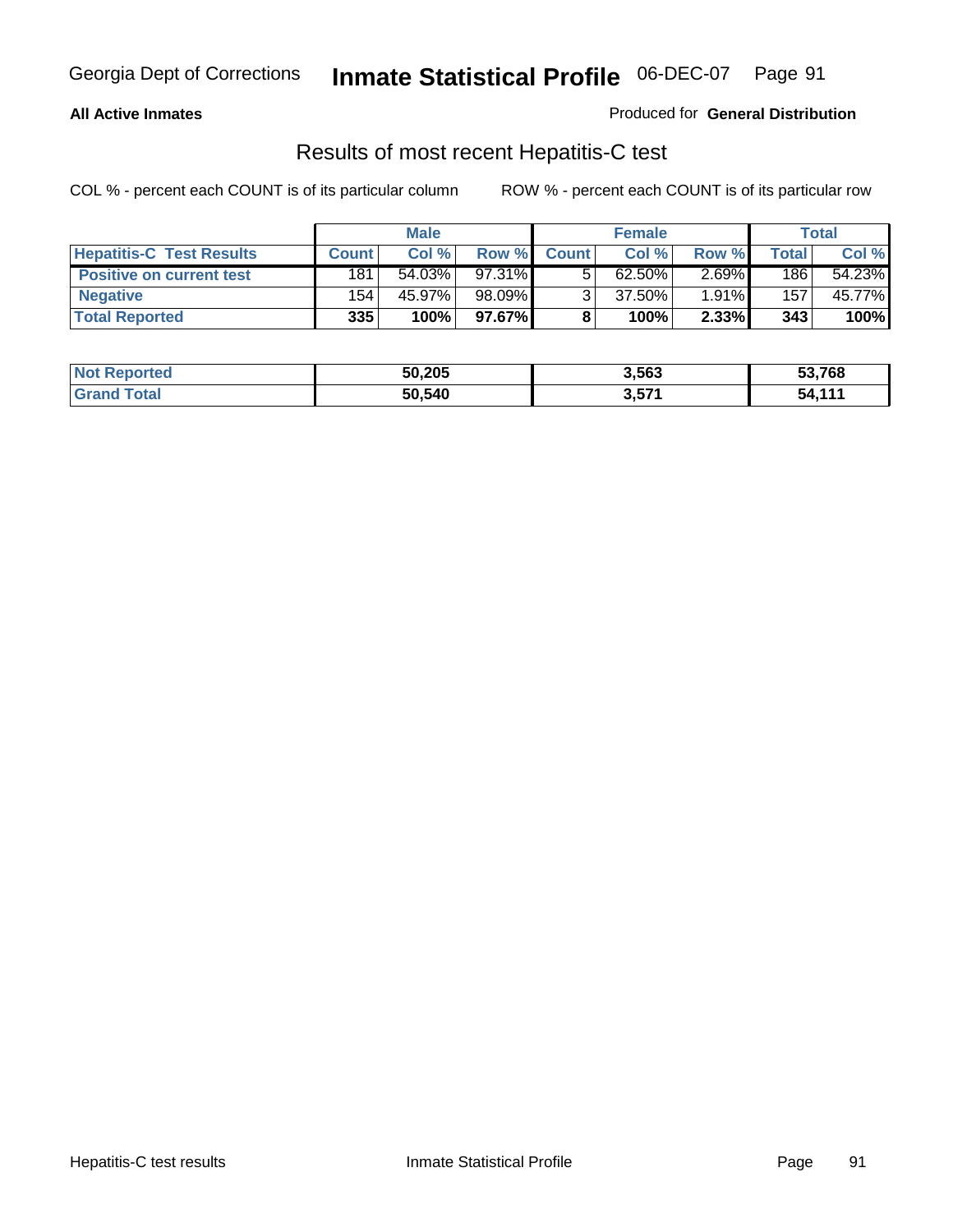**All Active Inmates**

Produced for **General Distribution**

## Results of most recent Hepatitis-C test

COL % - percent each COUNT is of its particular column          ROW % - percent each COUNT is of its particular row

| | Male | | | Female | | | Total | |
|---|---|---|---|---|---|---|---|---|
| **Hepatitis-C Test Results** | **Count** | **Col %** | **Row %** | **Count** | **Col %** | **Row %** | **Total** | **Col %** |
| **Positive on current test** | 181 | 54.03% | 97.31% | 5 | 62.50% | 2.69% | 186 | 54.23% |
| **Negative** | 154 | 45.97% | 98.09% | 3 | 37.50% | 1.91% | 157 | 45.77% |
| **Total Reported** | **335** | **100%** | **97.67%** | **8** | **100%** | **2.33%** | **343** | **100%** |

| | Male | Female | Total |
|---|---|---|---|
| **Not Reported** | **50,205** | **3,563** | **53,768** |
| **Grand Total** | **50,540** | **3,571** | **54,111** |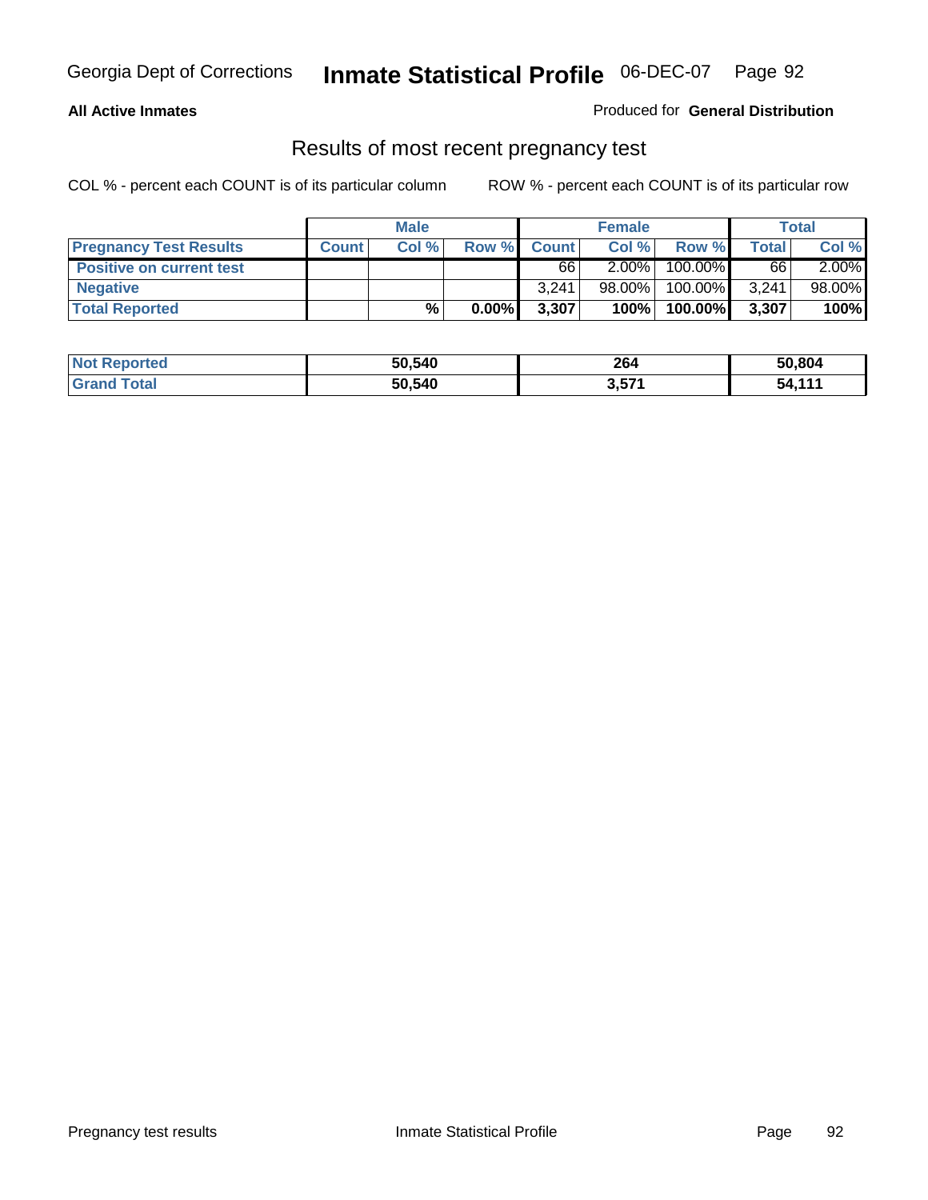Georgia Dept of Corrections **Inmate Statistical Profile** 06-DEC-07

**All Active Inmates**

Produced for **General Distribution**

## Results of most recent pregnancy test

COL % - percent each COUNT is of its particular column

ROW % - percent each COUNT is of its particular row

| | Male | | | Female | | | Total | |
|---|---|---|---|---|---|---|---|---|
| **Pregnancy Test Results** | **Count** | **Col %** | **Row %** | **Count** | **Col %** | **Row %** | **Total** | **Col %** |
| **Positive on current test** | | | | 66 | 2.00% | 100.00% | 66 | 2.00% |
| **Negative** | | | | 3,241 | 98.00% | 100.00% | 3,241 | 98.00% |
| **Total Reported** | | % | 0.00% | 3,307 | 100% | 100.00% | 3,307 | 100% |

| | Male | Female | Total |
|---|---|---|---|
| **Not Reported** | 50,540 | 264 | 50,804 |
| **Grand Total** | 50,540 | 3,571 | 54,111 |

Pregnancy test results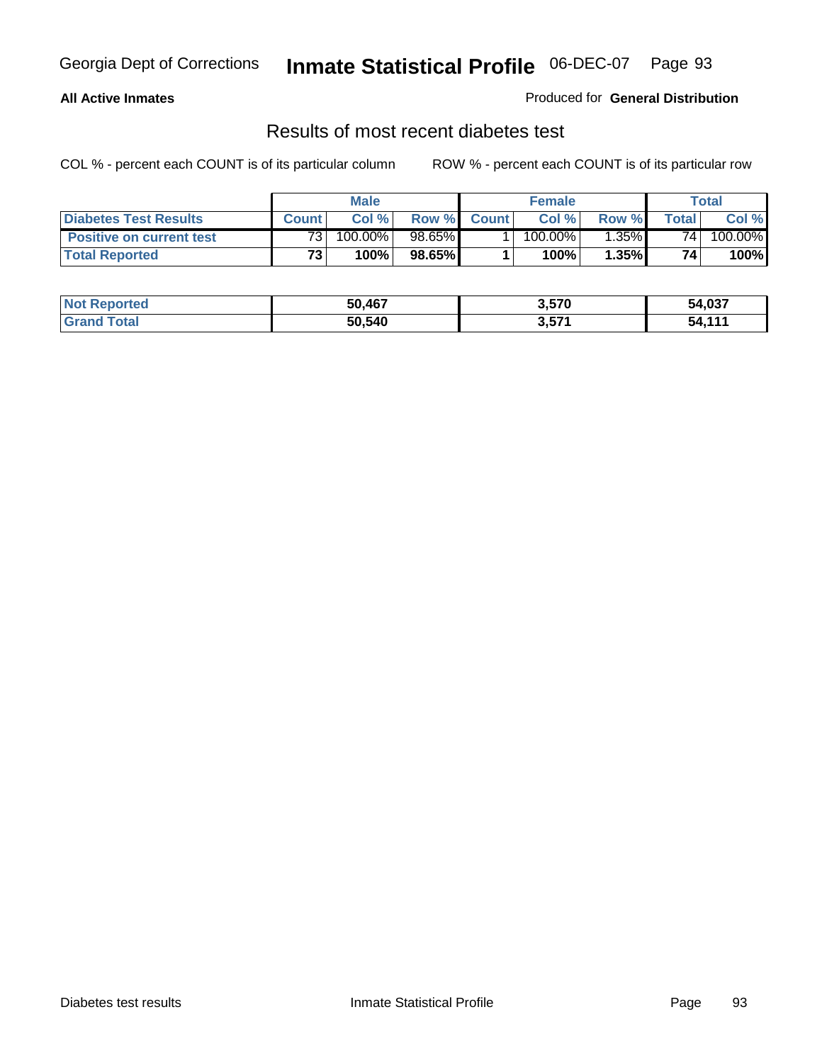Georgia Dept of Corrections **Inmate Statistical Profile** 06-DEC-07

**All Active Inmates**

Produced for **General Distribution**

## Results of most recent diabetes test

COL % - percent each COUNT is of its particular column ROW % - percent each COUNT is of its particular row

| | Male | | | Female | | | Total | |
|---|---|---|---|---|---|---|---|---|
| **Diabetes Test Results** | **Count** | **Col %** | **Row %** | **Count** | **Col %** | **Row %** | **Total** | **Col %** |
| **Positive on current test** | 73 | 100.00% | 98.65% | 1 | 100.00% | 1.35% | 74 | 100.00% |
| **Total Reported** | **73** | **100%** | **98.65%** | **1** | **100%** | **1.35%** | **74** | **100%** |

| | Male | Female | Total |
|---|---|---|---|
| **Not Reported** | **50,467** | **3,570** | **54,037** |
| **Grand Total** | **50,540** | **3,571** | **54,111** |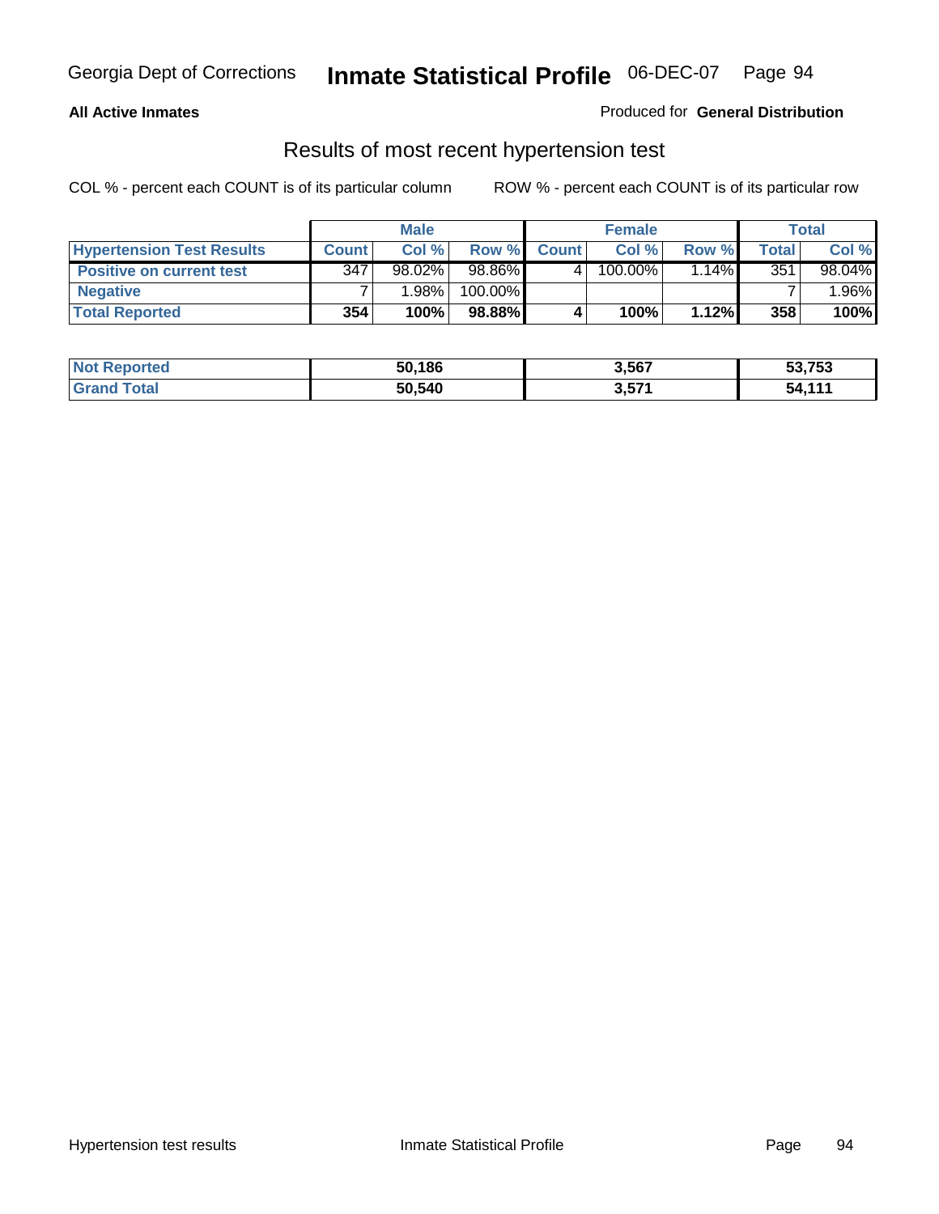**All Active Inmates**

Produced for **General Distribution**

## Results of most recent hypertension test

COL % - percent each COUNT is of its particular column

ROW % - percent each COUNT is of its particular row

| | Male | | | Female | | | Total | |
|---|---|---|---|---|---|---|---|---|
| **Hypertension Test Results** | **Count** | **Col %** | **Row %** | **Count** | **Col %** | **Row %** | **Total** | **Col %** |
| **Positive on current test** | 347 | 98.02% | 98.86% | 4 | 100.00% | 1.14% | 351 | 98.04% |
| **Negative** | 7 | 1.98% | 100.00% | | | | 7 | 1.96% |
| **Total Reported** | **354** | **100%** | **98.88%** | **4** | **100%** | **1.12%** | **358** | **100%** |

| | Male | Female | Total |
|---|---|---|---|
| **Not Reported** | **50,186** | **3,567** | **53,753** |
| **Grand Total** | **50,540** | **3,571** | **54,111** |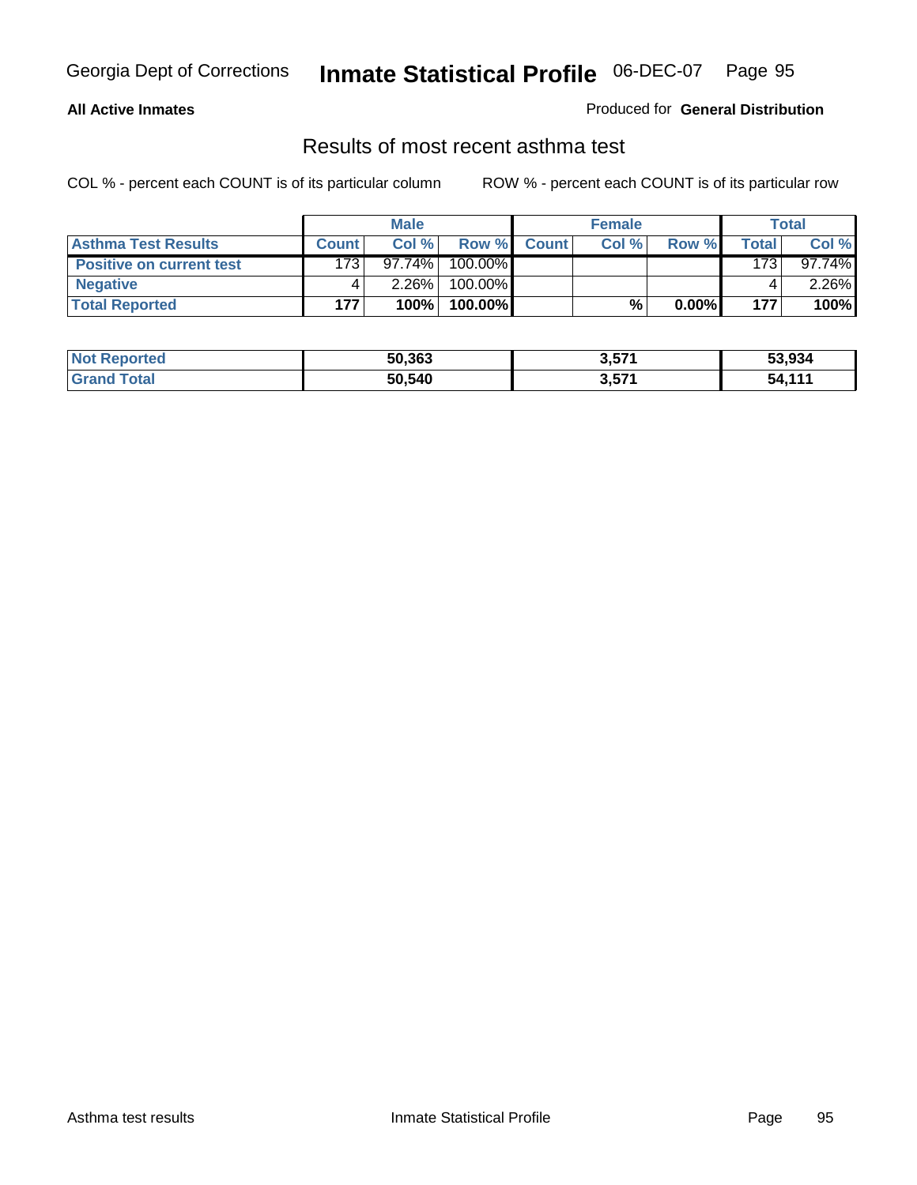Georgia Dept of Corrections **Inmate Statistical Profile** 06-DEC-07

**All Active Inmates**

Produced for **General Distribution**

## Results of most recent asthma test

COL % - percent each COUNT is of its particular column ROW % - percent each COUNT is of its particular row

| | Male | | | Female | | | Total | |
|---|---|---|---|---|---|---|---|---|
| **Asthma Test Results** | **Count** | **Col %** | **Row %** | **Count** | **Col %** | **Row %** | **Total** | **Col %** |
| **Positive on current test** | 173 | 97.74% | 100.00% | | | | 173 | 97.74% |
| **Negative** | 4 | 2.26% | 100.00% | | | | 4 | 2.26% |
| **Total Reported** | **177** | **100%** | **100.00%** | | **%** | **0.00%** | **177** | **100%** |

| | | | |
|---|---|---|---|
| **Not Reported** | **50,363** | **3,571** | **53,934** |
| **Grand Total** | **50,540** | **3,571** | **54,111** |